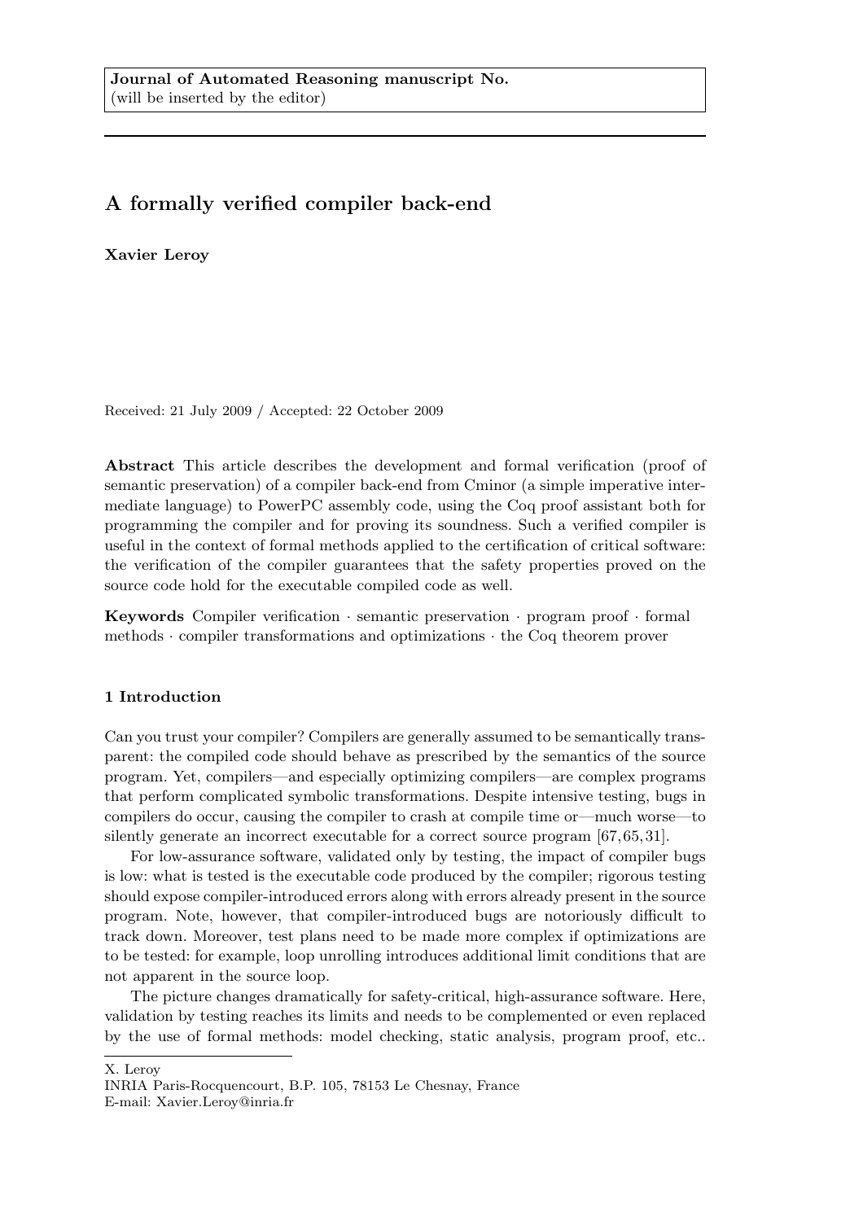**Journal of Automated Reasoning manuscript No.**
(will be inserted by the editor)

# A formally verified compiler back-end

**Xavier Leroy**

Received: 21 July 2009 / Accepted: 22 October 2009

**Abstract** This article describes the development and formal verification (proof of semantic preservation) of a compiler back-end from Cminor (a simple imperative intermediate language) to PowerPC assembly code, using the Coq proof assistant both for programming the compiler and for proving its soundness. Such a verified compiler is useful in the context of formal methods applied to the certification of critical software: the verification of the compiler guarantees that the safety properties proved on the source code hold for the executable compiled code as well.

**Keywords** Compiler verification · semantic preservation · program proof · formal methods · compiler transformations and optimizations · the Coq theorem prover

## 1 Introduction

Can you trust your compiler? Compilers are generally assumed to be semantically transparent: the compiled code should behave as prescribed by the semantics of the source program. Yet, compilers—and especially optimizing compilers—are complex programs that perform complicated symbolic transformations. Despite intensive testing, bugs in compilers do occur, causing the compiler to crash at compile time or—much worse—to silently generate an incorrect executable for a correct source program [67, 65, 31].

For low-assurance software, validated only by testing, the impact of compiler bugs is low: what is tested is the executable code produced by the compiler; rigorous testing should expose compiler-introduced errors along with errors already present in the source program. Note, however, that compiler-introduced bugs are notoriously difficult to track down. Moreover, test plans need to be made more complex if optimizations are to be tested: for example, loop unrolling introduces additional limit conditions that are not apparent in the source loop.

The picture changes dramatically for safety-critical, high-assurance software. Here, validation by testing reaches its limits and needs to be complemented or even replaced by the use of formal methods: model checking, static analysis, program proof, etc..

X. Leroy
INRIA Paris-Rocquencourt, B.P. 105, 78153 Le Chesnay, France
E-mail: Xavier.Leroy@inria.fr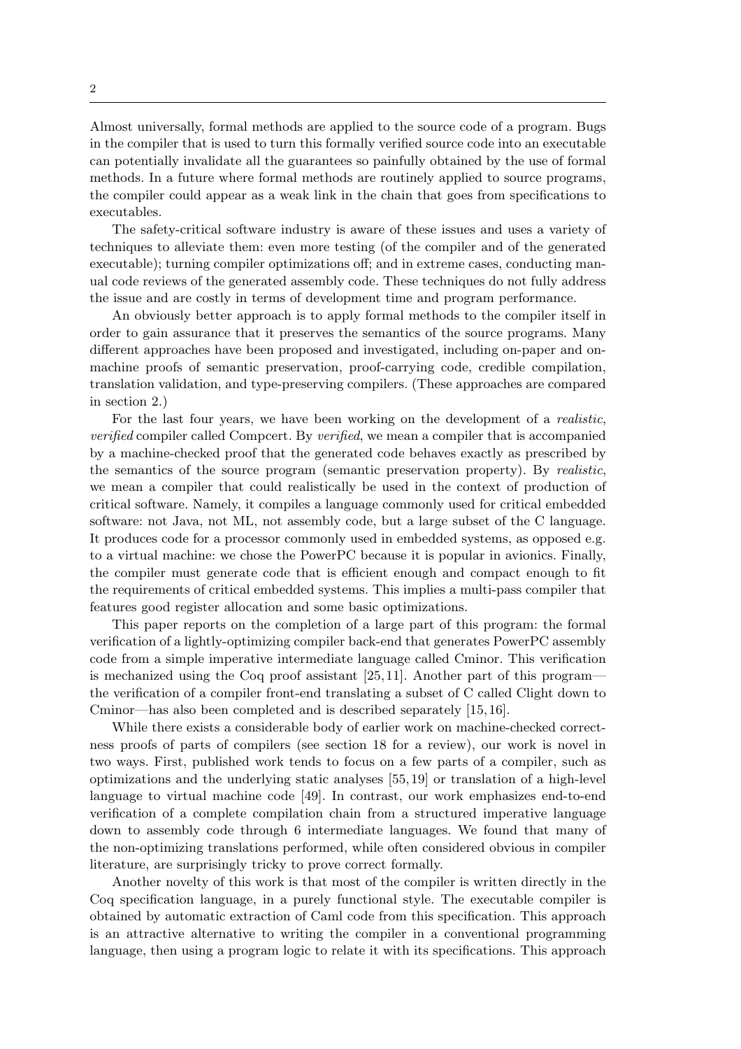Almost universally, formal methods are applied to the source code of a program. Bugs in the compiler that is used to turn this formally verified source code into an executable can potentially invalidate all the guarantees so painfully obtained by the use of formal methods. In a future where formal methods are routinely applied to source programs, the compiler could appear as a weak link in the chain that goes from specifications to executables.

The safety-critical software industry is aware of these issues and uses a variety of techniques to alleviate them: even more testing (of the compiler and of the generated executable); turning compiler optimizations off; and in extreme cases, conducting manual code reviews of the generated assembly code. These techniques do not fully address the issue and are costly in terms of development time and program performance.

An obviously better approach is to apply formal methods to the compiler itself in order to gain assurance that it preserves the semantics of the source programs. Many different approaches have been proposed and investigated, including on-paper and on-machine proofs of semantic preservation, proof-carrying code, credible compilation, translation validation, and type-preserving compilers. (These approaches are compared in section 2.)

For the last four years, we have been working on the development of a *realistic*, *verified* compiler called Compcert. By *verified*, we mean a compiler that is accompanied by a machine-checked proof that the generated code behaves exactly as prescribed by the semantics of the source program (semantic preservation property). By *realistic*, we mean a compiler that could realistically be used in the context of production of critical software. Namely, it compiles a language commonly used for critical embedded software: not Java, not ML, not assembly code, but a large subset of the C language. It produces code for a processor commonly used in embedded systems, as opposed e.g. to a virtual machine: we chose the PowerPC because it is popular in avionics. Finally, the compiler must generate code that is efficient enough and compact enough to fit the requirements of critical embedded systems. This implies a multi-pass compiler that features good register allocation and some basic optimizations.

This paper reports on the completion of a large part of this program: the formal verification of a lightly-optimizing compiler back-end that generates PowerPC assembly code from a simple imperative intermediate language called Cminor. This verification is mechanized using the Coq proof assistant [25,11]. Another part of this program—the verification of a compiler front-end translating a subset of C called Clight down to Cminor—has also been completed and is described separately [15,16].

While there exists a considerable body of earlier work on machine-checked correctness proofs of parts of compilers (see section 18 for a review), our work is novel in two ways. First, published work tends to focus on a few parts of a compiler, such as optimizations and the underlying static analyses [55,19] or translation of a high-level language to virtual machine code [49]. In contrast, our work emphasizes end-to-end verification of a complete compilation chain from a structured imperative language down to assembly code through 6 intermediate languages. We found that many of the non-optimizing translations performed, while often considered obvious in compiler literature, are surprisingly tricky to prove correct formally.

Another novelty of this work is that most of the compiler is written directly in the Coq specification language, in a purely functional style. The executable compiler is obtained by automatic extraction of Caml code from this specification. This approach is an attractive alternative to writing the compiler in a conventional programming language, then using a program logic to relate it with its specifications. This approach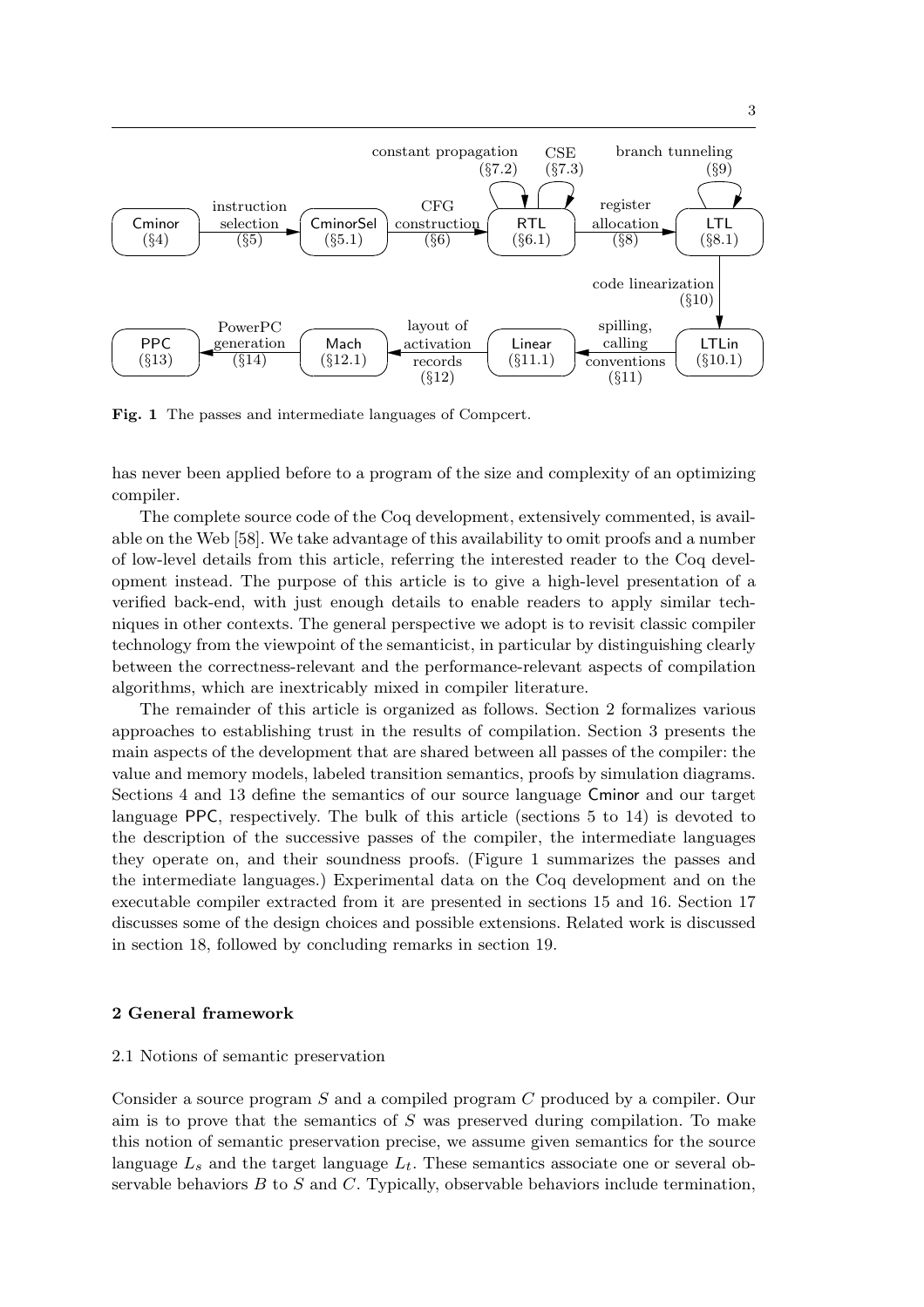**Fig. 1** The passes and intermediate languages of Compcert.

has never been applied before to a program of the size and complexity of an optimizing compiler.

The complete source code of the Coq development, extensively commented, is available on the Web [58]. We take advantage of this availability to omit proofs and a number of low-level details from this article, referring the interested reader to the Coq development instead. The purpose of this article is to give a high-level presentation of a verified back-end, with just enough details to enable readers to apply similar techniques in other contexts. The general perspective we adopt is to revisit classic compiler technology from the viewpoint of the semanticist, in particular by distinguishing clearly between the correctness-relevant and the performance-relevant aspects of compilation algorithms, which are inextricably mixed in compiler literature.

The remainder of this article is organized as follows. Section 2 formalizes various approaches to establishing trust in the results of compilation. Section 3 presents the main aspects of the development that are shared between all passes of the compiler: the value and memory models, labeled transition semantics, proofs by simulation diagrams. Sections 4 and 13 define the semantics of our source language Cminor and our target language PPC, respectively. The bulk of this article (sections 5 to 14) is devoted to the description of the successive passes of the compiler, the intermediate languages they operate on, and their soundness proofs. (Figure 1 summarizes the passes and the intermediate languages.) Experimental data on the Coq development and on the executable compiler extracted from it are presented in sections 15 and 16. Section 17 discusses some of the design choices and possible extensions. Related work is discussed in section 18, followed by concluding remarks in section 19.

## 2 General framework

### 2.1 Notions of semantic preservation

Consider a source program $S$ and a compiled program $C$ produced by a compiler. Our aim is to prove that the semantics of $S$ was preserved during compilation. To make this notion of semantic preservation precise, we assume given semantics for the source language $L_s$ and the target language $L_t$. These semantics associate one or several observable behaviors $B$ to $S$ and $C$. Typically, observable behaviors include termination,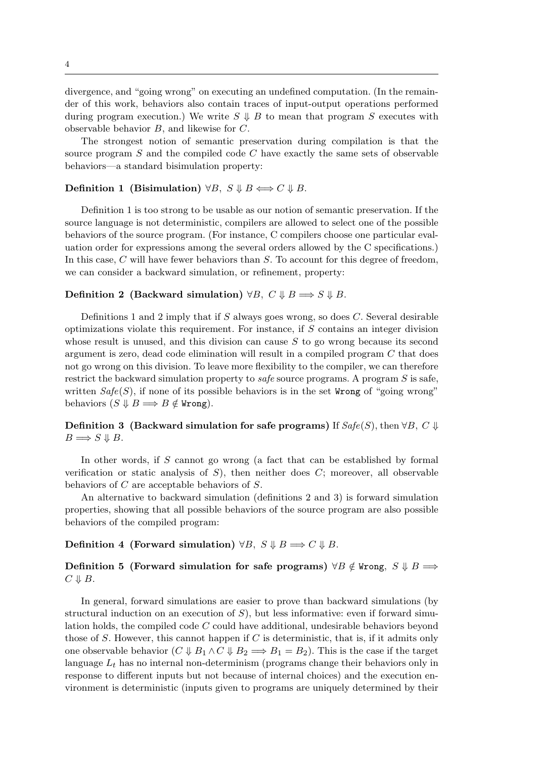divergence, and "going wrong" on executing an undefined computation. (In the remainder of this work, behaviors also contain traces of input-output operations performed during program execution.) We write $S \Downarrow B$ to mean that program $S$ executes with observable behavior $B$, and likewise for $C$.

The strongest notion of semantic preservation during compilation is that the source program $S$ and the compiled code $C$ have exactly the same sets of observable behaviors—a standard bisimulation property:

**Definition 1 (Bisimulation)** $\forall B,\ S \Downarrow B \iff C \Downarrow B$.

Definition 1 is too strong to be usable as our notion of semantic preservation. If the source language is not deterministic, compilers are allowed to select one of the possible behaviors of the source program. (For instance, C compilers choose one particular evaluation order for expressions among the several orders allowed by the C specifications.) In this case, $C$ will have fewer behaviors than $S$. To account for this degree of freedom, we can consider a backward simulation, or refinement, property:

**Definition 2 (Backward simulation)** $\forall B,\ C \Downarrow B \Longrightarrow S \Downarrow B$.

Definitions 1 and 2 imply that if $S$ always goes wrong, so does $C$. Several desirable optimizations violate this requirement. For instance, if $S$ contains an integer division whose result is unused, and this division can cause $S$ to go wrong because its second argument is zero, dead code elimination will result in a compiled program $C$ that does not go wrong on this division. To leave more flexibility to the compiler, we can therefore restrict the backward simulation property to *safe* source programs. A program $S$ is safe, written $\mathit{Safe}(S)$, if none of its possible behaviors is in the set $\texttt{Wrong}$ of "going wrong" behaviors ($S \Downarrow B \Longrightarrow B \notin \texttt{Wrong}$).

**Definition 3 (Backward simulation for safe programs)** If $\mathit{Safe}(S)$, then $\forall B,\ C \Downarrow B \Longrightarrow S \Downarrow B$.

In other words, if $S$ cannot go wrong (a fact that can be established by formal verification or static analysis of $S$), then neither does $C$; moreover, all observable behaviors of $C$ are acceptable behaviors of $S$.

An alternative to backward simulation (definitions 2 and 3) is forward simulation properties, showing that all possible behaviors of the source program are also possible behaviors of the compiled program:

**Definition 4 (Forward simulation)** $\forall B,\ S \Downarrow B \Longrightarrow C \Downarrow B$.

**Definition 5 (Forward simulation for safe programs)** $\forall B \notin \texttt{Wrong},\ S \Downarrow B \Longrightarrow C \Downarrow B$.

In general, forward simulations are easier to prove than backward simulations (by structural induction on an execution of $S$), but less informative: even if forward simulation holds, the compiled code $C$ could have additional, undesirable behaviors beyond those of $S$. However, this cannot happen if $C$ is deterministic, that is, if it admits only one observable behavior ($C \Downarrow B_1 \wedge C \Downarrow B_2 \Longrightarrow B_1 = B_2$). This is the case if the target language $L_t$ has no internal non-determinism (programs change their behaviors only in response to different inputs but not because of internal choices) and the execution environment is deterministic (inputs given to programs are uniquely determined by their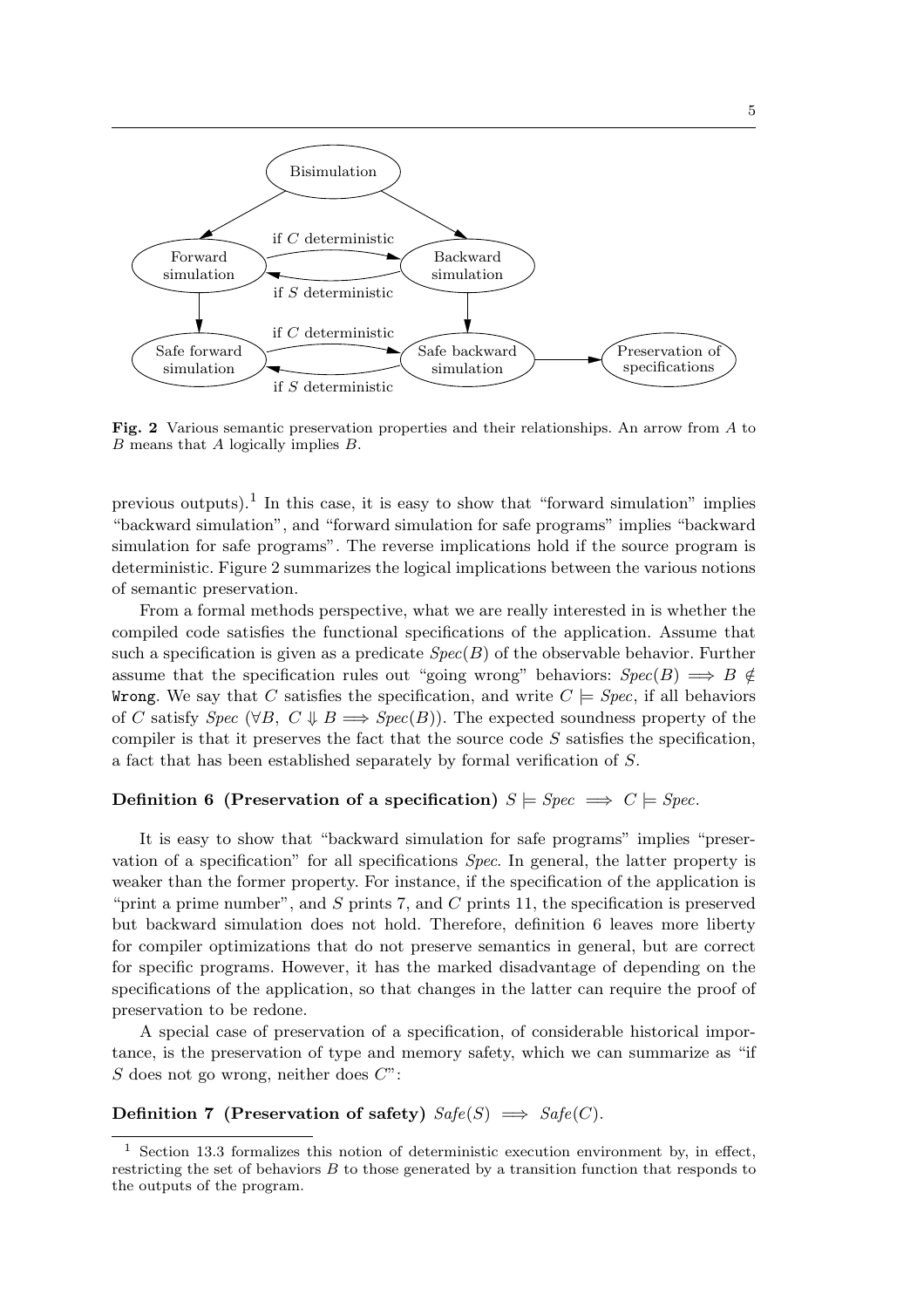**Fig. 2** Various semantic preservation properties and their relationships. An arrow from $A$ to $B$ means that $A$ logically implies $B$.

previous outputs).[1] In this case, it is easy to show that "forward simulation" implies "backward simulation", and "forward simulation for safe programs" implies "backward simulation for safe programs". The reverse implications hold if the source program is deterministic. Figure 2 summarizes the logical implications between the various notions of semantic preservation.

From a formal methods perspective, what we are really interested in is whether the compiled code satisfies the functional specifications of the application. Assume that such a specification is given as a predicate $\mathit{Spec}(B)$ of the observable behavior. Further assume that the specification rules out "going wrong" behaviors: $\mathit{Spec}(B) \implies B \notin \mathtt{Wrong}$. We say that $C$ satisfies the specification, and write $C \models \mathit{Spec}$, if all behaviors of $C$ satisfy $\mathit{Spec}$ ($\forall B,\ C \Downarrow B \implies \mathit{Spec}(B)$). The expected soundness property of the compiler is that it preserves the fact that the source code $S$ satisfies the specification, a fact that has been established separately by formal verification of $S$.

**Definition 6 (Preservation of a specification)** $S \models \mathit{Spec} \implies C \models \mathit{Spec}$.

It is easy to show that "backward simulation for safe programs" implies "preservation of a specification" for all specifications $\mathit{Spec}$. In general, the latter property is weaker than the former property. For instance, if the specification of the application is "print a prime number", and $S$ prints 7, and $C$ prints 11, the specification is preserved but backward simulation does not hold. Therefore, definition 6 leaves more liberty for compiler optimizations that do not preserve semantics in general, but are correct for specific programs. However, it has the marked disadvantage of depending on the specifications of the application, so that changes in the latter can require the proof of preservation to be redone.

A special case of preservation of a specification, of considerable historical importance, is the preservation of type and memory safety, which we can summarize as "if $S$ does not go wrong, neither does $C$":

**Definition 7 (Preservation of safety)** $\mathit{Safe}(S) \implies \mathit{Safe}(C)$.

---

[1] Section 13.3 formalizes this notion of deterministic execution environment by, in effect, restricting the set of behaviors $B$ to those generated by a transition function that responds to the outputs of the program.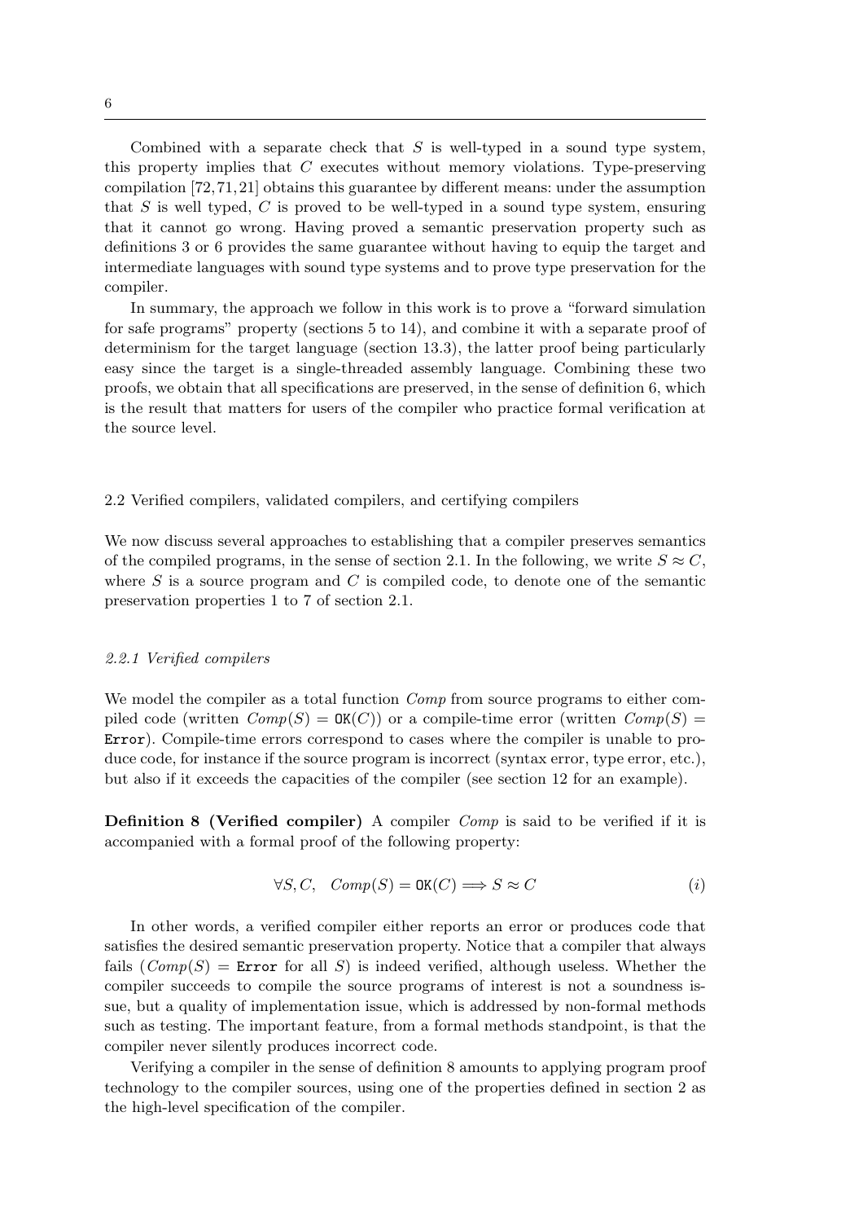Combined with a separate check that $S$ is well-typed in a sound type system, this property implies that $C$ executes without memory violations. Type-preserving compilation [72, 71, 21] obtains this guarantee by different means: under the assumption that $S$ is well typed, $C$ is proved to be well-typed in a sound type system, ensuring that it cannot go wrong. Having proved a semantic preservation property such as definitions 3 or 6 provides the same guarantee without having to equip the target and intermediate languages with sound type systems and to prove type preservation for the compiler.

In summary, the approach we follow in this work is to prove a "forward simulation for safe programs" property (sections 5 to 14), and combine it with a separate proof of determinism for the target language (section 13.3), the latter proof being particularly easy since the target is a single-threaded assembly language. Combining these two proofs, we obtain that all specifications are preserved, in the sense of definition 6, which is the result that matters for users of the compiler who practice formal verification at the source level.

## 2.2 Verified compilers, validated compilers, and certifying compilers

We now discuss several approaches to establishing that a compiler preserves semantics of the compiled programs, in the sense of section 2.1. In the following, we write $S \approx C$, where $S$ is a source program and $C$ is compiled code, to denote one of the semantic preservation properties 1 to 7 of section 2.1.

### *2.2.1 Verified compilers*

We model the compiler as a total function *Comp* from source programs to either compiled code (written $Comp(S) = \mathtt{OK}(C)$) or a compile-time error (written $Comp(S) = \mathtt{Error}$). Compile-time errors correspond to cases where the compiler is unable to produce code, for instance if the source program is incorrect (syntax error, type error, etc.), but also if it exceeds the capacities of the compiler (see section 12 for an example).

**Definition 8 (Verified compiler)** A compiler *Comp* is said to be verified if it is accompanied with a formal proof of the following property:

$$\forall S, C, \quad Comp(S) = \mathtt{OK}(C) \Longrightarrow S \approx C \qquad (i)$$

In other words, a verified compiler either reports an error or produces code that satisfies the desired semantic preservation property. Notice that a compiler that always fails ($Comp(S) = \mathtt{Error}$ for all $S$) is indeed verified, although useless. Whether the compiler succeeds to compile the source programs of interest is not a soundness issue, but a quality of implementation issue, which is addressed by non-formal methods such as testing. The important feature, from a formal methods standpoint, is that the compiler never silently produces incorrect code.

Verifying a compiler in the sense of definition 8 amounts to applying program proof technology to the compiler sources, using one of the properties defined in section 2 as the high-level specification of the compiler.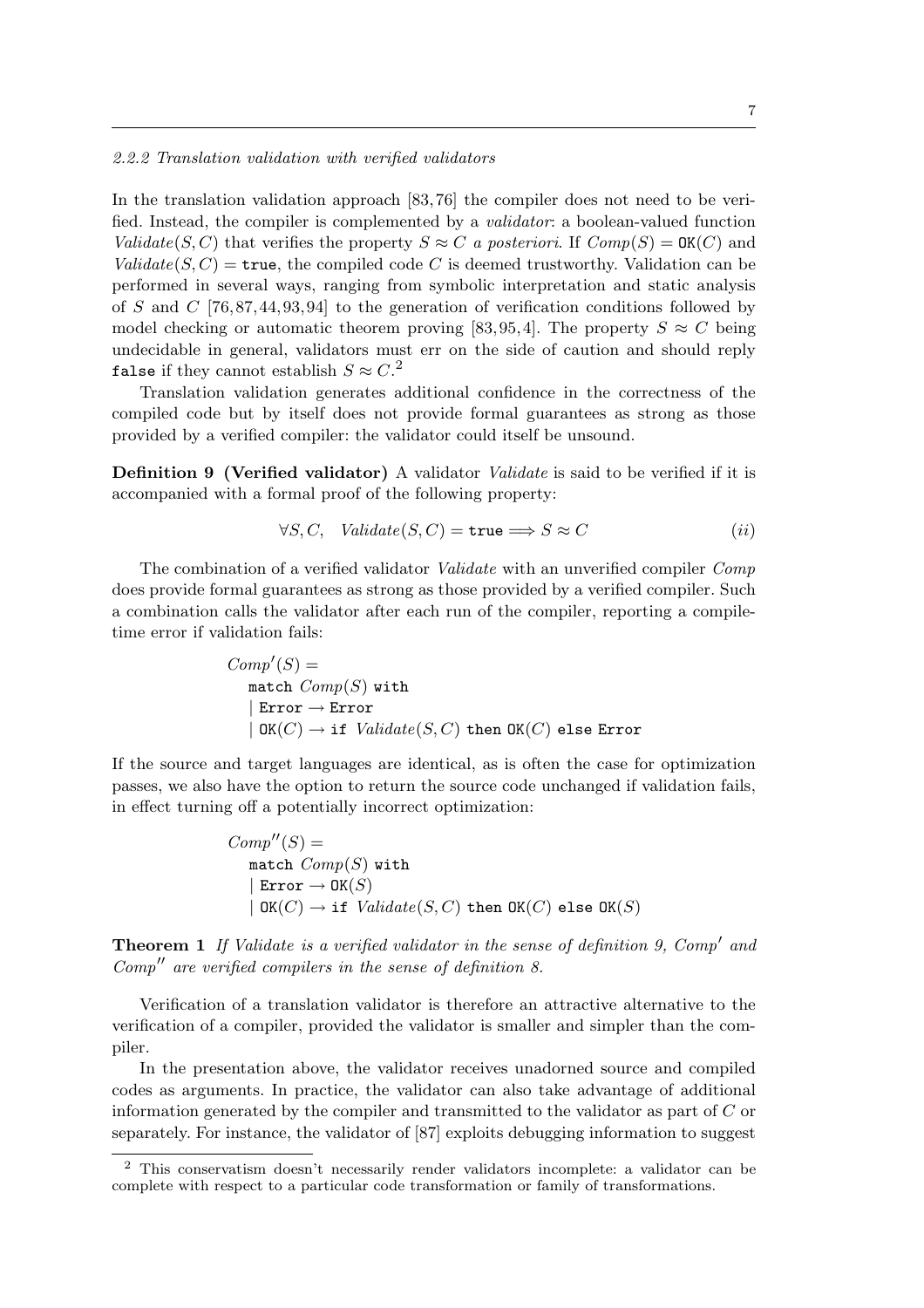### 2.2.2 Translation validation with verified validators

In the translation validation approach [83, 76] the compiler does not need to be verified. Instead, the compiler is complemented by a *validator*: a boolean-valued function $Validate(S, C)$ that verifies the property $S \approx C$ *a posteriori*. If $Comp(S) = \mathtt{OK}(C)$ and $Validate(S, C) = \mathtt{true}$, the compiled code $C$ is deemed trustworthy. Validation can be performed in several ways, ranging from symbolic interpretation and static analysis of $S$ and $C$ [76, 87, 44, 93, 94] to the generation of verification conditions followed by model checking or automatic theorem proving [83, 95, 4]. The property $S \approx C$ being undecidable in general, validators must err on the side of caution and should reply `false` if they cannot establish $S \approx C$.[2]

Translation validation generates additional confidence in the correctness of the compiled code but by itself does not provide formal guarantees as strong as those provided by a verified compiler: the validator could itself be unsound.

**Definition 9 (Verified validator)** A validator *Validate* is said to be verified if it is accompanied with a formal proof of the following property:

$$\forall S, C, \quad Validate(S, C) = \mathtt{true} \Longrightarrow S \approx C \qquad (ii)$$

The combination of a verified validator *Validate* with an unverified compiler *Comp* does provide formal guarantees as strong as those provided by a verified compiler. Such a combination calls the validator after each run of the compiler, reporting a compile-time error if validation fails:

```
Comp'(S) =
  match Comp(S) with
  | Error → Error
  | OK(C) → if Validate(S, C) then OK(C) else Error
```

If the source and target languages are identical, as is often the case for optimization passes, we also have the option to return the source code unchanged if validation fails, in effect turning off a potentially incorrect optimization:

```
Comp''(S) =
  match Comp(S) with
  | Error → OK(S)
  | OK(C) → if Validate(S, C) then OK(C) else OK(S)
```

**Theorem 1** *If Validate is a verified validator in the sense of definition 9, Comp′ and Comp′′ are verified compilers in the sense of definition 8.*

Verification of a translation validator is therefore an attractive alternative to the verification of a compiler, provided the validator is smaller and simpler than the compiler.

In the presentation above, the validator receives unadorned source and compiled codes as arguments. In practice, the validator can also take advantage of additional information generated by the compiler and transmitted to the validator as part of $C$ or separately. For instance, the validator of [87] exploits debugging information to suggest

---

[2] This conservatism doesn't necessarily render validators incomplete: a validator can be complete with respect to a particular code transformation or family of transformations.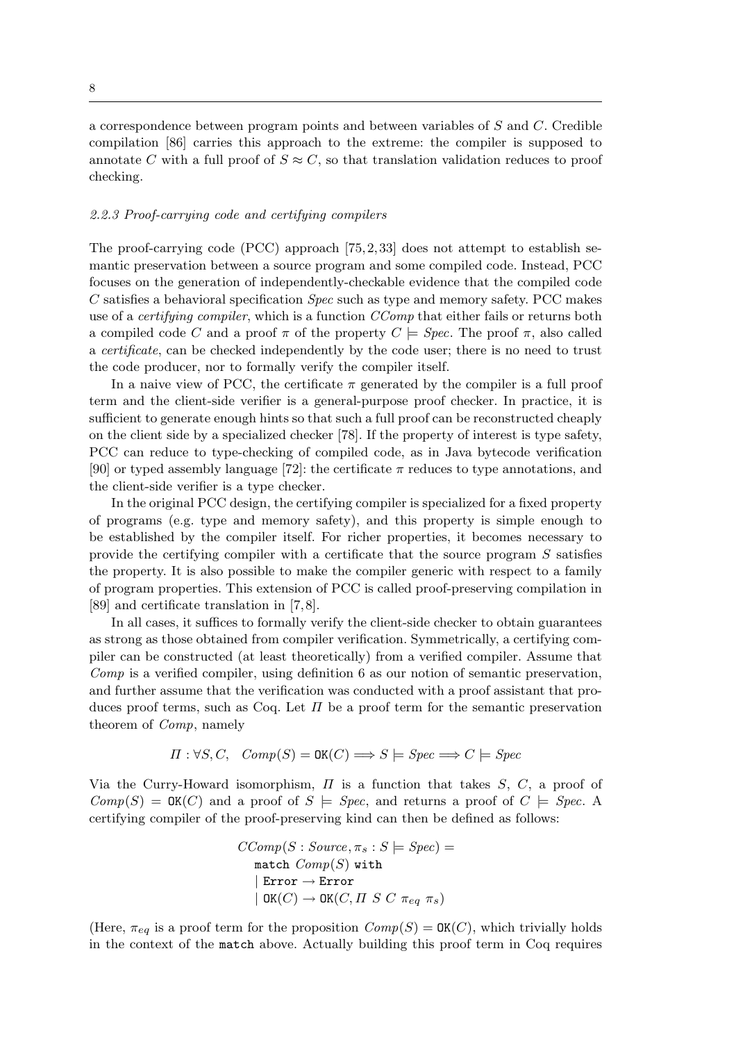a correspondence between program points and between variables of $S$ and $C$. Credible compilation [86] carries this approach to the extreme: the compiler is supposed to annotate $C$ with a full proof of $S \approx C$, so that translation validation reduces to proof checking.

### *2.2.3 Proof-carrying code and certifying compilers*

The proof-carrying code (PCC) approach [75, 2, 33] does not attempt to establish semantic preservation between a source program and some compiled code. Instead, PCC focuses on the generation of independently-checkable evidence that the compiled code $C$ satisfies a behavioral specification *Spec* such as type and memory safety. PCC makes use of a *certifying compiler*, which is a function *CComp* that either fails or returns both a compiled code $C$ and a proof $\pi$ of the property $C \models \mathit{Spec}$. The proof $\pi$, also called a *certificate*, can be checked independently by the code user; there is no need to trust the code producer, nor to formally verify the compiler itself.

In a naive view of PCC, the certificate $\pi$ generated by the compiler is a full proof term and the client-side verifier is a general-purpose proof checker. In practice, it is sufficient to generate enough hints so that such a full proof can be reconstructed cheaply on the client side by a specialized checker [78]. If the property of interest is type safety, PCC can reduce to type-checking of compiled code, as in Java bytecode verification [90] or typed assembly language [72]: the certificate $\pi$ reduces to type annotations, and the client-side verifier is a type checker.

In the original PCC design, the certifying compiler is specialized for a fixed property of programs (e.g. type and memory safety), and this property is simple enough to be established by the compiler itself. For richer properties, it becomes necessary to provide the certifying compiler with a certificate that the source program $S$ satisfies the property. It is also possible to make the compiler generic with respect to a family of program properties. This extension of PCC is called proof-preserving compilation in [89] and certificate translation in [7, 8].

In all cases, it suffices to formally verify the client-side checker to obtain guarantees as strong as those obtained from compiler verification. Symmetrically, a certifying compiler can be constructed (at least theoretically) from a verified compiler. Assume that *Comp* is a verified compiler, using definition 6 as our notion of semantic preservation, and further assume that the verification was conducted with a proof assistant that produces proof terms, such as Coq. Let $\Pi$ be a proof term for the semantic preservation theorem of *Comp*, namely

$$\Pi : \forall S, C, \quad \mathit{Comp}(S) = \mathtt{OK}(C) \Longrightarrow S \models \mathit{Spec} \Longrightarrow C \models \mathit{Spec}$$

Via the Curry-Howard isomorphism, $\Pi$ is a function that takes $S$, $C$, a proof of $\mathit{Comp}(S) = \mathtt{OK}(C)$ and a proof of $S \models \mathit{Spec}$, and returns a proof of $C \models \mathit{Spec}$. A certifying compiler of the proof-preserving kind can then be defined as follows:

$$
\begin{array}{l}
\mathit{CComp}(S : \mathit{Source}, \pi_s : S \models \mathit{Spec}) = \\
\quad \mathtt{match}\ \mathit{Comp}(S)\ \mathtt{with} \\
\quad \mid \mathtt{Error} \rightarrow \mathtt{Error} \\
\quad \mid \mathtt{OK}(C) \rightarrow \mathtt{OK}(C, \Pi\ S\ C\ \pi_{eq}\ \pi_s)
\end{array}
$$

(Here, $\pi_{eq}$ is a proof term for the proposition $\mathit{Comp}(S) = \mathtt{OK}(C)$, which trivially holds in the context of the `match` above. Actually building this proof term in Coq requires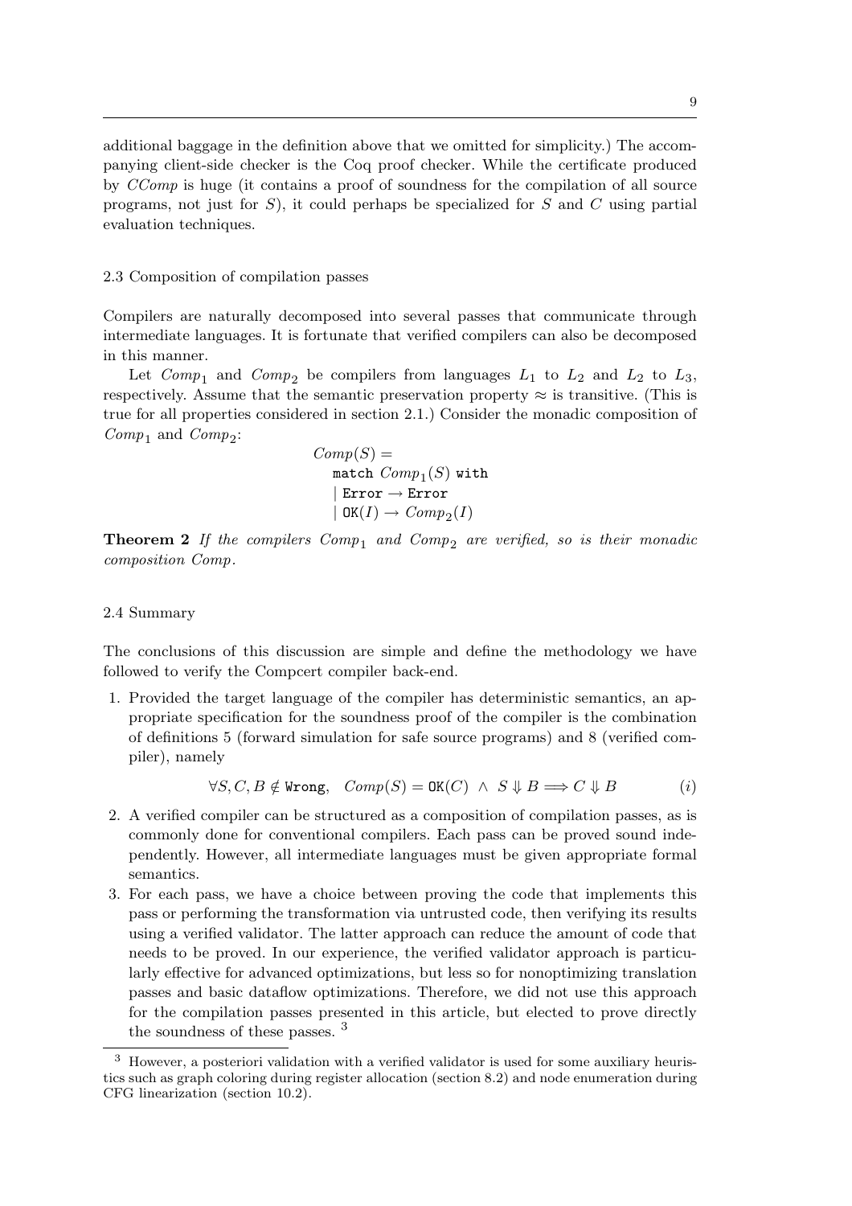additional baggage in the definition above that we omitted for simplicity.) The accompanying client-side checker is the Coq proof checker. While the certificate produced by *CComp* is huge (it contains a proof of soundness for the compilation of all source programs, not just for $S$), it could perhaps be specialized for $S$ and $C$ using partial evaluation techniques.

### 2.3 Composition of compilation passes

Compilers are naturally decomposed into several passes that communicate through intermediate languages. It is fortunate that verified compilers can also be decomposed in this manner.

Let $Comp_1$ and $Comp_2$ be compilers from languages $L_1$ to $L_2$ and $L_2$ to $L_3$, respectively. Assume that the semantic preservation property $\approx$ is transitive. (This is true for all properties considered in section 2.1.) Consider the monadic composition of $Comp_1$ and $Comp_2$:

$$
\begin{array}{l}
Comp(S) = \\
\quad \texttt{match } Comp_1(S) \texttt{ with} \\
\quad \mid \texttt{Error} \rightarrow \texttt{Error} \\
\quad \mid \texttt{OK}(I) \rightarrow Comp_2(I)
\end{array}
$$

**Theorem 2** *If the compilers $Comp_1$ and $Comp_2$ are verified, so is their monadic composition Comp.*

### 2.4 Summary

The conclusions of this discussion are simple and define the methodology we have followed to verify the Compcert compiler back-end.

1. Provided the target language of the compiler has deterministic semantics, an appropriate specification for the soundness proof of the compiler is the combination of definitions 5 (forward simulation for safe source programs) and 8 (verified compiler), namely

$$
\forall S, C, B \notin \texttt{Wrong}, \quad Comp(S) = \texttt{OK}(C) \ \wedge \ S \Downarrow B \Longrightarrow C \Downarrow B \qquad (i)
$$

2. A verified compiler can be structured as a composition of compilation passes, as is commonly done for conventional compilers. Each pass can be proved sound independently. However, all intermediate languages must be given appropriate formal semantics.
3. For each pass, we have a choice between proving the code that implements this pass or performing the transformation via untrusted code, then verifying its results using a verified validator. The latter approach can reduce the amount of code that needs to be proved. In our experience, the verified validator approach is particularly effective for advanced optimizations, but less so for nonoptimizing translation passes and basic dataflow optimizations. Therefore, we did not use this approach for the compilation passes presented in this article, but elected to prove directly the soundness of these passes. [3]

[3] However, a posteriori validation with a verified validator is used for some auxiliary heuristics such as graph coloring during register allocation (section 8.2) and node enumeration during CFG linearization (section 10.2).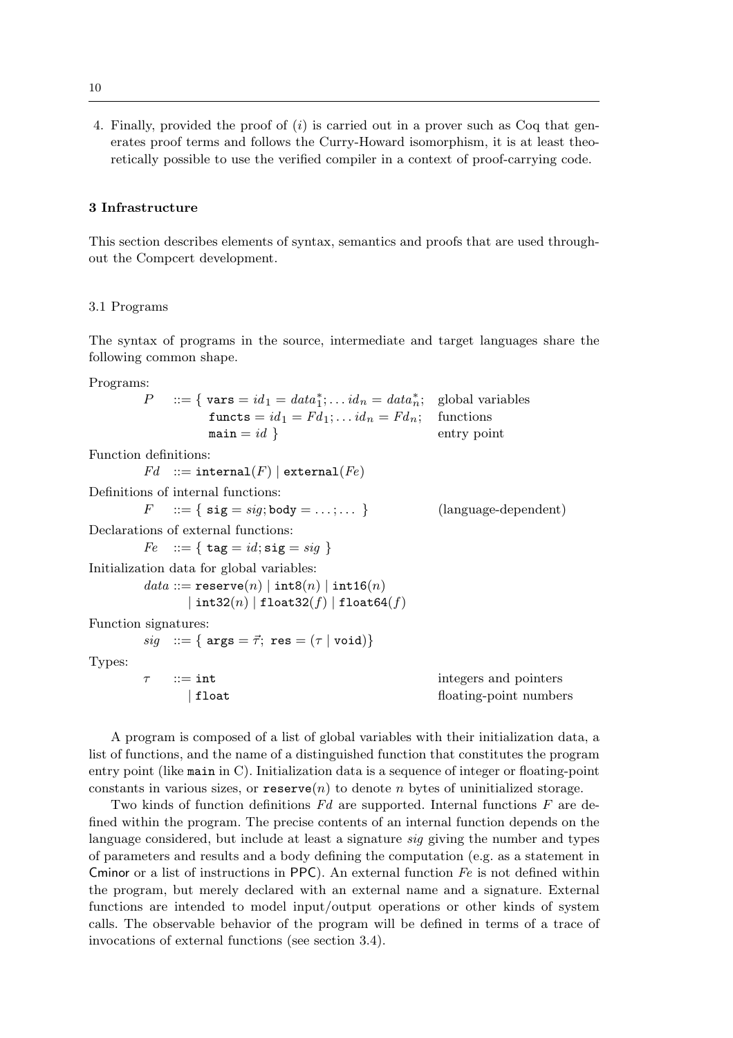4. Finally, provided the proof of $(i)$ is carried out in a prover such as Coq that generates proof terms and follows the Curry-Howard isomorphism, it is at least theoretically possible to use the verified compiler in a context of proof-carrying code.

## 3 Infrastructure

This section describes elements of syntax, semantics and proofs that are used throughout the Compcert development.

### 3.1 Programs

The syntax of programs in the source, intermediate and target languages share the following common shape.

Programs:

$$P \;::=\; \{\; \texttt{vars} = id_1 = data_1^*; \ldots\, id_n = data_n^*; \qquad \text{global variables}$$
$$\texttt{functs} = id_1 = Fd_1; \ldots\, id_n = Fd_n; \qquad \text{functions}$$
$$\texttt{main} = id \;\} \qquad \text{entry point}$$

Function definitions:

$$Fd \;::=\; \texttt{internal}(F) \mid \texttt{external}(Fe)$$

Definitions of internal functions:

$$F \;::=\; \{\; \texttt{sig} = sig; \texttt{body} = \ldots; \ldots \;\} \qquad \text{(language-dependent)}$$

Declarations of external functions:

$$Fe \;::=\; \{\; \texttt{tag} = id; \texttt{sig} = sig \;\}$$

Initialization data for global variables:

$$data ::= \texttt{reserve}(n) \mid \texttt{int8}(n) \mid \texttt{int16}(n)$$
$$\mid \texttt{int32}(n) \mid \texttt{float32}(f) \mid \texttt{float64}(f)$$

Function signatures:

$$sig \;::=\; \{\; \texttt{args} = \vec{\tau};\; \texttt{res} = (\tau \mid \texttt{void})\}$$

Types:

$$\tau \;::=\; \texttt{int} \qquad \text{integers and pointers}$$
$$\mid \texttt{float} \qquad \text{floating-point numbers}$$

A program is composed of a list of global variables with their initialization data, a list of functions, and the name of a distinguished function that constitutes the program entry point (like `main` in C). Initialization data is a sequence of integer or floating-point constants in various sizes, or $\texttt{reserve}(n)$ to denote $n$ bytes of uninitialized storage.

Two kinds of function definitions $Fd$ are supported. Internal functions $F$ are defined within the program. The precise contents of an internal function depends on the language considered, but include at least a signature $sig$ giving the number and types of parameters and results and a body defining the computation (e.g. as a statement in Cminor or a list of instructions in PPC). An external function $Fe$ is not defined within the program, but merely declared with an external name and a signature. External functions are intended to model input/output operations or other kinds of system calls. The observable behavior of the program will be defined in terms of a trace of invocations of external functions (see section 3.4).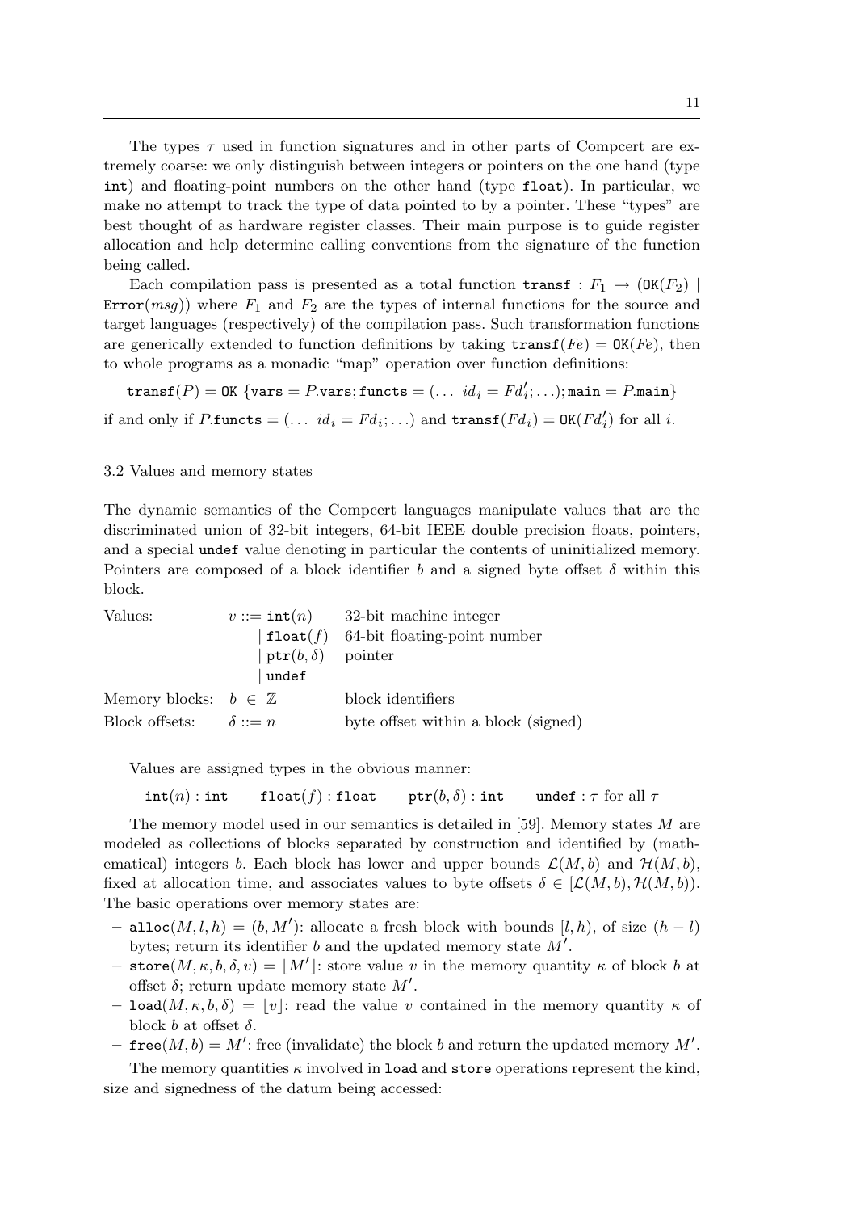The types $\tau$ used in function signatures and in other parts of Compcert are extremely coarse: we only distinguish between integers or pointers on the one hand (type `int`) and floating-point numbers on the other hand (type `float`). In particular, we make no attempt to track the type of data pointed to by a pointer. These "types" are best thought of as hardware register classes. Their main purpose is to guide register allocation and help determine calling conventions from the signature of the function being called.

Each compilation pass is presented as a total function $\texttt{transf} : F_1 \rightarrow (\texttt{OK}(F_2) \mid \texttt{Error}(msg))$ where $F_1$ and $F_2$ are the types of internal functions for the source and target languages (respectively) of the compilation pass. Such transformation functions are generically extended to function definitions by taking $\texttt{transf}(Fe) = \texttt{OK}(Fe)$, then to whole programs as a monadic "map" operation over function definitions:

$$\texttt{transf}(P) = \texttt{OK}\ \{\texttt{vars} = P.\texttt{vars}; \texttt{functs} = (\ldots\ id_i = Fd'_i; \ldots); \texttt{main} = P.\texttt{main}\}$$

if and only if $P.\texttt{functs} = (\ldots\ id_i = Fd_i; \ldots)$ and $\texttt{transf}(Fd_i) = \texttt{OK}(Fd'_i)$ for all $i$.

### 3.2 Values and memory states

The dynamic semantics of the Compcert languages manipulate values that are the discriminated union of 32-bit integers, 64-bit IEEE double precision floats, pointers, and a special `undef` value denoting in particular the contents of uninitialized memory. Pointers are composed of a block identifier $b$ and a signed byte offset $\delta$ within this block.

| | | |
|---|---|---|
| Values: | $v ::= \texttt{int}(n)$ | 32-bit machine integer |
| | $\mid \texttt{float}(f)$ | 64-bit floating-point number |
| | $\mid \texttt{ptr}(b, \delta)$ | pointer |
| | $\mid \texttt{undef}$ | |
| Memory blocks: | $b \in \mathbb{Z}$ | block identifiers |
| Block offsets: | $\delta ::= n$ | byte offset within a block (signed) |

Values are assigned types in the obvious manner:

$$\texttt{int}(n) : \texttt{int} \qquad \texttt{float}(f) : \texttt{float} \qquad \texttt{ptr}(b, \delta) : \texttt{int} \qquad \texttt{undef} : \tau \text{ for all } \tau$$

The memory model used in our semantics is detailed in [59]. Memory states $M$ are modeled as collections of blocks separated by construction and identified by (mathematical) integers $b$. Each block has lower and upper bounds $\mathcal{L}(M, b)$ and $\mathcal{H}(M, b)$, fixed at allocation time, and associates values to byte offsets $\delta \in [\mathcal{L}(M, b), \mathcal{H}(M, b))$. The basic operations over memory states are:

- $\texttt{alloc}(M, l, h) = (b, M')$: allocate a fresh block with bounds $[l, h)$, of size $(h - l)$ bytes; return its identifier $b$ and the updated memory state $M'$.
- $\texttt{store}(M, \kappa, b, \delta, v) = \lfloor M' \rfloor$: store value $v$ in the memory quantity $\kappa$ of block $b$ at offset $\delta$; return update memory state $M'$.
- $\texttt{load}(M, \kappa, b, \delta) = \lfloor v \rfloor$: read the value $v$ contained in the memory quantity $\kappa$ of block $b$ at offset $\delta$.
- $\texttt{free}(M, b) = M'$: free (invalidate) the block $b$ and return the updated memory $M'$.

The memory quantities $\kappa$ involved in `load` and `store` operations represent the kind, size and signedness of the datum being accessed: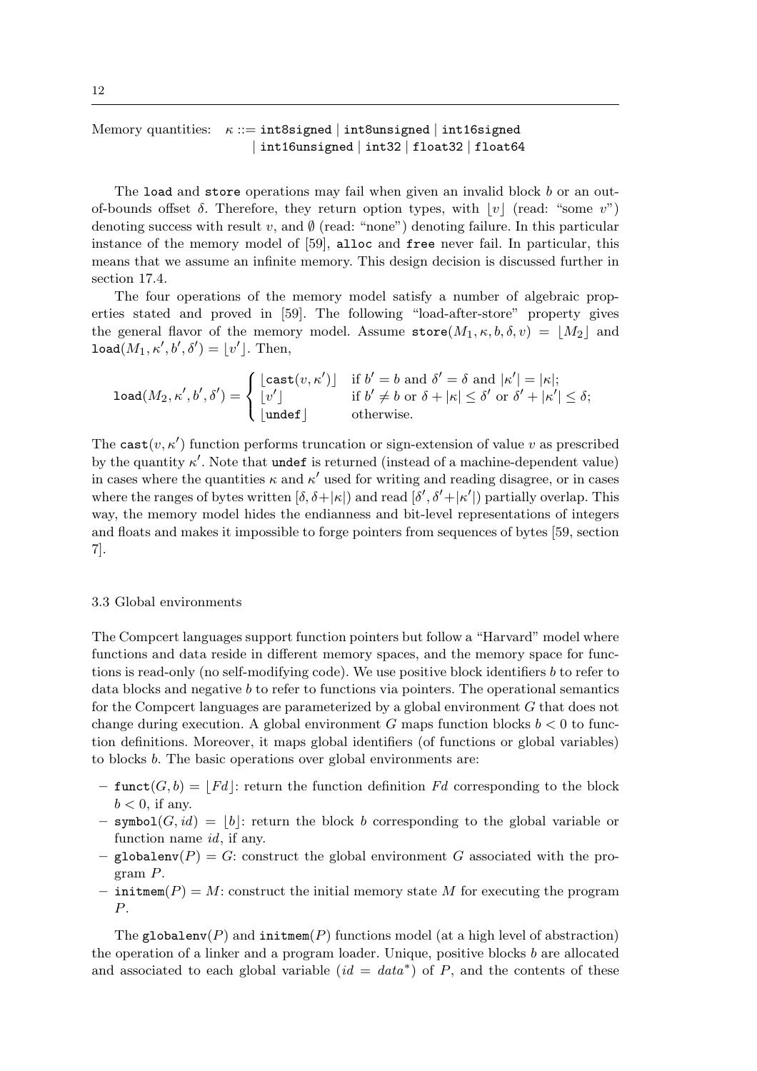Memory quantities: $\kappa$ ::= `int8signed` | `int8unsigned` | `int16signed` | `int16unsigned` | `int32` | `float32` | `float64`

The `load` and `store` operations may fail when given an invalid block $b$ or an out-of-bounds offset $\delta$. Therefore, they return option types, with $\lfloor v \rfloor$ (read: "some $v$") denoting success with result $v$, and $\emptyset$ (read: "none") denoting failure. In this particular instance of the memory model of [59], `alloc` and `free` never fail. In particular, this means that we assume an infinite memory. This design decision is discussed further in section 17.4.

The four operations of the memory model satisfy a number of algebraic properties stated and proved in [59]. The following "load-after-store" property gives the general flavor of the memory model. Assume $\texttt{store}(M_1, \kappa, b, \delta, v) = \lfloor M_2 \rfloor$ and $\texttt{load}(M_1, \kappa', b', \delta') = \lfloor v' \rfloor$. Then,

$$\texttt{load}(M_2, \kappa', b', \delta') = \begin{cases} \lfloor \texttt{cast}(v, \kappa') \rfloor & \text{if } b' = b \text{ and } \delta' = \delta \text{ and } |\kappa'| = |\kappa|; \\ \lfloor v' \rfloor & \text{if } b' \neq b \text{ or } \delta + |\kappa| \leq \delta' \text{ or } \delta' + |\kappa'| \leq \delta; \\ \lfloor \texttt{undef} \rfloor & \text{otherwise.} \end{cases}$$

The $\texttt{cast}(v, \kappa')$ function performs truncation or sign-extension of value $v$ as prescribed by the quantity $\kappa'$. Note that `undef` is returned (instead of a machine-dependent value) in cases where the quantities $\kappa$ and $\kappa'$ used for writing and reading disagree, or in cases where the ranges of bytes written $[\delta, \delta+|\kappa|)$ and read $[\delta', \delta'+|\kappa'|)$ partially overlap. This way, the memory model hides the endianness and bit-level representations of integers and floats and makes it impossible to forge pointers from sequences of bytes [59, section 7].

### 3.3 Global environments

The Compcert languages support function pointers but follow a "Harvard" model where functions and data reside in different memory spaces, and the memory space for functions is read-only (no self-modifying code). We use positive block identifiers $b$ to refer to data blocks and negative $b$ to refer to functions via pointers. The operational semantics for the Compcert languages are parameterized by a global environment $G$ that does not change during execution. A global environment $G$ maps function blocks $b < 0$ to function definitions. Moreover, it maps global identifiers (of functions or global variables) to blocks $b$. The basic operations over global environments are:

- $\texttt{funct}(G, b) = \lfloor Fd \rfloor$: return the function definition $Fd$ corresponding to the block $b < 0$, if any.
- $\texttt{symbol}(G, id) = \lfloor b \rfloor$: return the block $b$ corresponding to the global variable or function name $id$, if any.
- $\texttt{globalenv}(P) = G$: construct the global environment $G$ associated with the program $P$.
- $\texttt{initmem}(P) = M$: construct the initial memory state $M$ for executing the program $P$.

The $\texttt{globalenv}(P)$ and $\texttt{initmem}(P)$ functions model (at a high level of abstraction) the operation of a linker and a program loader. Unique, positive blocks $b$ are allocated and associated to each global variable ($id = data^*$) of $P$, and the contents of these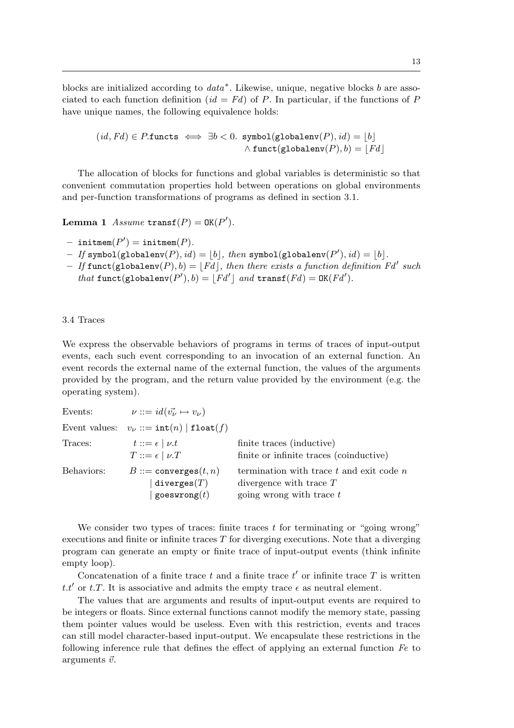blocks are initialized according to $data^*$. Likewise, unique, negative blocks $b$ are associated to each function definition ($id = Fd$) of $P$. In particular, if the functions of $P$ have unique names, the following equivalence holds:

$$(id, Fd) \in P.\mathtt{functs} \iff \exists b < 0.\ \mathtt{symbol}(\mathtt{globalenv}(P), id) = \lfloor b \rfloor \\ \wedge\ \mathtt{funct}(\mathtt{globalenv}(P), b) = \lfloor Fd \rfloor$$

The allocation of blocks for functions and global variables is deterministic so that convenient commutation properties hold between operations on global environments and per-function transformations of programs as defined in section 3.1.

**Lemma 1** *Assume* $\mathtt{transf}(P) = \mathtt{OK}(P')$.

- $\mathtt{initmem}(P') = \mathtt{initmem}(P)$.
- *If* $\mathtt{symbol}(\mathtt{globalenv}(P), id) = \lfloor b \rfloor$, *then* $\mathtt{symbol}(\mathtt{globalenv}(P'), id) = \lfloor b \rfloor$.
- *If* $\mathtt{funct}(\mathtt{globalenv}(P), b) = \lfloor Fd \rfloor$, *then there exists a function definition* $Fd'$ *such that* $\mathtt{funct}(\mathtt{globalenv}(P'), b) = \lfloor Fd' \rfloor$ *and* $\mathtt{transf}(Fd) = \mathtt{OK}(Fd')$.

### 3.4 Traces

We express the observable behaviors of programs in terms of traces of input-output events, each such event corresponding to an invocation of an external function. An event records the external name of the external function, the values of the arguments provided by the program, and the return value provided by the environment (e.g. the operating system).

| | | |
|---|---|---|
| Events: | $\nu ::= id(\vec{v_\nu} \mapsto v_\nu)$ | |
| Event values: | $v_\nu ::= \mathtt{int}(n) \mid \mathtt{float}(f)$ | |
| Traces: | $t ::= \epsilon \mid \nu.t$ | finite traces (inductive) |
| | $T ::= \epsilon \mid \nu.T$ | finite or infinite traces (coinductive) |
| Behaviors: | $B ::= \mathtt{converges}(t, n)$ | termination with trace $t$ and exit code $n$ |
| | $\mid \mathtt{diverges}(T)$ | divergence with trace $T$ |
| | $\mid \mathtt{goeswrong}(t)$ | going wrong with trace $t$ |

We consider two types of traces: finite traces $t$ for terminating or "going wrong" executions and finite or infinite traces $T$ for diverging executions. Note that a diverging program can generate an empty or finite trace of input-output events (think infinite empty loop).

Concatenation of a finite trace $t$ and a finite trace $t'$ or infinite trace $T$ is written $t.t'$ or $t.T$. It is associative and admits the empty trace $\epsilon$ as neutral element.

The values that are arguments and results of input-output events are required to be integers or floats. Since external functions cannot modify the memory state, passing them pointer values would be useless. Even with this restriction, events and traces can still model character-based input-output. We encapsulate these restrictions in the following inference rule that defines the effect of applying an external function $Fe$ to arguments $\vec{v}$.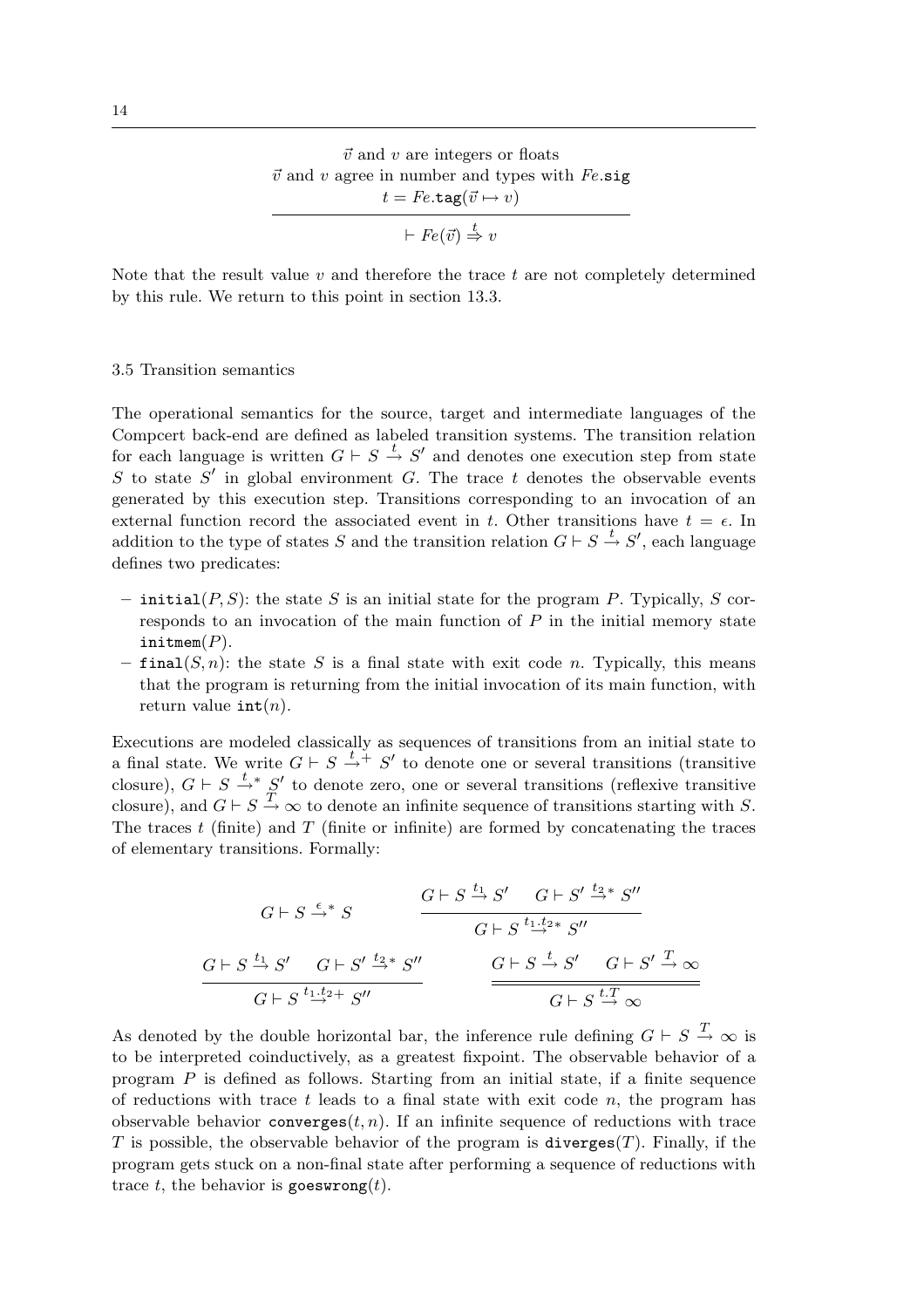$$\frac{\vec{v} \text{ and } v \text{ are integers or floats} \quad \vec{v} \text{ and } v \text{ agree in number and types with } Fe.\mathtt{sig} \quad t = Fe.\mathtt{tag}(\vec{v} \mapsto v)}{\vdash Fe(\vec{v}) \stackrel{t}{\Rightarrow} v}$$

Note that the result value $v$ and therefore the trace $t$ are not completely determined by this rule. We return to this point in section 13.3.

### 3.5 Transition semantics

The operational semantics for the source, target and intermediate languages of the Compcert back-end are defined as labeled transition systems. The transition relation for each language is written $G \vdash S \stackrel{t}{\rightarrow} S'$ and denotes one execution step from state $S$ to state $S'$ in global environment $G$. The trace $t$ denotes the observable events generated by this execution step. Transitions corresponding to an invocation of an external function record the associated event in $t$. Other transitions have $t = \epsilon$. In addition to the type of states $S$ and the transition relation $G \vdash S \stackrel{t}{\rightarrow} S'$, each language defines two predicates:

- $\mathtt{initial}(P, S)$: the state $S$ is an initial state for the program $P$. Typically, $S$ corresponds to an invocation of the main function of $P$ in the initial memory state $\mathtt{initmem}(P)$.
- $\mathtt{final}(S, n)$: the state $S$ is a final state with exit code $n$. Typically, this means that the program is returning from the initial invocation of its main function, with return value $\mathtt{int}(n)$.

Executions are modeled classically as sequences of transitions from an initial state to a final state. We write $G \vdash S \stackrel{t}{\rightarrow}^{+} S'$ to denote one or several transitions (transitive closure), $G \vdash S \stackrel{t}{\rightarrow}^{*} S'$ to denote zero, one or several transitions (reflexive transitive closure), and $G \vdash S \stackrel{T}{\rightarrow} \infty$ to denote an infinite sequence of transitions starting with $S$. The traces $t$ (finite) and $T$ (finite or infinite) are formed by concatenating the traces of elementary transitions. Formally:

$$G \vdash S \stackrel{\epsilon}{\rightarrow}^{*} S \qquad \frac{G \vdash S \stackrel{t_1}{\rightarrow} S' \quad G \vdash S' \stackrel{t_2}{\rightarrow}^{*} S''}{G \vdash S \stackrel{t_1.t_2}{\rightarrow}^{*} S''}$$

$$\frac{G \vdash S \stackrel{t_1}{\rightarrow} S' \quad G \vdash S' \stackrel{t_2}{\rightarrow}^{*} S''}{G \vdash S \stackrel{t_1.t_2}{\rightarrow}^{+} S''} \qquad \frac{G \vdash S \stackrel{t}{\rightarrow} S' \quad G \vdash S' \stackrel{T}{\rightarrow} \infty}{G \vdash S \stackrel{t.T}{\rightarrow} \infty}$$

As denoted by the double horizontal bar, the inference rule defining $G \vdash S \stackrel{T}{\rightarrow} \infty$ is to be interpreted coinductively, as a greatest fixpoint. The observable behavior of a program $P$ is defined as follows. Starting from an initial state, if a finite sequence of reductions with trace $t$ leads to a final state with exit code $n$, the program has observable behavior $\mathtt{converges}(t, n)$. If an infinite sequence of reductions with trace $T$ is possible, the observable behavior of the program is $\mathtt{diverges}(T)$. Finally, if the program gets stuck on a non-final state after performing a sequence of reductions with trace $t$, the behavior is $\mathtt{goeswrong}(t)$.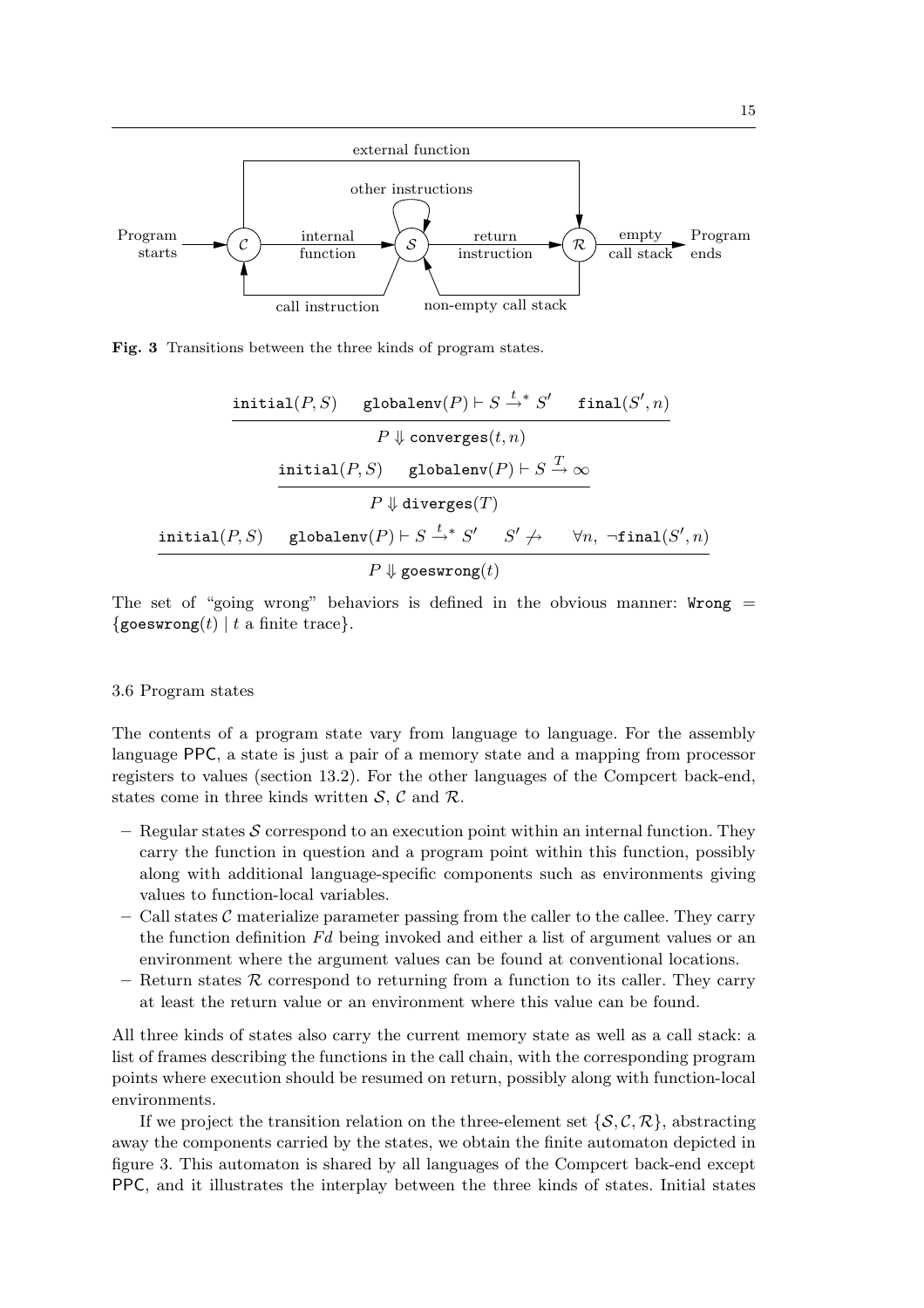Fig. 3 Transitions between the three kinds of program states.

$$\frac{\texttt{initial}(P, S) \quad \texttt{globalenv}(P) \vdash S \xrightarrow{t}{}^{*} S' \quad \texttt{final}(S', n)}{P \Downarrow \texttt{converges}(t, n)}$$

$$\frac{\texttt{initial}(P, S) \quad \texttt{globalenv}(P) \vdash S \xrightarrow{T} \infty}{P \Downarrow \texttt{diverges}(T)}$$

$$\frac{\texttt{initial}(P, S) \quad \texttt{globalenv}(P) \vdash S \xrightarrow{t}{}^{*} S' \quad S' \not\rightarrow \quad \forall n,\ \neg\texttt{final}(S', n)}{P \Downarrow \texttt{goeswrong}(t)}$$

The set of "going wrong" behaviors is defined in the obvious manner: $\texttt{Wrong} = \{\texttt{goeswrong}(t) \mid t \text{ a finite trace}\}$.

### 3.6 Program states

The contents of a program state vary from language to language. For the assembly language PPC, a state is just a pair of a memory state and a mapping from processor registers to values (section 13.2). For the other languages of the Compcert back-end, states come in three kinds written $\mathcal{S}$, $\mathcal{C}$ and $\mathcal{R}$.

- Regular states $\mathcal{S}$ correspond to an execution point within an internal function. They carry the function in question and a program point within this function, possibly along with additional language-specific components such as environments giving values to function-local variables.
- Call states $\mathcal{C}$ materialize parameter passing from the caller to the callee. They carry the function definition $Fd$ being invoked and either a list of argument values or an environment where the argument values can be found at conventional locations.
- Return states $\mathcal{R}$ correspond to returning from a function to its caller. They carry at least the return value or an environment where this value can be found.

All three kinds of states also carry the current memory state as well as a call stack: a list of frames describing the functions in the call chain, with the corresponding program points where execution should be resumed on return, possibly along with function-local environments.

If we project the transition relation on the three-element set $\{\mathcal{S}, \mathcal{C}, \mathcal{R}\}$, abstracting away the components carried by the states, we obtain the finite automaton depicted in figure 3. This automaton is shared by all languages of the Compcert back-end except PPC, and it illustrates the interplay between the three kinds of states. Initial states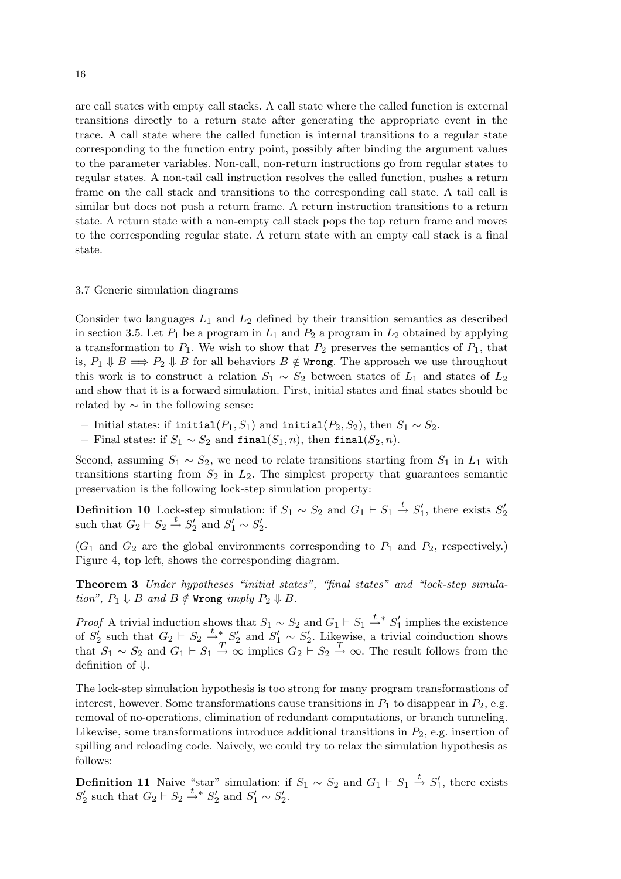are call states with empty call stacks. A call state where the called function is external transitions directly to a return state after generating the appropriate event in the trace. A call state where the called function is internal transitions to a regular state corresponding to the function entry point, possibly after binding the argument values to the parameter variables. Non-call, non-return instructions go from regular states to regular states. A non-tail call instruction resolves the called function, pushes a return frame on the call stack and transitions to the corresponding call state. A tail call is similar but does not push a return frame. A return instruction transitions to a return state. A return state with a non-empty call stack pops the top return frame and moves to the corresponding regular state. A return state with an empty call stack is a final state.

### 3.7 Generic simulation diagrams

Consider two languages $L_1$ and $L_2$ defined by their transition semantics as described in section 3.5. Let $P_1$ be a program in $L_1$ and $P_2$ a program in $L_2$ obtained by applying a transformation to $P_1$. We wish to show that $P_2$ preserves the semantics of $P_1$, that is, $P_1 \Downarrow B \Longrightarrow P_2 \Downarrow B$ for all behaviors $B \notin \texttt{Wrong}$. The approach we use throughout this work is to construct a relation $S_1 \sim S_2$ between states of $L_1$ and states of $L_2$ and show that it is a forward simulation. First, initial states and final states should be related by $\sim$ in the following sense:

- Initial states: if $\texttt{initial}(P_1, S_1)$ and $\texttt{initial}(P_2, S_2)$, then $S_1 \sim S_2$.
- Final states: if $S_1 \sim S_2$ and $\texttt{final}(S_1, n)$, then $\texttt{final}(S_2, n)$.

Second, assuming $S_1 \sim S_2$, we need to relate transitions starting from $S_1$ in $L_1$ with transitions starting from $S_2$ in $L_2$. The simplest property that guarantees semantic preservation is the following lock-step simulation property:

**Definition 10** Lock-step simulation: if $S_1 \sim S_2$ and $G_1 \vdash S_1 \xrightarrow{t} S_1'$, there exists $S_2'$ such that $G_2 \vdash S_2 \xrightarrow{t} S_2'$ and $S_1' \sim S_2'$.

($G_1$ and $G_2$ are the global environments corresponding to $P_1$ and $P_2$, respectively.) Figure 4, top left, shows the corresponding diagram.

**Theorem 3** *Under hypotheses "initial states", "final states" and "lock-step simulation", $P_1 \Downarrow B$ and $B \notin \texttt{Wrong}$ imply $P_2 \Downarrow B$.*

*Proof* A trivial induction shows that $S_1 \sim S_2$ and $G_1 \vdash S_1 \xrightarrow{t}{}^{*} S_1'$ implies the existence of $S_2'$ such that $G_2 \vdash S_2 \xrightarrow{t}{}^{*} S_2'$ and $S_1' \sim S_2'$. Likewise, a trivial coinduction shows that $S_1 \sim S_2$ and $G_1 \vdash S_1 \xrightarrow{T} \infty$ implies $G_2 \vdash S_2 \xrightarrow{T} \infty$. The result follows from the definition of $\Downarrow$.

The lock-step simulation hypothesis is too strong for many program transformations of interest, however. Some transformations cause transitions in $P_1$ to disappear in $P_2$, e.g. removal of no-operations, elimination of redundant computations, or branch tunneling. Likewise, some transformations introduce additional transitions in $P_2$, e.g. insertion of spilling and reloading code. Naively, we could try to relax the simulation hypothesis as follows:

**Definition 11** Naive "star" simulation: if $S_1 \sim S_2$ and $G_1 \vdash S_1 \xrightarrow{t} S_1'$, there exists $S_2'$ such that $G_2 \vdash S_2 \xrightarrow{t}{}^{*} S_2'$ and $S_1' \sim S_2'$.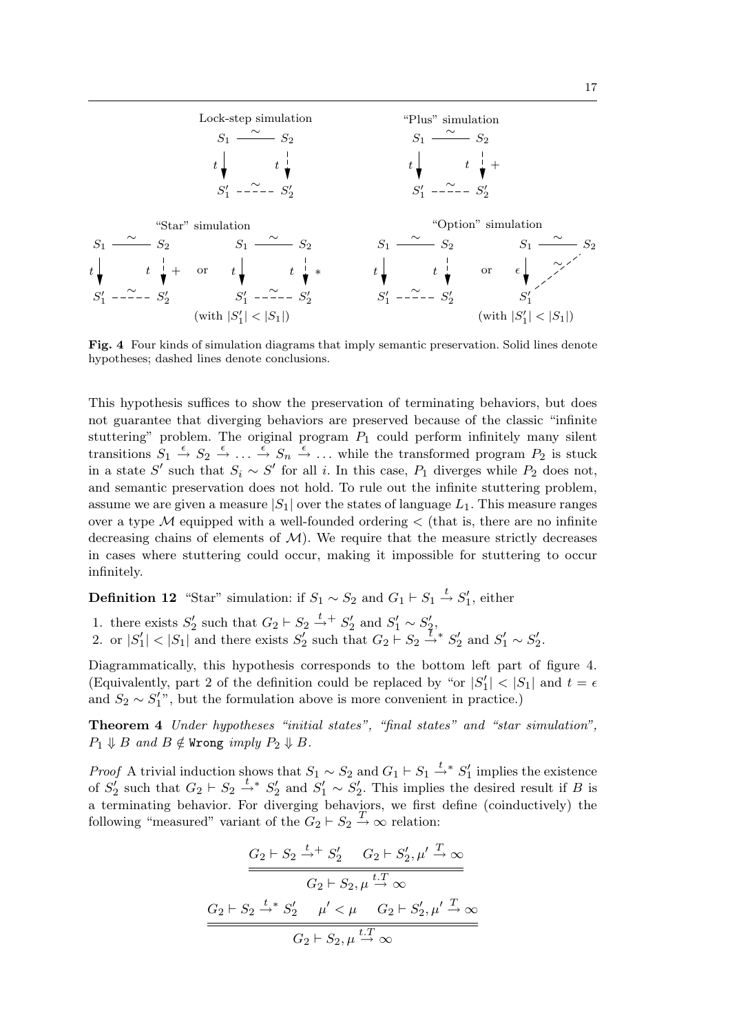Fig. 4 Four kinds of simulation diagrams that imply semantic preservation. Solid lines denote hypotheses; dashed lines denote conclusions.

This hypothesis suffices to show the preservation of terminating behaviors, but does not guarantee that diverging behaviors are preserved because of the classic "infinite stuttering" problem. The original program $P_1$ could perform infinitely many silent transitions $S_1 \xrightarrow{\epsilon} S_2 \xrightarrow{\epsilon} \ldots \xrightarrow{\epsilon} S_n \xrightarrow{\epsilon} \ldots$ while the transformed program $P_2$ is stuck in a state $S'$ such that $S_i \sim S'$ for all $i$. In this case, $P_1$ diverges while $P_2$ does not, and semantic preservation does not hold. To rule out the infinite stuttering problem, assume we are given a measure $|S_1|$ over the states of language $L_1$. This measure ranges over a type $\mathcal{M}$ equipped with a well-founded ordering $<$ (that is, there are no infinite decreasing chains of elements of $\mathcal{M}$). We require that the measure strictly decreases in cases where stuttering could occur, making it impossible for stuttering to occur infinitely.

**Definition 12** "Star" simulation: if $S_1 \sim S_2$ and $G_1 \vdash S_1 \xrightarrow{t} S_1'$, either

1. there exists $S_2'$ such that $G_2 \vdash S_2 \xrightarrow{t}{}^{+} S_2'$ and $S_1' \sim S_2'$,
2. or $|S_1'| < |S_1|$ and there exists $S_2'$ such that $G_2 \vdash S_2 \xrightarrow{t}{}^{*} S_2'$ and $S_1' \sim S_2'$.

Diagrammatically, this hypothesis corresponds to the bottom left part of figure 4. (Equivalently, part 2 of the definition could be replaced by "or $|S_1'| < |S_1|$ and $t = \epsilon$ and $S_2 \sim S_1'$", but the formulation above is more convenient in practice.)

**Theorem 4** *Under hypotheses "initial states", "final states" and "star simulation", $P_1 \Downarrow B$ and $B \notin$ `Wrong` imply $P_2 \Downarrow B$.*

*Proof* A trivial induction shows that $S_1 \sim S_2$ and $G_1 \vdash S_1 \xrightarrow{t}{}^{*} S_1'$ implies the existence of $S_2'$ such that $G_2 \vdash S_2 \xrightarrow{t}{}^{*} S_2'$ and $S_1' \sim S_2'$. This implies the desired result if $B$ is a terminating behavior. For diverging behaviors, we first define (coinductively) the following "measured" variant of the $G_2 \vdash S_2 \xrightarrow{T} \infty$ relation:

$$\frac{G_2 \vdash S_2 \xrightarrow{t}{}^{+} S_2' \qquad G_2 \vdash S_2', \mu' \xrightarrow{T} \infty}{G_2 \vdash S_2, \mu \xrightarrow{t.T} \infty}$$

$$\frac{G_2 \vdash S_2 \xrightarrow{t}{}^{*} S_2' \qquad \mu' < \mu \qquad G_2 \vdash S_2', \mu' \xrightarrow{T} \infty}{G_2 \vdash S_2, \mu \xrightarrow{t.T} \infty}$$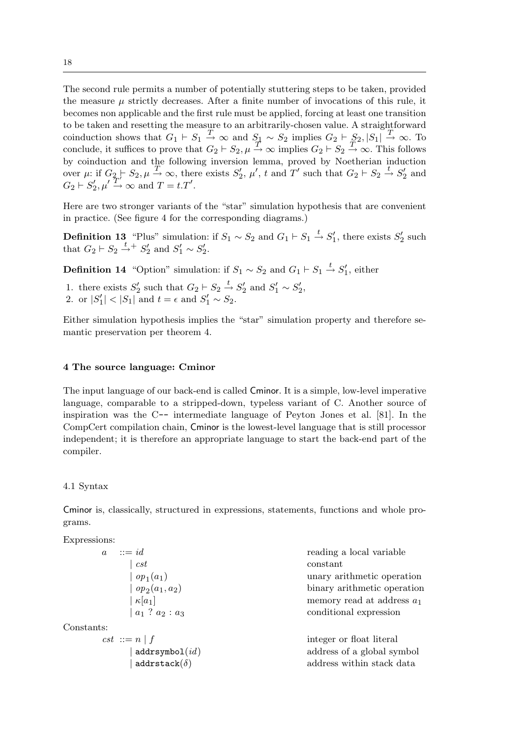The second rule permits a number of potentially stuttering steps to be taken, provided the measure $\mu$ strictly decreases. After a finite number of invocations of this rule, it becomes non applicable and the first rule must be applied, forcing at least one transition to be taken and resetting the measure to an arbitrarily-chosen value. A straightforward coinduction shows that $G_1 \vdash S_1 \xrightarrow{T} \infty$ and $S_1 \sim S_2$ implies $G_2 \vdash S_2, |S_1| \xrightarrow{T} \infty$. To conclude, it suffices to prove that $G_2 \vdash S_2, \mu \xrightarrow{T} \infty$ implies $G_2 \vdash S_2 \xrightarrow{T} \infty$. This follows by coinduction and the following inversion lemma, proved by Noetherian induction over $\mu$: if $G_2 \vdash S_2, \mu \xrightarrow{T} \infty$, there exists $S_2'$, $\mu'$, $t$ and $T'$ such that $G_2 \vdash S_2 \xrightarrow{t} S_2'$ and $G_2 \vdash S_2', \mu' \xrightarrow{T'} \infty$ and $T = t.T'$.

Here are two stronger variants of the "star" simulation hypothesis that are convenient in practice. (See figure 4 for the corresponding diagrams.)

**Definition 13** "Plus" simulation: if $S_1 \sim S_2$ and $G_1 \vdash S_1 \xrightarrow{t} S_1'$, there exists $S_2'$ such that $G_2 \vdash S_2 \xrightarrow{t}{}^{+} S_2'$ and $S_1' \sim S_2'$.

**Definition 14** "Option" simulation: if $S_1 \sim S_2$ and $G_1 \vdash S_1 \xrightarrow{t} S_1'$, either

1. there exists $S_2'$ such that $G_2 \vdash S_2 \xrightarrow{t} S_2'$ and $S_1' \sim S_2'$,
2. or $|S_1'| < |S_1|$ and $t = \epsilon$ and $S_1' \sim S_2$.

Either simulation hypothesis implies the "star" simulation property and therefore semantic preservation per theorem 4.

## 4 The source language: Cminor

The input language of our back-end is called Cminor. It is a simple, low-level imperative language, comparable to a stripped-down, typeless variant of C. Another source of inspiration was the C-- intermediate language of Peyton Jones et al. [81]. In the CompCert compilation chain, Cminor is the lowest-level language that is still processor independent; it is therefore an appropriate language to start the back-end part of the compiler.

### 4.1 Syntax

Cminor is, classically, structured in expressions, statements, functions and whole programs.

Expressions:

| | |
|---|---|
| $a ::= id$ | reading a local variable |
| $\mid cst$ | constant |
| $\mid op_1(a_1)$ | unary arithmetic operation |
| $\mid op_2(a_1, a_2)$ | binary arithmetic operation |
| $\mid \kappa[a_1]$ | memory read at address $a_1$ |
| $\mid a_1\ ?\ a_2 : a_3$ | conditional expression |

Constants:

| | |
|---|---|
| $cst ::= n \mid f$ | integer or float literal |
| $\mid$ `addrsymbol`$(id)$ | address of a global symbol |
| $\mid$ `addrstack`$(\delta)$ | address within stack data |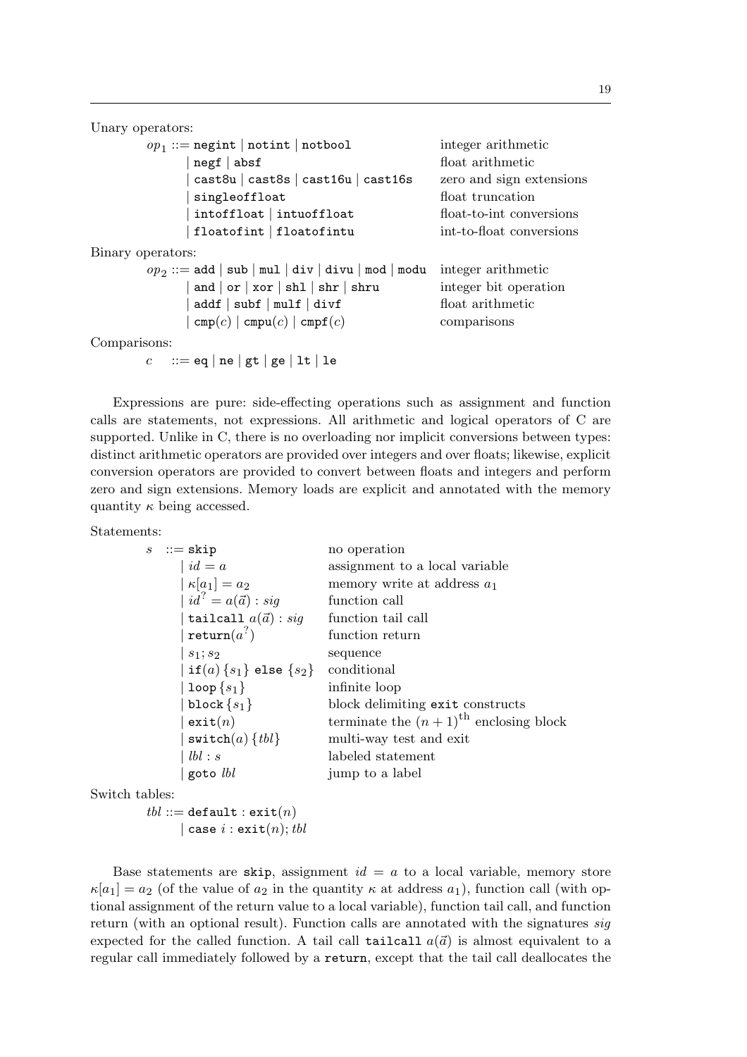Unary operators:

| | |
|---|---|
| $op_1$ ::= `negint` \| `notint` \| `notbool` | integer arithmetic |
| \| `negf` \| `absf` | float arithmetic |
| \| `cast8u` \| `cast8s` \| `cast16u` \| `cast16s` | zero and sign extensions |
| \| `singleoffloat` | float truncation |
| \| `intoffloat` \| `intuoffloat` | float-to-int conversions |
| \| `floatofint` \| `floatofintu` | int-to-float conversions |

Binary operators:

| | |
|---|---|
| $op_2$ ::= `add` \| `sub` \| `mul` \| `div` \| `divu` \| `mod` \| `modu` | integer arithmetic |
| \| `and` \| `or` \| `xor` \| `shl` \| `shr` \| `shru` | integer bit operation |
| \| `addf` \| `subf` \| `mulf` \| `divf` | float arithmetic |
| \| `cmp`($c$) \| `cmpu`($c$) \| `cmpf`($c$) | comparisons |

Comparisons:

$c$ ::= `eq` | `ne` | `gt` | `ge` | `lt` | `le`

Expressions are pure: side-effecting operations such as assignment and function calls are statements, not expressions. All arithmetic and logical operators of C are supported. Unlike in C, there is no overloading nor implicit conversions between types: distinct arithmetic operators are provided over integers and over floats; likewise, explicit conversion operators are provided to convert between floats and integers and perform zero and sign extensions. Memory loads are explicit and annotated with the memory quantity $\kappa$ being accessed.

Statements:

| | |
|---|---|
| $s$ ::= `skip` | no operation |
| \| $id = a$ | assignment to a local variable |
| \| $\kappa[a_1] = a_2$ | memory write at address $a_1$ |
| \| $id^? = a(\vec{a}) : sig$ | function call |
| \| `tailcall` $a(\vec{a}) : sig$ | function tail call |
| \| `return`($a^?$) | function return |
| \| $s_1; s_2$ | sequence |
| \| `if`($a$) $\{s_1\}$ `else` $\{s_2\}$ | conditional |
| \| `loop` $\{s_1\}$ | infinite loop |
| \| `block` $\{s_1\}$ | block delimiting `exit` constructs |
| \| `exit`($n$) | terminate the $(n+1)^{\text{th}}$ enclosing block |
| \| `switch`($a$) $\{tbl\}$ | multi-way test and exit |
| \| $lbl : s$ | labeled statement |
| \| `goto` $lbl$ | jump to a label |

Switch tables:

$tbl$ ::= `default` : `exit`($n$)
  | `case` $i$ : `exit`($n$); $tbl$

Base statements are `skip`, assignment $id = a$ to a local variable, memory store $\kappa[a_1] = a_2$ (of the value of $a_2$ in the quantity $\kappa$ at address $a_1$), function call (with optional assignment of the return value to a local variable), function tail call, and function return (with an optional result). Function calls are annotated with the signatures $sig$ expected for the called function. A tail call `tailcall` $a(\vec{a})$ is almost equivalent to a regular call immediately followed by a `return`, except that the tail call deallocates the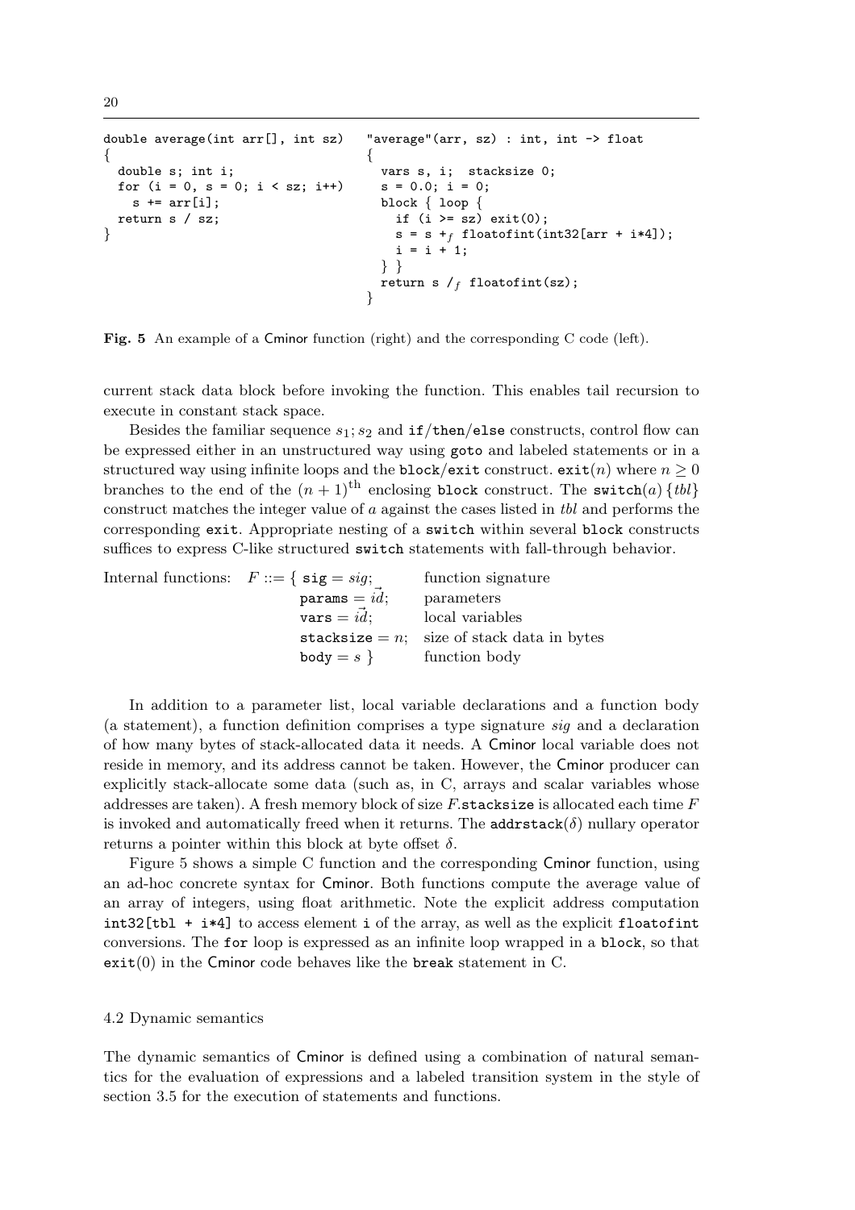```
double average(int arr[], int sz)
{
  double s; int i;
  for (i = 0, s = 0; i < sz; i++)
    s += arr[i];
  return s / sz;
}
```

```
"average"(arr, sz) : int, int -> float
{
  vars s, i;  stacksize 0;
  s = 0.0; i = 0;
  block { loop {
    if (i >= sz) exit(0);
    s = s +f floatofint(int32[arr + i*4]);
    i = i + 1;
  } }
  return s /f floatofint(sz);
}
```

**Fig. 5** An example of a Cminor function (right) and the corresponding C code (left).

current stack data block before invoking the function. This enables tail recursion to execute in constant stack space.

Besides the familiar sequence $s_1; s_2$ and `if`/`then`/`else` constructs, control flow can be expressed either in an unstructured way using `goto` and labeled statements or in a structured way using infinite loops and the `block`/`exit` construct. $\texttt{exit}(n)$ where $n \geq 0$ branches to the end of the $(n+1)^{\text{th}}$ enclosing `block` construct. The $\texttt{switch}(a)\,\{tbl\}$ construct matches the integer value of $a$ against the cases listed in *tbl* and performs the corresponding `exit`. Appropriate nesting of a `switch` within several `block` constructs suffices to express C-like structured `switch` statements with fall-through behavior.

$$
\begin{array}{llll}
\text{Internal functions:} & F ::= \{\ \texttt{sig} = sig; & & \text{function signature} \\
 & \quad \texttt{params} = \vec{id}; & & \text{parameters} \\
 & \quad \texttt{vars} = \vec{id}; & & \text{local variables} \\
 & \quad \texttt{stacksize} = n; & & \text{size of stack data in bytes} \\
 & \quad \texttt{body} = s\ \} & & \text{function body}
\end{array}
$$

In addition to a parameter list, local variable declarations and a function body (a statement), a function definition comprises a type signature *sig* and a declaration of how many bytes of stack-allocated data it needs. A Cminor local variable does not reside in memory, and its address cannot be taken. However, the Cminor producer can explicitly stack-allocate some data (such as, in C, arrays and scalar variables whose addresses are taken). A fresh memory block of size $F.\texttt{stacksize}$ is allocated each time $F$ is invoked and automatically freed when it returns. The $\texttt{addrstack}(\delta)$ nullary operator returns a pointer within this block at byte offset $\delta$.

Figure 5 shows a simple C function and the corresponding Cminor function, using an ad-hoc concrete syntax for Cminor. Both functions compute the average value of an array of integers, using float arithmetic. Note the explicit address computation `int32[tbl + i*4]` to access element `i` of the array, as well as the explicit `floatofint` conversions. The `for` loop is expressed as an infinite loop wrapped in a `block`, so that $\texttt{exit}(0)$ in the Cminor code behaves like the `break` statement in C.

### 4.2 Dynamic semantics

The dynamic semantics of Cminor is defined using a combination of natural semantics for the evaluation of expressions and a labeled transition system in the style of section 3.5 for the execution of statements and functions.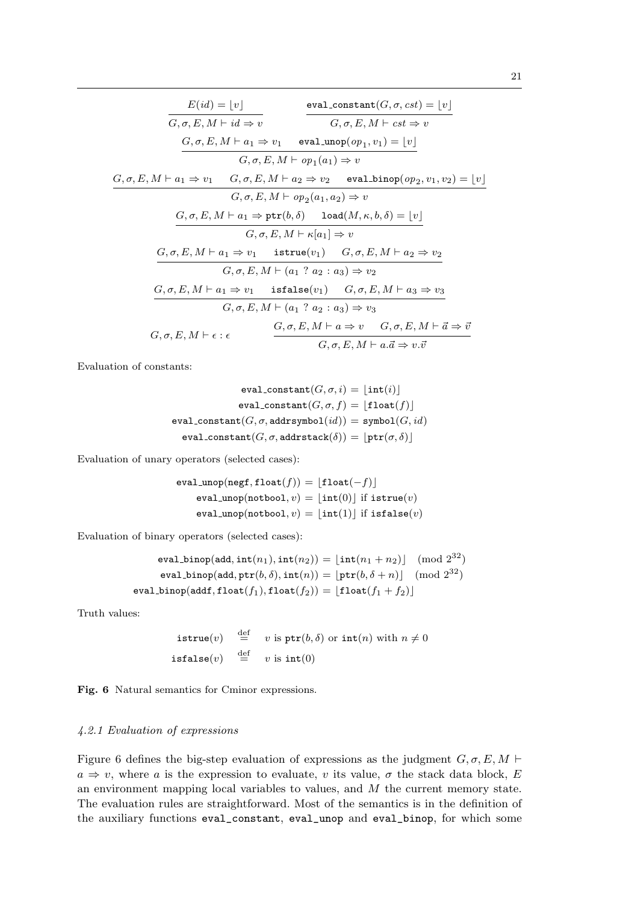$$\frac{E(id) = \lfloor v \rfloor}{G, \sigma, E, M \vdash id \Rightarrow v} \qquad \frac{\texttt{eval\_constant}(G, \sigma, cst) = \lfloor v \rfloor}{G, \sigma, E, M \vdash cst \Rightarrow v}$$

$$\frac{G, \sigma, E, M \vdash a_1 \Rightarrow v_1 \quad \texttt{eval\_unop}(op_1, v_1) = \lfloor v \rfloor}{G, \sigma, E, M \vdash op_1(a_1) \Rightarrow v}$$

$$\frac{G, \sigma, E, M \vdash a_1 \Rightarrow v_1 \quad G, \sigma, E, M \vdash a_2 \Rightarrow v_2 \quad \texttt{eval\_binop}(op_2, v_1, v_2) = \lfloor v \rfloor}{G, \sigma, E, M \vdash op_2(a_1, a_2) \Rightarrow v}$$

$$\frac{G, \sigma, E, M \vdash a_1 \Rightarrow \texttt{ptr}(b, \delta) \quad \texttt{load}(M, \kappa, b, \delta) = \lfloor v \rfloor}{G, \sigma, E, M \vdash \kappa[a_1] \Rightarrow v}$$

$$\frac{G, \sigma, E, M \vdash a_1 \Rightarrow v_1 \quad \texttt{istrue}(v_1) \quad G, \sigma, E, M \vdash a_2 \Rightarrow v_2}{G, \sigma, E, M \vdash (a_1 \ ? \ a_2 : a_3) \Rightarrow v_2}$$

$$\frac{G, \sigma, E, M \vdash a_1 \Rightarrow v_1 \quad \texttt{isfalse}(v_1) \quad G, \sigma, E, M \vdash a_3 \Rightarrow v_3}{G, \sigma, E, M \vdash (a_1 \ ? \ a_2 : a_3) \Rightarrow v_3}$$

$$G, \sigma, E, M \vdash \epsilon : \epsilon \qquad \frac{G, \sigma, E, M \vdash a \Rightarrow v \quad G, \sigma, E, M \vdash \vec{a} \Rightarrow \vec{v}}{G, \sigma, E, M \vdash a.\vec{a} \Rightarrow v.\vec{v}}$$

Evaluation of constants:

$$\begin{aligned}
\texttt{eval\_constant}(G, \sigma, i) &= \lfloor \texttt{int}(i) \rfloor \\
\texttt{eval\_constant}(G, \sigma, f) &= \lfloor \texttt{float}(f) \rfloor \\
\texttt{eval\_constant}(G, \sigma, \texttt{addrsymbol}(id)) &= \texttt{symbol}(G, id) \\
\texttt{eval\_constant}(G, \sigma, \texttt{addrstack}(\delta)) &= \lfloor \texttt{ptr}(\sigma, \delta) \rfloor
\end{aligned}$$

Evaluation of unary operators (selected cases):

$$\begin{aligned}
\texttt{eval\_unop}(\texttt{negf}, \texttt{float}(f)) &= \lfloor \texttt{float}(-f) \rfloor \\
\texttt{eval\_unop}(\texttt{notbool}, v) &= \lfloor \texttt{int}(0) \rfloor \text{ if } \texttt{istrue}(v) \\
\texttt{eval\_unop}(\texttt{notbool}, v) &= \lfloor \texttt{int}(1) \rfloor \text{ if } \texttt{isfalse}(v)
\end{aligned}$$

Evaluation of binary operators (selected cases):

$$\begin{aligned}
\texttt{eval\_binop}(\texttt{add}, \texttt{int}(n_1), \texttt{int}(n_2)) &= \lfloor \texttt{int}(n_1 + n_2) \rfloor \pmod{2^{32}} \\
\texttt{eval\_binop}(\texttt{add}, \texttt{ptr}(b, \delta), \texttt{int}(n)) &= \lfloor \texttt{ptr}(b, \delta + n) \rfloor \pmod{2^{32}} \\
\texttt{eval\_binop}(\texttt{addf}, \texttt{float}(f_1), \texttt{float}(f_2)) &= \lfloor \texttt{float}(f_1 + f_2) \rfloor
\end{aligned}$$

Truth values:

$$\begin{aligned}
\texttt{istrue}(v) &\stackrel{\text{def}}{=} v \text{ is } \texttt{ptr}(b, \delta) \text{ or } \texttt{int}(n) \text{ with } n \neq 0 \\
\texttt{isfalse}(v) &\stackrel{\text{def}}{=} v \text{ is } \texttt{int}(0)
\end{aligned}$$

**Fig. 6** Natural semantics for Cminor expressions.

#### *4.2.1 Evaluation of expressions*

Figure 6 defines the big-step evaluation of expressions as the judgment $G, \sigma, E, M \vdash a \Rightarrow v$, where $a$ is the expression to evaluate, $v$ its value, $\sigma$ the stack data block, $E$ an environment mapping local variables to values, and $M$ the current memory state. The evaluation rules are straightforward. Most of the semantics is in the definition of the auxiliary functions `eval_constant`, `eval_unop` and `eval_binop`, for which some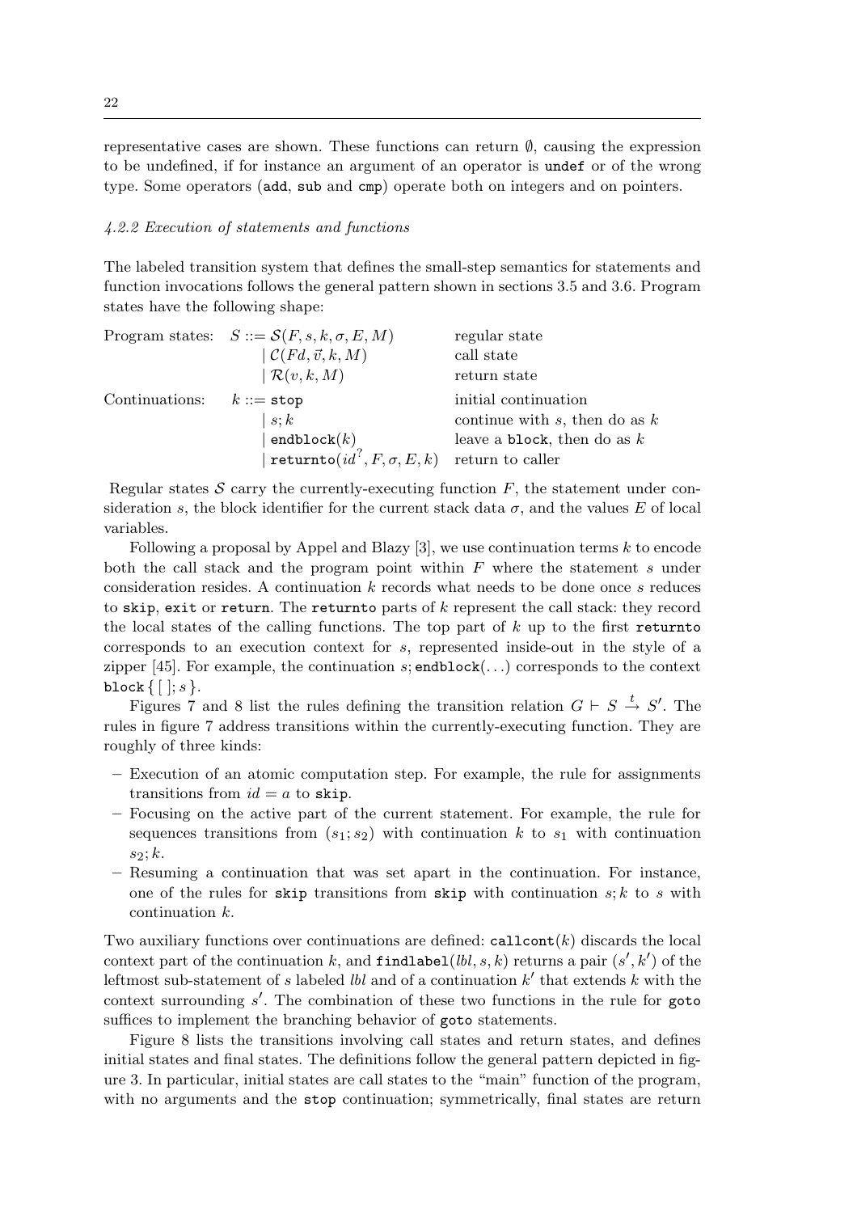representative cases are shown. These functions can return $\emptyset$, causing the expression to be undefined, if for instance an argument of an operator is `undef` or of the wrong type. Some operators (`add`, `sub` and `cmp`) operate both on integers and on pointers.

#### *4.2.2 Execution of statements and functions*

The labeled transition system that defines the small-step semantics for statements and function invocations follows the general pattern shown in sections 3.5 and 3.6. Program states have the following shape:

| | | |
|---|---|---|
| Program states: | $S ::= \mathcal{S}(F, s, k, \sigma, E, M)$ | regular state |
| | $\mid \mathcal{C}(Fd, \vec{v}, k, M)$ | call state |
| | $\mid \mathcal{R}(v, k, M)$ | return state |
| Continuations: | $k ::= \texttt{stop}$ | initial continuation |
| | $\mid s; k$ | continue with $s$, then do as $k$ |
| | $\mid \texttt{endblock}(k)$ | leave a `block`, then do as $k$ |
| | $\mid \texttt{returnto}(id^?, F, \sigma, E, k)$ | return to caller |

Regular states $\mathcal{S}$ carry the currently-executing function $F$, the statement under consideration $s$, the block identifier for the current stack data $\sigma$, and the values $E$ of local variables.

Following a proposal by Appel and Blazy [3], we use continuation terms $k$ to encode both the call stack and the program point within $F$ where the statement $s$ under consideration resides. A continuation $k$ records what needs to be done once $s$ reduces to `skip`, `exit` or `return`. The `returnto` parts of $k$ represent the call stack: they record the local states of the calling functions. The top part of $k$ up to the first `returnto` corresponds to an execution context for $s$, represented inside-out in the style of a zipper [45]. For example, the continuation $s; \texttt{endblock}(\ldots)$ corresponds to the context $\texttt{block}\,\{\,[\,]; s\,\}$.

Figures 7 and 8 list the rules defining the transition relation $G \vdash S \xrightarrow{t} S'$. The rules in figure 7 address transitions within the currently-executing function. They are roughly of three kinds:

- Execution of an atomic computation step. For example, the rule for assignments transitions from $id = a$ to `skip`.
- Focusing on the active part of the current statement. For example, the rule for sequences transitions from $(s_1; s_2)$ with continuation $k$ to $s_1$ with continuation $s_2; k$.
- Resuming a continuation that was set apart in the continuation. For instance, one of the rules for `skip` transitions from `skip` with continuation $s; k$ to $s$ with continuation $k$.

Two auxiliary functions over continuations are defined: $\texttt{callcont}(k)$ discards the local context part of the continuation $k$, and $\texttt{findlabel}(lbl, s, k)$ returns a pair $(s', k')$ of the leftmost sub-statement of $s$ labeled $lbl$ and of a continuation $k'$ that extends $k$ with the context surrounding $s'$. The combination of these two functions in the rule for `goto` suffices to implement the branching behavior of `goto` statements.

Figure 8 lists the transitions involving call states and return states, and defines initial states and final states. The definitions follow the general pattern depicted in figure 3. In particular, initial states are call states to the "main" function of the program, with no arguments and the `stop` continuation; symmetrically, final states are return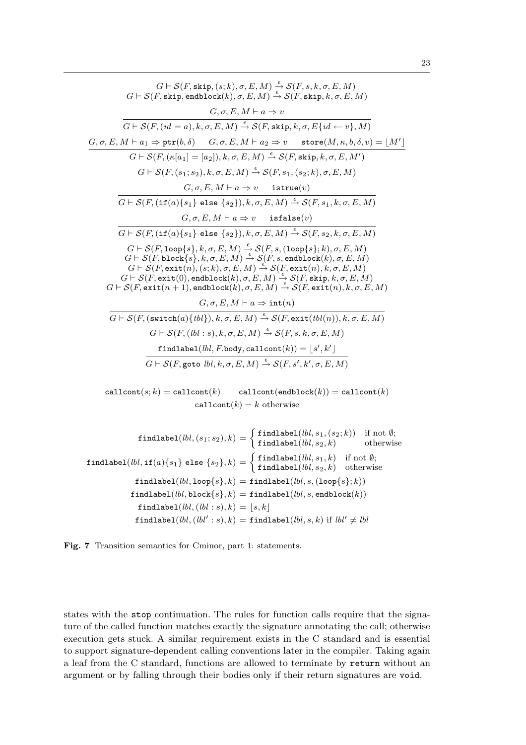$$G \vdash \mathcal{S}(F, \texttt{skip}, (s; k), \sigma, E, M) \xrightarrow{\epsilon} \mathcal{S}(F, s, k, \sigma, E, M)$$
$$G \vdash \mathcal{S}(F, \texttt{skip}, \texttt{endblock}(k), \sigma, E, M) \xrightarrow{\epsilon} \mathcal{S}(F, \texttt{skip}, k, \sigma, E, M)$$

$$\frac{G, \sigma, E, M \vdash a \Rightarrow v}{G \vdash \mathcal{S}(F, (id = a), k, \sigma, E, M) \xrightarrow{\epsilon} \mathcal{S}(F, \texttt{skip}, k, \sigma, E\{id \leftarrow v\}, M)}$$

$$\frac{G, \sigma, E, M \vdash a_1 \Rightarrow \texttt{ptr}(b, \delta) \quad G, \sigma, E, M \vdash a_2 \Rightarrow v \quad \texttt{store}(M, \kappa, b, \delta, v) = \lfloor M' \rfloor}{G \vdash \mathcal{S}(F, (\kappa[a_1] = [a_2]), k, \sigma, E, M) \xrightarrow{\epsilon} \mathcal{S}(F, \texttt{skip}, k, \sigma, E, M')}$$

$$G \vdash \mathcal{S}(F, (s_1; s_2), k, \sigma, E, M) \xrightarrow{\epsilon} \mathcal{S}(F, s_1, (s_2; k), \sigma, E, M)$$

$$\frac{G, \sigma, E, M \vdash a \Rightarrow v \quad \texttt{istrue}(v)}{G \vdash \mathcal{S}(F, (\texttt{if}(a)\{s_1\} \texttt{ else } \{s_2\}), k, \sigma, E, M) \xrightarrow{\epsilon} \mathcal{S}(F, s_1, k, \sigma, E, M)}$$

$$\frac{G, \sigma, E, M \vdash a \Rightarrow v \quad \texttt{isfalse}(v)}{G \vdash \mathcal{S}(F, (\texttt{if}(a)\{s_1\} \texttt{ else } \{s_2\}), k, \sigma, E, M) \xrightarrow{\epsilon} \mathcal{S}(F, s_2, k, \sigma, E, M)}$$

$$G \vdash \mathcal{S}(F, \texttt{loop}\{s\}, k, \sigma, E, M) \xrightarrow{\epsilon} \mathcal{S}(F, s, (\texttt{loop}\{s\}; k), \sigma, E, M)$$
$$G \vdash \mathcal{S}(F, \texttt{block}\{s\}, k, \sigma, E, M) \xrightarrow{\epsilon} \mathcal{S}(F, s, \texttt{endblock}(k), \sigma, E, M)$$
$$G \vdash \mathcal{S}(F, \texttt{exit}(n), (s; k), \sigma, E, M) \xrightarrow{\epsilon} \mathcal{S}(F, \texttt{exit}(n), k, \sigma, E, M)$$
$$G \vdash \mathcal{S}(F, \texttt{exit}(0), \texttt{endblock}(k), \sigma, E, M) \xrightarrow{\epsilon} \mathcal{S}(F, \texttt{skip}, k, \sigma, E, M)$$
$$G \vdash \mathcal{S}(F, \texttt{exit}(n+1), \texttt{endblock}(k), \sigma, E, M) \xrightarrow{\epsilon} \mathcal{S}(F, \texttt{exit}(n), k, \sigma, E, M)$$

$$\frac{G, \sigma, E, M \vdash a \Rightarrow \texttt{int}(n)}{G \vdash \mathcal{S}(F, (\texttt{switch}(a)\{tbl\}), k, \sigma, E, M) \xrightarrow{\epsilon} \mathcal{S}(F, \texttt{exit}(tbl(n)), k, \sigma, E, M)}$$

$$G \vdash \mathcal{S}(F, (lbl : s), k, \sigma, E, M) \xrightarrow{\epsilon} \mathcal{S}(F, s, k, \sigma, E, M)$$

$$\frac{\texttt{findlabel}(lbl, F.\texttt{body}, \texttt{callcont}(k)) = \lfloor s', k' \rfloor}{G \vdash \mathcal{S}(F, \texttt{goto } lbl, k, \sigma, E, M) \xrightarrow{\epsilon} \mathcal{S}(F, s', k', \sigma, E, M)}$$

$$\texttt{callcont}(s; k) = \texttt{callcont}(k) \qquad \texttt{callcont}(\texttt{endblock}(k)) = \texttt{callcont}(k)$$
$$\texttt{callcont}(k) = k \text{ otherwise}$$

$$\texttt{findlabel}(lbl, (s_1; s_2), k) = \begin{cases} \texttt{findlabel}(lbl, s_1, (s_2; k)) & \text{if not } \emptyset; \\ \texttt{findlabel}(lbl, s_2, k) & \text{otherwise} \end{cases}$$
$$\texttt{findlabel}(lbl, \texttt{if}(a)\{s_1\} \texttt{ else } \{s_2\}, k) = \begin{cases} \texttt{findlabel}(lbl, s_1, k) & \text{if not } \emptyset; \\ \texttt{findlabel}(lbl, s_2, k) & \text{otherwise} \end{cases}$$
$$\texttt{findlabel}(lbl, \texttt{loop}\{s\}, k) = \texttt{findlabel}(lbl, s, (\texttt{loop}\{s\}; k))$$
$$\texttt{findlabel}(lbl, \texttt{block}\{s\}, k) = \texttt{findlabel}(lbl, s, \texttt{endblock}(k))$$
$$\texttt{findlabel}(lbl, (lbl : s), k) = \lfloor s, k \rfloor$$
$$\texttt{findlabel}(lbl, (lbl' : s), k) = \texttt{findlabel}(lbl, s, k) \text{ if } lbl' \neq lbl$$

**Fig. 7** Transition semantics for Cminor, part 1: statements.

states with the `stop` continuation. The rules for function calls require that the signature of the called function matches exactly the signature annotating the call; otherwise execution gets stuck. A similar requirement exists in the C standard and is essential to support signature-dependent calling conventions later in the compiler. Taking again a leaf from the C standard, functions are allowed to terminate by `return` without an argument or by falling through their bodies only if their return signatures are `void`.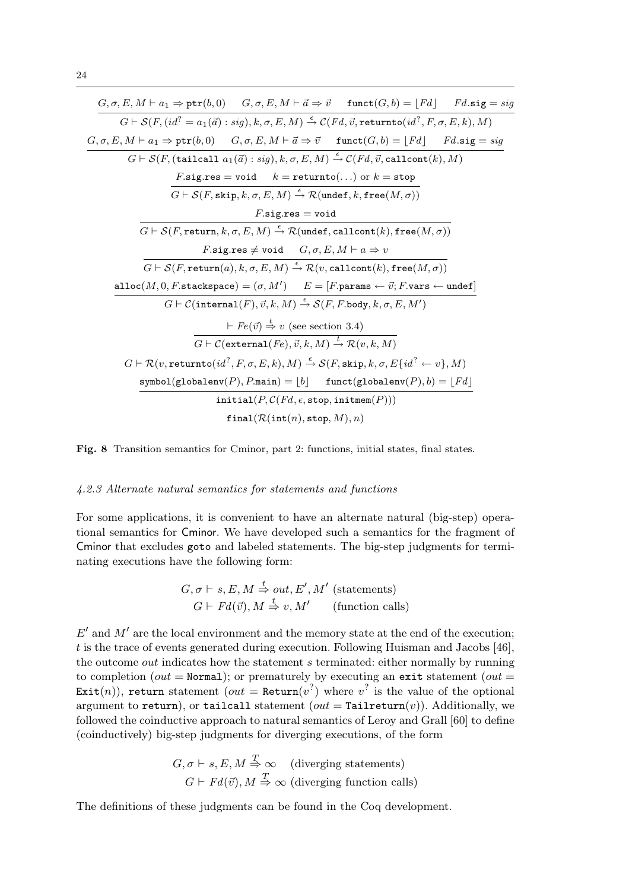$$\frac{G, \sigma, E, M \vdash a_1 \Rightarrow \mathtt{ptr}(b, 0) \qquad G, \sigma, E, M \vdash \vec{a} \Rightarrow \vec{v} \qquad \mathtt{funct}(G, b) = \lfloor Fd \rfloor \qquad Fd.\mathtt{sig} = sig}{G \vdash \mathcal{S}(F, (id^? = a_1(\vec{a}) : sig), k, \sigma, E, M) \xrightarrow{\epsilon} \mathcal{C}(Fd, \vec{v}, \mathtt{returnto}(id^?, F, \sigma, E, k), M)}$$

$$\frac{G, \sigma, E, M \vdash a_1 \Rightarrow \mathtt{ptr}(b, 0) \qquad G, \sigma, E, M \vdash \vec{a} \Rightarrow \vec{v} \qquad \mathtt{funct}(G, b) = \lfloor Fd \rfloor \qquad Fd.\mathtt{sig} = sig}{G \vdash \mathcal{S}(F, (\mathtt{tailcall}\ a_1(\vec{a}) : sig), k, \sigma, E, M) \xrightarrow{\epsilon} \mathcal{C}(Fd, \vec{v}, \mathtt{callcont}(k), M)}$$

$$\frac{F.\mathtt{sig}.\mathtt{res} = \mathtt{void} \qquad k = \mathtt{returnto}(\ldots) \text{ or } k = \mathtt{stop}}{G \vdash \mathcal{S}(F, \mathtt{skip}, k, \sigma, E, M) \xrightarrow{\epsilon} \mathcal{R}(\mathtt{undef}, k, \mathtt{free}(M, \sigma))}$$

$$\frac{F.\mathtt{sig}.\mathtt{res} = \mathtt{void}}{G \vdash \mathcal{S}(F, \mathtt{return}, k, \sigma, E, M) \xrightarrow{\epsilon} \mathcal{R}(\mathtt{undef}, \mathtt{callcont}(k), \mathtt{free}(M, \sigma))}$$

$$\frac{F.\mathtt{sig}.\mathtt{res} \neq \mathtt{void} \qquad G, \sigma, E, M \vdash a \Rightarrow v}{G \vdash \mathcal{S}(F, \mathtt{return}(a), k, \sigma, E, M) \xrightarrow{\epsilon} \mathcal{R}(v, \mathtt{callcont}(k), \mathtt{free}(M, \sigma))}$$

$$\frac{\mathtt{alloc}(M, 0, F.\mathtt{stackspace}) = (\sigma, M') \qquad E = [F.\mathtt{params} \leftarrow \vec{v}; F.\mathtt{vars} \leftarrow \mathtt{undef}]}{G \vdash \mathcal{C}(\mathtt{internal}(F), \vec{v}, k, M) \xrightarrow{\epsilon} \mathcal{S}(F, F.\mathtt{body}, k, \sigma, E, M')}$$

$$\frac{\vdash Fe(\vec{v}) \overset{t}{\Rightarrow} v \text{ (see section 3.4)}}{G \vdash \mathcal{C}(\mathtt{external}(Fe), \vec{v}, k, M) \xrightarrow{t} \mathcal{R}(v, k, M)}$$

$$G \vdash \mathcal{R}(v, \mathtt{returnto}(id^?, F, \sigma, E, k), M) \xrightarrow{\epsilon} \mathcal{S}(F, \mathtt{skip}, k, \sigma, E\{id^? \leftarrow v\}, M)$$

$$\frac{\mathtt{symbol}(\mathtt{globalenv}(P), P.\mathtt{main}) = \lfloor b \rfloor \qquad \mathtt{funct}(\mathtt{globalenv}(P), b) = \lfloor Fd \rfloor}{\mathtt{initial}(P, \mathcal{C}(Fd, \epsilon, \mathtt{stop}, \mathtt{initmem}(P)))}$$

$$\mathtt{final}(\mathcal{R}(\mathtt{int}(n), \mathtt{stop}, M), n)$$

**Fig. 8** Transition semantics for Cminor, part 2: functions, initial states, final states.

#### *4.2.3 Alternate natural semantics for statements and functions*

For some applications, it is convenient to have an alternate natural (big-step) operational semantics for Cminor. We have developed such a semantics for the fragment of Cminor that excludes goto and labeled statements. The big-step judgments for terminating executions have the following form:

$$\begin{array}{ll} G, \sigma \vdash s, E, M \overset{t}{\Rightarrow} out, E', M' & \text{(statements)} \\ G \vdash Fd(\vec{v}), M \overset{t}{\Rightarrow} v, M' & \text{(function calls)} \end{array}$$

$E'$ and $M'$ are the local environment and the memory state at the end of the execution; $t$ is the trace of events generated during execution. Following Huisman and Jacobs [46], the outcome $out$ indicates how the statement $s$ terminated: either normally by running to completion ($out = \mathtt{Normal}$); or prematurely by executing an exit statement ($out = \mathtt{Exit}(n)$), return statement ($out = \mathtt{Return}(v^?)$ where $v^?$ is the value of the optional argument to return), or tailcall statement ($out = \mathtt{Tailreturn}(v)$). Additionally, we followed the coinductive approach to natural semantics of Leroy and Grall [60] to define (coinductively) big-step judgments for diverging executions, of the form

$$\begin{array}{ll} G, \sigma \vdash s, E, M \overset{T}{\Rightarrow} \infty & \text{(diverging statements)} \\ G \vdash Fd(\vec{v}), M \overset{T}{\Rightarrow} \infty & \text{(diverging function calls)} \end{array}$$

The definitions of these judgments can be found in the Coq development.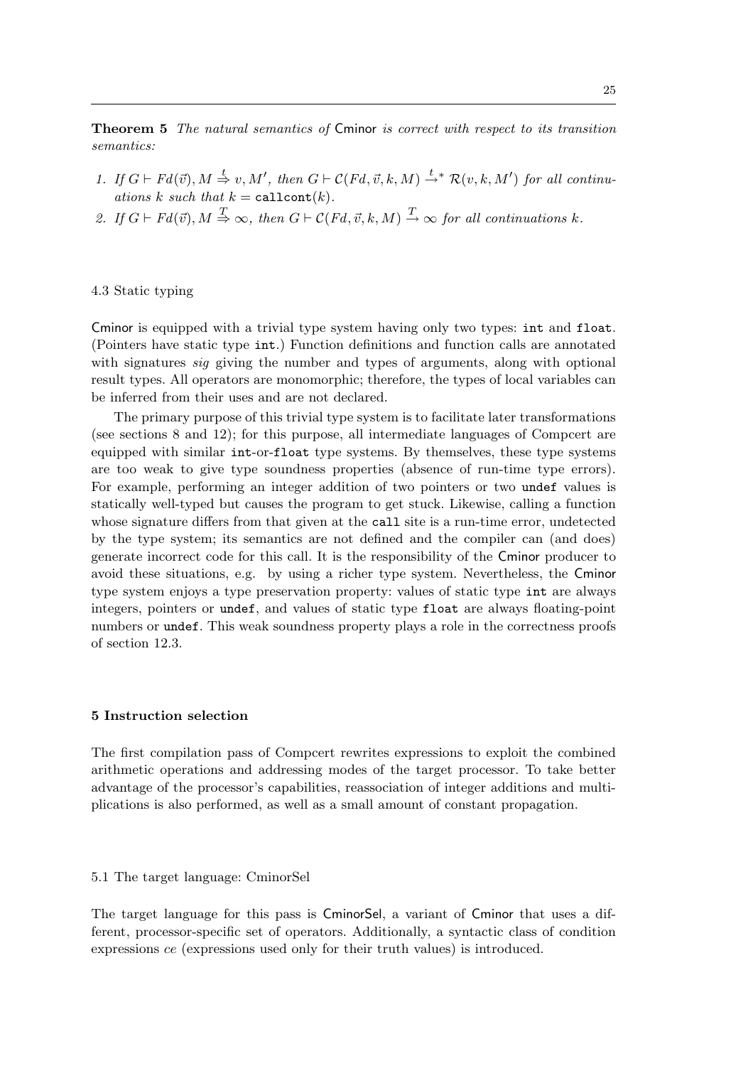**Theorem 5** *The natural semantics of* Cminor *is correct with respect to its transition semantics:*

1. *If* $G \vdash Fd(\vec{v}), M \stackrel{t}{\Rightarrow} v, M'$, *then* $G \vdash \mathcal{C}(Fd, \vec{v}, k, M) \stackrel{t}{\rightarrow}^{*} \mathcal{R}(v, k, M')$ *for all continuations* $k$ *such that* $k = \mathtt{callcont}(k)$.
2. *If* $G \vdash Fd(\vec{v}), M \stackrel{T}{\Rightarrow} \infty$, *then* $G \vdash \mathcal{C}(Fd, \vec{v}, k, M) \stackrel{T}{\rightarrow} \infty$ *for all continuations* $k$.

### 4.3 Static typing

Cminor is equipped with a trivial type system having only two types: `int` and `float`. (Pointers have static type `int`.) Function definitions and function calls are annotated with signatures *sig* giving the number and types of arguments, along with optional result types. All operators are monomorphic; therefore, the types of local variables can be inferred from their uses and are not declared.

The primary purpose of this trivial type system is to facilitate later transformations (see sections 8 and 12); for this purpose, all intermediate languages of Compcert are equipped with similar `int`-or-`float` type systems. By themselves, these type systems are too weak to give type soundness properties (absence of run-time type errors). For example, performing an integer addition of two pointers or two `undef` values is statically well-typed but causes the program to get stuck. Likewise, calling a function whose signature differs from that given at the `call` site is a run-time error, undetected by the type system; its semantics are not defined and the compiler can (and does) generate incorrect code for this call. It is the responsibility of the Cminor producer to avoid these situations, e.g. by using a richer type system. Nevertheless, the Cminor type system enjoys a type preservation property: values of static type `int` are always integers, pointers or `undef`, and values of static type `float` are always floating-point numbers or `undef`. This weak soundness property plays a role in the correctness proofs of section 12.3.

## 5 Instruction selection

The first compilation pass of Compcert rewrites expressions to exploit the combined arithmetic operations and addressing modes of the target processor. To take better advantage of the processor's capabilities, reassociation of integer additions and multiplications is also performed, as well as a small amount of constant propagation.

### 5.1 The target language: CminorSel

The target language for this pass is CminorSel, a variant of Cminor that uses a different, processor-specific set of operators. Additionally, a syntactic class of condition expressions *ce* (expressions used only for their truth values) is introduced.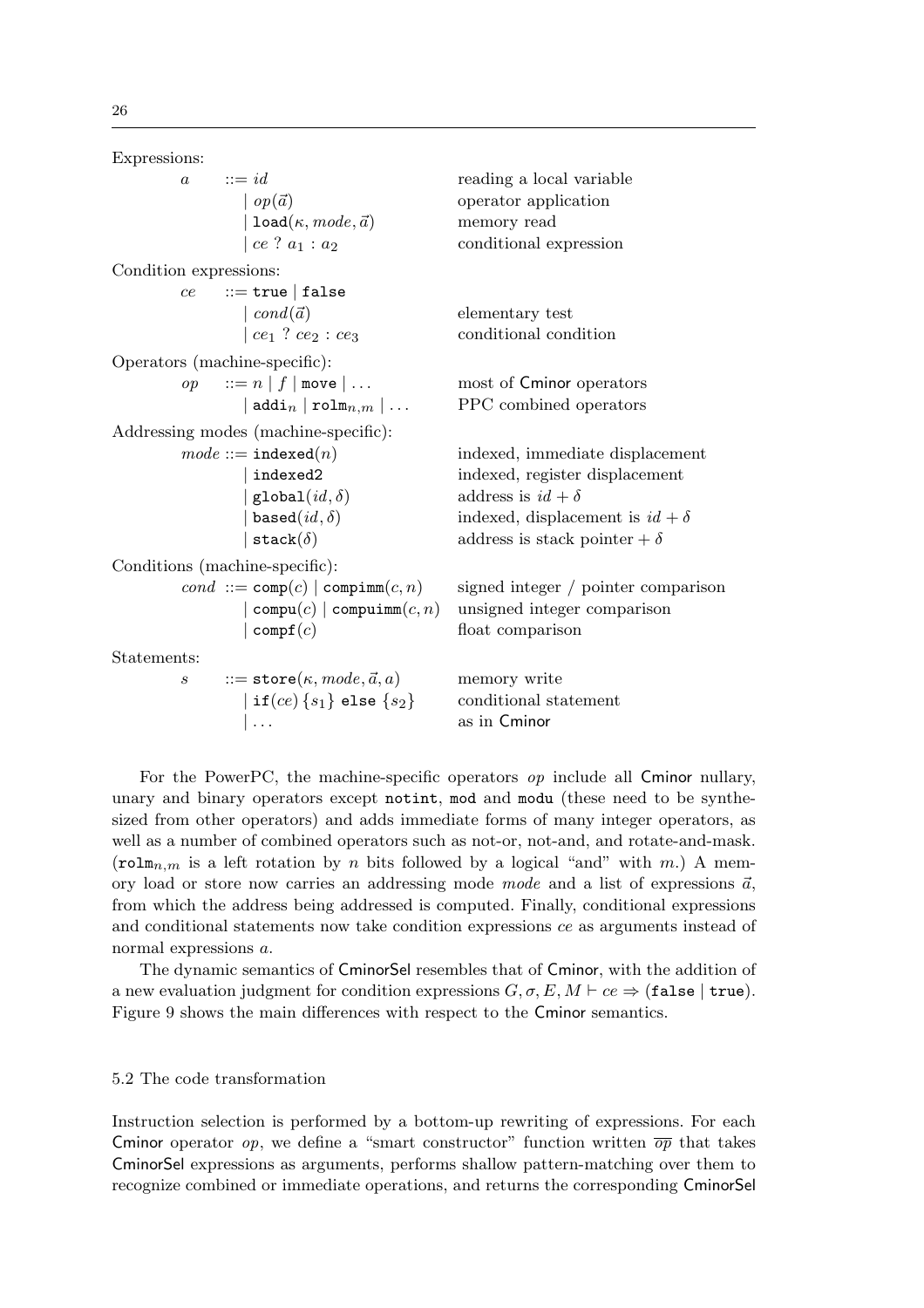Expressions:

| | | |
|---|---|---|
| $a$ | $::= id$ | reading a local variable |
| | $\mid op(\vec{a})$ | operator application |
| | $\mid \texttt{load}(\kappa, mode, \vec{a})$ | memory read |
| | $\mid ce \ ? \ a_1 : a_2$ | conditional expression |

Condition expressions:

| | | |
|---|---|---|
| $ce$ | $::= \texttt{true} \mid \texttt{false}$ | |
| | $\mid cond(\vec{a})$ | elementary test |
| | $\mid ce_1 \ ? \ ce_2 : ce_3$ | conditional condition |

Operators (machine-specific):

| | | |
|---|---|---|
| $op$ | $::= n \mid f \mid \texttt{move} \mid \ldots$ | most of Cminor operators |
| | $\mid \texttt{addi}_n \mid \texttt{rolm}_{n,m} \mid \ldots$ | PPC combined operators |

Addressing modes (machine-specific):

| | | |
|---|---|---|
| $mode$ | $::= \texttt{indexed}(n)$ | indexed, immediate displacement |
| | $\mid \texttt{indexed2}$ | indexed, register displacement |
| | $\mid \texttt{global}(id, \delta)$ | address is $id + \delta$ |
| | $\mid \texttt{based}(id, \delta)$ | indexed, displacement is $id + \delta$ |
| | $\mid \texttt{stack}(\delta)$ | address is stack pointer $+ \delta$ |

Conditions (machine-specific):

| | | |
|---|---|---|
| $cond$ | $::= \texttt{comp}(c) \mid \texttt{compimm}(c, n)$ | signed integer / pointer comparison |
| | $\mid \texttt{compu}(c) \mid \texttt{compuimm}(c, n)$ | unsigned integer comparison |
| | $\mid \texttt{compf}(c)$ | float comparison |

Statements:

| | | |
|---|---|---|
| $s$ | $::= \texttt{store}(\kappa, mode, \vec{a}, a)$ | memory write |
| | $\mid \texttt{if}(ce) \, \{s_1\} \, \texttt{else} \, \{s_2\}$ | conditional statement |
| | $\mid \ldots$ | as in Cminor |

For the PowerPC, the machine-specific operators $op$ include all Cminor nullary, unary and binary operators except `notint`, `mod` and `modu` (these need to be synthesized from other operators) and adds immediate forms of many integer operators, as well as a number of combined operators such as not-or, not-and, and rotate-and-mask. ($\texttt{rolm}_{n,m}$ is a left rotation by $n$ bits followed by a logical "and" with $m$.) A memory load or store now carries an addressing mode $mode$ and a list of expressions $\vec{a}$, from which the address being addressed is computed. Finally, conditional expressions and conditional statements now take condition expressions $ce$ as arguments instead of normal expressions $a$.

The dynamic semantics of CminorSel resembles that of Cminor, with the addition of a new evaluation judgment for condition expressions $G, \sigma, E, M \vdash ce \Rightarrow (\texttt{false} \mid \texttt{true})$. Figure 9 shows the main differences with respect to the Cminor semantics.

### 5.2 The code transformation

Instruction selection is performed by a bottom-up rewriting of expressions. For each Cminor operator $op$, we define a "smart constructor" function written $\overline{op}$ that takes CminorSel expressions as arguments, performs shallow pattern-matching over them to recognize combined or immediate operations, and returns the corresponding CminorSel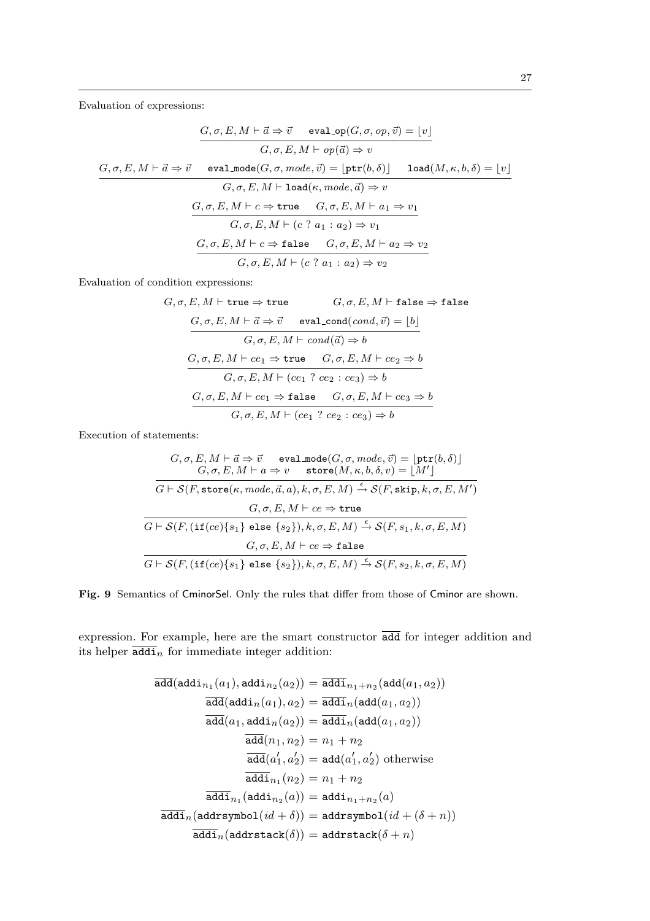Evaluation of expressions:

$$\frac{G, \sigma, E, M \vdash \vec{a} \Rightarrow \vec{v} \qquad \texttt{eval\_op}(G, \sigma, op, \vec{v}) = \lfloor v \rfloor}{G, \sigma, E, M \vdash op(\vec{a}) \Rightarrow v}$$

$$\frac{G, \sigma, E, M \vdash \vec{a} \Rightarrow \vec{v} \qquad \texttt{eval\_mode}(G, \sigma, mode, \vec{v}) = \lfloor \texttt{ptr}(b, \delta) \rfloor \qquad \texttt{load}(M, \kappa, b, \delta) = \lfloor v \rfloor}{G, \sigma, E, M \vdash \texttt{load}(\kappa, mode, \vec{a}) \Rightarrow v}$$

$$\frac{G, \sigma, E, M \vdash c \Rightarrow \texttt{true} \qquad G, \sigma, E, M \vdash a_1 \Rightarrow v_1}{G, \sigma, E, M \vdash (c\ ?\ a_1 : a_2) \Rightarrow v_1}$$

$$\frac{G, \sigma, E, M \vdash c \Rightarrow \texttt{false} \qquad G, \sigma, E, M \vdash a_2 \Rightarrow v_2}{G, \sigma, E, M \vdash (c\ ?\ a_1 : a_2) \Rightarrow v_2}$$

Evaluation of condition expressions:

$$G, \sigma, E, M \vdash \texttt{true} \Rightarrow \texttt{true} \qquad\qquad G, \sigma, E, M \vdash \texttt{false} \Rightarrow \texttt{false}$$

$$\frac{G, \sigma, E, M \vdash \vec{a} \Rightarrow \vec{v} \qquad \texttt{eval\_cond}(cond, \vec{v}) = \lfloor b \rfloor}{G, \sigma, E, M \vdash cond(\vec{a}) \Rightarrow b}$$

$$\frac{G, \sigma, E, M \vdash ce_1 \Rightarrow \texttt{true} \qquad G, \sigma, E, M \vdash ce_2 \Rightarrow b}{G, \sigma, E, M \vdash (ce_1\ ?\ ce_2 : ce_3) \Rightarrow b}$$

$$\frac{G, \sigma, E, M \vdash ce_1 \Rightarrow \texttt{false} \qquad G, \sigma, E, M \vdash ce_3 \Rightarrow b}{G, \sigma, E, M \vdash (ce_1\ ?\ ce_2 : ce_3) \Rightarrow b}$$

Execution of statements:

$$\frac{\begin{array}{c} G, \sigma, E, M \vdash \vec{a} \Rightarrow \vec{v} \qquad \texttt{eval\_mode}(G, \sigma, mode, \vec{v}) = \lfloor \texttt{ptr}(b, \delta) \rfloor \\ G, \sigma, E, M \vdash a \Rightarrow v \qquad \texttt{store}(M, \kappa, b, \delta, v) = \lfloor M' \rfloor \end{array}}{G \vdash \mathcal{S}(F, \texttt{store}(\kappa, mode, \vec{a}, a), k, \sigma, E, M) \xrightarrow{\epsilon} \mathcal{S}(F, \texttt{skip}, k, \sigma, E, M')}$$

$$\frac{G, \sigma, E, M \vdash ce \Rightarrow \texttt{true}}{G \vdash \mathcal{S}(F, (\texttt{if}(ce)\{s_1\}\ \texttt{else}\ \{s_2\}), k, \sigma, E, M) \xrightarrow{\epsilon} \mathcal{S}(F, s_1, k, \sigma, E, M)}$$

$$\frac{G, \sigma, E, M \vdash ce \Rightarrow \texttt{false}}{G \vdash \mathcal{S}(F, (\texttt{if}(ce)\{s_1\}\ \texttt{else}\ \{s_2\}), k, \sigma, E, M) \xrightarrow{\epsilon} \mathcal{S}(F, s_2, k, \sigma, E, M)}$$

**Fig. 9** Semantics of CminorSel. Only the rules that differ from those of Cminor are shown.

expression. For example, here are the smart constructor $\overline{\texttt{add}}$ for integer addition and its helper $\overline{\texttt{addi}}_n$ for immediate integer addition:

$$\begin{aligned}
\overline{\texttt{add}}(\texttt{addi}_{n_1}(a_1), \texttt{addi}_{n_2}(a_2)) &= \overline{\texttt{addi}}_{n_1+n_2}(\texttt{add}(a_1, a_2)) \\
\overline{\texttt{add}}(\texttt{addi}_n(a_1), a_2) &= \overline{\texttt{addi}}_n(\texttt{add}(a_1, a_2)) \\
\overline{\texttt{add}}(a_1, \texttt{addi}_n(a_2)) &= \overline{\texttt{addi}}_n(\texttt{add}(a_1, a_2)) \\
\overline{\texttt{add}}(n_1, n_2) &= n_1 + n_2 \\
\overline{\texttt{add}}(a'_1, a'_2) &= \texttt{add}(a'_1, a'_2) \text{ otherwise} \\
\overline{\texttt{addi}}_{n_1}(n_2) &= n_1 + n_2 \\
\overline{\texttt{addi}}_{n_1}(\texttt{addi}_{n_2}(a)) &= \texttt{addi}_{n_1+n_2}(a) \\
\overline{\texttt{addi}}_n(\texttt{addrsymbol}(id + \delta)) &= \texttt{addrsymbol}(id + (\delta + n)) \\
\overline{\texttt{addi}}_n(\texttt{addrstack}(\delta)) &= \texttt{addrstack}(\delta + n)
\end{aligned}$$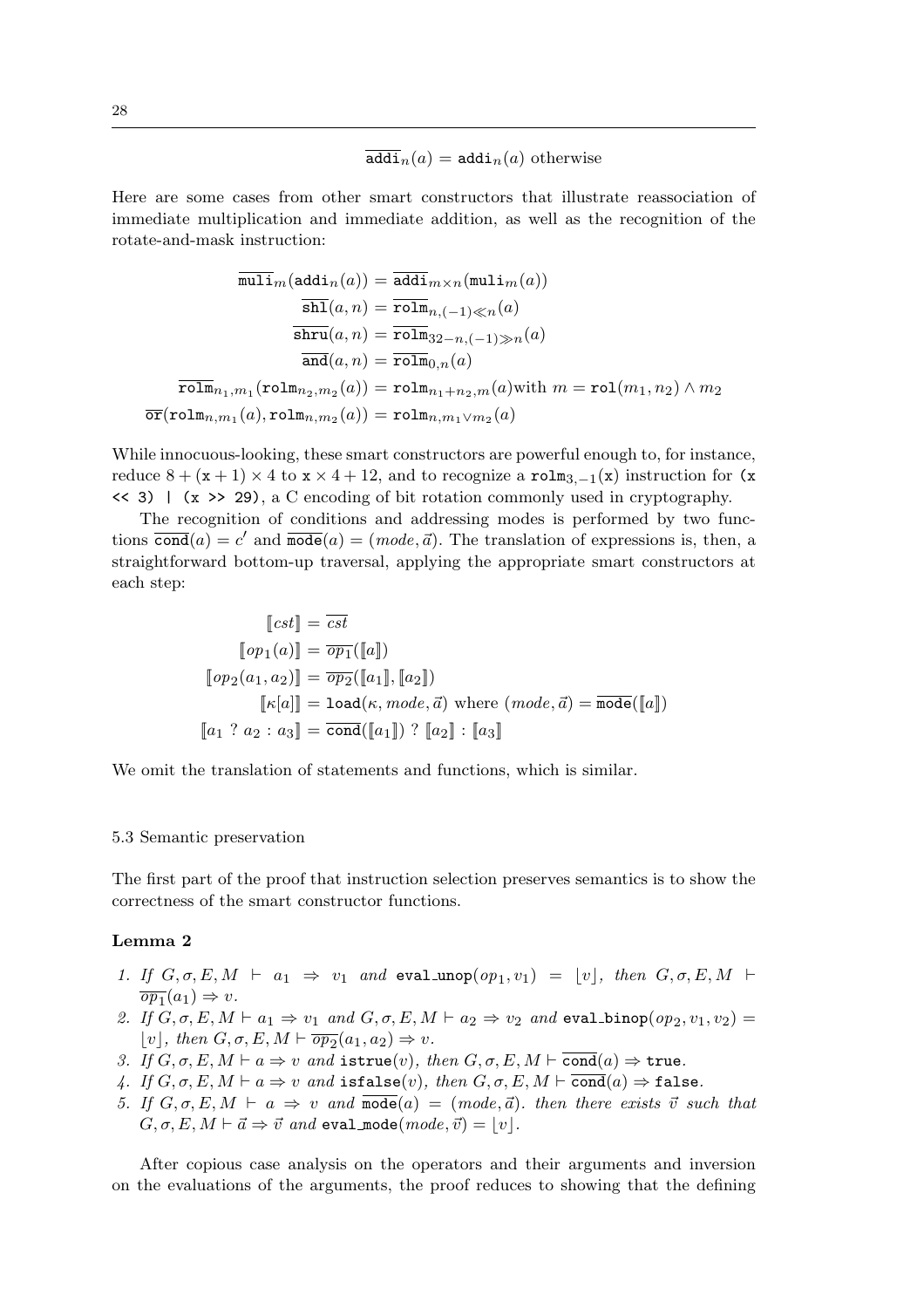$$\overline{\mathtt{addi}}_n(a) = \mathtt{addi}_n(a) \text{ otherwise}$$

Here are some cases from other smart constructors that illustrate reassociation of immediate multiplication and immediate addition, as well as the recognition of the rotate-and-mask instruction:

$$
\begin{aligned}
\overline{\mathtt{muli}}_m(\mathtt{addi}_n(a)) &= \overline{\mathtt{addi}}_{m\times n}(\overline{\mathtt{muli}}_m(a))\\
\overline{\mathtt{shl}}(a, n) &= \overline{\mathtt{rolm}}_{n,(-1)\ll n}(a)\\
\overline{\mathtt{shru}}(a, n) &= \overline{\mathtt{rolm}}_{32-n,(-1)\gg n}(a)\\
\overline{\mathtt{and}}(a, n) &= \overline{\mathtt{rolm}}_{0,n}(a)\\
\overline{\mathtt{rolm}}_{n_1,m_1}(\mathtt{rolm}_{n_2,m_2}(a)) &= \mathtt{rolm}_{n_1+n_2,m}(a) \text{with } m = \mathtt{rol}(m_1, n_2) \wedge m_2\\
\overline{\mathtt{or}}(\mathtt{rolm}_{n,m_1}(a), \mathtt{rolm}_{n,m_2}(a)) &= \mathtt{rolm}_{n,m_1\vee m_2}(a)
\end{aligned}
$$

While innocuous-looking, these smart constructors are powerful enough to, for instance, reduce $8 + (\mathtt{x} + 1) \times 4$ to $\mathtt{x} \times 4 + 12$, and to recognize a $\mathtt{rolm}_{3,-1}(\mathtt{x})$ instruction for `(x << 3) | (x >> 29)`, a C encoding of bit rotation commonly used in cryptography.

The recognition of conditions and addressing modes is performed by two functions $\overline{\mathtt{cond}}(a) = c'$ and $\overline{\mathtt{mode}}(a) = (mode, \vec{a})$. The translation of expressions is, then, a straightforward bottom-up traversal, applying the appropriate smart constructors at each step:

$$
\begin{aligned}
[\![cst]\!] &= \overline{cst}\\
[\![op_1(a)]\!] &= \overline{op_1}([\![a]\!])\\
[\![op_2(a_1, a_2)]\!] &= \overline{op_2}([\![a_1]\!], [\![a_2]\!])\\
[\![\kappa[a]]\!] &= \mathtt{load}(\kappa, mode, \vec{a}) \text{ where } (mode, \vec{a}) = \overline{\mathtt{mode}}([\![a]\!])\\
[\![a_1 \ ? \ a_2 : a_3]\!] &= \overline{\mathtt{cond}}([\![a_1]\!]) \ ? \ [\![a_2]\!] : [\![a_3]\!]
\end{aligned}
$$

We omit the translation of statements and functions, which is similar.

### 5.3 Semantic preservation

The first part of the proof that instruction selection preserves semantics is to show the correctness of the smart constructor functions.

**Lemma 2**

1. *If* $G, \sigma, E, M \vdash a_1 \Rightarrow v_1$ *and* $\mathtt{eval\_unop}(op_1, v_1) = \lfloor v \rfloor$, *then* $G, \sigma, E, M \vdash \overline{op_1}(a_1) \Rightarrow v$.
2. *If* $G, \sigma, E, M \vdash a_1 \Rightarrow v_1$ *and* $G, \sigma, E, M \vdash a_2 \Rightarrow v_2$ *and* $\mathtt{eval\_binop}(op_2, v_1, v_2) = \lfloor v \rfloor$, *then* $G, \sigma, E, M \vdash \overline{op_2}(a_1, a_2) \Rightarrow v$.
3. *If* $G, \sigma, E, M \vdash a \Rightarrow v$ *and* $\mathtt{istrue}(v)$, *then* $G, \sigma, E, M \vdash \overline{\mathtt{cond}}(a) \Rightarrow \mathtt{true}$.
4. *If* $G, \sigma, E, M \vdash a \Rightarrow v$ *and* $\mathtt{isfalse}(v)$, *then* $G, \sigma, E, M \vdash \overline{\mathtt{cond}}(a) \Rightarrow \mathtt{false}$.
5. *If* $G, \sigma, E, M \vdash a \Rightarrow v$ *and* $\overline{\mathtt{mode}}(a) = (mode, \vec{a})$. *then there exists* $\vec{v}$ *such that* $G, \sigma, E, M \vdash \vec{a} \Rightarrow \vec{v}$ *and* $\mathtt{eval\_mode}(mode, \vec{v}) = \lfloor v \rfloor$.

After copious case analysis on the operators and their arguments and inversion on the evaluations of the arguments, the proof reduces to showing that the defining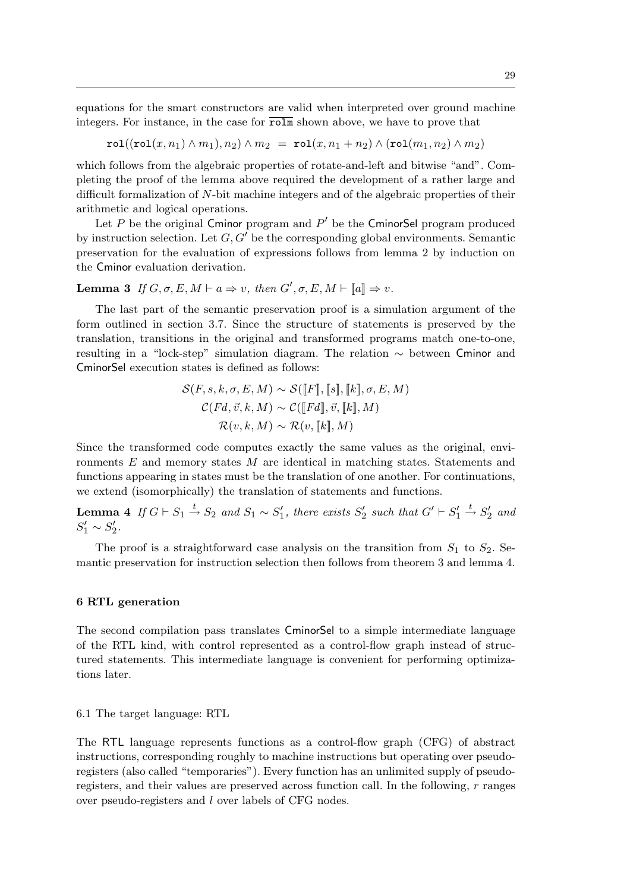equations for the smart constructors are valid when interpreted over ground machine integers. For instance, in the case for $\overline{\texttt{rolm}}$ shown above, we have to prove that

$$\texttt{rol}((\texttt{rol}(x, n_1) \wedge m_1), n_2) \wedge m_2 \;=\; \texttt{rol}(x, n_1 + n_2) \wedge (\texttt{rol}(m_1, n_2) \wedge m_2)$$

which follows from the algebraic properties of rotate-and-left and bitwise "and". Completing the proof of the lemma above required the development of a rather large and difficult formalization of $N$-bit machine integers and of the algebraic properties of their arithmetic and logical operations.

Let $P$ be the original Cminor program and $P'$ be the CminorSel program produced by instruction selection. Let $G, G'$ be the corresponding global environments. Semantic preservation for the evaluation of expressions follows from lemma 2 by induction on the Cminor evaluation derivation.

**Lemma 3** *If* $G, \sigma, E, M \vdash a \Rightarrow v$*, then* $G', \sigma, E, M \vdash [\![a]\!] \Rightarrow v$.

The last part of the semantic preservation proof is a simulation argument of the form outlined in section 3.7. Since the structure of statements is preserved by the translation, transitions in the original and transformed programs match one-to-one, resulting in a "lock-step" simulation diagram. The relation $\sim$ between Cminor and CminorSel execution states is defined as follows:

$$\mathcal{S}(F, s, k, \sigma, E, M) \sim \mathcal{S}([\![F]\!], [\![s]\!], [\![k]\!], \sigma, E, M)$$
$$\mathcal{C}(Fd, \vec{v}, k, M) \sim \mathcal{C}([\![Fd]\!], \vec{v}, [\![k]\!], M)$$
$$\mathcal{R}(v, k, M) \sim \mathcal{R}(v, [\![k]\!], M)$$

Since the transformed code computes exactly the same values as the original, environments $E$ and memory states $M$ are identical in matching states. Statements and functions appearing in states must be the translation of one another. For continuations, we extend (isomorphically) the translation of statements and functions.

**Lemma 4** *If* $G \vdash S_1 \xrightarrow{t} S_2$ *and* $S_1 \sim S_1'$*, there exists* $S_2'$ *such that* $G' \vdash S_1' \xrightarrow{t} S_2'$ *and* $S_1' \sim S_2'$.

The proof is a straightforward case analysis on the transition from $S_1$ to $S_2$. Semantic preservation for instruction selection then follows from theorem 3 and lemma 4.

## 6 RTL generation

The second compilation pass translates CminorSel to a simple intermediate language of the RTL kind, with control represented as a control-flow graph instead of structured statements. This intermediate language is convenient for performing optimizations later.

### 6.1 The target language: RTL

The RTL language represents functions as a control-flow graph (CFG) of abstract instructions, corresponding roughly to machine instructions but operating over pseudo-registers (also called "temporaries"). Every function has an unlimited supply of pseudo-registers, and their values are preserved across function call. In the following, $r$ ranges over pseudo-registers and $l$ over labels of CFG nodes.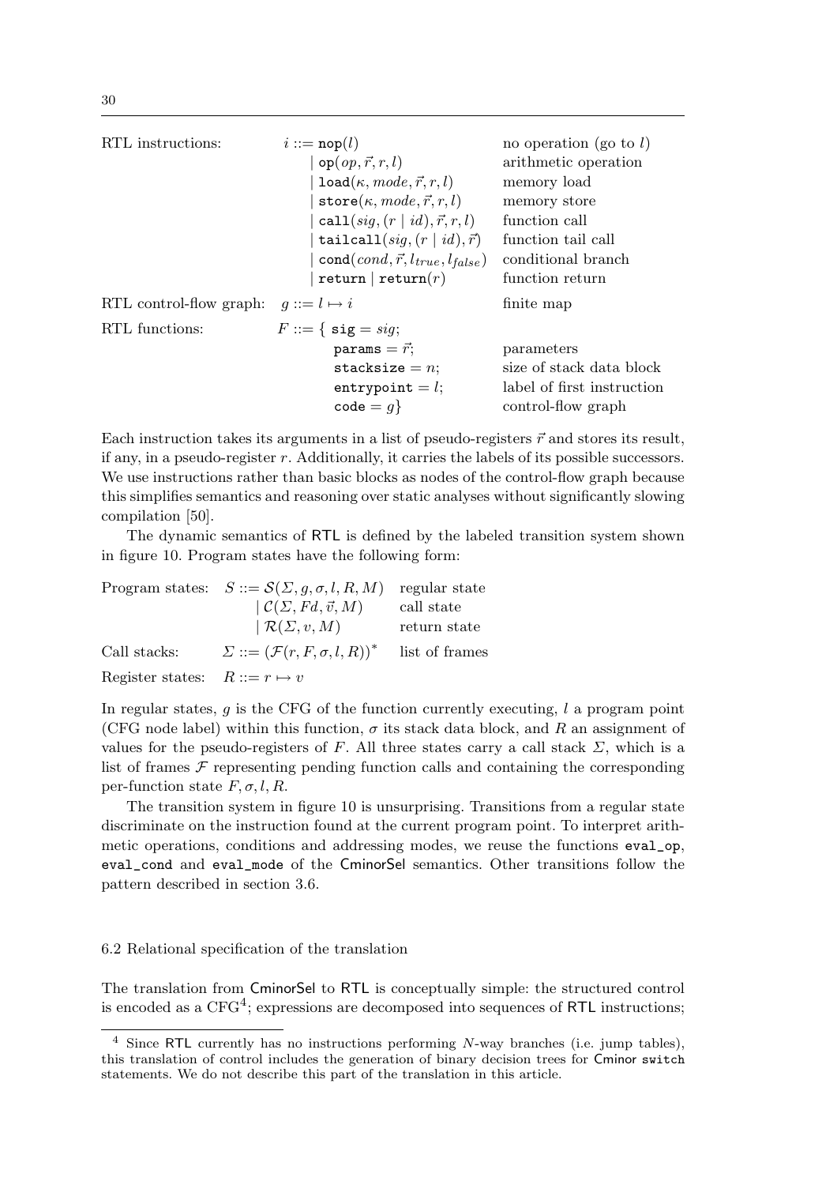| | | |
|---|---|---|
| RTL instructions: | $i ::= \texttt{nop}(l)$ | no operation (go to $l$) |
| | $\mid \texttt{op}(op, \vec{r}, r, l)$ | arithmetic operation |
| | $\mid \texttt{load}(\kappa, mode, \vec{r}, r, l)$ | memory load |
| | $\mid \texttt{store}(\kappa, mode, \vec{r}, r, l)$ | memory store |
| | $\mid \texttt{call}(sig, (r \mid id), \vec{r}, r, l)$ | function call |
| | $\mid \texttt{tailcall}(sig, (r \mid id), \vec{r})$ | function tail call |
| | $\mid \texttt{cond}(cond, \vec{r}, l_{true}, l_{false})$ | conditional branch |
| | $\mid \texttt{return} \mid \texttt{return}(r)$ | function return |
| RTL control-flow graph: | $g ::= l \mapsto i$ | finite map |
| RTL functions: | $F ::= \{ \texttt{sig} = sig;$ | |
| | $\texttt{params} = \vec{r};$ | parameters |
| | $\texttt{stacksize} = n;$ | size of stack data block |
| | $\texttt{entrypoint} = l;$ | label of first instruction |
| | $\texttt{code} = g \}$ | control-flow graph |

Each instruction takes its arguments in a list of pseudo-registers $\vec{r}$ and stores its result, if any, in a pseudo-register $r$. Additionally, it carries the labels of its possible successors. We use instructions rather than basic blocks as nodes of the control-flow graph because this simplifies semantics and reasoning over static analyses without significantly slowing compilation [50].

The dynamic semantics of RTL is defined by the labeled transition system shown in figure 10. Program states have the following form:

| | | |
|---|---|---|
| Program states: | $S ::= \mathcal{S}(\Sigma, g, \sigma, l, R, M)$ | regular state |
| | $\mid \mathcal{C}(\Sigma, Fd, \vec{v}, M)$ | call state |
| | $\mid \mathcal{R}(\Sigma, v, M)$ | return state |
| Call stacks: | $\Sigma ::= (\mathcal{F}(r, F, \sigma, l, R))^*$ | list of frames |
| Register states: | $R ::= r \mapsto v$ | |

In regular states, $g$ is the CFG of the function currently executing, $l$ a program point (CFG node label) within this function, $\sigma$ its stack data block, and $R$ an assignment of values for the pseudo-registers of $F$. All three states carry a call stack $\Sigma$, which is a list of frames $\mathcal{F}$ representing pending function calls and containing the corresponding per-function state $F, \sigma, l, R$.

The transition system in figure 10 is unsurprising. Transitions from a regular state discriminate on the instruction found at the current program point. To interpret arithmetic operations, conditions and addressing modes, we reuse the functions `eval_op`, `eval_cond` and `eval_mode` of the CminorSel semantics. Other transitions follow the pattern described in section 3.6.

### 6.2 Relational specification of the translation

The translation from CminorSel to RTL is conceptually simple: the structured control is encoded as a CFG[4]; expressions are decomposed into sequences of RTL instructions;

---

[4] Since RTL currently has no instructions performing $N$-way branches (i.e. jump tables), this translation of control includes the generation of binary decision trees for Cminor `switch` statements. We do not describe this part of the translation in this article.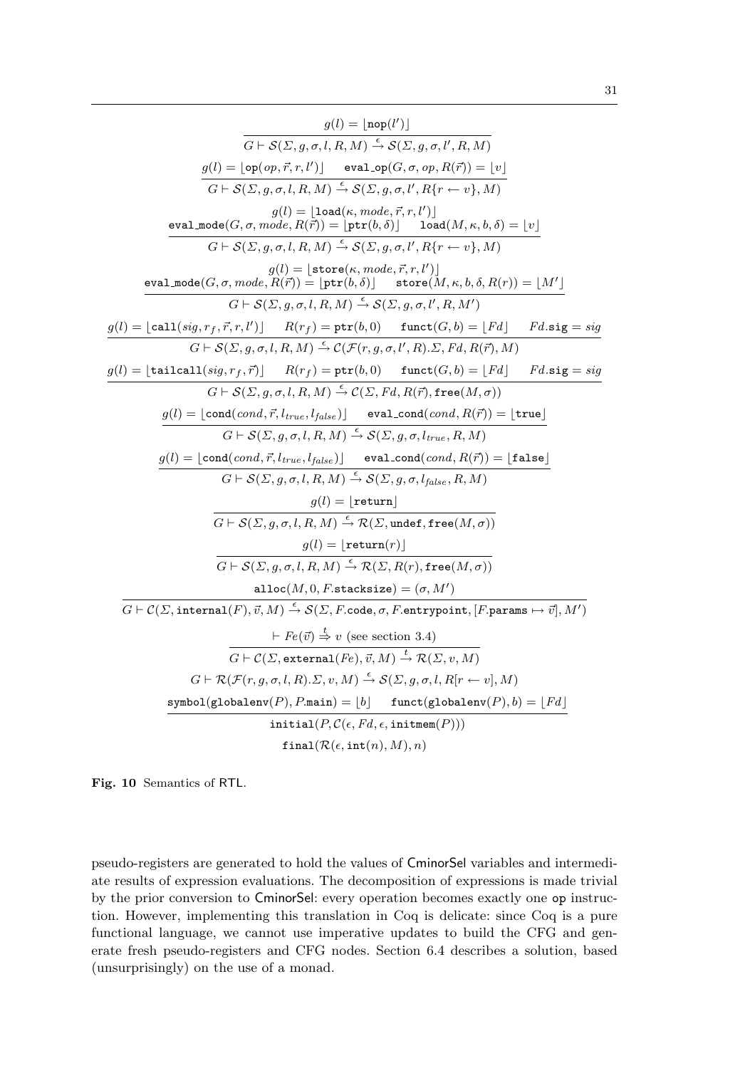$$\frac{g(l) = \lfloor \mathtt{nop}(l') \rfloor}{G \vdash \mathcal{S}(\Sigma, g, \sigma, l, R, M) \xrightarrow{\epsilon} \mathcal{S}(\Sigma, g, \sigma, l', R, M)}$$

$$\frac{g(l) = \lfloor \mathtt{op}(op, \vec{r}, r, l') \rfloor \qquad \mathtt{eval\_op}(G, \sigma, op, R(\vec{r})) = \lfloor v \rfloor}{G \vdash \mathcal{S}(\Sigma, g, \sigma, l, R, M) \xrightarrow{\epsilon} \mathcal{S}(\Sigma, g, \sigma, l', R\{r \leftarrow v\}, M)}$$

$$\frac{\begin{array}{c} g(l) = \lfloor \mathtt{load}(\kappa, mode, \vec{r}, r, l') \rfloor \\ \mathtt{eval\_mode}(G, \sigma, mode, R(\vec{r})) = \lfloor \mathtt{ptr}(b, \delta) \rfloor \qquad \mathtt{load}(M, \kappa, b, \delta) = \lfloor v \rfloor \end{array}}{G \vdash \mathcal{S}(\Sigma, g, \sigma, l, R, M) \xrightarrow{\epsilon} \mathcal{S}(\Sigma, g, \sigma, l', R\{r \leftarrow v\}, M)}$$

$$\frac{\begin{array}{c} g(l) = \lfloor \mathtt{store}(\kappa, mode, \vec{r}, r, l') \rfloor \\ \mathtt{eval\_mode}(G, \sigma, mode, R(\vec{r})) = \lfloor \mathtt{ptr}(b, \delta) \rfloor \qquad \mathtt{store}(M, \kappa, b, \delta, R(r)) = \lfloor M' \rfloor \end{array}}{G \vdash \mathcal{S}(\Sigma, g, \sigma, l, R, M) \xrightarrow{\epsilon} \mathcal{S}(\Sigma, g, \sigma, l', R, M')}$$

$$\frac{g(l) = \lfloor \mathtt{call}(sig, r_f, \vec{r}, r, l') \rfloor \qquad R(r_f) = \mathtt{ptr}(b, 0) \qquad \mathtt{funct}(G, b) = \lfloor Fd \rfloor \qquad Fd.\mathtt{sig} = sig}{G \vdash \mathcal{S}(\Sigma, g, \sigma, l, R, M) \xrightarrow{\epsilon} \mathcal{C}(\mathcal{F}(r, g, \sigma, l', R).\Sigma, Fd, R(\vec{r}), M)}$$

$$\frac{g(l) = \lfloor \mathtt{tailcall}(sig, r_f, \vec{r}) \rfloor \qquad R(r_f) = \mathtt{ptr}(b, 0) \qquad \mathtt{funct}(G, b) = \lfloor Fd \rfloor \qquad Fd.\mathtt{sig} = sig}{G \vdash \mathcal{S}(\Sigma, g, \sigma, l, R, M) \xrightarrow{\epsilon} \mathcal{C}(\Sigma, Fd, R(\vec{r}), \mathtt{free}(M, \sigma))}$$

$$\frac{g(l) = \lfloor \mathtt{cond}(cond, \vec{r}, l_{true}, l_{false}) \rfloor \qquad \mathtt{eval\_cond}(cond, R(\vec{r})) = \lfloor \mathtt{true} \rfloor}{G \vdash \mathcal{S}(\Sigma, g, \sigma, l, R, M) \xrightarrow{\epsilon} \mathcal{S}(\Sigma, g, \sigma, l_{true}, R, M)}$$

$$\frac{g(l) = \lfloor \mathtt{cond}(cond, \vec{r}, l_{true}, l_{false}) \rfloor \qquad \mathtt{eval\_cond}(cond, R(\vec{r})) = \lfloor \mathtt{false} \rfloor}{G \vdash \mathcal{S}(\Sigma, g, \sigma, l, R, M) \xrightarrow{\epsilon} \mathcal{S}(\Sigma, g, \sigma, l_{false}, R, M)}$$

$$\frac{g(l) = \lfloor \mathtt{return} \rfloor}{G \vdash \mathcal{S}(\Sigma, g, \sigma, l, R, M) \xrightarrow{\epsilon} \mathcal{R}(\Sigma, \mathtt{undef}, \mathtt{free}(M, \sigma))}$$

$$\frac{g(l) = \lfloor \mathtt{return}(r) \rfloor}{G \vdash \mathcal{S}(\Sigma, g, \sigma, l, R, M) \xrightarrow{\epsilon} \mathcal{R}(\Sigma, R(r), \mathtt{free}(M, \sigma))}$$

$$\frac{\mathtt{alloc}(M, 0, F.\mathtt{stacksize}) = (\sigma, M')}{G \vdash \mathcal{C}(\Sigma, \mathtt{internal}(F), \vec{v}, M) \xrightarrow{\epsilon} \mathcal{S}(\Sigma, F.\mathtt{code}, \sigma, F.\mathtt{entrypoint}, [F.\mathtt{params} \mapsto \vec{v}], M')}$$

$$\frac{\vdash Fe(\vec{v}) \stackrel{t}{\Rightarrow} v \text{ (see section 3.4)}}{G \vdash \mathcal{C}(\Sigma, \mathtt{external}(Fe), \vec{v}, M) \xrightarrow{t} \mathcal{R}(\Sigma, v, M)}$$

$$G \vdash \mathcal{R}(\mathcal{F}(r, g, \sigma, l, R).\Sigma, v, M) \xrightarrow{\epsilon} \mathcal{S}(\Sigma, g, \sigma, l, R[r \leftarrow v], M)$$

$$\frac{\mathtt{symbol}(\mathtt{globalenv}(P), P.\mathtt{main}) = \lfloor b \rfloor \qquad \mathtt{funct}(\mathtt{globalenv}(P), b) = \lfloor Fd \rfloor}{\mathtt{initial}(P, \mathcal{C}(\epsilon, Fd, \epsilon, \mathtt{initmem}(P)))}$$

$$\mathtt{final}(\mathcal{R}(\epsilon, \mathtt{int}(n), M), n)$$

**Fig. 10** Semantics of RTL.

pseudo-registers are generated to hold the values of CminorSel variables and intermediate results of expression evaluations. The decomposition of expressions is made trivial by the prior conversion to CminorSel: every operation becomes exactly one op instruction. However, implementing this translation in Coq is delicate: since Coq is a pure functional language, we cannot use imperative updates to build the CFG and generate fresh pseudo-registers and CFG nodes. Section 6.4 describes a solution, based (unsurprisingly) on the use of a monad.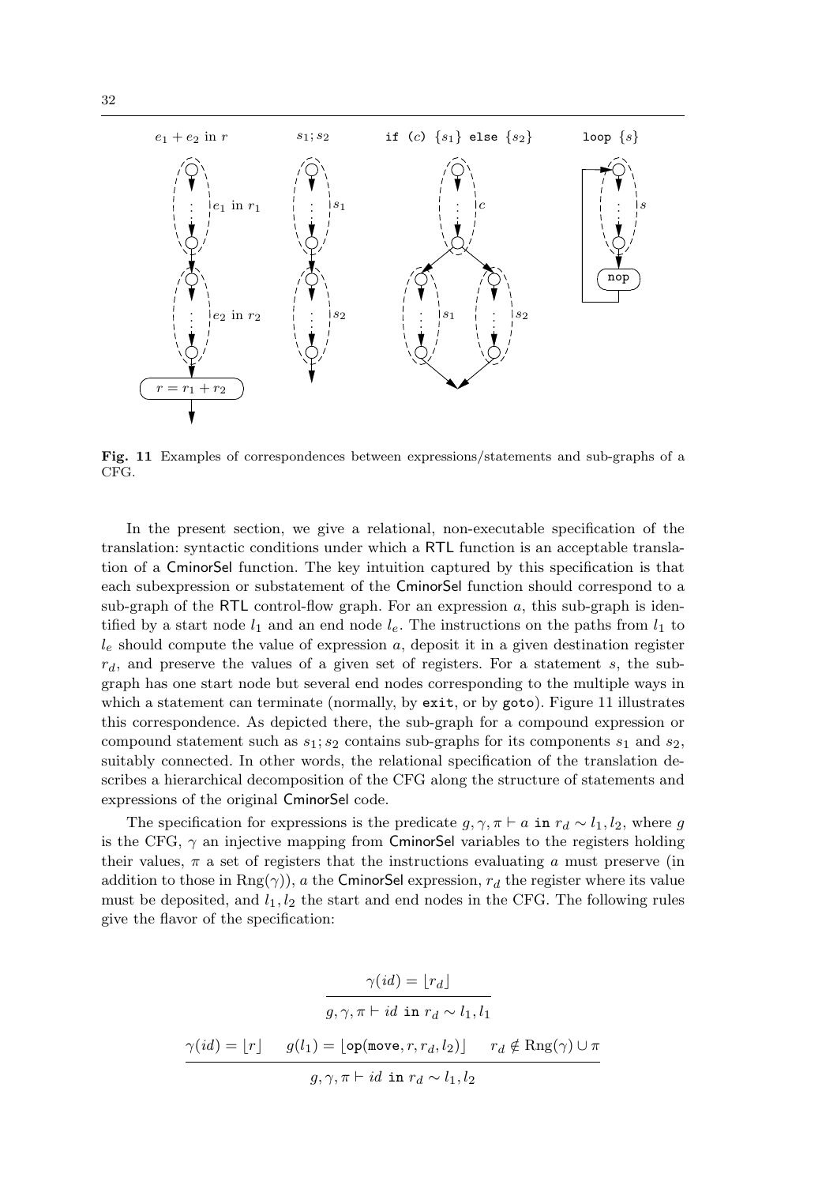Fig. 11 Examples of correspondences between expressions/statements and sub-graphs of a CFG.

In the present section, we give a relational, non-executable specification of the translation: syntactic conditions under which a RTL function is an acceptable translation of a CminorSel function. The key intuition captured by this specification is that each subexpression or substatement of the CminorSel function should correspond to a sub-graph of the RTL control-flow graph. For an expression $a$, this sub-graph is identified by a start node $l_1$ and an end node $l_e$. The instructions on the paths from $l_1$ to $l_e$ should compute the value of expression $a$, deposit it in a given destination register $r_d$, and preserve the values of a given set of registers. For a statement $s$, the sub-graph has one start node but several end nodes corresponding to the multiple ways in which a statement can terminate (normally, by `exit`, or by `goto`). Figure 11 illustrates this correspondence. As depicted there, the sub-graph for a compound expression or compound statement such as $s_1; s_2$ contains sub-graphs for its components $s_1$ and $s_2$, suitably connected. In other words, the relational specification of the translation describes a hierarchical decomposition of the CFG along the structure of statements and expressions of the original CminorSel code.

The specification for expressions is the predicate $g, \gamma, \pi \vdash a \texttt{ in } r_d \sim l_1, l_2$, where $g$ is the CFG, $\gamma$ an injective mapping from CminorSel variables to the registers holding their values, $\pi$ a set of registers that the instructions evaluating $a$ must preserve (in addition to those in $\text{Rng}(\gamma)$), $a$ the CminorSel expression, $r_d$ the register where its value must be deposited, and $l_1, l_2$ the start and end nodes in the CFG. The following rules give the flavor of the specification:

$$\frac{\gamma(id) = \lfloor r_d \rfloor}{g, \gamma, \pi \vdash id \texttt{ in } r_d \sim l_1, l_1}$$

$$\frac{\gamma(id) = \lfloor r \rfloor \qquad g(l_1) = \lfloor \texttt{op}(\texttt{move}, r, r_d, l_2) \rfloor \qquad r_d \notin \text{Rng}(\gamma) \cup \pi}{g, \gamma, \pi \vdash id \texttt{ in } r_d \sim l_1, l_2}$$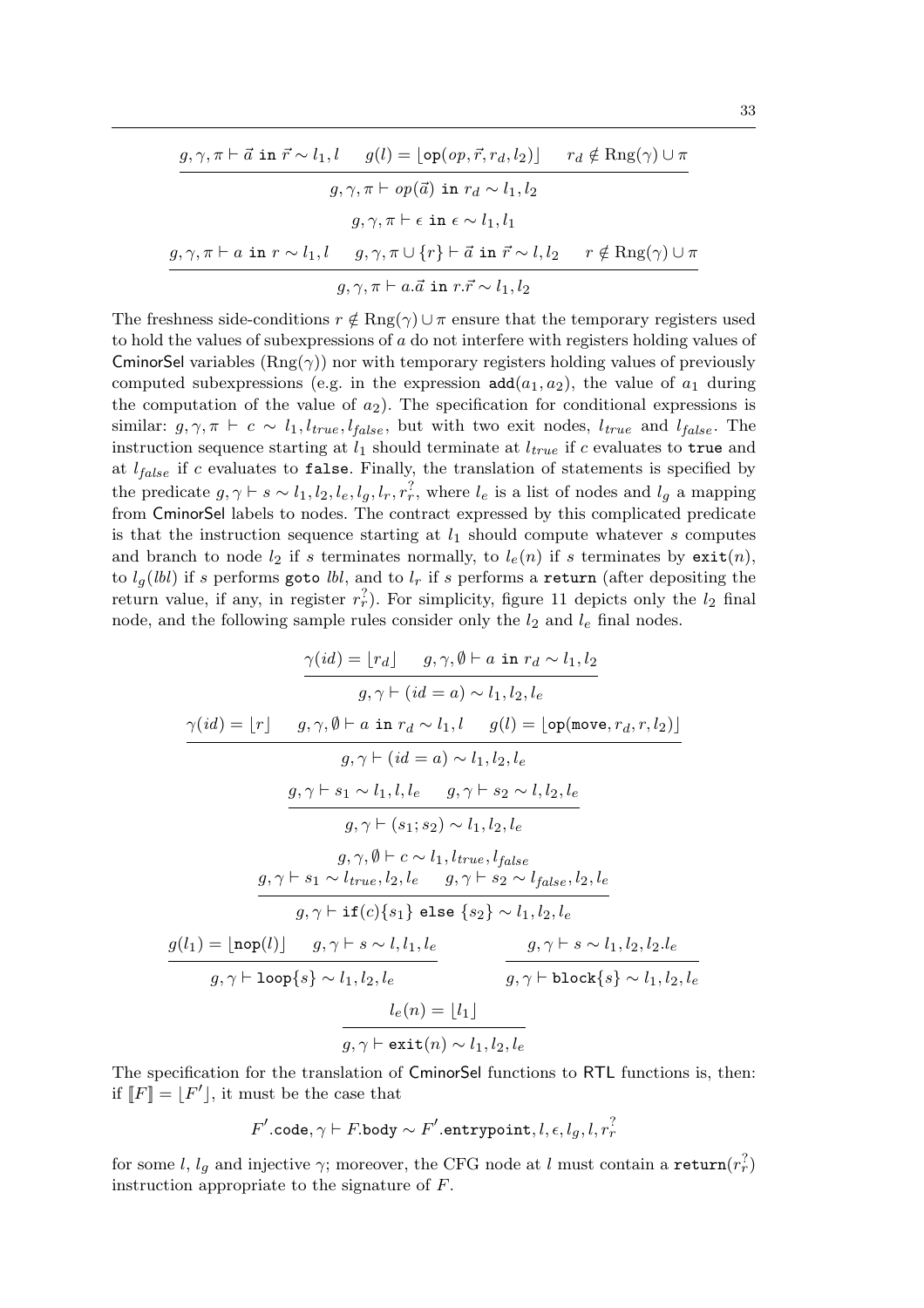$$\frac{g, \gamma, \pi \vdash \vec{a}\ \mathtt{in}\ \vec{r} \sim l_1, l \qquad g(l) = \lfloor \mathtt{op}(op, \vec{r}, r_d, l_2) \rfloor \qquad r_d \notin \mathrm{Rng}(\gamma) \cup \pi}{g, \gamma, \pi \vdash op(\vec{a})\ \mathtt{in}\ r_d \sim l_1, l_2}$$

$$g, \gamma, \pi \vdash \epsilon\ \mathtt{in}\ \epsilon \sim l_1, l_1$$

$$\frac{g, \gamma, \pi \vdash a\ \mathtt{in}\ r \sim l_1, l \qquad g, \gamma, \pi \cup \{r\} \vdash \vec{a}\ \mathtt{in}\ \vec{r} \sim l, l_2 \qquad r \notin \mathrm{Rng}(\gamma) \cup \pi}{g, \gamma, \pi \vdash a.\vec{a}\ \mathtt{in}\ r.\vec{r} \sim l_1, l_2}$$

The freshness side-conditions $r \notin \mathrm{Rng}(\gamma) \cup \pi$ ensure that the temporary registers used to hold the values of subexpressions of $a$ do not interfere with registers holding values of CminorSel variables ($\mathrm{Rng}(\gamma)$) nor with temporary registers holding values of previously computed subexpressions (e.g. in the expression $\mathtt{add}(a_1, a_2)$, the value of $a_1$ during the computation of the value of $a_2$). The specification for conditional expressions is similar: $g, \gamma, \pi \vdash c \sim l_1, l_{true}, l_{false}$, but with two exit nodes, $l_{true}$ and $l_{false}$. The instruction sequence starting at $l_1$ should terminate at $l_{true}$ if $c$ evaluates to $\mathtt{true}$ and at $l_{false}$ if $c$ evaluates to $\mathtt{false}$. Finally, the translation of statements is specified by the predicate $g, \gamma \vdash s \sim l_1, l_2, l_e, l_g, l_r, r_r^?$, where $l_e$ is a list of nodes and $l_g$ a mapping from CminorSel labels to nodes. The contract expressed by this complicated predicate is that the instruction sequence starting at $l_1$ should compute whatever $s$ computes and branch to node $l_2$ if $s$ terminates normally, to $l_e(n)$ if $s$ terminates by $\mathtt{exit}(n)$, to $l_g(lbl)$ if $s$ performs $\mathtt{goto}$ *lbl*, and to $l_r$ if $s$ performs a $\mathtt{return}$ (after depositing the return value, if any, in register $r_r^?$). For simplicity, figure 11 depicts only the $l_2$ final node, and the following sample rules consider only the $l_2$ and $l_e$ final nodes.

$$\frac{\gamma(id) = \lfloor r_d \rfloor \qquad g, \gamma, \emptyset \vdash a\ \mathtt{in}\ r_d \sim l_1, l_2}{g, \gamma \vdash (id = a) \sim l_1, l_2, l_e}$$

$$\frac{\gamma(id) = \lfloor r \rfloor \qquad g, \gamma, \emptyset \vdash a\ \mathtt{in}\ r_d \sim l_1, l \qquad g(l) = \lfloor \mathtt{op}(\mathtt{move}, r_d, r, l_2) \rfloor}{g, \gamma \vdash (id = a) \sim l_1, l_2, l_e}$$

$$\frac{g, \gamma \vdash s_1 \sim l_1, l, l_e \qquad g, \gamma \vdash s_2 \sim l, l_2, l_e}{g, \gamma \vdash (s_1; s_2) \sim l_1, l_2, l_e}$$

$$\frac{\begin{array}{c} g, \gamma, \emptyset \vdash c \sim l_1, l_{true}, l_{false} \\ g, \gamma \vdash s_1 \sim l_{true}, l_2, l_e \qquad g, \gamma \vdash s_2 \sim l_{false}, l_2, l_e \end{array}}{g, \gamma \vdash \mathtt{if}(c)\{s_1\}\ \mathtt{else}\ \{s_2\} \sim l_1, l_2, l_e}$$

$$\frac{g(l_1) = \lfloor \mathtt{nop}(l) \rfloor \qquad g, \gamma \vdash s \sim l, l_1, l_e}{g, \gamma \vdash \mathtt{loop}\{s\} \sim l_1, l_2, l_e} \qquad \frac{g, \gamma \vdash s \sim l_1, l_2, l_2.l_e}{g, \gamma \vdash \mathtt{block}\{s\} \sim l_1, l_2, l_e}$$

$$\frac{l_e(n) = \lfloor l_1 \rfloor}{g, \gamma \vdash \mathtt{exit}(n) \sim l_1, l_2, l_e}$$

The specification for the translation of CminorSel functions to RTL functions is, then: if $[\![F]\!] = \lfloor F' \rfloor$, it must be the case that

$$F'.\mathtt{code}, \gamma \vdash F.\mathtt{body} \sim F'.\mathtt{entrypoint}, l, \epsilon, l_g, l, r_r^?$$

for some $l$, $l_g$ and injective $\gamma$; moreover, the CFG node at $l$ must contain a $\mathtt{return}(r_r^?)$ instruction appropriate to the signature of $F$.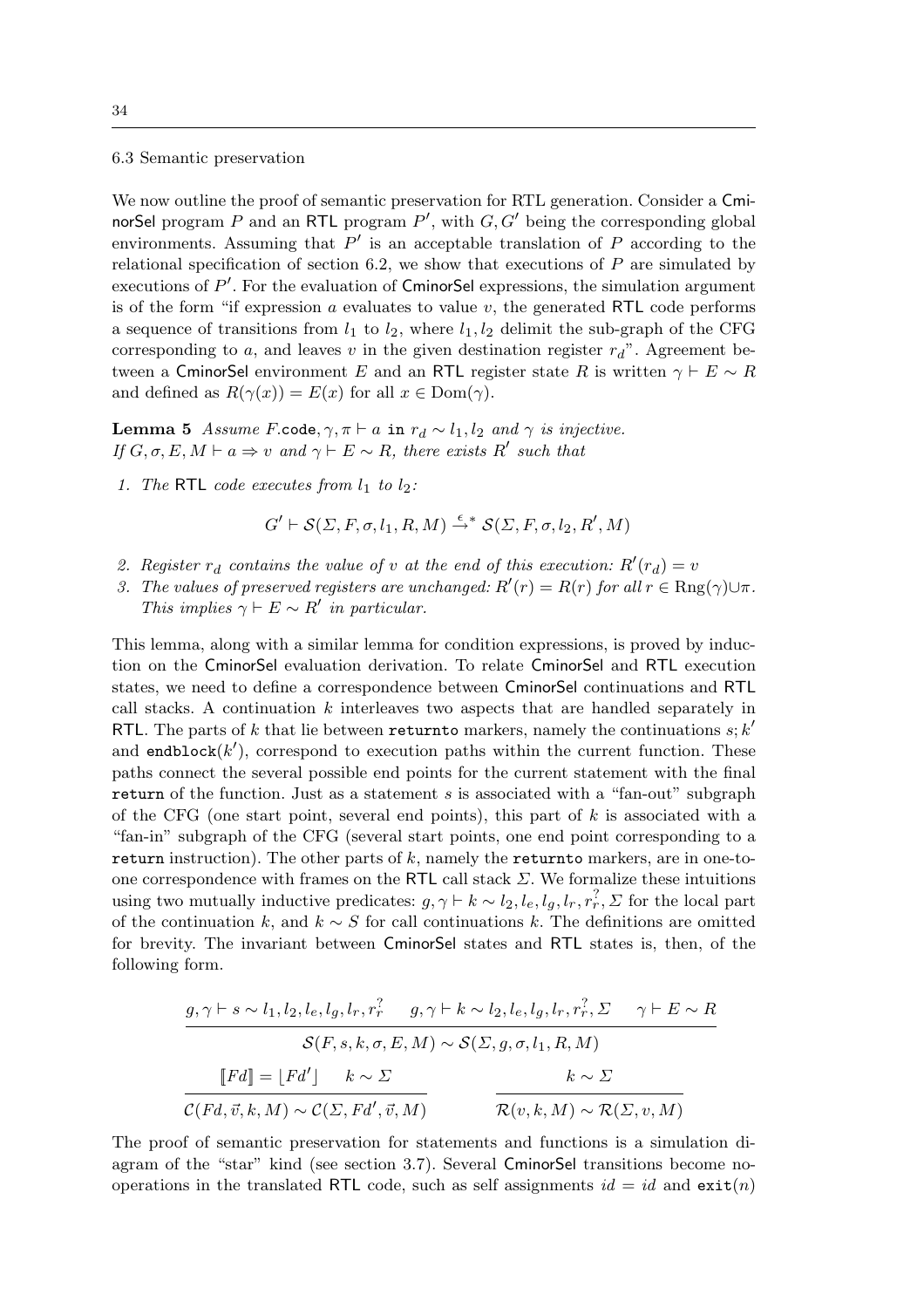6.3 Semantic preservation

We now outline the proof of semantic preservation for RTL generation. Consider a CminorSel program $P$ and an RTL program $P'$, with $G, G'$ being the corresponding global environments. Assuming that $P'$ is an acceptable translation of $P$ according to the relational specification of section 6.2, we show that executions of $P$ are simulated by executions of $P'$. For the evaluation of CminorSel expressions, the simulation argument is of the form "if expression $a$ evaluates to value $v$, the generated RTL code performs a sequence of transitions from $l_1$ to $l_2$, where $l_1, l_2$ delimit the sub-graph of the CFG corresponding to $a$, and leaves $v$ in the given destination register $r_d$". Agreement between a CminorSel environment $E$ and an RTL register state $R$ is written $\gamma \vdash E \sim R$ and defined as $R(\gamma(x)) = E(x)$ for all $x \in \mathrm{Dom}(\gamma)$.

**Lemma 5** *Assume* $F.\texttt{code}, \gamma, \pi \vdash a \;\texttt{in}\; r_d \sim l_1, l_2$ *and* $\gamma$ *is injective. If* $G, \sigma, E, M \vdash a \Rightarrow v$ *and* $\gamma \vdash E \sim R$*, there exists* $R'$ *such that*

1. *The* RTL *code executes from* $l_1$ *to* $l_2$*:*

$$G' \vdash \mathcal{S}(\Sigma, F, \sigma, l_1, R, M) \xrightarrow{\epsilon}{}^{*} \mathcal{S}(\Sigma, F, \sigma, l_2, R', M)$$

2. *Register* $r_d$ *contains the value of* $v$ *at the end of this execution:* $R'(r_d) = v$
3. *The values of preserved registers are unchanged:* $R'(r) = R(r)$ *for all* $r \in \mathrm{Rng}(\gamma) \cup \pi$*. This implies* $\gamma \vdash E \sim R'$ *in particular.*

This lemma, along with a similar lemma for condition expressions, is proved by induction on the CminorSel evaluation derivation. To relate CminorSel and RTL execution states, we need to define a correspondence between CminorSel continuations and RTL call stacks. A continuation $k$ interleaves two aspects that are handled separately in RTL. The parts of $k$ that lie between `returnto` markers, namely the continuations $s; k'$ and $\texttt{endblock}(k')$, correspond to execution paths within the current function. These paths connect the several possible end points for the current statement with the final `return` of the function. Just as a statement $s$ is associated with a "fan-out" subgraph of the CFG (one start point, several end points), this part of $k$ is associated with a "fan-in" subgraph of the CFG (several start points, one end point corresponding to a `return` instruction). The other parts of $k$, namely the `returnto` markers, are in one-to-one correspondence with frames on the RTL call stack $\Sigma$. We formalize these intuitions using two mutually inductive predicates: $g, \gamma \vdash k \sim l_2, l_e, l_g, l_r, r_r^?, \Sigma$ for the local part of the continuation $k$, and $k \sim S$ for call continuations $k$. The definitions are omitted for brevity. The invariant between CminorSel states and RTL states is, then, of the following form.

$$\frac{g, \gamma \vdash s \sim l_1, l_2, l_e, l_g, l_r, r_r^? \qquad g, \gamma \vdash k \sim l_2, l_e, l_g, l_r, r_r^?, \Sigma \qquad \gamma \vdash E \sim R}{\mathcal{S}(F, s, k, \sigma, E, M) \sim \mathcal{S}(\Sigma, g, \sigma, l_1, R, M)}$$

$$\frac{[\![Fd]\!] = \lfloor Fd' \rfloor \qquad k \sim \Sigma}{\mathcal{C}(Fd, \vec{v}, k, M) \sim \mathcal{C}(\Sigma, Fd', \vec{v}, M)} \qquad \frac{k \sim \Sigma}{\mathcal{R}(v, k, M) \sim \mathcal{R}(\Sigma, v, M)}$$

The proof of semantic preservation for statements and functions is a simulation diagram of the "star" kind (see section 3.7). Several CminorSel transitions become no-operations in the translated RTL code, such as self assignments $id = id$ and $\texttt{exit}(n)$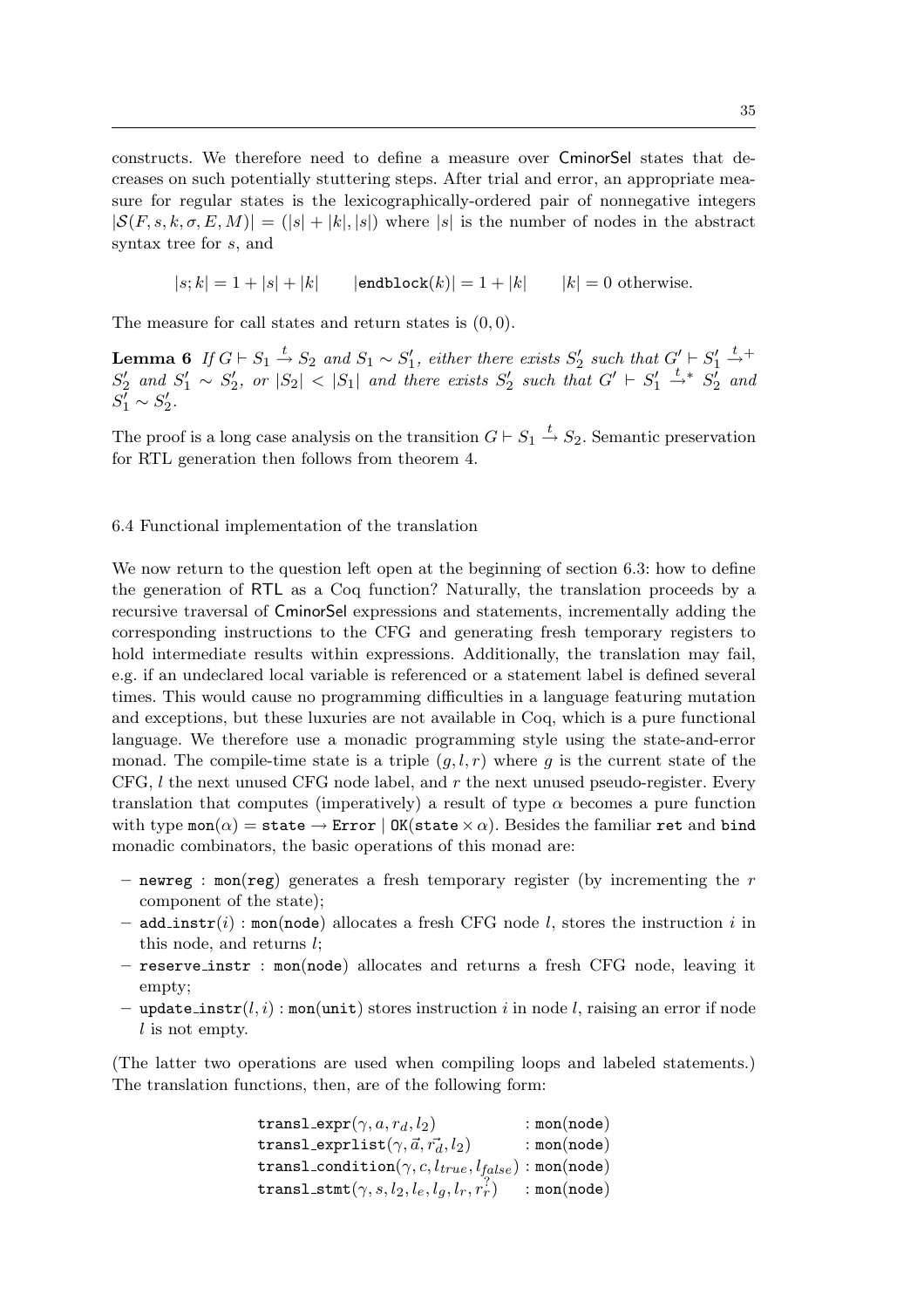constructs. We therefore need to define a measure over CminorSel states that decreases on such potentially stuttering steps. After trial and error, an appropriate measure for regular states is the lexicographically-ordered pair of nonnegative integers $|\mathcal{S}(F, s, k, \sigma, E, M)| = (|s| + |k|, |s|)$ where $|s|$ is the number of nodes in the abstract syntax tree for $s$, and

$$|s; k| = 1 + |s| + |k| \qquad |\texttt{endblock}(k)| = 1 + |k| \qquad |k| = 0 \text{ otherwise.}$$

The measure for call states and return states is $(0, 0)$.

**Lemma 6** *If $G \vdash S_1 \xrightarrow{t} S_2$ and $S_1 \sim S_1'$, either there exists $S_2'$ such that $G' \vdash S_1' \xrightarrow{t}{}^{+} S_2'$ and $S_1' \sim S_2'$, or $|S_2| < |S_1|$ and there exists $S_2'$ such that $G' \vdash S_1' \xrightarrow{t}{}^{*} S_2'$ and $S_1' \sim S_2'$.*

The proof is a long case analysis on the transition $G \vdash S_1 \xrightarrow{t} S_2$. Semantic preservation for RTL generation then follows from theorem 4.

## 6.4 Functional implementation of the translation

We now return to the question left open at the beginning of section 6.3: how to define the generation of RTL as a Coq function? Naturally, the translation proceeds by a recursive traversal of CminorSel expressions and statements, incrementally adding the corresponding instructions to the CFG and generating fresh temporary registers to hold intermediate results within expressions. Additionally, the translation may fail, e.g. if an undeclared local variable is referenced or a statement label is defined several times. This would cause no programming difficulties in a language featuring mutation and exceptions, but these luxuries are not available in Coq, which is a pure functional language. We therefore use a monadic programming style using the state-and-error monad. The compile-time state is a triple $(g, l, r)$ where $g$ is the current state of the CFG, $l$ the next unused CFG node label, and $r$ the next unused pseudo-register. Every translation that computes (imperatively) a result of type $\alpha$ becomes a pure function with type $\texttt{mon}(\alpha) = \texttt{state} \rightarrow \texttt{Error} \mid \texttt{OK}(\texttt{state} \times \alpha)$. Besides the familiar `ret` and `bind` monadic combinators, the basic operations of this monad are:

- `newreg` : `mon(reg)` generates a fresh temporary register (by incrementing the $r$ component of the state);
- `add_instr`$(i)$ : `mon(node)` allocates a fresh CFG node $l$, stores the instruction $i$ in this node, and returns $l$;
- `reserve_instr` : `mon(node)` allocates and returns a fresh CFG node, leaving it empty;
- `update_instr`$(l, i)$ : `mon(unit)` stores instruction $i$ in node $l$, raising an error if node $l$ is not empty.

(The latter two operations are used when compiling loops and labeled statements.) The translation functions, then, are of the following form:

$$\begin{array}{ll}
\texttt{transl\_expr}(\gamma, a, r_d, l_2) & : \texttt{mon}(\texttt{node}) \\
\texttt{transl\_exprlist}(\gamma, \vec{a}, \vec{r_d}, l_2) & : \texttt{mon}(\texttt{node}) \\
\texttt{transl\_condition}(\gamma, c, l_{true}, l_{false}) & : \texttt{mon}(\texttt{node}) \\
\texttt{transl\_stmt}(\gamma, s, l_2, l_e, l_g, l_r, \overset{?}{r_r}) & : \texttt{mon}(\texttt{node})
\end{array}$$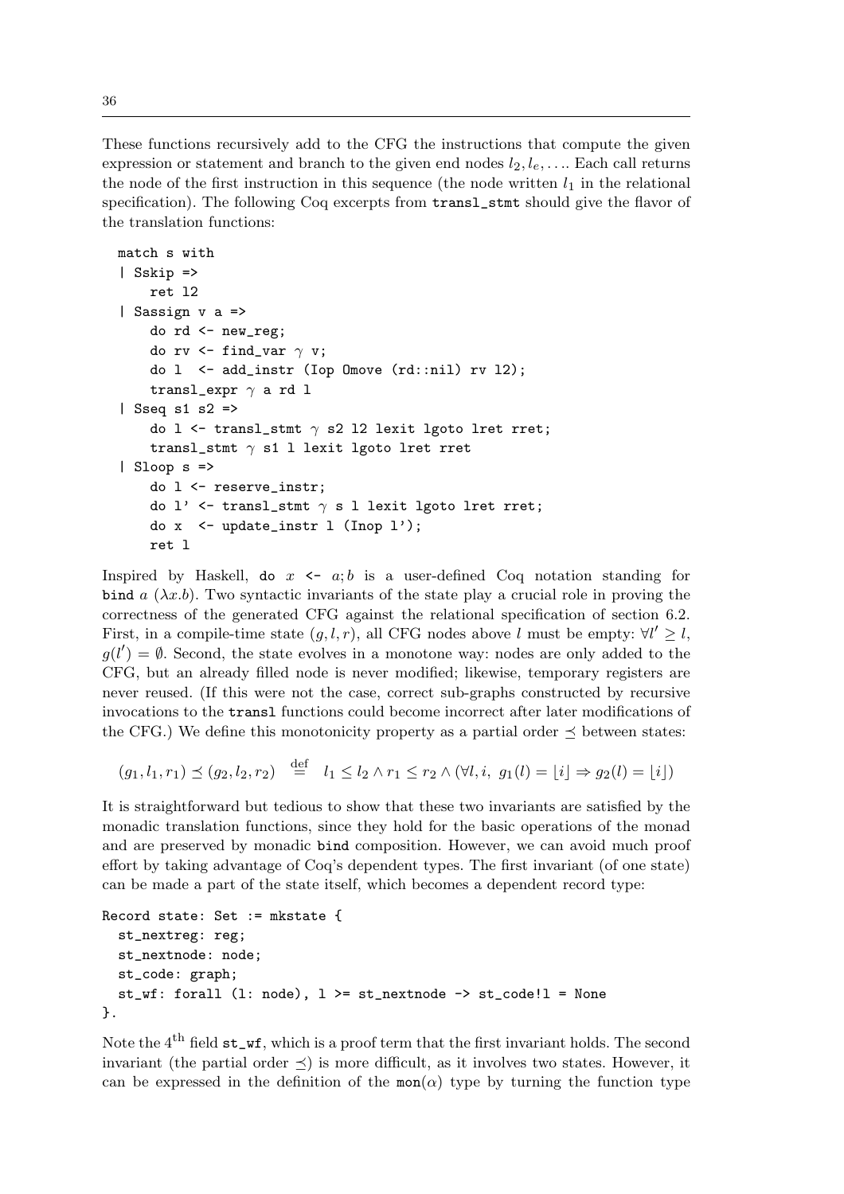These functions recursively add to the CFG the instructions that compute the given expression or statement and branch to the given end nodes $l_2, l_e, \ldots$. Each call returns the node of the first instruction in this sequence (the node written $l_1$ in the relational specification). The following Coq excerpts from `transl_stmt` should give the flavor of the translation functions:

```
match s with
| Sskip =>
    ret l2
| Sassign v a =>
    do rd <- new_reg;
    do rv <- find_var γ v;
    do l  <- add_instr (Iop Omove (rd::nil) rv l2);
    transl_expr γ a rd l
| Sseq s1 s2 =>
    do l <- transl_stmt γ s2 l2 lexit lgoto lret rret;
    transl_stmt γ s1 l lexit lgoto lret rret
| Sloop s =>
    do l <- reserve_instr;
    do l' <- transl_stmt γ s l lexit lgoto lret rret;
    do x  <- update_instr l (Inop l');
    ret l
```

Inspired by Haskell, `do` $x$ `<-` $a; b$ is a user-defined Coq notation standing for `bind` $a$ $(\lambda x.b)$. Two syntactic invariants of the state play a crucial role in proving the correctness of the generated CFG against the relational specification of section 6.2. First, in a compile-time state $(g, l, r)$, all CFG nodes above $l$ must be empty: $\forall l' \geq l$, $g(l') = \emptyset$. Second, the state evolves in a monotone way: nodes are only added to the CFG, but an already filled node is never modified; likewise, temporary registers are never reused. (If this were not the case, correct sub-graphs constructed by recursive invocations to the `transl` functions could become incorrect after later modifications of the CFG.) We define this monotonicity property as a partial order $\preceq$ between states:

$$(g_1, l_1, r_1) \preceq (g_2, l_2, r_2) \stackrel{\text{def}}{=} l_1 \leq l_2 \wedge r_1 \leq r_2 \wedge (\forall l, i,\ g_1(l) = \lfloor i \rfloor \Rightarrow g_2(l) = \lfloor i \rfloor)$$

It is straightforward but tedious to show that these two invariants are satisfied by the monadic translation functions, since they hold for the basic operations of the monad and are preserved by monadic `bind` composition. However, we can avoid much proof effort by taking advantage of Coq's dependent types. The first invariant (of one state) can be made a part of the state itself, which becomes a dependent record type:

```
Record state: Set := mkstate {
  st_nextreg: reg;
  st_nextnode: node;
  st_code: graph;
  st_wf: forall (l: node), l >= st_nextnode -> st_code!l = None
}.
```

Note the 4th field `st_wf`, which is a proof term that the first invariant holds. The second invariant (the partial order $\preceq$) is more difficult, as it involves two states. However, it can be expressed in the definition of the $\mathtt{mon}(\alpha)$ type by turning the function type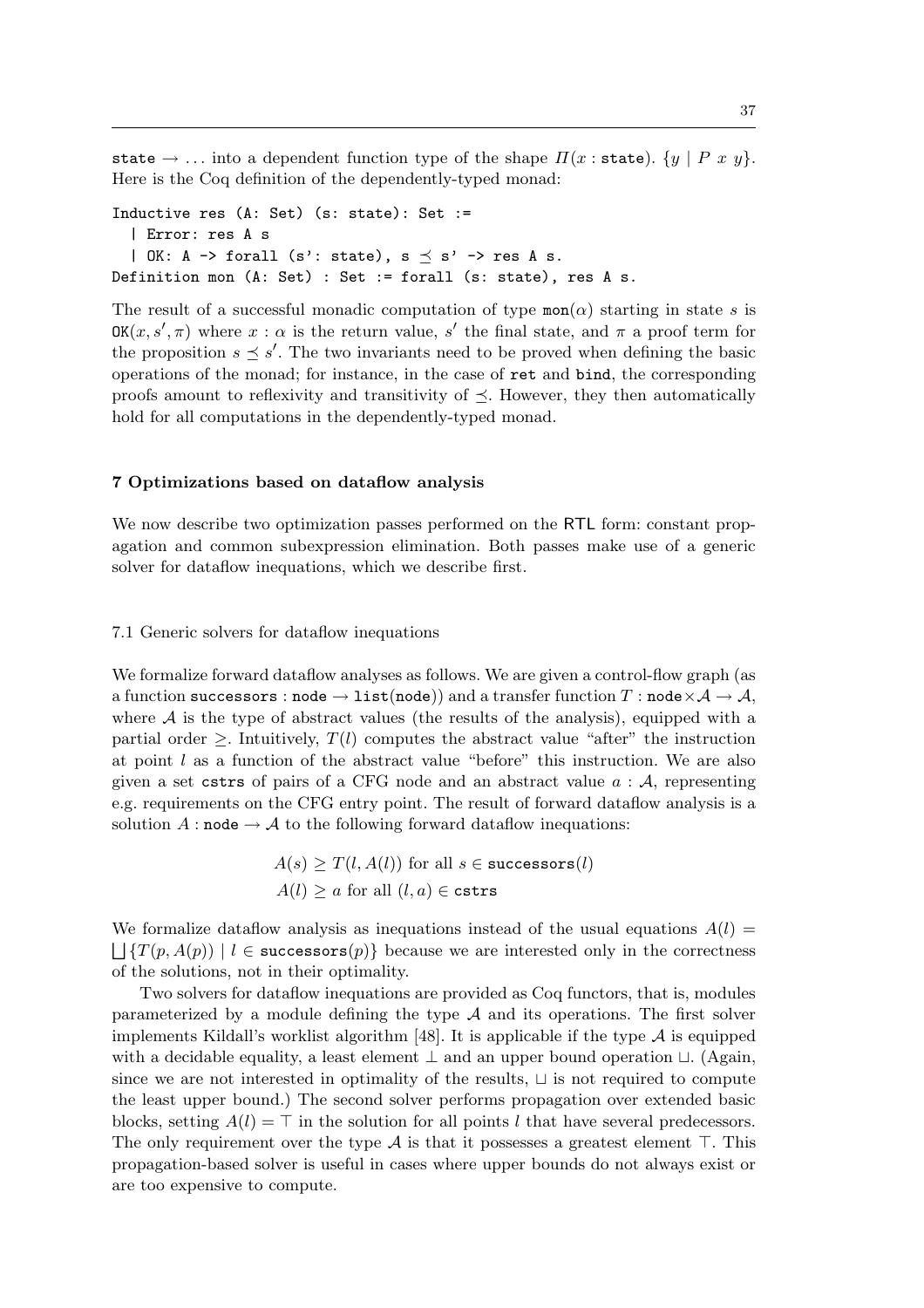state $\rightarrow \ldots$ into a dependent function type of the shape $\Pi(x : \texttt{state}).\ \{y \mid P\ x\ y\}$. Here is the Coq definition of the dependently-typed monad:

```
Inductive res (A: Set) (s: state): Set :=
  | Error: res A s
  | OK: A -> forall (s': state), s ⪯ s' -> res A s.
Definition mon (A: Set) : Set := forall (s: state), res A s.
```

The result of a successful monadic computation of type $\texttt{mon}(\alpha)$ starting in state $s$ is $\texttt{OK}(x, s', \pi)$ where $x : \alpha$ is the return value, $s'$ the final state, and $\pi$ a proof term for the proposition $s \preceq s'$. The two invariants need to be proved when defining the basic operations of the monad; for instance, in the case of `ret` and `bind`, the corresponding proofs amount to reflexivity and transitivity of $\preceq$. However, they then automatically hold for all computations in the dependently-typed monad.

## 7 Optimizations based on dataflow analysis

We now describe two optimization passes performed on the RTL form: constant propagation and common subexpression elimination. Both passes make use of a generic solver for dataflow inequations, which we describe first.

### 7.1 Generic solvers for dataflow inequations

We formalize forward dataflow analyses as follows. We are given a control-flow graph (as a function $\texttt{successors} : \texttt{node} \rightarrow \texttt{list}(\texttt{node})$) and a transfer function $T : \texttt{node} \times \mathcal{A} \rightarrow \mathcal{A}$, where $\mathcal{A}$ is the type of abstract values (the results of the analysis), equipped with a partial order $\geq$. Intuitively, $T(l)$ computes the abstract value "after" the instruction at point $l$ as a function of the abstract value "before" this instruction. We are also given a set `cstrs` of pairs of a CFG node and an abstract value $a : \mathcal{A}$, representing e.g. requirements on the CFG entry point. The result of forward dataflow analysis is a solution $A : \texttt{node} \rightarrow \mathcal{A}$ to the following forward dataflow inequations:

$$A(s) \geq T(l, A(l)) \text{ for all } s \in \texttt{successors}(l)$$
$$A(l) \geq a \text{ for all } (l, a) \in \texttt{cstrs}$$

We formalize dataflow analysis as inequations instead of the usual equations $A(l) = \bigsqcup\{T(p, A(p)) \mid l \in \texttt{successors}(p)\}$ because we are interested only in the correctness of the solutions, not in their optimality.

Two solvers for dataflow inequations are provided as Coq functors, that is, modules parameterized by a module defining the type $\mathcal{A}$ and its operations. The first solver implements Kildall's worklist algorithm [48]. It is applicable if the type $\mathcal{A}$ is equipped with a decidable equality, a least element $\bot$ and an upper bound operation $\sqcup$. (Again, since we are not interested in optimality of the results, $\sqcup$ is not required to compute the least upper bound.) The second solver performs propagation over extended basic blocks, setting $A(l) = \top$ in the solution for all points $l$ that have several predecessors. The only requirement over the type $\mathcal{A}$ is that it possesses a greatest element $\top$. This propagation-based solver is useful in cases where upper bounds do not always exist or are too expensive to compute.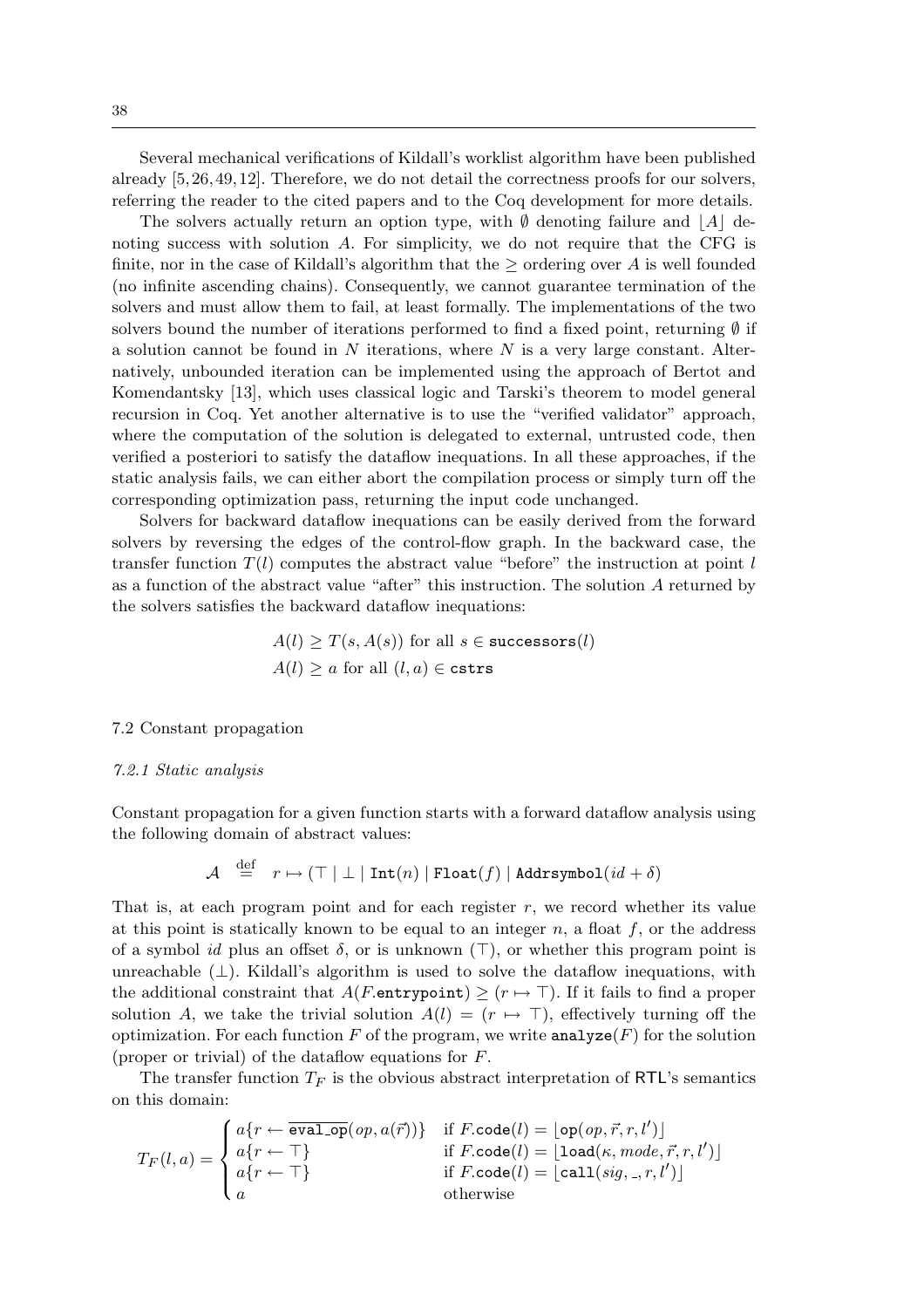Several mechanical verifications of Kildall's worklist algorithm have been published already [5, 26, 49, 12]. Therefore, we do not detail the correctness proofs for our solvers, referring the reader to the cited papers and to the Coq development for more details.

The solvers actually return an option type, with $\emptyset$ denoting failure and $\lfloor A \rfloor$ denoting success with solution $A$. For simplicity, we do not require that the CFG is finite, nor in the case of Kildall's algorithm that the $\geq$ ordering over $A$ is well founded (no infinite ascending chains). Consequently, we cannot guarantee termination of the solvers and must allow them to fail, at least formally. The implementations of the two solvers bound the number of iterations performed to find a fixed point, returning $\emptyset$ if a solution cannot be found in $N$ iterations, where $N$ is a very large constant. Alternatively, unbounded iteration can be implemented using the approach of Bertot and Komendantsky [13], which uses classical logic and Tarski's theorem to model general recursion in Coq. Yet another alternative is to use the "verified validator" approach, where the computation of the solution is delegated to external, untrusted code, then verified a posteriori to satisfy the dataflow inequations. In all these approaches, if the static analysis fails, we can either abort the compilation process or simply turn off the corresponding optimization pass, returning the input code unchanged.

Solvers for backward dataflow inequations can be easily derived from the forward solvers by reversing the edges of the control-flow graph. In the backward case, the transfer function $T(l)$ computes the abstract value "before" the instruction at point $l$ as a function of the abstract value "after" this instruction. The solution $A$ returned by the solvers satisfies the backward dataflow inequations:

$$A(l) \geq T(s, A(s)) \text{ for all } s \in \texttt{successors}(l)$$
$$A(l) \geq a \text{ for all } (l, a) \in \texttt{cstrs}$$

### 7.2 Constant propagation

#### *7.2.1 Static analysis*

Constant propagation for a given function starts with a forward dataflow analysis using the following domain of abstract values:

$$\mathcal{A} \stackrel{\text{def}}{=} r \mapsto (\top \mid \bot \mid \texttt{Int}(n) \mid \texttt{Float}(f) \mid \texttt{Addrsymbol}(id + \delta)$$

That is, at each program point and for each register $r$, we record whether its value at this point is statically known to be equal to an integer $n$, a float $f$, or the address of a symbol $id$ plus an offset $\delta$, or is unknown ($\top$), or whether this program point is unreachable ($\bot$). Kildall's algorithm is used to solve the dataflow inequations, with the additional constraint that $A(F.\texttt{entrypoint}) \geq (r \mapsto \top)$. If it fails to find a proper solution $A$, we take the trivial solution $A(l) = (r \mapsto \top)$, effectively turning off the optimization. For each function $F$ of the program, we write $\texttt{analyze}(F)$ for the solution (proper or trivial) of the dataflow equations for $F$.

The transfer function $T_F$ is the obvious abstract interpretation of RTL's semantics on this domain:

$$T_F(l, a) = \begin{cases} a\{r \leftarrow \overline{\texttt{eval\_op}}(op, a(\vec{r}))\} & \text{if } F.\texttt{code}(l) = \lfloor \texttt{op}(op, \vec{r}, r, l') \rfloor \\ a\{r \leftarrow \top\} & \text{if } F.\texttt{code}(l) = \lfloor \texttt{load}(\kappa, mode, \vec{r}, r, l') \rfloor \\ a\{r \leftarrow \top\} & \text{if } F.\texttt{code}(l) = \lfloor \texttt{call}(sig, \_, r, l') \rfloor \\ a & \text{otherwise} \end{cases}$$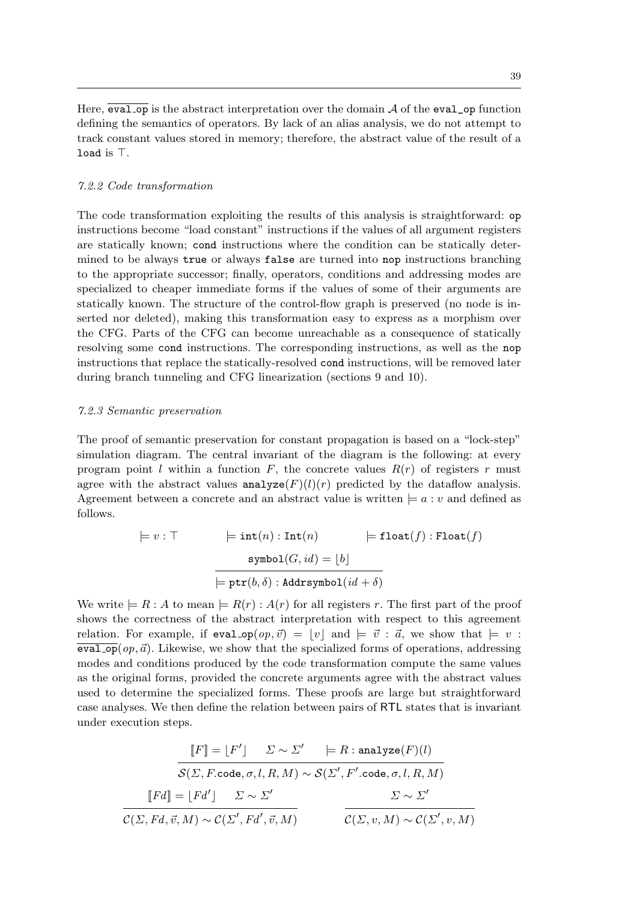Here, $\overline{\texttt{eval\_op}}$ is the abstract interpretation over the domain $\mathcal{A}$ of the `eval_op` function defining the semantics of operators. By lack of an alias analysis, we do not attempt to track constant values stored in memory; therefore, the abstract value of the result of a `load` is $\top$.

### *7.2.2 Code transformation*

The code transformation exploiting the results of this analysis is straightforward: `op` instructions become "load constant" instructions if the values of all argument registers are statically known; `cond` instructions where the condition can be statically determined to be always `true` or always `false` are turned into `nop` instructions branching to the appropriate successor; finally, operators, conditions and addressing modes are specialized to cheaper immediate forms if the values of some of their arguments are statically known. The structure of the control-flow graph is preserved (no node is inserted nor deleted), making this transformation easy to express as a morphism over the CFG. Parts of the CFG can become unreachable as a consequence of statically resolving some `cond` instructions. The corresponding instructions, as well as the `nop` instructions that replace the statically-resolved `cond` instructions, will be removed later during branch tunneling and CFG linearization (sections 9 and 10).

### *7.2.3 Semantic preservation*

The proof of semantic preservation for constant propagation is based on a "lock-step" simulation diagram. The central invariant of the diagram is the following: at every program point $l$ within a function $F$, the concrete values $R(r)$ of registers $r$ must agree with the abstract values $\texttt{analyze}(F)(l)(r)$ predicted by the dataflow analysis. Agreement between a concrete and an abstract value is written $\models a : v$ and defined as follows.

$$\models v : \top \qquad\qquad \models \texttt{int}(n) : \texttt{Int}(n) \qquad\qquad \models \texttt{float}(f) : \texttt{Float}(f)$$

$$\frac{\texttt{symbol}(G, id) = \lfloor b \rfloor}{\models \texttt{ptr}(b, \delta) : \texttt{Addrsymbol}(id + \delta)}$$

We write $\models R : A$ to mean $\models R(r) : A(r)$ for all registers $r$. The first part of the proof shows the correctness of the abstract interpretation with respect to this agreement relation. For example, if $\texttt{eval\_op}(op, \vec{v}) = \lfloor v \rfloor$ and $\models \vec{v} : \vec{a}$, we show that $\models v : \overline{\texttt{eval\_op}}(op, \vec{a})$. Likewise, we show that the specialized forms of operations, addressing modes and conditions produced by the code transformation compute the same values as the original forms, provided the concrete arguments agree with the abstract values used to determine the specialized forms. These proofs are large but straightforward case analyses. We then define the relation between pairs of RTL states that is invariant under execution steps.

$$\frac{[\![F]\!] = \lfloor F' \rfloor \qquad \Sigma \sim \Sigma' \qquad \models R : \texttt{analyze}(F)(l)}{\mathcal{S}(\Sigma, F.\texttt{code}, \sigma, l, R, M) \sim \mathcal{S}(\Sigma', F'.\texttt{code}, \sigma, l, R, M)}$$

$$\frac{[\![Fd]\!] = \lfloor Fd' \rfloor \qquad \Sigma \sim \Sigma'}{\mathcal{C}(\Sigma, Fd, \vec{v}, M) \sim \mathcal{C}(\Sigma', Fd', \vec{v}, M)} \qquad\qquad \frac{\Sigma \sim \Sigma'}{\mathcal{C}(\Sigma, v, M) \sim \mathcal{C}(\Sigma', v, M)}$$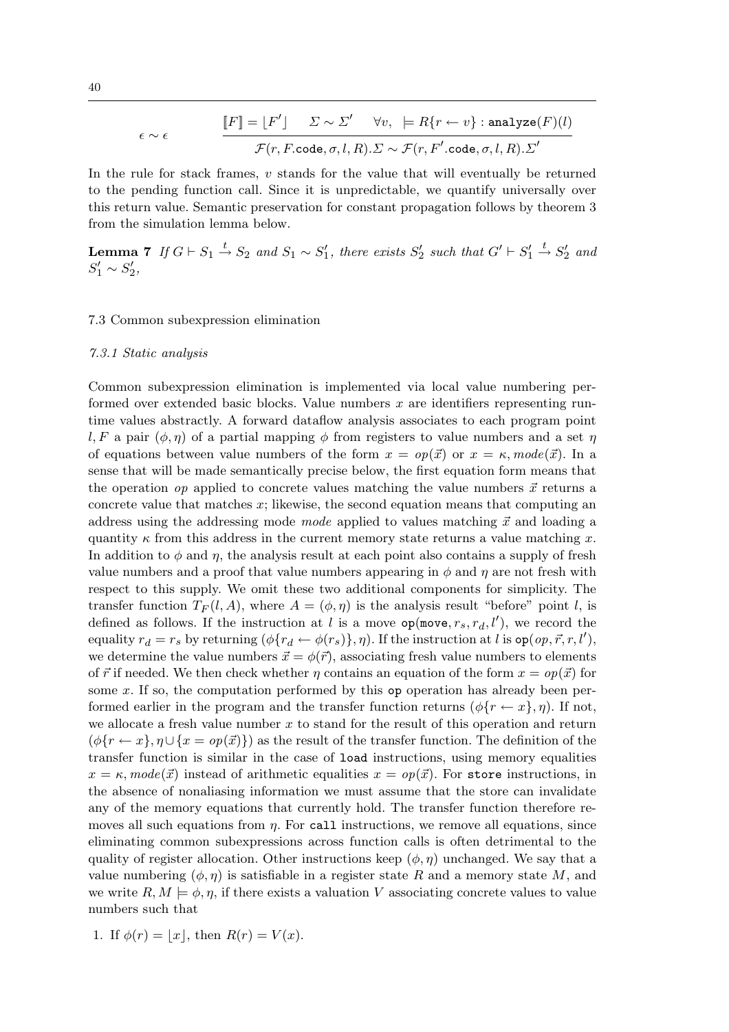$$\epsilon \sim \epsilon \qquad \frac{[\![F]\!] = \lfloor F' \rfloor \quad \Sigma \sim \Sigma' \quad \forall v,\ \models R\{r \leftarrow v\} : \texttt{analyze}(F)(l)}{\mathcal{F}(r, F.\texttt{code}, \sigma, l, R).\Sigma \sim \mathcal{F}(r, F'.\texttt{code}, \sigma, l, R).\Sigma'}$$

In the rule for stack frames, $v$ stands for the value that will eventually be returned to the pending function call. Since it is unpredictable, we quantify universally over this return value. Semantic preservation for constant propagation follows by theorem 3 from the simulation lemma below.

**Lemma 7** *If $G \vdash S_1 \xrightarrow{t} S_2$ and $S_1 \sim S_1'$, there exists $S_2'$ such that $G' \vdash S_1' \xrightarrow{t} S_2'$ and $S_1' \sim S_2'$,*

### 7.3 Common subexpression elimination

#### *7.3.1 Static analysis*

Common subexpression elimination is implemented via local value numbering performed over extended basic blocks. Value numbers $x$ are identifiers representing runtime values abstractly. A forward dataflow analysis associates to each program point $l, F$ a pair $(\phi, \eta)$ of a partial mapping $\phi$ from registers to value numbers and a set $\eta$ of equations between value numbers of the form $x = op(\vec{x})$ or $x = \kappa, mode(\vec{x})$. In a sense that will be made semantically precise below, the first equation form means that the operation $op$ applied to concrete values matching the value numbers $\vec{x}$ returns a concrete value that matches $x$; likewise, the second equation means that computing an address using the addressing mode $mode$ applied to values matching $\vec{x}$ and loading a quantity $\kappa$ from this address in the current memory state returns a value matching $x$. In addition to $\phi$ and $\eta$, the analysis result at each point also contains a supply of fresh value numbers and a proof that value numbers appearing in $\phi$ and $\eta$ are not fresh with respect to this supply. We omit these two additional components for simplicity. The transfer function $T_F(l, A)$, where $A = (\phi, \eta)$ is the analysis result "before" point $l$, is defined as follows. If the instruction at $l$ is a move $\texttt{op}(\texttt{move}, r_s, r_d, l')$, we record the equality $r_d = r_s$ by returning $(\phi\{r_d \leftarrow \phi(r_s)\}, \eta)$. If the instruction at $l$ is $\texttt{op}(op, \vec{r}, r, l')$, we determine the value numbers $\vec{x} = \phi(\vec{r})$, associating fresh value numbers to elements of $\vec{r}$ if needed. We then check whether $\eta$ contains an equation of the form $x = op(\vec{x})$ for some $x$. If so, the computation performed by this $\texttt{op}$ operation has already been performed earlier in the program and the transfer function returns $(\phi\{r \leftarrow x\}, \eta)$. If not, we allocate a fresh value number $x$ to stand for the result of this operation and return $(\phi\{r \leftarrow x\}, \eta \cup \{x = op(\vec{x})\})$ as the result of the transfer function. The definition of the transfer function is similar in the case of $\texttt{load}$ instructions, using memory equalities $x = \kappa, mode(\vec{x})$ instead of arithmetic equalities $x = op(\vec{x})$. For $\texttt{store}$ instructions, in the absence of nonaliasing information we must assume that the store can invalidate any of the memory equations that currently hold. The transfer function therefore removes all such equations from $\eta$. For $\texttt{call}$ instructions, we remove all equations, since eliminating common subexpressions across function calls is often detrimental to the quality of register allocation. Other instructions keep $(\phi, \eta)$ unchanged. We say that a value numbering $(\phi, \eta)$ is satisfiable in a register state $R$ and a memory state $M$, and we write $R, M \models \phi, \eta$, if there exists a valuation $V$ associating concrete values to value numbers such that

1. If $\phi(r) = \lfloor x \rfloor$, then $R(r) = V(x)$.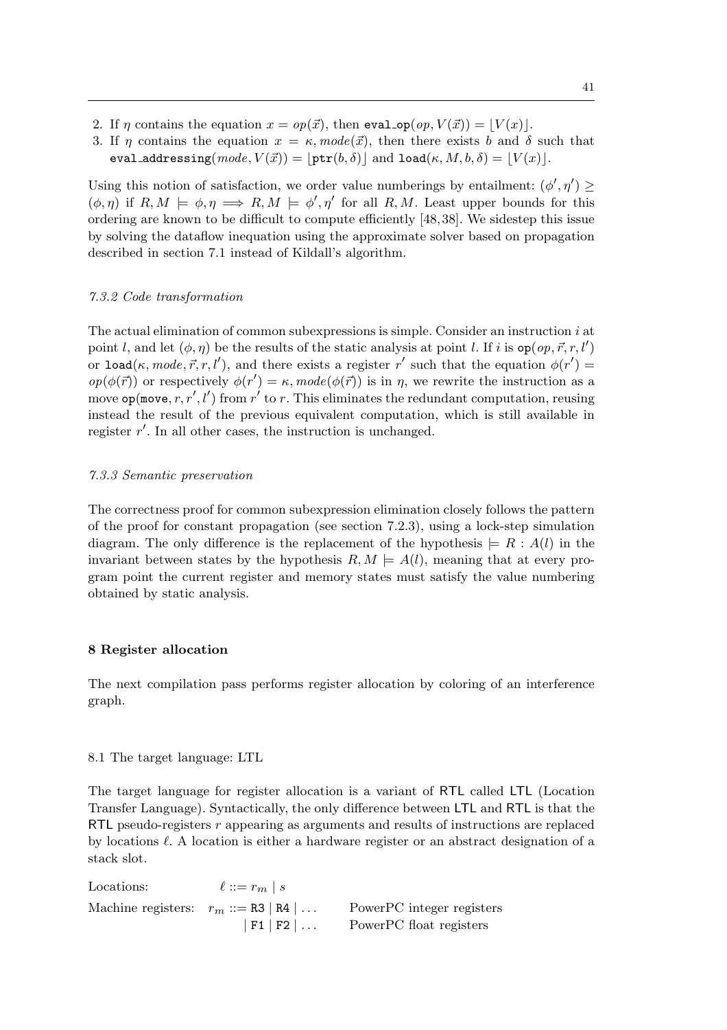2. If $\eta$ contains the equation $x = op(\vec{x})$, then $\texttt{eval\_op}(op, V(\vec{x})) = \lfloor V(x) \rfloor$.
3. If $\eta$ contains the equation $x = \kappa, mode(\vec{x})$, then there exists $b$ and $\delta$ such that $\texttt{eval\_addressing}(mode, V(\vec{x})) = \lfloor \texttt{ptr}(b, \delta) \rfloor$ and $\texttt{load}(\kappa, M, b, \delta) = \lfloor V(x) \rfloor$.

Using this notion of satisfaction, we order value numberings by entailment: $(\phi', \eta') \geq (\phi, \eta)$ if $R, M \models \phi, \eta \implies R, M \models \phi', \eta'$ for all $R, M$. Least upper bounds for this ordering are known to be difficult to compute efficiently [48,38]. We sidestep this issue by solving the dataflow inequation using the approximate solver based on propagation described in section 7.1 instead of Kildall's algorithm.

#### *7.3.2 Code transformation*

The actual elimination of common subexpressions is simple. Consider an instruction $i$ at point $l$, and let $(\phi, \eta)$ be the results of the static analysis at point $l$. If $i$ is $\texttt{op}(op, \vec{r}, r, l')$ or $\texttt{load}(\kappa, mode, \vec{r}, r, l')$, and there exists a register $r'$ such that the equation $\phi(r') = op(\phi(\vec{r}))$ or respectively $\phi(r') = \kappa, mode(\phi(\vec{r}))$ is in $\eta$, we rewrite the instruction as a move $\texttt{op}(\texttt{move}, r, r', l')$ from $r'$ to $r$. This eliminates the redundant computation, reusing instead the result of the previous equivalent computation, which is still available in register $r'$. In all other cases, the instruction is unchanged.

#### *7.3.3 Semantic preservation*

The correctness proof for common subexpression elimination closely follows the pattern of the proof for constant propagation (see section 7.2.3), using a lock-step simulation diagram. The only difference is the replacement of the hypothesis $\models R : A(l)$ in the invariant between states by the hypothesis $R, M \models A(l)$, meaning that at every program point the current register and memory states must satisfy the value numbering obtained by static analysis.

## 8 Register allocation

The next compilation pass performs register allocation by coloring of an interference graph.

### 8.1 The target language: LTL

The target language for register allocation is a variant of RTL called LTL (Location Transfer Language). Syntactically, the only difference between LTL and RTL is that the RTL pseudo-registers $r$ appearing as arguments and results of instructions are replaced by locations $\ell$. A location is either a hardware register or an abstract designation of a stack slot.

| | | |
|---|---|---|
| Locations: | $\ell ::= r_m \mid s$ | |
| Machine registers: | $r_m ::= \texttt{R3} \mid \texttt{R4} \mid \ldots$ | PowerPC integer registers |
| | $\mid \texttt{F1} \mid \texttt{F2} \mid \ldots$ | PowerPC float registers |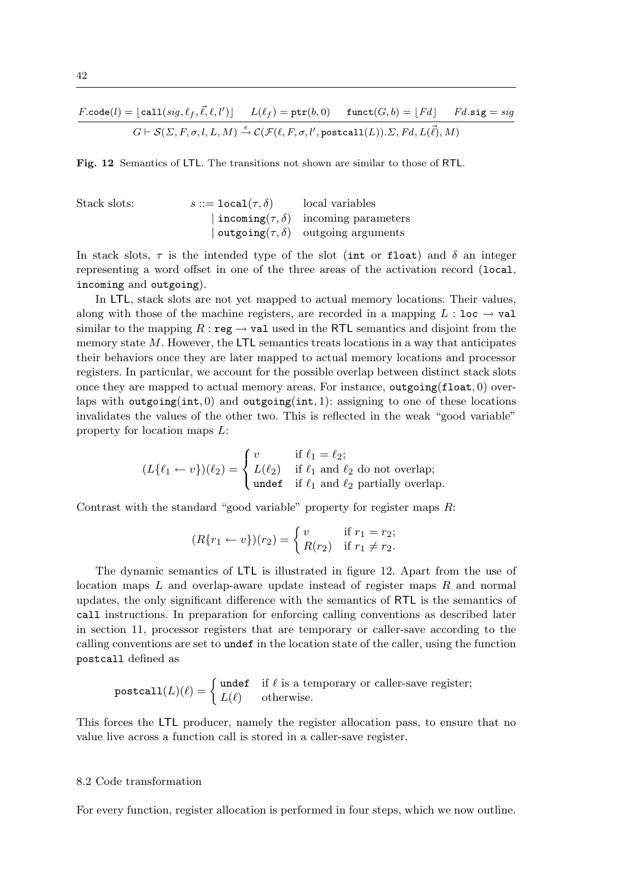$$\frac{F.\texttt{code}(l) = \lfloor \texttt{call}(sig, \ell_f, \vec{\ell}, \ell, l') \rfloor \quad L(\ell_f) = \texttt{ptr}(b, 0) \quad \texttt{funct}(G, b) = \lfloor Fd \rfloor \quad Fd.\texttt{sig} = sig}{G \vdash \mathcal{S}(\Sigma, F, \sigma, l, L, M) \xrightarrow{\epsilon} \mathcal{C}(\mathcal{F}(\ell, F, \sigma, l', \texttt{postcall}(L)).\Sigma, Fd, L(\vec{\ell}), M)}$$

**Fig. 12** Semantics of LTL. The transitions not shown are similar to those of RTL.

| Stack slots: | $s ::= \texttt{local}(\tau, \delta)$ | local variables |
|---|---|---|
| | $\mid \texttt{incoming}(\tau, \delta)$ | incoming parameters |
| | $\mid \texttt{outgoing}(\tau, \delta)$ | outgoing arguments |

In stack slots, $\tau$ is the intended type of the slot (`int` or `float`) and $\delta$ an integer representing a word offset in one of the three areas of the activation record (`local`, `incoming` and `outgoing`).

In LTL, stack slots are not yet mapped to actual memory locations. Their values, along with those of the machine registers, are recorded in a mapping $L : \texttt{loc} \rightarrow \texttt{val}$ similar to the mapping $R : \texttt{reg} \rightarrow \texttt{val}$ used in the RTL semantics and disjoint from the memory state $M$. However, the LTL semantics treats locations in a way that anticipates their behaviors once they are later mapped to actual memory locations and processor registers. In particular, we account for the possible overlap between distinct stack slots once they are mapped to actual memory areas. For instance, $\texttt{outgoing}(\texttt{float}, 0)$ overlaps with $\texttt{outgoing}(\texttt{int}, 0)$ and $\texttt{outgoing}(\texttt{int}, 1)$: assigning to one of these locations invalidates the values of the other two. This is reflected in the weak "good variable" property for location maps $L$:

$$(L\{\ell_1 \leftarrow v\})(\ell_2) = \begin{cases} v & \text{if } \ell_1 = \ell_2; \\ L(\ell_2) & \text{if } \ell_1 \text{ and } \ell_2 \text{ do not overlap;} \\ \texttt{undef} & \text{if } \ell_1 \text{ and } \ell_2 \text{ partially overlap.} \end{cases}$$

Contrast with the standard "good variable" property for register maps $R$:

$$(R\{r_1 \leftarrow v\})(r_2) = \begin{cases} v & \text{if } r_1 = r_2; \\ R(r_2) & \text{if } r_1 \neq r_2. \end{cases}$$

The dynamic semantics of LTL is illustrated in figure 12. Apart from the use of location maps $L$ and overlap-aware update instead of register maps $R$ and normal updates, the only significant difference with the semantics of RTL is the semantics of `call` instructions. In preparation for enforcing calling conventions as described later in section 11, processor registers that are temporary or caller-save according to the calling conventions are set to `undef` in the location state of the caller, using the function `postcall` defined as

$$\texttt{postcall}(L)(\ell) = \begin{cases} \texttt{undef} & \text{if } \ell \text{ is a temporary or caller-save register;} \\ L(\ell) & \text{otherwise.} \end{cases}$$

This forces the LTL producer, namely the register allocation pass, to ensure that no value live across a function call is stored in a caller-save register.

### 8.2 Code transformation

For every function, register allocation is performed in four steps, which we now outline.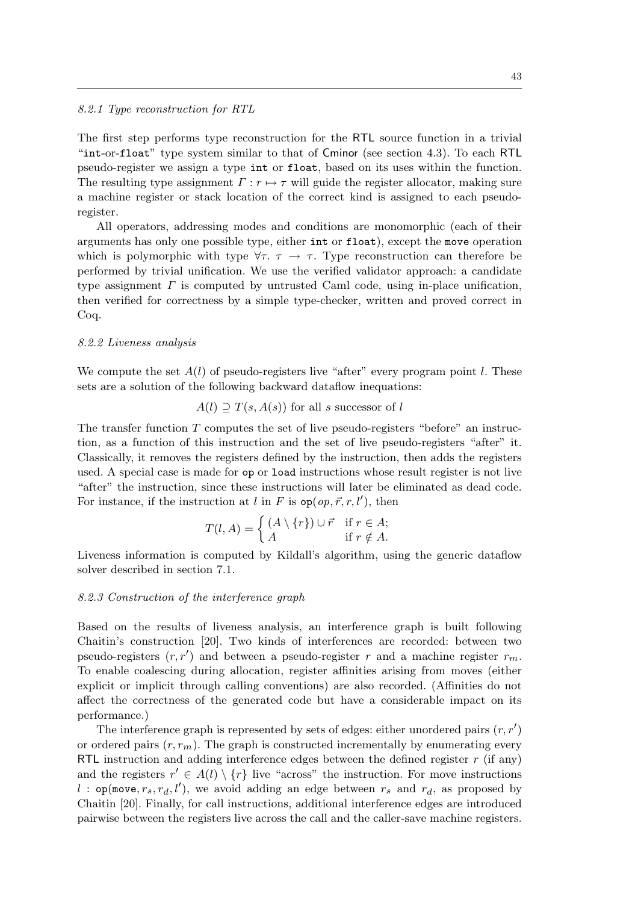### 8.2.1 Type reconstruction for RTL

The first step performs type reconstruction for the RTL source function in a trivial "`int`-or-`float`" type system similar to that of Cminor (see section 4.3). To each RTL pseudo-register we assign a type `int` or `float`, based on its uses within the function. The resulting type assignment $\Gamma : r \mapsto \tau$ will guide the register allocator, making sure a machine register or stack location of the correct kind is assigned to each pseudo-register.

All operators, addressing modes and conditions are monomorphic (each of their arguments has only one possible type, either `int` or `float`), except the `move` operation which is polymorphic with type $\forall \tau.\ \tau \rightarrow \tau$. Type reconstruction can therefore be performed by trivial unification. We use the verified validator approach: a candidate type assignment $\Gamma$ is computed by untrusted Caml code, using in-place unification, then verified for correctness by a simple type-checker, written and proved correct in Coq.

### 8.2.2 Liveness analysis

We compute the set $A(l)$ of pseudo-registers live "after" every program point $l$. These sets are a solution of the following backward dataflow inequations:

$$A(l) \supseteq T(s, A(s)) \text{ for all } s \text{ successor of } l$$

The transfer function $T$ computes the set of live pseudo-registers "before" an instruction, as a function of this instruction and the set of live pseudo-registers "after" it. Classically, it removes the registers defined by the instruction, then adds the registers used. A special case is made for `op` or `load` instructions whose result register is not live "after" the instruction, since these instructions will later be eliminated as dead code. For instance, if the instruction at $l$ in $F$ is $\texttt{op}(op, \vec{r}, r, l')$, then

$$T(l, A) = \begin{cases} (A \setminus \{r\}) \cup \vec{r} & \text{if } r \in A; \\ A & \text{if } r \notin A. \end{cases}$$

Liveness information is computed by Kildall's algorithm, using the generic dataflow solver described in section 7.1.

### 8.2.3 Construction of the interference graph

Based on the results of liveness analysis, an interference graph is built following Chaitin's construction [20]. Two kinds of interferences are recorded: between two pseudo-registers $(r, r')$ and between a pseudo-register $r$ and a machine register $r_m$. To enable coalescing during allocation, register affinities arising from moves (either explicit or implicit through calling conventions) are also recorded. (Affinities do not affect the correctness of the generated code but have a considerable impact on its performance.)

The interference graph is represented by sets of edges: either unordered pairs $(r, r')$ or ordered pairs $(r, r_m)$. The graph is constructed incrementally by enumerating every RTL instruction and adding interference edges between the defined register $r$ (if any) and the registers $r' \in A(l) \setminus \{r\}$ live "across" the instruction. For move instructions $l : \texttt{op}(\texttt{move}, r_s, r_d, l')$, we avoid adding an edge between $r_s$ and $r_d$, as proposed by Chaitin [20]. Finally, for call instructions, additional interference edges are introduced pairwise between the registers live across the call and the caller-save machine registers.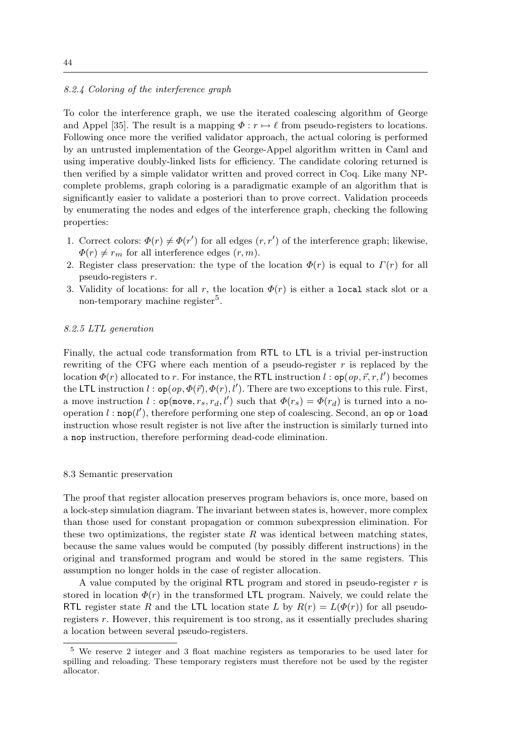#### 8.2.4 Coloring of the interference graph

To color the interference graph, we use the iterated coalescing algorithm of George and Appel [35]. The result is a mapping $\Phi : r \mapsto \ell$ from pseudo-registers to locations. Following once more the verified validator approach, the actual coloring is performed by an untrusted implementation of the George-Appel algorithm written in Caml and using imperative doubly-linked lists for efficiency. The candidate coloring returned is then verified by a simple validator written and proved correct in Coq. Like many NP-complete problems, graph coloring is a paradigmatic example of an algorithm that is significantly easier to validate a posteriori than to prove correct. Validation proceeds by enumerating the nodes and edges of the interference graph, checking the following properties:

1. Correct colors: $\Phi(r) \neq \Phi(r')$ for all edges $(r, r')$ of the interference graph; likewise, $\Phi(r) \neq r_m$ for all interference edges $(r, m)$.
2. Register class preservation: the type of the location $\Phi(r)$ is equal to $\Gamma(r)$ for all pseudo-registers $r$.
3. Validity of locations: for all $r$, the location $\Phi(r)$ is either a `local` stack slot or a non-temporary machine register[5].

#### 8.2.5 LTL generation

Finally, the actual code transformation from RTL to LTL is a trivial per-instruction rewriting of the CFG where each mention of a pseudo-register $r$ is replaced by the location $\Phi(r)$ allocated to $r$. For instance, the RTL instruction $l : \mathtt{op}(op, \vec{r}, r, l')$ becomes the LTL instruction $l : \mathtt{op}(op, \Phi(\vec{r}), \Phi(r), l')$. There are two exceptions to this rule. First, a move instruction $l : \mathtt{op}(\mathtt{move}, r_s, r_d, l')$ such that $\Phi(r_s) = \Phi(r_d)$ is turned into a no-operation $l : \mathtt{nop}(l')$, therefore performing one step of coalescing. Second, an `op` or `load` instruction whose result register is not live after the instruction is similarly turned into a `nop` instruction, therefore performing dead-code elimination.

### 8.3 Semantic preservation

The proof that register allocation preserves program behaviors is, once more, based on a lock-step simulation diagram. The invariant between states is, however, more complex than those used for constant propagation or common subexpression elimination. For these two optimizations, the register state $R$ was identical between matching states, because the same values would be computed (by possibly different instructions) in the original and transformed program and would be stored in the same registers. This assumption no longer holds in the case of register allocation.

A value computed by the original RTL program and stored in pseudo-register $r$ is stored in location $\Phi(r)$ in the transformed LTL program. Naively, we could relate the RTL register state $R$ and the LTL location state $L$ by $R(r) = L(\Phi(r))$ for all pseudo-registers $r$. However, this requirement is too strong, as it essentially precludes sharing a location between several pseudo-registers.

---

[5] We reserve 2 integer and 3 float machine registers as temporaries to be used later for spilling and reloading. These temporary registers must therefore not be used by the register allocator.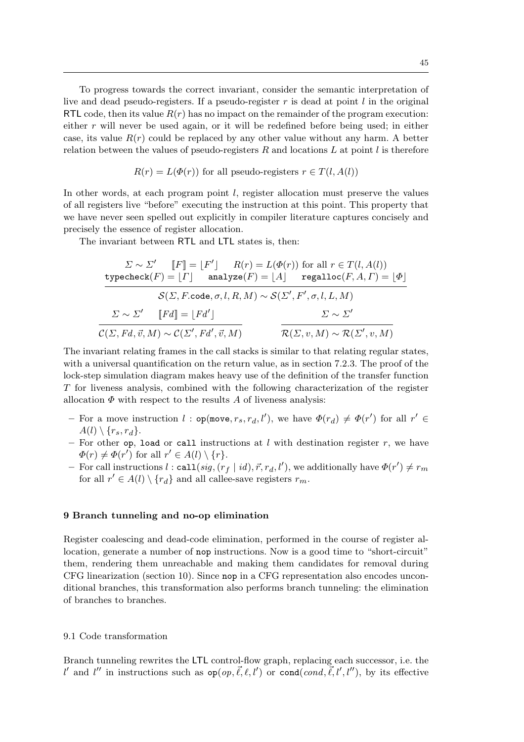To progress towards the correct invariant, consider the semantic interpretation of live and dead pseudo-registers. If a pseudo-register $r$ is dead at point $l$ in the original RTL code, then its value $R(r)$ has no impact on the remainder of the program execution: either $r$ will never be used again, or it will be redefined before being used; in either case, its value $R(r)$ could be replaced by any other value without any harm. A better relation between the values of pseudo-registers $R$ and locations $L$ at point $l$ is therefore

$$R(r) = L(\Phi(r)) \text{ for all pseudo-registers } r \in T(l, A(l))$$

In other words, at each program point $l$, register allocation must preserve the values of all registers live "before" executing the instruction at this point. This property that we have never seen spelled out explicitly in compiler literature captures concisely and precisely the essence of register allocation.

The invariant between RTL and LTL states is, then:

$$\frac{\Sigma \sim \Sigma' \quad [\![F]\!] = \lfloor F' \rfloor \quad R(r) = L(\Phi(r)) \text{ for all } r \in T(l, A(l)) \quad \texttt{typecheck}(F) = \lfloor \Gamma \rfloor \quad \texttt{analyze}(F) = \lfloor A \rfloor \quad \texttt{regalloc}(F, A, \Gamma) = \lfloor \Phi \rfloor}{\mathcal{S}(\Sigma, F.\texttt{code}, \sigma, l, R, M) \sim \mathcal{S}(\Sigma', F', \sigma, l, L, M)}$$

$$\frac{\Sigma \sim \Sigma' \quad [\![Fd]\!] = \lfloor Fd' \rfloor}{\mathcal{C}(\Sigma, Fd, \vec{v}, M) \sim \mathcal{C}(\Sigma', Fd', \vec{v}, M)} \qquad \frac{\Sigma \sim \Sigma'}{\mathcal{R}(\Sigma, v, M) \sim \mathcal{R}(\Sigma', v, M)}$$

The invariant relating frames in the call stacks is similar to that relating regular states, with a universal quantification on the return value, as in section 7.2.3. The proof of the lock-step simulation diagram makes heavy use of the definition of the transfer function $T$ for liveness analysis, combined with the following characterization of the register allocation $\Phi$ with respect to the results $A$ of liveness analysis:

- For a move instruction $l : \texttt{op}(\texttt{move}, r_s, r_d, l')$, we have $\Phi(r_d) \neq \Phi(r')$ for all $r' \in A(l) \setminus \{r_s, r_d\}$.
- For other `op`, `load` or `call` instructions at $l$ with destination register $r$, we have $\Phi(r) \neq \Phi(r')$ for all $r' \in A(l) \setminus \{r\}$.
- For call instructions $l : \texttt{call}(sig, (r_f \mid id), \vec{r}, r_d, l')$, we additionally have $\Phi(r') \neq r_m$ for all $r' \in A(l) \setminus \{r_d\}$ and all callee-save registers $r_m$.

## 9 Branch tunneling and no-op elimination

Register coalescing and dead-code elimination, performed in the course of register allocation, generate a number of `nop` instructions. Now is a good time to "short-circuit" them, rendering them unreachable and making them candidates for removal during CFG linearization (section 10). Since `nop` in a CFG representation also encodes unconditional branches, this transformation also performs branch tunneling: the elimination of branches to branches.

### 9.1 Code transformation

Branch tunneling rewrites the LTL control-flow graph, replacing each successor, i.e. the $l'$ and $l''$ in instructions such as $\texttt{op}(op, \vec{\ell}, \ell, l')$ or $\texttt{cond}(cond, \vec{\ell}, l', l'')$, by its effective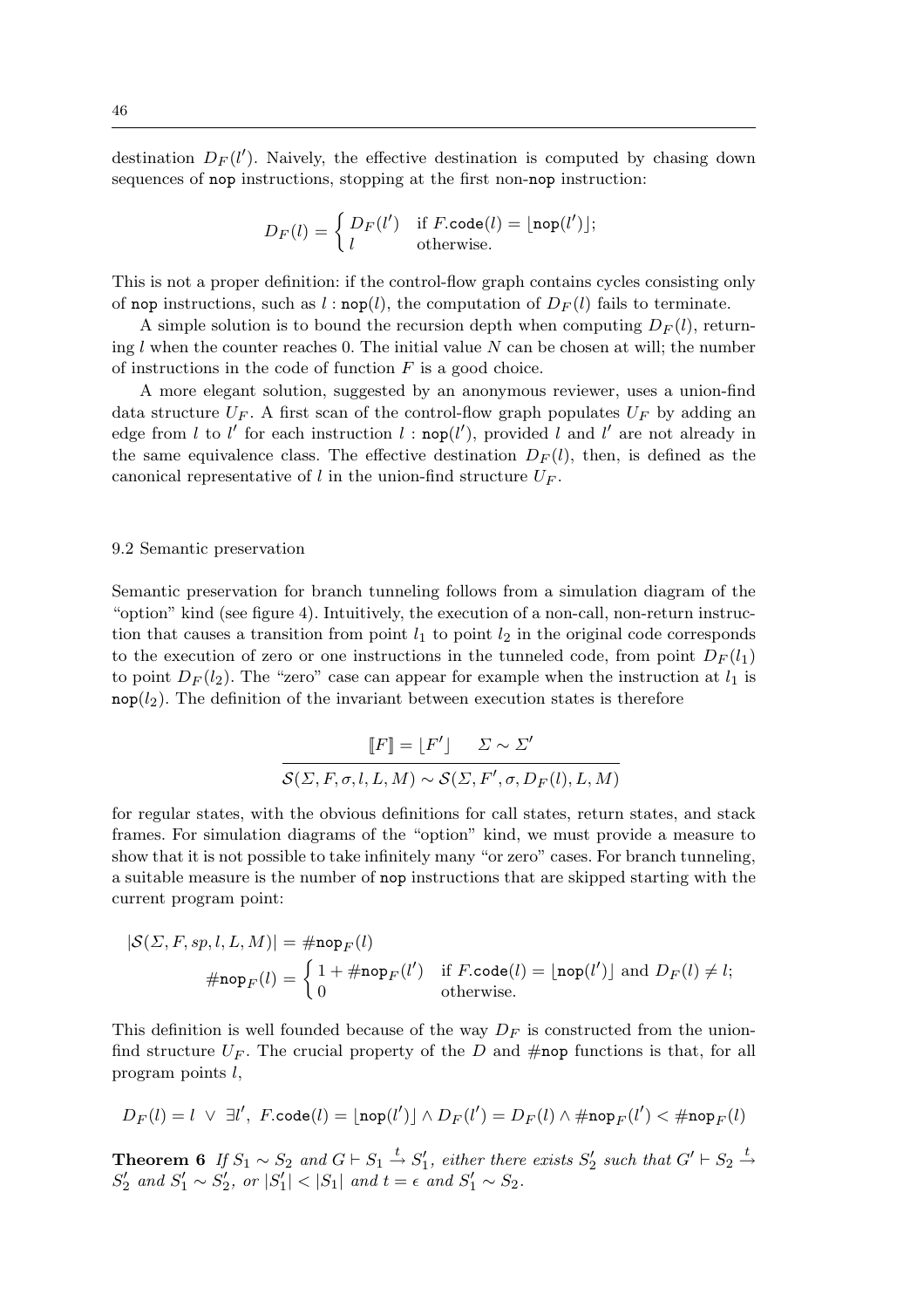destination $D_F(l')$. Naively, the effective destination is computed by chasing down sequences of `nop` instructions, stopping at the first non-`nop` instruction:

$$D_F(l) = \begin{cases} D_F(l') & \text{if } F.\texttt{code}(l) = \lfloor \texttt{nop}(l') \rfloor; \\ l & \text{otherwise.} \end{cases}$$

This is not a proper definition: if the control-flow graph contains cycles consisting only of `nop` instructions, such as $l : \texttt{nop}(l)$, the computation of $D_F(l)$ fails to terminate.

A simple solution is to bound the recursion depth when computing $D_F(l)$, returning $l$ when the counter reaches 0. The initial value $N$ can be chosen at will; the number of instructions in the code of function $F$ is a good choice.

A more elegant solution, suggested by an anonymous reviewer, uses a union-find data structure $U_F$. A first scan of the control-flow graph populates $U_F$ by adding an edge from $l$ to $l'$ for each instruction $l : \texttt{nop}(l')$, provided $l$ and $l'$ are not already in the same equivalence class. The effective destination $D_F(l)$, then, is defined as the canonical representative of $l$ in the union-find structure $U_F$.

## 9.2 Semantic preservation

Semantic preservation for branch tunneling follows from a simulation diagram of the "option" kind (see figure 4). Intuitively, the execution of a non-call, non-return instruction that causes a transition from point $l_1$ to point $l_2$ in the original code corresponds to the execution of zero or one instructions in the tunneled code, from point $D_F(l_1)$ to point $D_F(l_2)$. The "zero" case can appear for example when the instruction at $l_1$ is $\texttt{nop}(l_2)$. The definition of the invariant between execution states is therefore

$$\frac{[\![F]\!] = \lfloor F' \rfloor \qquad \Sigma \sim \Sigma'}{\mathcal{S}(\Sigma, F, \sigma, l, L, M) \sim \mathcal{S}(\Sigma, F', \sigma, D_F(l), L, M)}$$

for regular states, with the obvious definitions for call states, return states, and stack frames. For simulation diagrams of the "option" kind, we must provide a measure to show that it is not possible to take infinitely many "or zero" cases. For branch tunneling, a suitable measure is the number of `nop` instructions that are skipped starting with the current program point:

$$|\mathcal{S}(\Sigma, F, sp, l, L, M)| = \#\texttt{nop}_F(l)$$

$$\#\texttt{nop}_F(l) = \begin{cases} 1 + \#\texttt{nop}_F(l') & \text{if } F.\texttt{code}(l) = \lfloor \texttt{nop}(l') \rfloor \text{ and } D_F(l) \neq l; \\ 0 & \text{otherwise.} \end{cases}$$

This definition is well founded because of the way $D_F$ is constructed from the union-find structure $U_F$. The crucial property of the $D$ and $\#\texttt{nop}$ functions is that, for all program points $l$,

$$D_F(l) = l \ \lor\ \exists l',\ F.\texttt{code}(l) = \lfloor \texttt{nop}(l') \rfloor \land D_F(l') = D_F(l) \land \#\texttt{nop}_F(l') < \#\texttt{nop}_F(l)$$

**Theorem 6** *If $S_1 \sim S_2$ and $G \vdash S_1 \xrightarrow{t} S_1'$, either there exists $S_2'$ such that $G' \vdash S_2 \xrightarrow{t} S_2'$ and $S_1' \sim S_2'$, or $|S_1'| < |S_1|$ and $t = \epsilon$ and $S_1' \sim S_2$.*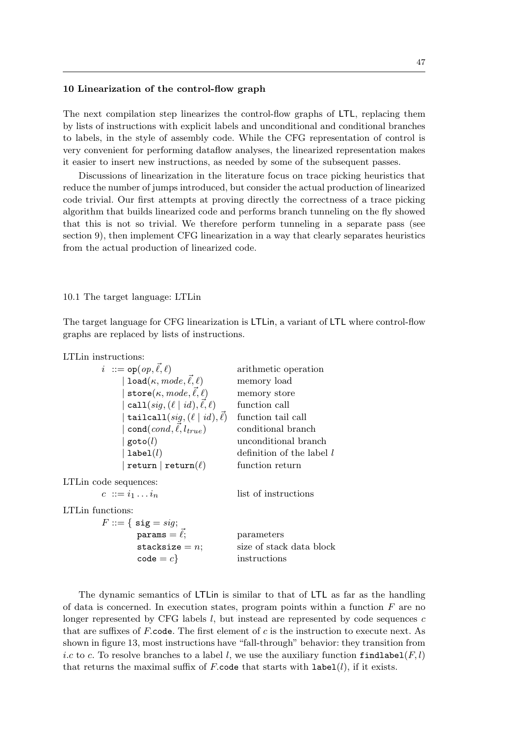## 10 Linearization of the control-flow graph

The next compilation step linearizes the control-flow graphs of LTL, replacing them by lists of instructions with explicit labels and unconditional and conditional branches to labels, in the style of assembly code. While the CFG representation of control is very convenient for performing dataflow analyses, the linearized representation makes it easier to insert new instructions, as needed by some of the subsequent passes.

Discussions of linearization in the literature focus on trace picking heuristics that reduce the number of jumps introduced, but consider the actual production of linearized code trivial. Our first attempts at proving directly the correctness of a trace picking algorithm that builds linearized code and performs branch tunneling on the fly showed that this is not so trivial. We therefore perform tunneling in a separate pass (see section 9), then implement CFG linearization in a way that clearly separates heuristics from the actual production of linearized code.

### 10.1 The target language: LTLin

The target language for CFG linearization is LTLin, a variant of LTL where control-flow graphs are replaced by lists of instructions.

LTLin instructions:

| | |
|---|---|
| $i \ ::= \mathtt{op}(op, \vec{\ell}, \ell)$ | arithmetic operation |
| $\mid \mathtt{load}(\kappa, mode, \vec{\ell}, \ell)$ | memory load |
| $\mid \mathtt{store}(\kappa, mode, \vec{\ell}, \ell)$ | memory store |
| $\mid \mathtt{call}(sig, (\ell \mid id), \vec{\ell}, \ell)$ | function call |
| $\mid \mathtt{tailcall}(sig, (\ell \mid id), \vec{\ell})$ | function tail call |
| $\mid \mathtt{cond}(cond, \vec{\ell}, l_{true})$ | conditional branch |
| $\mid \mathtt{goto}(l)$ | unconditional branch |
| $\mid \mathtt{label}(l)$ | definition of the label $l$ |
| $\mid \mathtt{return} \mid \mathtt{return}(\ell)$ | function return |

LTLin code sequences:

| | |
|---|---|
| $c \ ::= i_1 \dots i_n$ | list of instructions |

LTLin functions:

| | |
|---|---|
| $F ::= \{ \ \mathtt{sig} = sig;$ | |
| $\mathtt{params} = \vec{\ell};$ | parameters |
| $\mathtt{stacksize} = n;$ | size of stack data block |
| $\mathtt{code} = c\}$ | instructions |

The dynamic semantics of LTLin is similar to that of LTL as far as the handling of data is concerned. In execution states, program points within a function $F$ are no longer represented by CFG labels $l$, but instead are represented by code sequences $c$ that are suffixes of $F$.code. The first element of $c$ is the instruction to execute next. As shown in figure 13, most instructions have "fall-through" behavior: they transition from $i.c$ to $c$. To resolve branches to a label $l$, we use the auxiliary function $\mathtt{findlabel}(F, l)$ that returns the maximal suffix of $F$.code that starts with $\mathtt{label}(l)$, if it exists.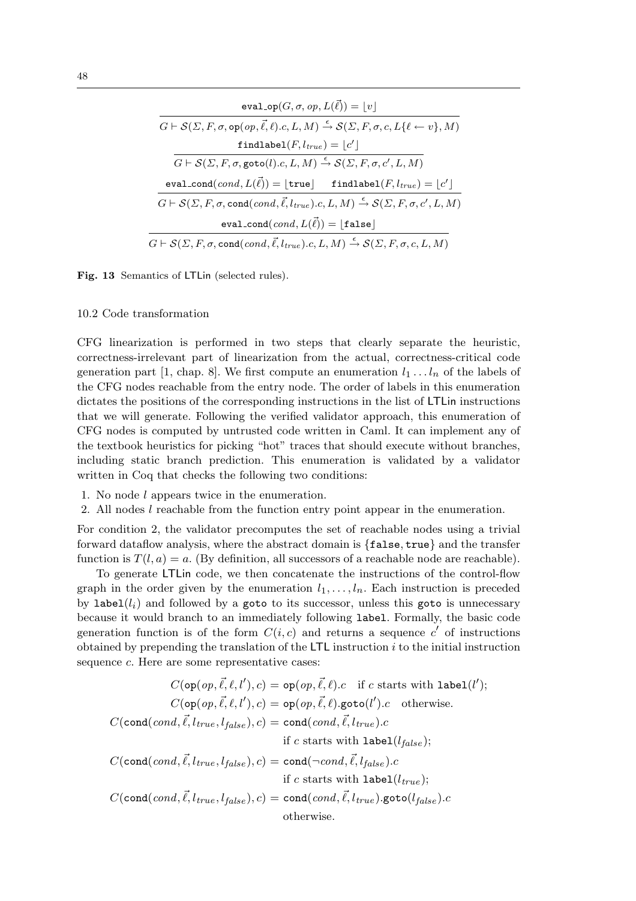$$\frac{\texttt{eval\_op}(G, \sigma, op, L(\vec{\ell})) = \lfloor v \rfloor}{G \vdash \mathcal{S}(\Sigma, F, \sigma, \texttt{op}(op, \vec{\ell}, \ell).c, L, M) \xrightarrow{\epsilon} \mathcal{S}(\Sigma, F, \sigma, c, L\{\ell \leftarrow v\}, M)}$$

$$\frac{\texttt{findlabel}(F, l_{true}) = \lfloor c' \rfloor}{G \vdash \mathcal{S}(\Sigma, F, \sigma, \texttt{goto}(l).c, L, M) \xrightarrow{\epsilon} \mathcal{S}(\Sigma, F, \sigma, c', L, M)}$$

$$\frac{\texttt{eval\_cond}(cond, L(\vec{\ell})) = \lfloor \texttt{true} \rfloor \qquad \texttt{findlabel}(F, l_{true}) = \lfloor c' \rfloor}{G \vdash \mathcal{S}(\Sigma, F, \sigma, \texttt{cond}(cond, \vec{\ell}, l_{true}).c, L, M) \xrightarrow{\epsilon} \mathcal{S}(\Sigma, F, \sigma, c', L, M)}$$

$$\frac{\texttt{eval\_cond}(cond, L(\vec{\ell})) = \lfloor \texttt{false} \rfloor}{G \vdash \mathcal{S}(\Sigma, F, \sigma, \texttt{cond}(cond, \vec{\ell}, l_{true}).c, L, M) \xrightarrow{\epsilon} \mathcal{S}(\Sigma, F, \sigma, c, L, M)}$$

**Fig. 13** Semantics of LTLin (selected rules).

### 10.2 Code transformation

CFG linearization is performed in two steps that clearly separate the heuristic, correctness-irrelevant part of linearization from the actual, correctness-critical code generation part [1, chap. 8]. We first compute an enumeration $l_1 \dots l_n$ of the labels of the CFG nodes reachable from the entry node. The order of labels in this enumeration dictates the positions of the corresponding instructions in the list of LTLin instructions that we will generate. Following the verified validator approach, this enumeration of CFG nodes is computed by untrusted code written in Caml. It can implement any of the textbook heuristics for picking "hot" traces that should execute without branches, including static branch prediction. This enumeration is validated by a validator written in Coq that checks the following two conditions:

1. No node $l$ appears twice in the enumeration.
2. All nodes $l$ reachable from the function entry point appear in the enumeration.

For condition 2, the validator precomputes the set of reachable nodes using a trivial forward dataflow analysis, where the abstract domain is $\{\texttt{false}, \texttt{true}\}$ and the transfer function is $T(l, a) = a$. (By definition, all successors of a reachable node are reachable).

To generate LTLin code, we then concatenate the instructions of the control-flow graph in the order given by the enumeration $l_1, \dots, l_n$. Each instruction is preceded by $\texttt{label}(l_i)$ and followed by a goto to its successor, unless this goto is unnecessary because it would branch to an immediately following label. Formally, the basic code generation function is of the form $C(i, c)$ and returns a sequence $c'$ of instructions obtained by prepending the translation of the LTL instruction $i$ to the initial instruction sequence $c$. Here are some representative cases:

$$
\begin{aligned}
C(\texttt{op}(op, \vec{\ell}, \ell, l'), c) &= \texttt{op}(op, \vec{\ell}, \ell).c \quad \text{if } c \text{ starts with } \texttt{label}(l'); \\
C(\texttt{op}(op, \vec{\ell}, \ell, l'), c) &= \texttt{op}(op, \vec{\ell}, \ell).\texttt{goto}(l').c \quad \text{otherwise.} \\
C(\texttt{cond}(cond, \vec{\ell}, l_{true}, l_{false}), c) &= \texttt{cond}(cond, \vec{\ell}, l_{true}).c \\
&\qquad \text{if } c \text{ starts with } \texttt{label}(l_{false}); \\
C(\texttt{cond}(cond, \vec{\ell}, l_{true}, l_{false}), c) &= \texttt{cond}(\neg cond, \vec{\ell}, l_{false}).c \\
&\qquad \text{if } c \text{ starts with } \texttt{label}(l_{true}); \\
C(\texttt{cond}(cond, \vec{\ell}, l_{true}, l_{false}), c) &= \texttt{cond}(cond, \vec{\ell}, l_{true}).\texttt{goto}(l_{false}).c \\
&\qquad \text{otherwise.}
\end{aligned}
$$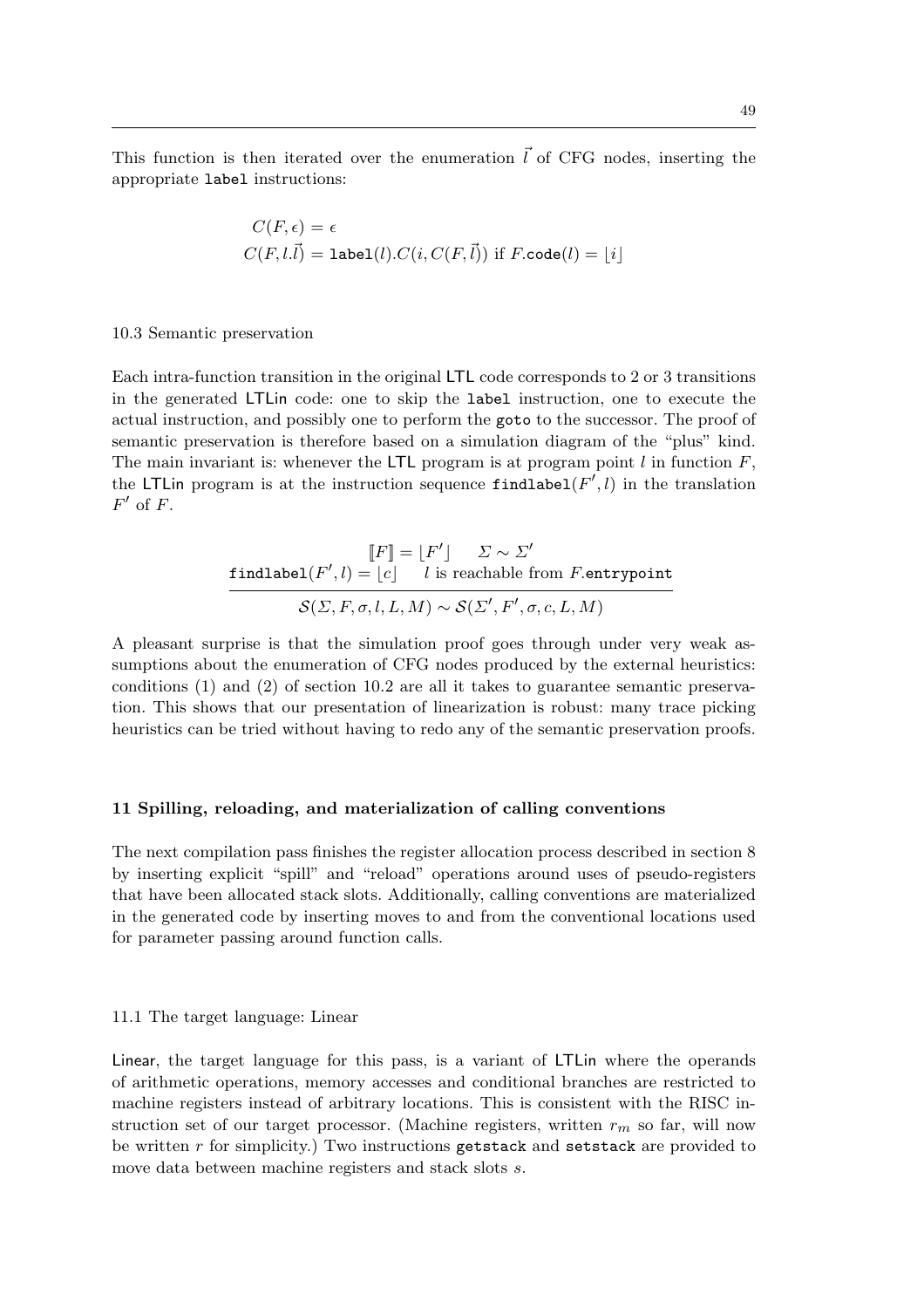This function is then iterated over the enumeration $\vec{l}$ of CFG nodes, inserting the appropriate `label` instructions:

$$
\begin{aligned}
&C(F, \epsilon) = \epsilon \\
&C(F, l.\vec{l}) = \texttt{label}(l).C(i, C(F, \vec{l})) \text{ if } F.\texttt{code}(l) = \lfloor i \rfloor
\end{aligned}
$$

### 10.3 Semantic preservation

Each intra-function transition in the original LTL code corresponds to 2 or 3 transitions in the generated LTLin code: one to skip the `label` instruction, one to execute the actual instruction, and possibly one to perform the `goto` to the successor. The proof of semantic preservation is therefore based on a simulation diagram of the "plus" kind. The main invariant is: whenever the LTL program is at program point $l$ in function $F$, the LTLin program is at the instruction sequence $\texttt{findlabel}(F', l)$ in the translation $F'$ of $F$.

$$
\frac{[\![F]\!] = \lfloor F' \rfloor \qquad \Sigma \sim \Sigma' \qquad \texttt{findlabel}(F', l) = \lfloor c \rfloor \qquad l \text{ is reachable from } F.\texttt{entrypoint}}{\mathcal{S}(\Sigma, F, \sigma, l, L, M) \sim \mathcal{S}(\Sigma', F', \sigma, c, L, M)}
$$

A pleasant surprise is that the simulation proof goes through under very weak assumptions about the enumeration of CFG nodes produced by the external heuristics: conditions (1) and (2) of section 10.2 are all it takes to guarantee semantic preservation. This shows that our presentation of linearization is robust: many trace picking heuristics can be tried without having to redo any of the semantic preservation proofs.

## 11 Spilling, reloading, and materialization of calling conventions

The next compilation pass finishes the register allocation process described in section 8 by inserting explicit "spill" and "reload" operations around uses of pseudo-registers that have been allocated stack slots. Additionally, calling conventions are materialized in the generated code by inserting moves to and from the conventional locations used for parameter passing around function calls.

### 11.1 The target language: Linear

Linear, the target language for this pass, is a variant of LTLin where the operands of arithmetic operations, memory accesses and conditional branches are restricted to machine registers instead of arbitrary locations. This is consistent with the RISC instruction set of our target processor. (Machine registers, written $r_m$ so far, will now be written $r$ for simplicity.) Two instructions `getstack` and `setstack` are provided to move data between machine registers and stack slots $s$.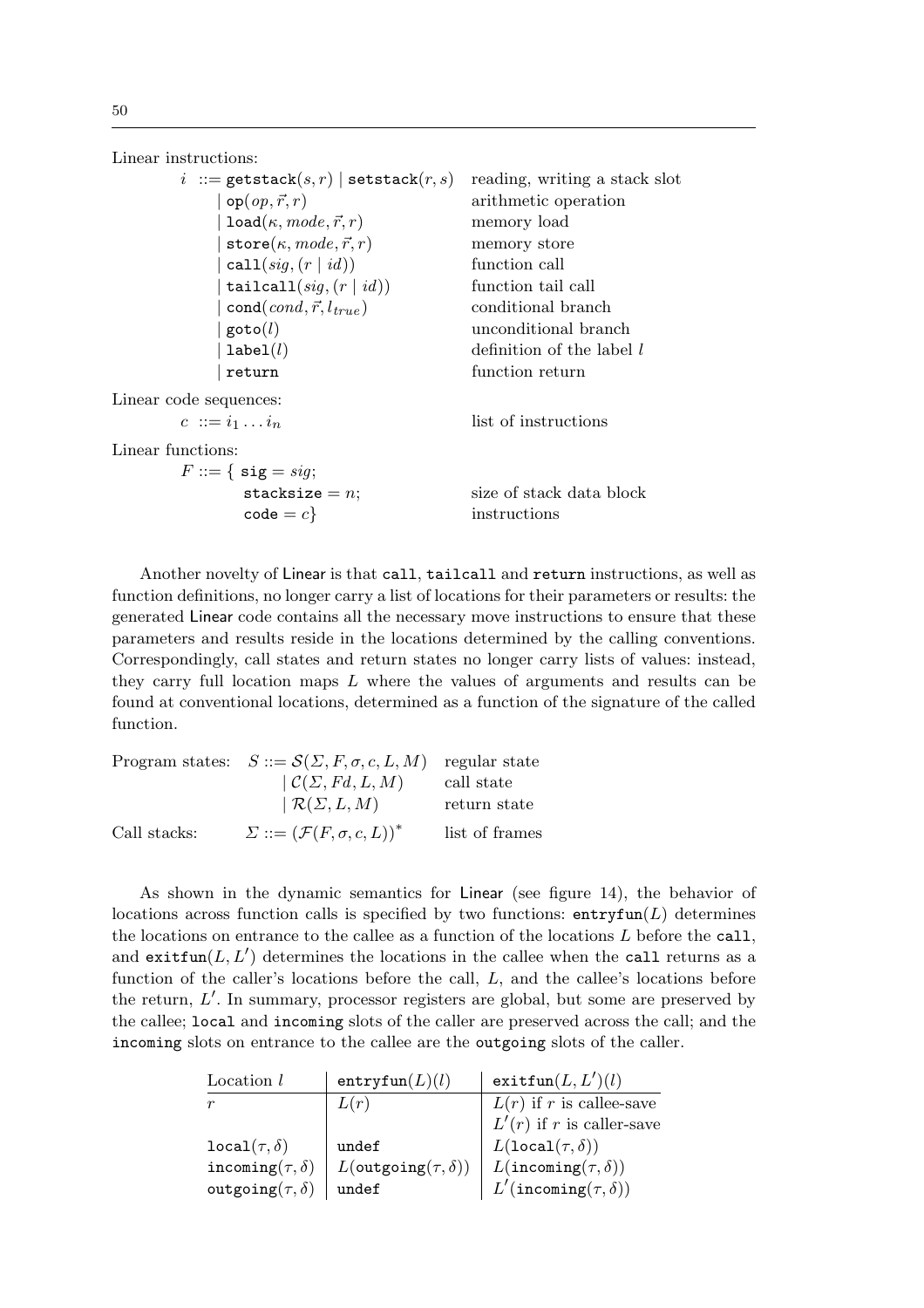Linear instructions:

| | | |
|---|---|---|
| $i$ | $::= \texttt{getstack}(s, r) \mid \texttt{setstack}(r, s)$ | reading, writing a stack slot |
| | $\mid \texttt{op}(op, \vec{r}, r)$ | arithmetic operation |
| | $\mid \texttt{load}(\kappa, mode, \vec{r}, r)$ | memory load |
| | $\mid \texttt{store}(\kappa, mode, \vec{r}, r)$ | memory store |
| | $\mid \texttt{call}(sig, (r \mid id))$ | function call |
| | $\mid \texttt{tailcall}(sig, (r \mid id))$ | function tail call |
| | $\mid \texttt{cond}(cond, \vec{r}, l_{true})$ | conditional branch |
| | $\mid \texttt{goto}(l)$ | unconditional branch |
| | $\mid \texttt{label}(l)$ | definition of the label $l$ |
| | $\mid \texttt{return}$ | function return |

Linear code sequences:

| | | |
|---|---|---|
| $c$ | $::= i_1 \ldots i_n$ | list of instructions |

Linear functions:

| | | |
|---|---|---|
| $F$ | $::= \{ \texttt{sig} = sig;$ | |
| | $\texttt{stacksize} = n;$ | size of stack data block |
| | $\texttt{code} = c\}$ | instructions |

Another novelty of Linear is that `call`, `tailcall` and `return` instructions, as well as function definitions, no longer carry a list of locations for their parameters or results: the generated Linear code contains all the necessary move instructions to ensure that these parameters and results reside in the locations determined by the calling conventions. Correspondingly, call states and return states no longer carry lists of values: instead, they carry full location maps $L$ where the values of arguments and results can be found at conventional locations, determined as a function of the signature of the called function.

| | | |
|---|---|---|
| Program states: | $S ::= \mathcal{S}(\Sigma, F, \sigma, c, L, M)$ | regular state |
| | $\mid \mathcal{C}(\Sigma, Fd, L, M)$ | call state |
| | $\mid \mathcal{R}(\Sigma, L, M)$ | return state |
| Call stacks: | $\Sigma ::= (\mathcal{F}(F, \sigma, c, L))^*$ | list of frames |

As shown in the dynamic semantics for Linear (see figure 14), the behavior of locations across function calls is specified by two functions: $\texttt{entryfun}(L)$ determines the locations on entrance to the callee as a function of the locations $L$ before the `call`, and $\texttt{exitfun}(L, L')$ determines the locations in the callee when the `call` returns as a function of the caller's locations before the call, $L$, and the callee's locations before the return, $L'$. In summary, processor registers are global, but some are preserved by the callee; `local` and `incoming` slots of the caller are preserved across the call; and the `incoming` slots on entrance to the callee are the `outgoing` slots of the caller.

| Location $l$ | $\texttt{entryfun}(L)(l)$ | $\texttt{exitfun}(L, L')(l)$ |
|---|---|---|
| $r$ | $L(r)$ | $L(r)$ if $r$ is callee-save <br> $L'(r)$ if $r$ is caller-save |
| $\texttt{local}(\tau, \delta)$ | undef | $L(\texttt{local}(\tau, \delta))$ |
| $\texttt{incoming}(\tau, \delta)$ | $L(\texttt{outgoing}(\tau, \delta))$ | $L(\texttt{incoming}(\tau, \delta))$ |
| $\texttt{outgoing}(\tau, \delta)$ | undef | $L'(\texttt{incoming}(\tau, \delta))$ |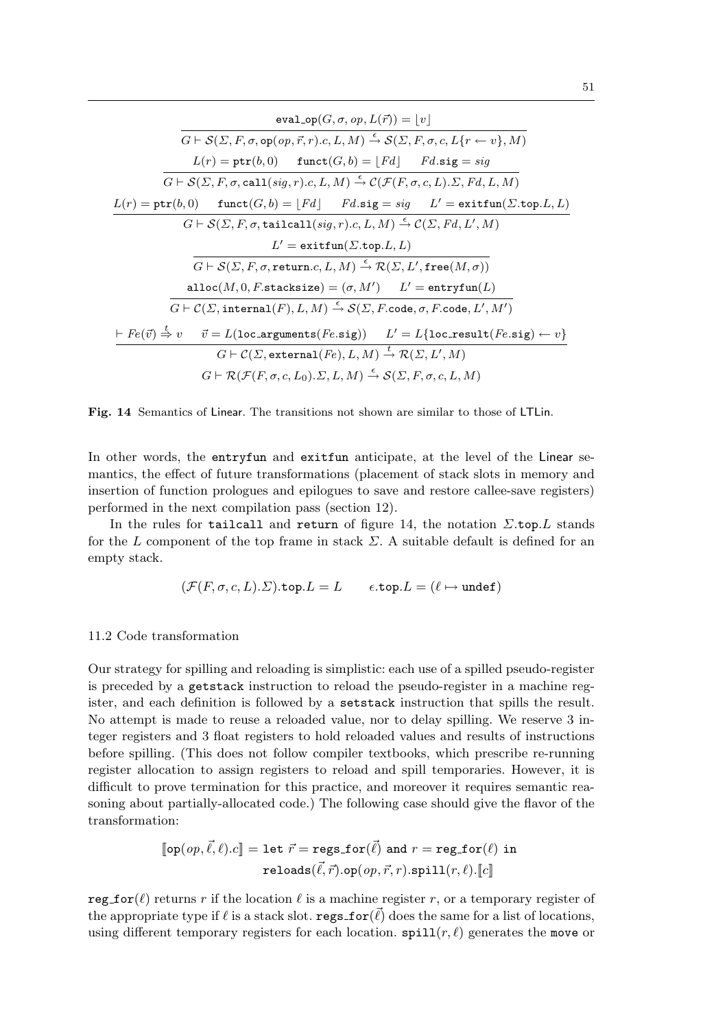$$\frac{\texttt{eval\_op}(G, \sigma, op, L(\vec{r})) = \lfloor v \rfloor}{G \vdash \mathcal{S}(\Sigma, F, \sigma, \texttt{op}(op, \vec{r}, r).c, L, M) \xrightarrow{\epsilon} \mathcal{S}(\Sigma, F, \sigma, c, L\{r \leftarrow v\}, M)}$$

$$\frac{L(r) = \texttt{ptr}(b, 0) \qquad \texttt{funct}(G, b) = \lfloor Fd \rfloor \qquad Fd.\texttt{sig} = sig}{G \vdash \mathcal{S}(\Sigma, F, \sigma, \texttt{call}(sig, r).c, L, M) \xrightarrow{\epsilon} \mathcal{C}(\mathcal{F}(F, \sigma, c, L).\Sigma, Fd, L, M)}$$

$$\frac{L(r) = \texttt{ptr}(b, 0) \qquad \texttt{funct}(G, b) = \lfloor Fd \rfloor \qquad Fd.\texttt{sig} = sig \qquad L' = \texttt{exitfun}(\Sigma.\texttt{top}.L, L)}{G \vdash \mathcal{S}(\Sigma, F, \sigma, \texttt{tailcall}(sig, r).c, L, M) \xrightarrow{\epsilon} \mathcal{C}(\Sigma, Fd, L', M)}$$

$$\frac{L' = \texttt{exitfun}(\Sigma.\texttt{top}.L, L)}{G \vdash \mathcal{S}(\Sigma, F, \sigma, \texttt{return}.c, L, M) \xrightarrow{\epsilon} \mathcal{R}(\Sigma, L', \texttt{free}(M, \sigma))}$$

$$\frac{\texttt{alloc}(M, 0, F.\texttt{stacksize}) = (\sigma, M') \qquad L' = \texttt{entryfun}(L)}{G \vdash \mathcal{C}(\Sigma, \texttt{internal}(F), L, M) \xrightarrow{\epsilon} \mathcal{S}(\Sigma, F.\texttt{code}, \sigma, F.\texttt{code}, L', M')}$$

$$\frac{\vdash Fe(\vec{v}) \stackrel{t}{\Rightarrow} v \qquad \vec{v} = L(\texttt{loc\_arguments}(Fe.\texttt{sig})) \qquad L' = L\{\texttt{loc\_result}(Fe.\texttt{sig}) \leftarrow v\}}{G \vdash \mathcal{C}(\Sigma, \texttt{external}(Fe), L, M) \xrightarrow{t} \mathcal{R}(\Sigma, L', M)}$$

$$G \vdash \mathcal{R}(\mathcal{F}(F, \sigma, c, L_0).\Sigma, L, M) \xrightarrow{\epsilon} \mathcal{S}(\Sigma, F, \sigma, c, L, M)$$

**Fig. 14** Semantics of Linear. The transitions not shown are similar to those of LTLin.

In other words, the entryfun and exitfun anticipate, at the level of the Linear semantics, the effect of future transformations (placement of stack slots in memory and insertion of function prologues and epilogues to save and restore callee-save registers) performed in the next compilation pass (section 12).

In the rules for tailcall and return of figure 14, the notation $\Sigma.\texttt{top}.L$ stands for the $L$ component of the top frame in stack $\Sigma$. A suitable default is defined for an empty stack.

$$(\mathcal{F}(F, \sigma, c, L).\Sigma).\texttt{top}.L = L \qquad \epsilon.\texttt{top}.L = (\ell \mapsto \texttt{undef})$$

11.2 Code transformation

Our strategy for spilling and reloading is simplistic: each use of a spilled pseudo-register is preceded by a getstack instruction to reload the pseudo-register in a machine register, and each definition is followed by a setstack instruction that spills the result. No attempt is made to reuse a reloaded value, nor to delay spilling. We reserve 3 integer registers and 3 float registers to hold reloaded values and results of instructions before spilling. (This does not follow compiler textbooks, which prescribe re-running register allocation to assign registers to reload and spill temporaries. However, it is difficult to prove termination for this practice, and moreover it requires semantic reasoning about partially-allocated code.) The following case should give the flavor of the transformation:

$$[\![\texttt{op}(op, \vec{\ell}, \ell).c]\!] = \texttt{let } \vec{r} = \texttt{regs\_for}(\vec{\ell}) \texttt{ and } r = \texttt{reg\_for}(\ell) \texttt{ in}$$
$$\texttt{reloads}(\vec{\ell}, \vec{r}).\texttt{op}(op, \vec{r}, r).\texttt{spill}(r, \ell).[\![c]\!]$$

$\texttt{reg\_for}(\ell)$ returns $r$ if the location $\ell$ is a machine register $r$, or a temporary register of the appropriate type if $\ell$ is a stack slot. $\texttt{regs\_for}(\vec{\ell})$ does the same for a list of locations, using different temporary registers for each location. $\texttt{spill}(r, \ell)$ generates the move or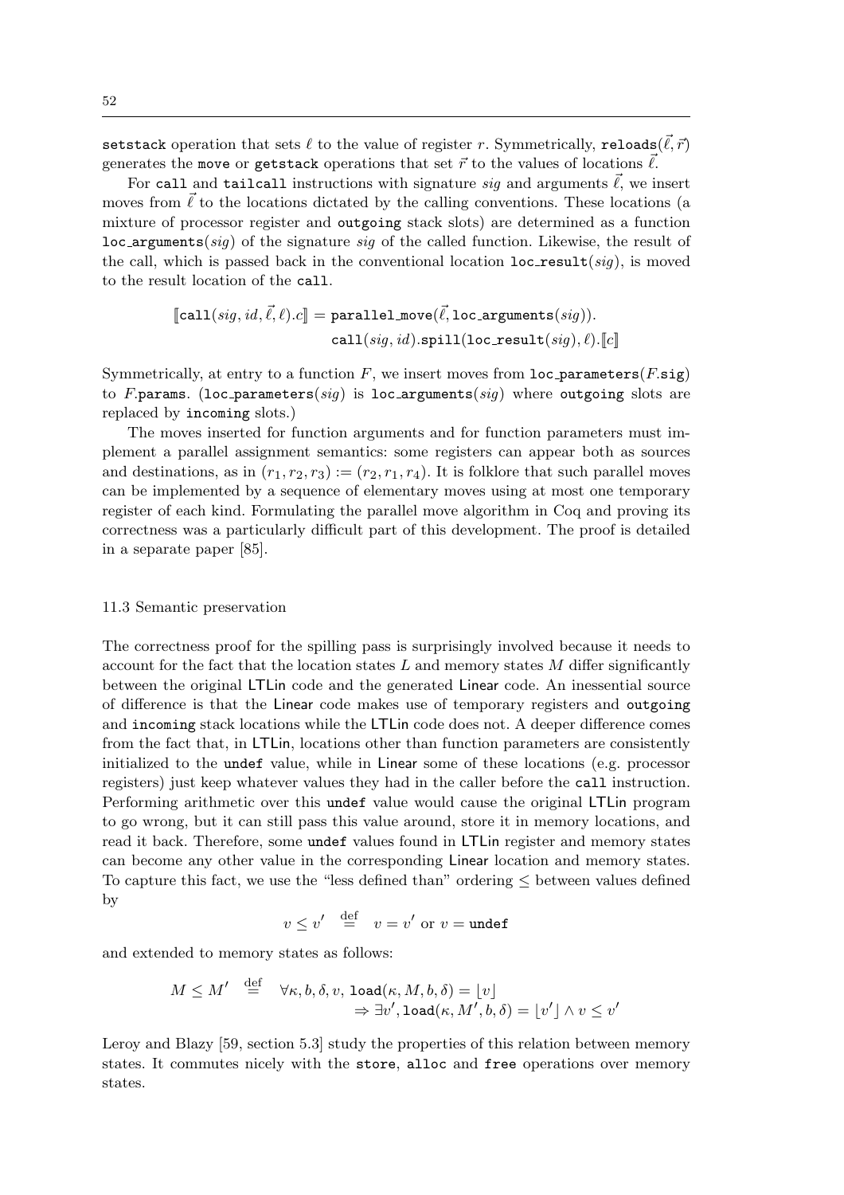setstack operation that sets $\ell$ to the value of register $r$. Symmetrically, $\texttt{reloads}(\vec{\ell}, \vec{r})$ generates the move or getstack operations that set $\vec{r}$ to the values of locations $\vec{\ell}$.

For call and tailcall instructions with signature $sig$ and arguments $\vec{\ell}$, we insert moves from $\vec{\ell}$ to the locations dictated by the calling conventions. These locations (a mixture of processor register and outgoing stack slots) are determined as a function $\texttt{loc\_arguments}(sig)$ of the signature $sig$ of the called function. Likewise, the result of the call, which is passed back in the conventional location $\texttt{loc\_result}(sig)$, is moved to the result location of the call.

$$[\![\texttt{call}(sig, id, \vec{\ell}, \ell).c]\!] = \texttt{parallel\_move}(\vec{\ell}, \texttt{loc\_arguments}(sig)).$$
$$\texttt{call}(sig, id).\texttt{spill}(\texttt{loc\_result}(sig), \ell).[\![c]\!]$$

Symmetrically, at entry to a function $F$, we insert moves from $\texttt{loc\_parameters}(F.\texttt{sig})$ to $F.\texttt{params}$. ($\texttt{loc\_parameters}(sig)$ is $\texttt{loc\_arguments}(sig)$ where outgoing slots are replaced by incoming slots.)

The moves inserted for function arguments and for function parameters must implement a parallel assignment semantics: some registers can appear both as sources and destinations, as in $(r_1, r_2, r_3) := (r_2, r_1, r_4)$. It is folklore that such parallel moves can be implemented by a sequence of elementary moves using at most one temporary register of each kind. Formulating the parallel move algorithm in Coq and proving its correctness was a particularly difficult part of this development. The proof is detailed in a separate paper [85].

### 11.3 Semantic preservation

The correctness proof for the spilling pass is surprisingly involved because it needs to account for the fact that the location states $L$ and memory states $M$ differ significantly between the original LTLin code and the generated Linear code. An inessential source of difference is that the Linear code makes use of temporary registers and outgoing and incoming stack locations while the LTLin code does not. A deeper difference comes from the fact that, in LTLin, locations other than function parameters are consistently initialized to the undef value, while in Linear some of these locations (e.g. processor registers) just keep whatever values they had in the caller before the call instruction. Performing arithmetic over this undef value would cause the original LTLin program to go wrong, but it can still pass this value around, store it in memory locations, and read it back. Therefore, some undef values found in LTLin register and memory states can become any other value in the corresponding Linear location and memory states. To capture this fact, we use the "less defined than" ordering $\leq$ between values defined by

$$v \leq v' \quad \stackrel{\text{def}}{=} \quad v = v' \text{ or } v = \texttt{undef}$$

and extended to memory states as follows:

$$M \leq M' \quad \stackrel{\text{def}}{=} \quad \forall \kappa, b, \delta, v,\ \texttt{load}(\kappa, M, b, \delta) = \lfloor v \rfloor$$
$$\Rightarrow \exists v', \texttt{load}(\kappa, M', b, \delta) = \lfloor v' \rfloor \wedge v \leq v'$$

Leroy and Blazy [59, section 5.3] study the properties of this relation between memory states. It commutes nicely with the store, alloc and free operations over memory states.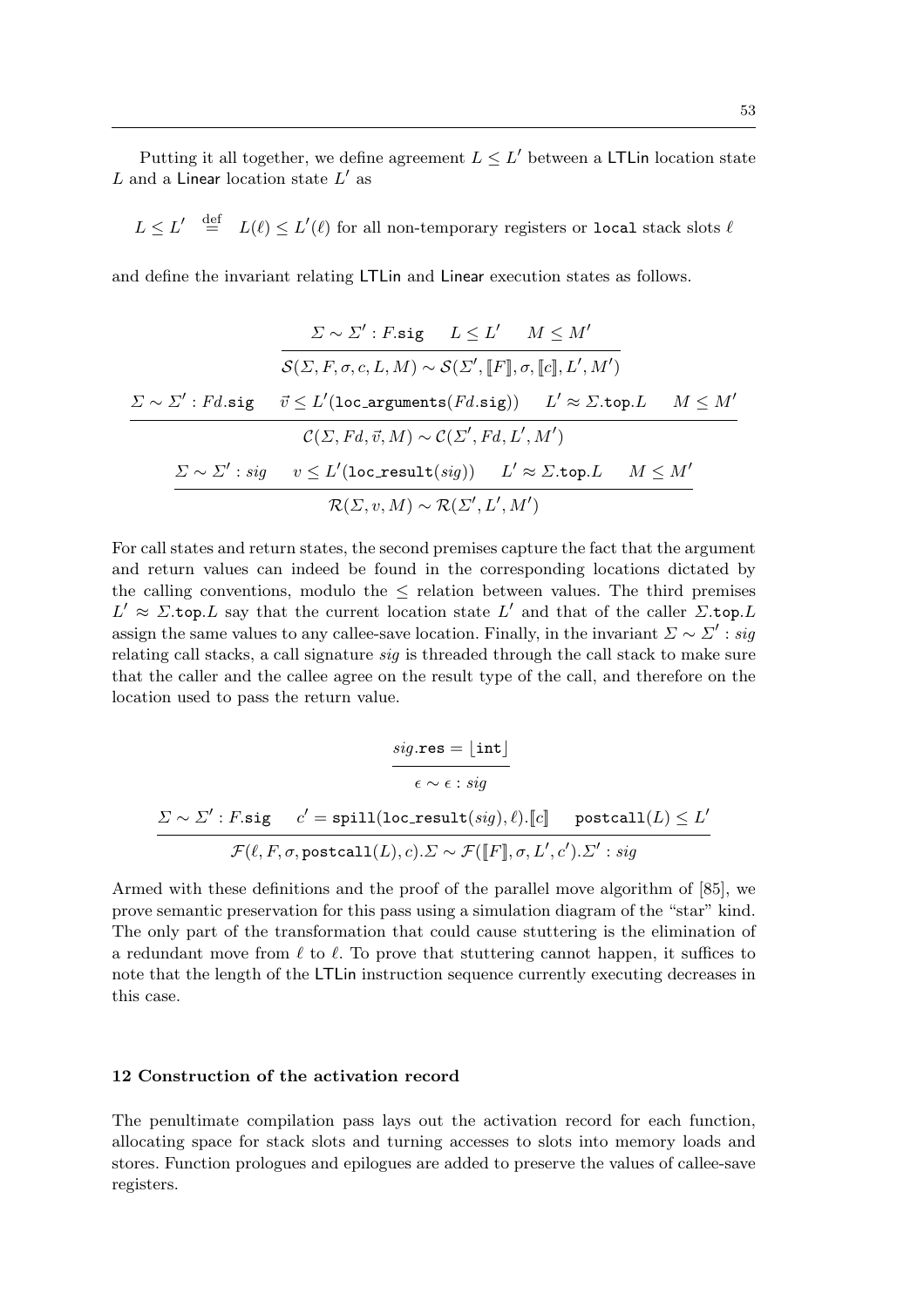Putting it all together, we define agreement $L \leq L'$ between a LTLin location state $L$ and a Linear location state $L'$ as

$$L \leq L' \stackrel{\text{def}}{=} L(\ell) \leq L'(\ell) \text{ for all non-temporary registers or } \texttt{local} \text{ stack slots } \ell$$

and define the invariant relating LTLin and Linear execution states as follows.

$$\frac{\Sigma \sim \Sigma' : F.\texttt{sig} \qquad L \leq L' \qquad M \leq M'}{\mathcal{S}(\Sigma, F, \sigma, c, L, M) \sim \mathcal{S}(\Sigma', [\![F]\!], \sigma, [\![c]\!], L', M')}$$

$$\frac{\Sigma \sim \Sigma' : Fd.\texttt{sig} \qquad \vec{v} \leq L'(\texttt{loc\_arguments}(Fd.\texttt{sig})) \qquad L' \approx \Sigma.\texttt{top}.L \qquad M \leq M'}{\mathcal{C}(\Sigma, Fd, \vec{v}, M) \sim \mathcal{C}(\Sigma', Fd, L', M')}$$

$$\frac{\Sigma \sim \Sigma' : sig \qquad v \leq L'(\texttt{loc\_result}(sig)) \qquad L' \approx \Sigma.\texttt{top}.L \qquad M \leq M'}{\mathcal{R}(\Sigma, v, M) \sim \mathcal{R}(\Sigma', L', M')}$$

For call states and return states, the second premises capture the fact that the argument and return values can indeed be found in the corresponding locations dictated by the calling conventions, modulo the $\leq$ relation between values. The third premises $L' \approx \Sigma.\texttt{top}.L$ say that the current location state $L'$ and that of the caller $\Sigma.\texttt{top}.L$ assign the same values to any callee-save location. Finally, in the invariant $\Sigma \sim \Sigma' : sig$ relating call stacks, a call signature $sig$ is threaded through the call stack to make sure that the caller and the callee agree on the result type of the call, and therefore on the location used to pass the return value.

$$\frac{sig.\texttt{res} = \lfloor \texttt{int} \rfloor}{\epsilon \sim \epsilon : sig}$$

$$\frac{\Sigma \sim \Sigma' : F.\texttt{sig} \qquad c' = \texttt{spill}(\texttt{loc\_result}(sig), \ell).[\![c]\!] \qquad \texttt{postcall}(L) \leq L'}{\mathcal{F}(\ell, F, \sigma, \texttt{postcall}(L), c).\Sigma \sim \mathcal{F}([\![F]\!], \sigma, L', c').\Sigma' : sig}$$

Armed with these definitions and the proof of the parallel move algorithm of [85], we prove semantic preservation for this pass using a simulation diagram of the "star" kind. The only part of the transformation that could cause stuttering is the elimination of a redundant move from $\ell$ to $\ell$. To prove that stuttering cannot happen, it suffices to note that the length of the LTLin instruction sequence currently executing decreases in this case.

## 12 Construction of the activation record

The penultimate compilation pass lays out the activation record for each function, allocating space for stack slots and turning accesses to slots into memory loads and stores. Function prologues and epilogues are added to preserve the values of callee-save registers.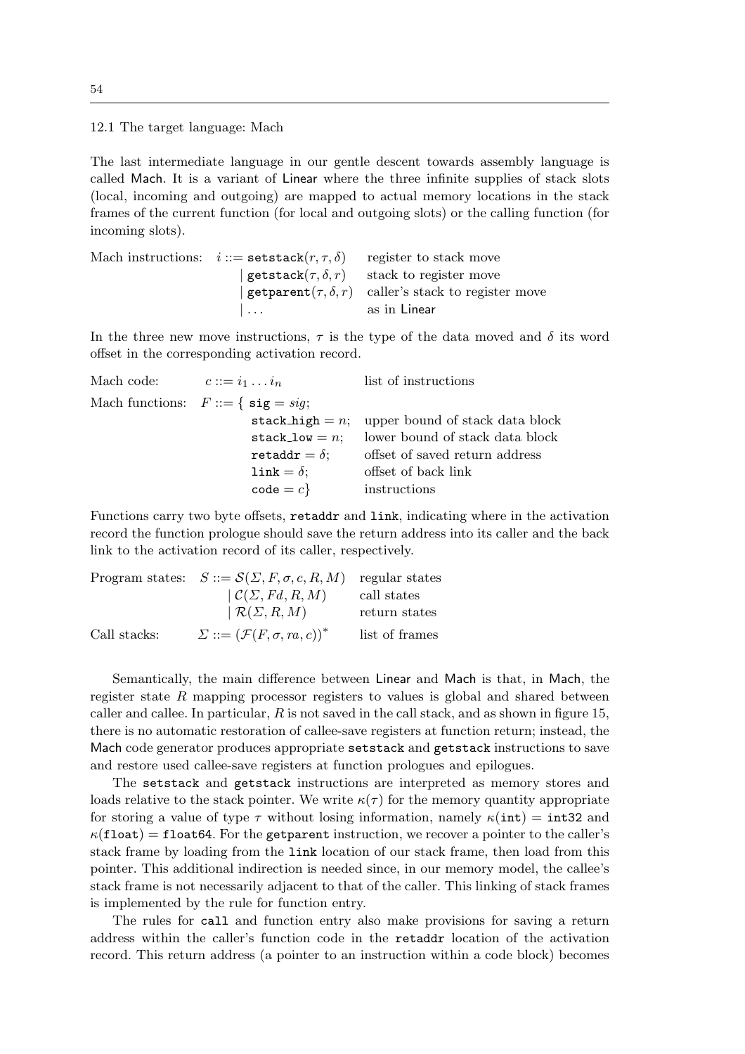## 12.1 The target language: Mach

The last intermediate language in our gentle descent towards assembly language is called Mach. It is a variant of Linear where the three infinite supplies of stack slots (local, incoming and outgoing) are mapped to actual memory locations in the stack frames of the current function (for local and outgoing slots) or the calling function (for incoming slots).

| | | |
|---|---|---|
| Mach instructions: | $i ::= \texttt{setstack}(r, \tau, \delta)$ | register to stack move |
| | $\mid \texttt{getstack}(\tau, \delta, r)$ | stack to register move |
| | $\mid \texttt{getparent}(\tau, \delta, r)$ | caller's stack to register move |
| | $\mid \ldots$ | as in Linear |

In the three new move instructions, $\tau$ is the type of the data moved and $\delta$ its word offset in the corresponding activation record.

| | | |
|---|---|---|
| Mach code: | $c ::= i_1 \ldots i_n$ | list of instructions |
| Mach functions: | $F ::= \{\ \texttt{sig} = \mathit{sig};$ | |
| | $\texttt{stack\_high} = n;$ | upper bound of stack data block |
| | $\texttt{stack\_low} = n;$ | lower bound of stack data block |
| | $\texttt{retaddr} = \delta;$ | offset of saved return address |
| | $\texttt{link} = \delta;$ | offset of back link |
| | $\texttt{code} = c\}$ | instructions |

Functions carry two byte offsets, `retaddr` and `link`, indicating where in the activation record the function prologue should save the return address into its caller and the back link to the activation record of its caller, respectively.

| | | |
|---|---|---|
| Program states: | $S ::= \mathcal{S}(\Sigma, F, \sigma, c, R, M)$ | regular states |
| | $\mid \mathcal{C}(\Sigma, Fd, R, M)$ | call states |
| | $\mid \mathcal{R}(\Sigma, R, M)$ | return states |
| Call stacks: | $\Sigma ::= (\mathcal{F}(F, \sigma, ra, c))^*$ | list of frames |

Semantically, the main difference between Linear and Mach is that, in Mach, the register state $R$ mapping processor registers to values is global and shared between caller and callee. In particular, $R$ is not saved in the call stack, and as shown in figure 15, there is no automatic restoration of callee-save registers at function return; instead, the Mach code generator produces appropriate `setstack` and `getstack` instructions to save and restore used callee-save registers at function prologues and epilogues.

The `setstack` and `getstack` instructions are interpreted as memory stores and loads relative to the stack pointer. We write $\kappa(\tau)$ for the memory quantity appropriate for storing a value of type $\tau$ without losing information, namely $\kappa(\texttt{int}) = \texttt{int32}$ and $\kappa(\texttt{float}) = \texttt{float64}$. For the `getparent` instruction, we recover a pointer to the caller's stack frame by loading from the `link` location of our stack frame, then load from this pointer. This additional indirection is needed since, in our memory model, the callee's stack frame is not necessarily adjacent to that of the caller. This linking of stack frames is implemented by the rule for function entry.

The rules for `call` and function entry also make provisions for saving a return address within the caller's function code in the `retaddr` location of the activation record. This return address (a pointer to an instruction within a code block) becomes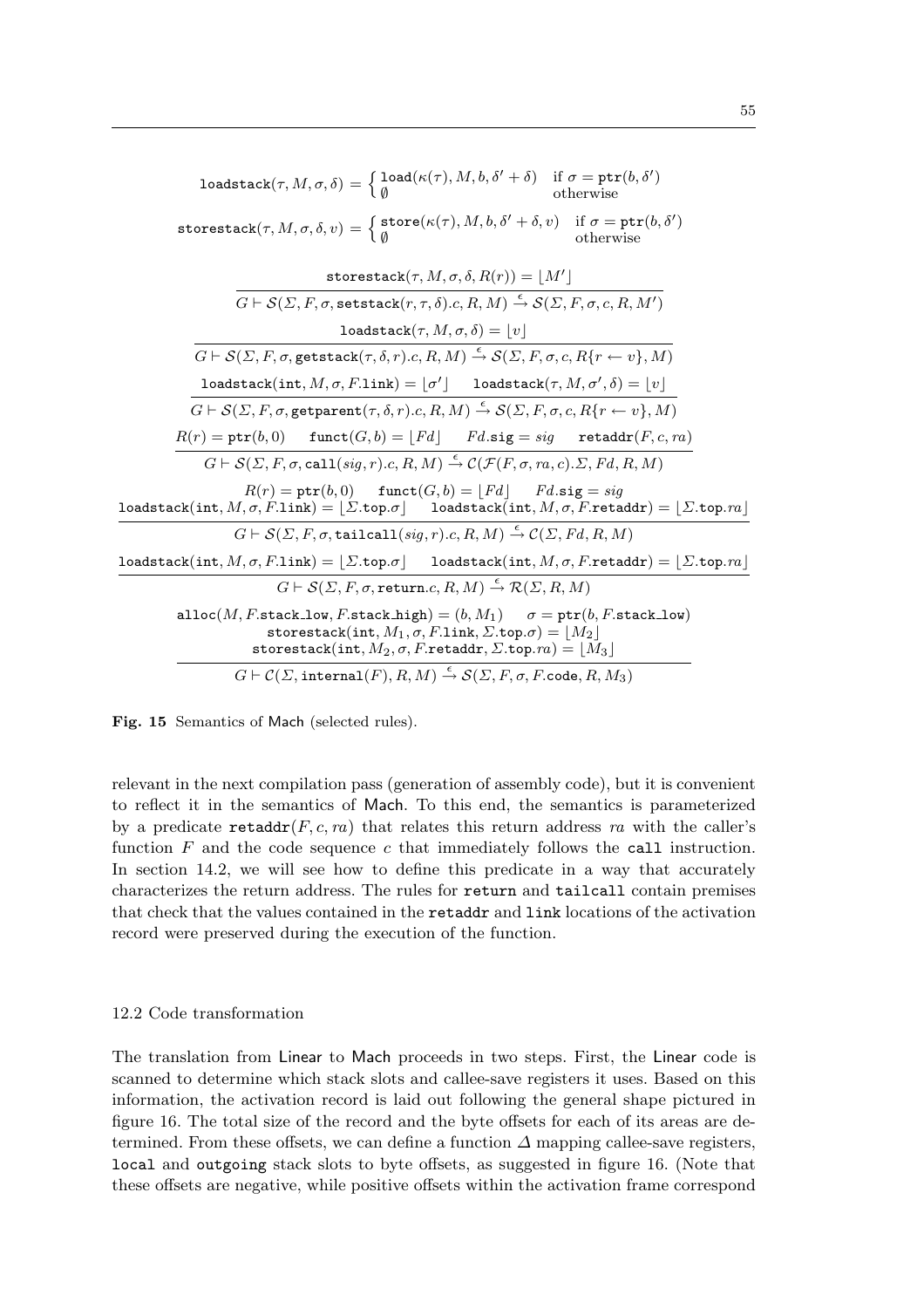$$\texttt{loadstack}(\tau, M, \sigma, \delta) = \begin{cases} \texttt{load}(\kappa(\tau), M, b, \delta' + \delta) & \text{if } \sigma = \texttt{ptr}(b, \delta') \\ \emptyset & \text{otherwise} \end{cases}$$

$$\texttt{storestack}(\tau, M, \sigma, \delta, v) = \begin{cases} \texttt{store}(\kappa(\tau), M, b, \delta' + \delta, v) & \text{if } \sigma = \texttt{ptr}(b, \delta') \\ \emptyset & \text{otherwise} \end{cases}$$

$$\frac{\texttt{storestack}(\tau, M, \sigma, \delta, R(r)) = \lfloor M' \rfloor}{G \vdash \mathcal{S}(\Sigma, F, \sigma, \texttt{setstack}(r, \tau, \delta).c, R, M) \xrightarrow{\epsilon} \mathcal{S}(\Sigma, F, \sigma, c, R, M')}$$

$$\frac{\texttt{loadstack}(\tau, M, \sigma, \delta) = \lfloor v \rfloor}{G \vdash \mathcal{S}(\Sigma, F, \sigma, \texttt{getstack}(\tau, \delta, r).c, R, M) \xrightarrow{\epsilon} \mathcal{S}(\Sigma, F, \sigma, c, R\{r \leftarrow v\}, M)}$$

$$\frac{\texttt{loadstack}(\texttt{int}, M, \sigma, F.\texttt{link}) = \lfloor \sigma' \rfloor \qquad \texttt{loadstack}(\tau, M, \sigma', \delta) = \lfloor v \rfloor}{G \vdash \mathcal{S}(\Sigma, F, \sigma, \texttt{getparent}(\tau, \delta, r).c, R, M) \xrightarrow{\epsilon} \mathcal{S}(\Sigma, F, \sigma, c, R\{r \leftarrow v\}, M)}$$

$$\frac{R(r) = \texttt{ptr}(b, 0) \qquad \texttt{funct}(G, b) = \lfloor Fd \rfloor \qquad Fd.\texttt{sig} = sig \qquad \texttt{retaddr}(F, c, ra)}{G \vdash \mathcal{S}(\Sigma, F, \sigma, \texttt{call}(sig, r).c, R, M) \xrightarrow{\epsilon} \mathcal{C}(\mathcal{F}(F, \sigma, ra, c).\Sigma, Fd, R, M)}$$

$$\frac{\begin{array}{c} R(r) = \texttt{ptr}(b, 0) \qquad \texttt{funct}(G, b) = \lfloor Fd \rfloor \qquad Fd.\texttt{sig} = sig \\ \texttt{loadstack}(\texttt{int}, M, \sigma, F.\texttt{link}) = \lfloor \Sigma.\texttt{top}.\sigma \rfloor \qquad \texttt{loadstack}(\texttt{int}, M, \sigma, F.\texttt{retaddr}) = \lfloor \Sigma.\texttt{top}.ra \rfloor \end{array}}{G \vdash \mathcal{S}(\Sigma, F, \sigma, \texttt{tailcall}(sig, r).c, R, M) \xrightarrow{\epsilon} \mathcal{C}(\Sigma, Fd, R, M)}$$

$$\frac{\texttt{loadstack}(\texttt{int}, M, \sigma, F.\texttt{link}) = \lfloor \Sigma.\texttt{top}.\sigma \rfloor \qquad \texttt{loadstack}(\texttt{int}, M, \sigma, F.\texttt{retaddr}) = \lfloor \Sigma.\texttt{top}.ra \rfloor}{G \vdash \mathcal{S}(\Sigma, F, \sigma, \texttt{return}.c, R, M) \xrightarrow{\epsilon} \mathcal{R}(\Sigma, R, M)}$$

$$\frac{\begin{array}{c} \texttt{alloc}(M, F.\texttt{stack\_low}, F.\texttt{stack\_high}) = (b, M_1) \qquad \sigma = \texttt{ptr}(b, F.\texttt{stack\_low}) \\ \texttt{storestack}(\texttt{int}, M_1, \sigma, F.\texttt{link}, \Sigma.\texttt{top}.\sigma) = \lfloor M_2 \rfloor \\ \texttt{storestack}(\texttt{int}, M_2, \sigma, F.\texttt{retaddr}, \Sigma.\texttt{top}.ra) = \lfloor M_3 \rfloor \end{array}}{G \vdash \mathcal{C}(\Sigma, \texttt{internal}(F), R, M) \xrightarrow{\epsilon} \mathcal{S}(\Sigma, F, \sigma, F.\texttt{code}, R, M_3)}$$

**Fig. 15** Semantics of Mach (selected rules).

relevant in the next compilation pass (generation of assembly code), but it is convenient to reflect it in the semantics of Mach. To this end, the semantics is parameterized by a predicate $\texttt{retaddr}(F, c, ra)$ that relates this return address $ra$ with the caller's function $F$ and the code sequence $c$ that immediately follows the `call` instruction. In section 14.2, we will see how to define this predicate in a way that accurately characterizes the return address. The rules for `return` and `tailcall` contain premises that check that the values contained in the `retaddr` and `link` locations of the activation record were preserved during the execution of the function.

## 12.2 Code transformation

The translation from Linear to Mach proceeds in two steps. First, the Linear code is scanned to determine which stack slots and callee-save registers it uses. Based on this information, the activation record is laid out following the general shape pictured in figure 16. The total size of the record and the byte offsets for each of its areas are determined. From these offsets, we can define a function $\Delta$ mapping callee-save registers, `local` and `outgoing` stack slots to byte offsets, as suggested in figure 16. (Note that these offsets are negative, while positive offsets within the activation frame correspond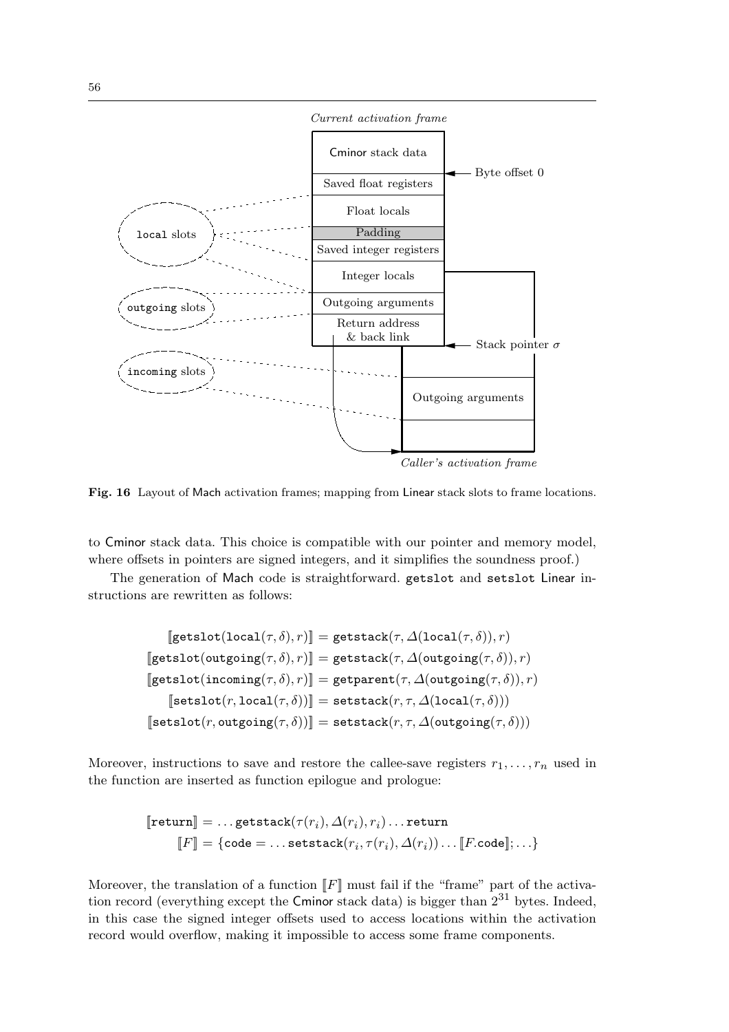**Fig. 16** Layout of Mach activation frames; mapping from Linear stack slots to frame locations.

to Cminor stack data. This choice is compatible with our pointer and memory model, where offsets in pointers are signed integers, and it simplifies the soundness proof.)

The generation of Mach code is straightforward. `getslot` and `setslot` Linear instructions are rewritten as follows:

$$
\begin{aligned}
[\![\texttt{getslot}(\texttt{local}(\tau,\delta),r)]\!] &= \texttt{getstack}(\tau, \Delta(\texttt{local}(\tau,\delta)), r)\\
[\![\texttt{getslot}(\texttt{outgoing}(\tau,\delta),r)]\!] &= \texttt{getstack}(\tau, \Delta(\texttt{outgoing}(\tau,\delta)), r)\\
[\![\texttt{getslot}(\texttt{incoming}(\tau,\delta),r)]\!] &= \texttt{getparent}(\tau, \Delta(\texttt{outgoing}(\tau,\delta)), r)\\
[\![\texttt{setslot}(r, \texttt{local}(\tau,\delta))]\!] &= \texttt{setstack}(r, \tau, \Delta(\texttt{local}(\tau,\delta)))\\
[\![\texttt{setslot}(r, \texttt{outgoing}(\tau,\delta))]\!] &= \texttt{setstack}(r, \tau, \Delta(\texttt{outgoing}(\tau,\delta)))
\end{aligned}
$$

Moreover, instructions to save and restore the callee-save registers $r_1, \ldots, r_n$ used in the function are inserted as function epilogue and prologue:

$$
\begin{aligned}
[\![\texttt{return}]\!] &= \ldots \texttt{getstack}(\tau(r_i), \Delta(r_i), r_i) \ldots \texttt{return}\\
[\![F]\!] &= \{\texttt{code} = \ldots \texttt{setstack}(r_i, \tau(r_i), \Delta(r_i)) \ldots [\![F.\texttt{code}]\!]; \ldots\}
\end{aligned}
$$

Moreover, the translation of a function $[\![F]\!]$ must fail if the "frame" part of the activation record (everything except the Cminor stack data) is bigger than $2^{31}$ bytes. Indeed, in this case the signed integer offsets used to access locations within the activation record would overflow, making it impossible to access some frame components.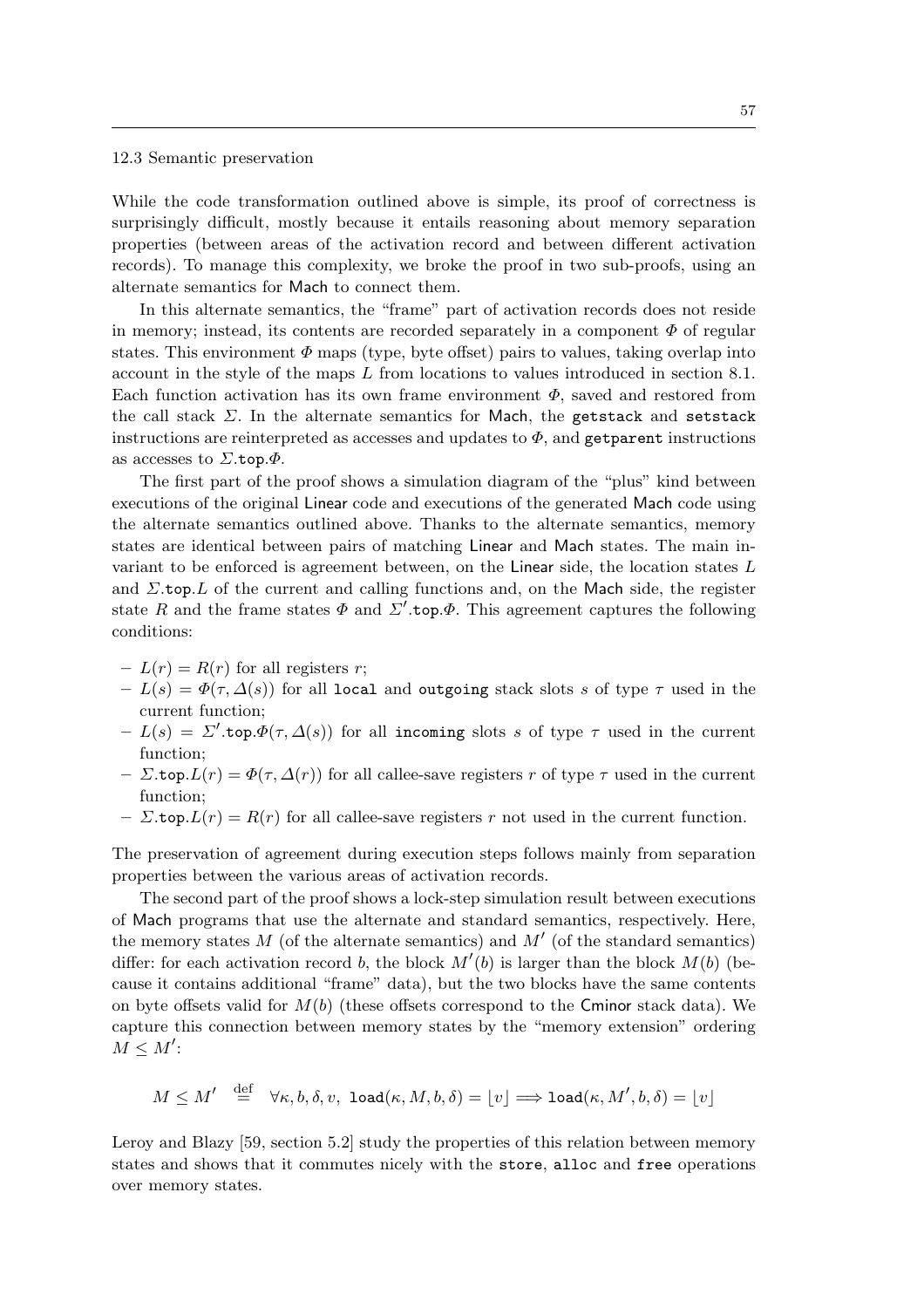## 12.3 Semantic preservation

While the code transformation outlined above is simple, its proof of correctness is surprisingly difficult, mostly because it entails reasoning about memory separation properties (between areas of the activation record and between different activation records). To manage this complexity, we broke the proof in two sub-proofs, using an alternate semantics for Mach to connect them.

In this alternate semantics, the "frame" part of activation records does not reside in memory; instead, its contents are recorded separately in a component $\Phi$ of regular states. This environment $\Phi$ maps (type, byte offset) pairs to values, taking overlap into account in the style of the maps $L$ from locations to values introduced in section 8.1. Each function activation has its own frame environment $\Phi$, saved and restored from the call stack $\Sigma$. In the alternate semantics for Mach, the `getstack` and `setstack` instructions are reinterpreted as accesses and updates to $\Phi$, and `getparent` instructions as accesses to $\Sigma.\texttt{top}.\Phi$.

The first part of the proof shows a simulation diagram of the "plus" kind between executions of the original Linear code and executions of the generated Mach code using the alternate semantics outlined above. Thanks to the alternate semantics, memory states are identical between pairs of matching Linear and Mach states. The main invariant to be enforced is agreement between, on the Linear side, the location states $L$ and $\Sigma.\texttt{top}.L$ of the current and calling functions and, on the Mach side, the register state $R$ and the frame states $\Phi$ and $\Sigma'.\texttt{top}.\Phi$. This agreement captures the following conditions:

- $L(r) = R(r)$ for all registers $r$;
- $L(s) = \Phi(\tau, \Delta(s))$ for all `local` and `outgoing` stack slots $s$ of type $\tau$ used in the current function;
- $L(s) = \Sigma'.\texttt{top}.\Phi(\tau, \Delta(s))$ for all `incoming` slots $s$ of type $\tau$ used in the current function;
- $\Sigma.\texttt{top}.L(r) = \Phi(\tau, \Delta(r))$ for all callee-save registers $r$ of type $\tau$ used in the current function;
- $\Sigma.\texttt{top}.L(r) = R(r)$ for all callee-save registers $r$ not used in the current function.

The preservation of agreement during execution steps follows mainly from separation properties between the various areas of activation records.

The second part of the proof shows a lock-step simulation result between executions of Mach programs that use the alternate and standard semantics, respectively. Here, the memory states $M$ (of the alternate semantics) and $M'$ (of the standard semantics) differ: for each activation record $b$, the block $M'(b)$ is larger than the block $M(b)$ (because it contains additional "frame" data), but the two blocks have the same contents on byte offsets valid for $M(b)$ (these offsets correspond to the Cminor stack data). We capture this connection between memory states by the "memory extension" ordering $M \leq M'$:

$$M \leq M' \;\stackrel{\text{def}}{=}\; \forall \kappa, b, \delta, v,\ \texttt{load}(\kappa, M, b, \delta) = \lfloor v \rfloor \Longrightarrow \texttt{load}(\kappa, M', b, \delta) = \lfloor v \rfloor$$

Leroy and Blazy [59, section 5.2] study the properties of this relation between memory states and shows that it commutes nicely with the `store`, `alloc` and `free` operations over memory states.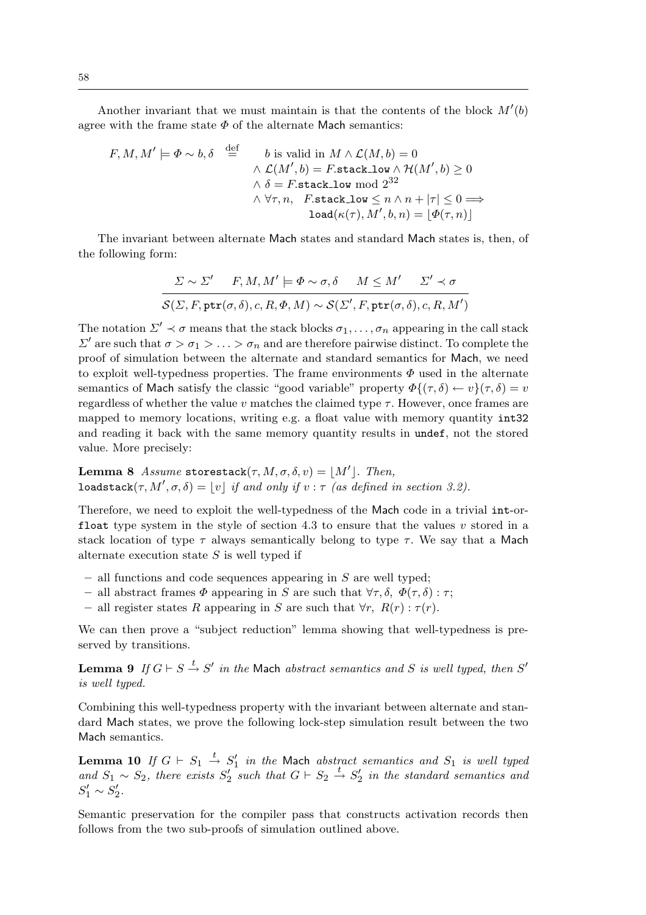Another invariant that we must maintain is that the contents of the block $M'(b)$ agree with the frame state $\Phi$ of the alternate Mach semantics:

$$
\begin{aligned}
F, M, M' \models \Phi \sim b, \delta \quad \stackrel{\text{def}}{=} \quad & b \text{ is valid in } M \wedge \mathcal{L}(M, b) = 0 \\
& \wedge \mathcal{L}(M', b) = F.\texttt{stack\_low} \wedge \mathcal{H}(M', b) \geq 0 \\
& \wedge \delta = F.\texttt{stack\_low} \bmod 2^{32} \\
& \wedge \forall \tau, n, \quad F.\texttt{stack\_low} \leq n \wedge n + |\tau| \leq 0 \Longrightarrow \\
& \qquad\qquad \texttt{load}(\kappa(\tau), M', b, n) = \lfloor \Phi(\tau, n) \rfloor
\end{aligned}
$$

The invariant between alternate Mach states and standard Mach states is, then, of the following form:

$$
\frac{\Sigma \sim \Sigma' \qquad F, M, M' \models \Phi \sim \sigma, \delta \qquad M \leq M' \qquad \Sigma' \prec \sigma}{\mathcal{S}(\Sigma, F, \texttt{ptr}(\sigma, \delta), c, R, \Phi, M) \sim \mathcal{S}(\Sigma', F, \texttt{ptr}(\sigma, \delta), c, R, M')}
$$

The notation $\Sigma' \prec \sigma$ means that the stack blocks $\sigma_1, \ldots, \sigma_n$ appearing in the call stack $\Sigma'$ are such that $\sigma > \sigma_1 > \ldots > \sigma_n$ and are therefore pairwise distinct. To complete the proof of simulation between the alternate and standard semantics for Mach, we need to exploit well-typedness properties. The frame environments $\Phi$ used in the alternate semantics of Mach satisfy the classic "good variable" property $\Phi\{(\tau, \delta) \leftarrow v\}(\tau, \delta) = v$ regardless of whether the value $v$ matches the claimed type $\tau$. However, once frames are mapped to memory locations, writing e.g. a float value with memory quantity `int32` and reading it back with the same memory quantity results in `undef`, not the stored value. More precisely:

**Lemma 8** *Assume* $\texttt{storestack}(\tau, M, \sigma, \delta, v) = \lfloor M' \rfloor$. *Then,* $\texttt{loadstack}(\tau, M', \sigma, \delta) = \lfloor v \rfloor$ *if and only if* $v : \tau$ *(as defined in section 3.2).*

Therefore, we need to exploit the well-typedness of the Mach code in a trivial `int`-or-`float` type system in the style of section 4.3 to ensure that the values $v$ stored in a stack location of type $\tau$ always semantically belong to type $\tau$. We say that a Mach alternate execution state $S$ is well typed if

- all functions and code sequences appearing in $S$ are well typed;
- all abstract frames $\Phi$ appearing in $S$ are such that $\forall \tau, \delta,\ \Phi(\tau, \delta) : \tau$;
- all register states $R$ appearing in $S$ are such that $\forall r,\ R(r) : \tau(r)$.

We can then prove a "subject reduction" lemma showing that well-typedness is preserved by transitions.

**Lemma 9** *If* $G \vdash S \xrightarrow{t} S'$ *in the* Mach *abstract semantics and* $S$ *is well typed, then* $S'$ *is well typed.*

Combining this well-typedness property with the invariant between alternate and standard Mach states, we prove the following lock-step simulation result between the two Mach semantics.

**Lemma 10** *If* $G \vdash S_1 \xrightarrow{t} S_1'$ *in the* Mach *abstract semantics and* $S_1$ *is well typed and* $S_1 \sim S_2$*, there exists* $S_2'$ *such that* $G \vdash S_2 \xrightarrow{t} S_2'$ *in the standard semantics and* $S_1' \sim S_2'$.

Semantic preservation for the compiler pass that constructs activation records then follows from the two sub-proofs of simulation outlined above.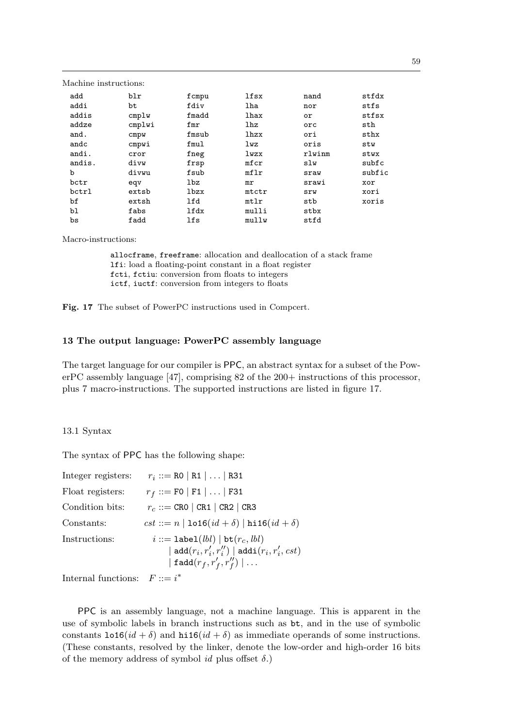Machine instructions:

```
add      blr      fcmpu    lfsx     nand     stfdx
addi     bt       fdiv     lha      nor      stfs
addis    cmplw    fmadd    lhax     or       stfsx
addze    cmplwi   fmr      lhz      orc      sth
and.     cmpw     fmsub    lhzx     ori      sthx
andc     cmpwi    fmul     lwz      oris     stw
andi.    cror     fneg     lwzx     rlwinm   stwx
andis.   divw     frsp     mfcr     slw      subfc
b        divwu    fsub     mflr     sraw     subfic
bctr     eqv      lbz      mr       srawi    xor
bctrl    extsb    lbzx     mtctr    srw      xori
bf       extsh    lfd      mtlr     stb      xoris
bl       fabs     lfdx     mulli    stbx
bs       fadd     lfs      mullw    stfd
```

Macro-instructions:

- `allocframe`, `freeframe`: allocation and deallocation of a stack frame
- `lfi`: load a floating-point constant in a float register
- `fcti`, `fctiu`: conversion from floats to integers
- `ictf`, `iuctf`: conversion from integers to floats

**Fig. 17** The subset of PowerPC instructions used in Compcert.

### 13 The output language: PowerPC assembly language

The target language for our compiler is PPC, an abstract syntax for a subset of the PowerPC assembly language [47], comprising 82 of the 200+ instructions of this processor, plus 7 macro-instructions. The supported instructions are listed in figure 17.

#### 13.1 Syntax

The syntax of PPC has the following shape:

Integer registers: $r_i ::= \texttt{R0} \mid \texttt{R1} \mid \ldots \mid \texttt{R31}$

Float registers: $r_f ::= \texttt{F0} \mid \texttt{F1} \mid \ldots \mid \texttt{F31}$

Condition bits: $r_c ::= \texttt{CR0} \mid \texttt{CR1} \mid \texttt{CR2} \mid \texttt{CR3}$

Constants: $cst ::= n \mid \texttt{lo16}(id + \delta) \mid \texttt{hi16}(id + \delta)$

Instructions: $i ::= \texttt{label}(lbl) \mid \texttt{bt}(r_c, lbl)$
$\quad \mid \texttt{add}(r_i, r'_i, r''_i) \mid \texttt{addi}(r_i, r'_i, cst)$
$\quad \mid \texttt{fadd}(r_f, r'_f, r''_f) \mid \ldots$

Internal functions: $F ::= i^*$

PPC is an assembly language, not a machine language. This is apparent in the use of symbolic labels in branch instructions such as `bt`, and in the use of symbolic constants $\texttt{lo16}(id + \delta)$ and $\texttt{hi16}(id + \delta)$ as immediate operands of some instructions. (These constants, resolved by the linker, denote the low-order and high-order 16 bits of the memory address of symbol $id$ plus offset $\delta$.)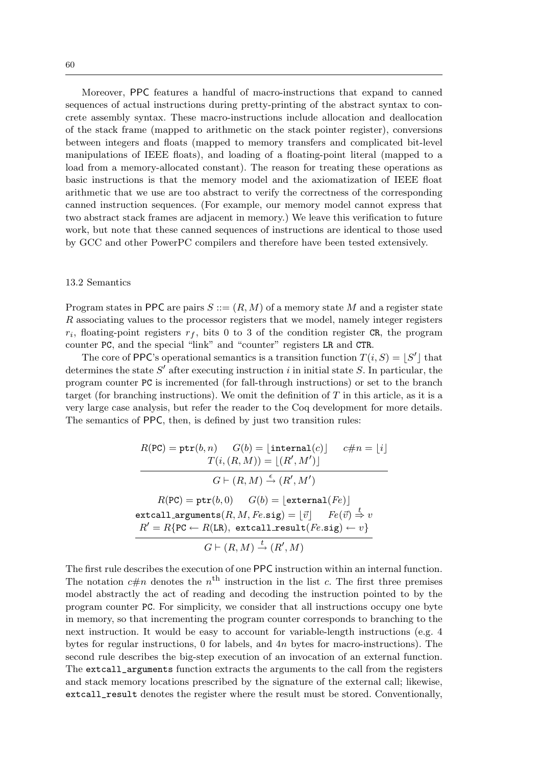Moreover, PPC features a handful of macro-instructions that expand to canned sequences of actual instructions during pretty-printing of the abstract syntax to concrete assembly syntax. These macro-instructions include allocation and deallocation of the stack frame (mapped to arithmetic on the stack pointer register), conversions between integers and floats (mapped to memory transfers and complicated bit-level manipulations of IEEE floats), and loading of a floating-point literal (mapped to a load from a memory-allocated constant). The reason for treating these operations as basic instructions is that the memory model and the axiomatization of IEEE float arithmetic that we use are too abstract to verify the correctness of the corresponding canned instruction sequences. (For example, our memory model cannot express that two abstract stack frames are adjacent in memory.) We leave this verification to future work, but note that these canned sequences of instructions are identical to those used by GCC and other PowerPC compilers and therefore have been tested extensively.

### 13.2 Semantics

Program states in PPC are pairs $S ::= (R, M)$ of a memory state $M$ and a register state $R$ associating values to the processor registers that we model, namely integer registers $r_i$, floating-point registers $r_f$, bits 0 to 3 of the condition register `CR`, the program counter `PC`, and the special "link" and "counter" registers `LR` and `CTR`.

The core of PPC's operational semantics is a transition function $T(i, S) = \lfloor S' \rfloor$ that determines the state $S'$ after executing instruction $i$ in initial state $S$. In particular, the program counter `PC` is incremented (for fall-through instructions) or set to the branch target (for branching instructions). We omit the definition of $T$ in this article, as it is a very large case analysis, but refer the reader to the Coq development for more details. The semantics of PPC, then, is defined by just two transition rules:

$$\frac{R(\texttt{PC}) = \texttt{ptr}(b, n) \quad G(b) = \lfloor \texttt{internal}(c) \rfloor \quad c\#n = \lfloor i \rfloor \quad T(i, (R, M)) = \lfloor (R', M') \rfloor}{G \vdash (R, M) \xrightarrow{\epsilon} (R', M')}$$

$$\frac{\begin{array}{c} R(\texttt{PC}) = \texttt{ptr}(b, 0) \quad G(b) = \lfloor \texttt{external}(Fe) \rfloor \\ \texttt{extcall\_arguments}(R, M, Fe.\texttt{sig}) = \lfloor \vec{v} \rfloor \quad Fe(\vec{v}) \stackrel{t}{\Rightarrow} v \\ R' = R\{\texttt{PC} \leftarrow R(\texttt{LR}),\ \texttt{extcall\_result}(Fe.\texttt{sig}) \leftarrow v\} \end{array}}{G \vdash (R, M) \xrightarrow{t} (R', M)}$$

The first rule describes the execution of one PPC instruction within an internal function. The notation $c\#n$ denotes the $n^{\text{th}}$ instruction in the list $c$. The first three premises model abstractly the act of reading and decoding the instruction pointed to by the program counter `PC`. For simplicity, we consider that all instructions occupy one byte in memory, so that incrementing the program counter corresponds to branching to the next instruction. It would be easy to account for variable-length instructions (e.g. 4 bytes for regular instructions, 0 for labels, and $4n$ bytes for macro-instructions). The second rule describes the big-step execution of an invocation of an external function. The `extcall_arguments` function extracts the arguments to the call from the registers and stack memory locations prescribed by the signature of the external call; likewise, `extcall_result` denotes the register where the result must be stored. Conventionally,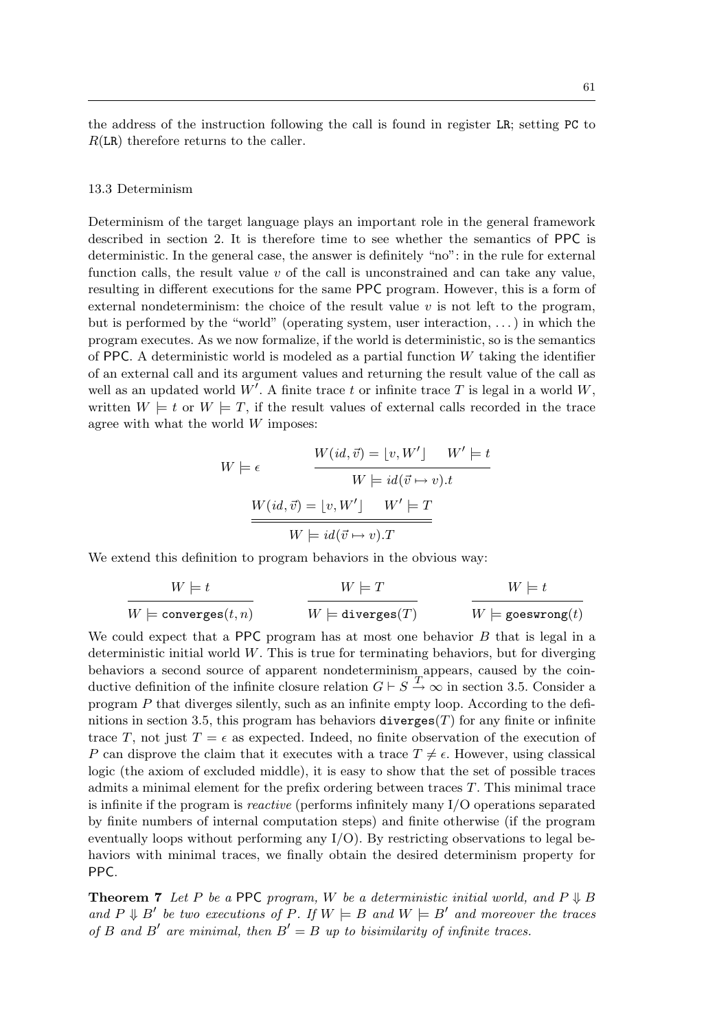the address of the instruction following the call is found in register LR; setting PC to $R(\texttt{LR})$ therefore returns to the caller.

### 13.3 Determinism

Determinism of the target language plays an important role in the general framework described in section 2. It is therefore time to see whether the semantics of PPC is deterministic. In the general case, the answer is definitely "no": in the rule for external function calls, the result value $v$ of the call is unconstrained and can take any value, resulting in different executions for the same PPC program. However, this is a form of external nondeterminism: the choice of the result value $v$ is not left to the program, but is performed by the "world" (operating system, user interaction, …) in which the program executes. As we now formalize, if the world is deterministic, so is the semantics of PPC. A deterministic world is modeled as a partial function $W$ taking the identifier of an external call and its argument values and returning the result value of the call as well as an updated world $W'$. A finite trace $t$ or infinite trace $T$ is legal in a world $W$, written $W \models t$ or $W \models T$, if the result values of external calls recorded in the trace agree with what the world $W$ imposes:

$$W \models \epsilon \qquad \frac{W(id, \vec{v}) = \lfloor v, W' \rfloor \quad W' \models t}{W \models id(\vec{v} \mapsto v).t}$$

$$\frac{W(id, \vec{v}) = \lfloor v, W' \rfloor \quad W' \models T}{W \models id(\vec{v} \mapsto v).T}$$

We extend this definition to program behaviors in the obvious way:

$$\frac{W \models t}{W \models \texttt{converges}(t, n)} \qquad \frac{W \models T}{W \models \texttt{diverges}(T)} \qquad \frac{W \models t}{W \models \texttt{goeswrong}(t)}$$

We could expect that a PPC program has at most one behavior $B$ that is legal in a deterministic initial world $W$. This is true for terminating behaviors, but for diverging behaviors a second source of apparent nondeterminism appears, caused by the coinductive definition of the infinite closure relation $G \vdash S \xrightarrow{T} \infty$ in section 3.5. Consider a program $P$ that diverges silently, such as an infinite empty loop. According to the definitions in section 3.5, this program has behaviors $\texttt{diverges}(T)$ for any finite or infinite trace $T$, not just $T = \epsilon$ as expected. Indeed, no finite observation of the execution of $P$ can disprove the claim that it executes with a trace $T \neq \epsilon$. However, using classical logic (the axiom of excluded middle), it is easy to show that the set of possible traces admits a minimal element for the prefix ordering between traces $T$. This minimal trace is infinite if the program is *reactive* (performs infinitely many I/O operations separated by finite numbers of internal computation steps) and finite otherwise (if the program eventually loops without performing any I/O). By restricting observations to legal behaviors with minimal traces, we finally obtain the desired determinism property for PPC.

**Theorem 7** *Let $P$ be a PPC program, $W$ be a deterministic initial world, and $P \Downarrow B$ and $P \Downarrow B'$ be two executions of $P$. If $W \models B$ and $W \models B'$ and moreover the traces of $B$ and $B'$ are minimal, then $B' = B$ up to bisimilarity of infinite traces.*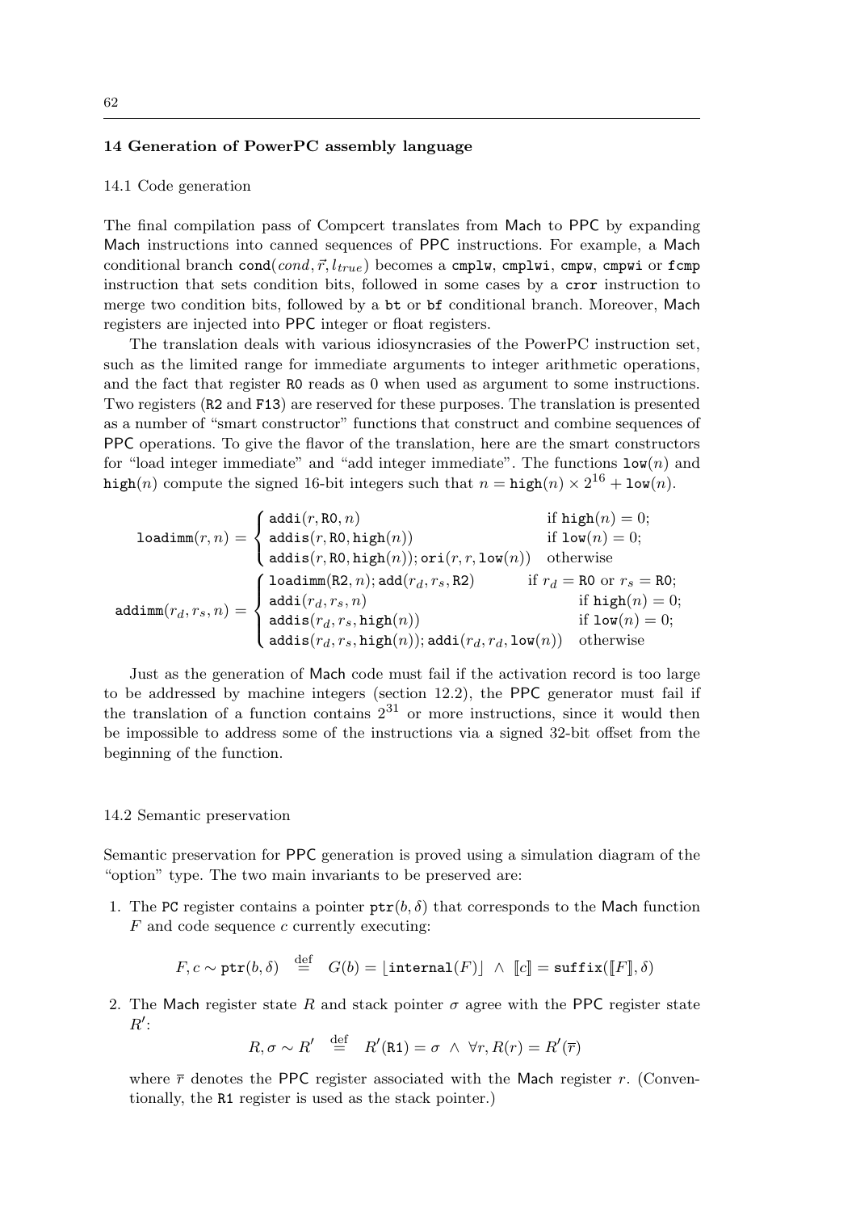## 14 Generation of PowerPC assembly language

### 14.1 Code generation

The final compilation pass of Compcert translates from Mach to PPC by expanding Mach instructions into canned sequences of PPC instructions. For example, a Mach conditional branch $\mathtt{cond}(cond, \vec{r}, l_{true})$ becomes a `cmplw`, `cmplwi`, `cmpw`, `cmpwi` or `fcmp` instruction that sets condition bits, followed in some cases by a `cror` instruction to merge two condition bits, followed by a `bt` or `bf` conditional branch. Moreover, Mach registers are injected into PPC integer or float registers.

The translation deals with various idiosyncrasies of the PowerPC instruction set, such as the limited range for immediate arguments to integer arithmetic operations, and the fact that register `R0` reads as 0 when used as argument to some instructions. Two registers (`R2` and `F13`) are reserved for these purposes. The translation is presented as a number of "smart constructor" functions that construct and combine sequences of PPC operations. To give the flavor of the translation, here are the smart constructors for "load integer immediate" and "add integer immediate". The functions $\mathtt{low}(n)$ and $\mathtt{high}(n)$ compute the signed 16-bit integers such that $n = \mathtt{high}(n) \times 2^{16} + \mathtt{low}(n)$.

$$\mathtt{loadimm}(r, n) = \begin{cases} \mathtt{addi}(r, \mathtt{R0}, n) & \text{if } \mathtt{high}(n) = 0; \\ \mathtt{addis}(r, \mathtt{R0}, \mathtt{high}(n)) & \text{if } \mathtt{low}(n) = 0; \\ \mathtt{addis}(r, \mathtt{R0}, \mathtt{high}(n)); \mathtt{ori}(r, r, \mathtt{low}(n)) & \text{otherwise} \end{cases}$$

$$\mathtt{addimm}(r_d, r_s, n) = \begin{cases} \mathtt{loadimm}(\mathtt{R2}, n); \mathtt{add}(r_d, r_s, \mathtt{R2}) & \text{if } r_d = \mathtt{R0} \text{ or } r_s = \mathtt{R0}; \\ \mathtt{addi}(r_d, r_s, n) & \text{if } \mathtt{high}(n) = 0; \\ \mathtt{addis}(r_d, r_s, \mathtt{high}(n)) & \text{if } \mathtt{low}(n) = 0; \\ \mathtt{addis}(r_d, r_s, \mathtt{high}(n)); \mathtt{addi}(r_d, r_d, \mathtt{low}(n)) & \text{otherwise} \end{cases}$$

Just as the generation of Mach code must fail if the activation record is too large to be addressed by machine integers (section 12.2), the PPC generator must fail if the translation of a function contains $2^{31}$ or more instructions, since it would then be impossible to address some of the instructions via a signed 32-bit offset from the beginning of the function.

### 14.2 Semantic preservation

Semantic preservation for PPC generation is proved using a simulation diagram of the "option" type. The two main invariants to be preserved are:

1. The `PC` register contains a pointer $\mathtt{ptr}(b, \delta)$ that corresponds to the Mach function $F$ and code sequence $c$ currently executing:

$$F, c \sim \mathtt{ptr}(b, \delta) \stackrel{\text{def}}{=} G(b) = \lfloor \mathtt{internal}(F) \rfloor \;\wedge\; [\![c]\!] = \mathtt{suffix}([\![F]\!], \delta)$$

2. The Mach register state $R$ and stack pointer $\sigma$ agree with the PPC register state $R'$:

$$R, \sigma \sim R' \stackrel{\text{def}}{=} R'(\mathtt{R1}) = \sigma \;\wedge\; \forall r, R(r) = R'(\overline{r})$$

where $\overline{r}$ denotes the PPC register associated with the Mach register $r$. (Conventionally, the `R1` register is used as the stack pointer.)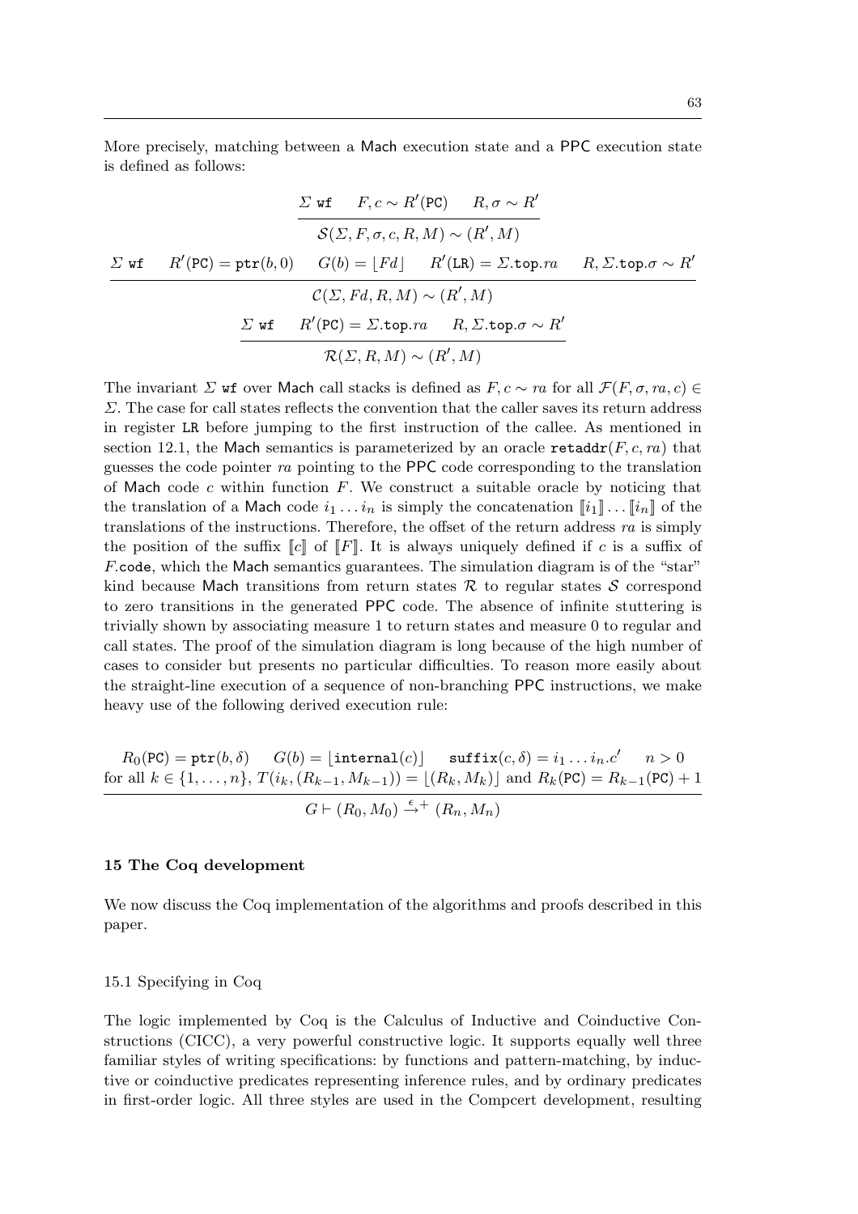More precisely, matching between a Mach execution state and a PPC execution state is defined as follows:

$$\frac{\Sigma\ \texttt{wf} \qquad F, c \sim R'(\texttt{PC}) \qquad R, \sigma \sim R'}{\mathcal{S}(\Sigma, F, \sigma, c, R, M) \sim (R', M)}$$

$$\frac{\Sigma\ \texttt{wf} \qquad R'(\texttt{PC}) = \texttt{ptr}(b, 0) \qquad G(b) = \lfloor Fd \rfloor \qquad R'(\texttt{LR}) = \Sigma.\texttt{top}.ra \qquad R, \Sigma.\texttt{top}.\sigma \sim R'}{\mathcal{C}(\Sigma, Fd, R, M) \sim (R', M)}$$

$$\frac{\Sigma\ \texttt{wf} \qquad R'(\texttt{PC}) = \Sigma.\texttt{top}.ra \qquad R, \Sigma.\texttt{top}.\sigma \sim R'}{\mathcal{R}(\Sigma, R, M) \sim (R', M)}$$

The invariant $\Sigma$ `wf` over Mach call stacks is defined as $F, c \sim ra$ for all $\mathcal{F}(F, \sigma, ra, c) \in \Sigma$. The case for call states reflects the convention that the caller saves its return address in register `LR` before jumping to the first instruction of the callee. As mentioned in section 12.1, the Mach semantics is parameterized by an oracle $\texttt{retaddr}(F, c, ra)$ that guesses the code pointer $ra$ pointing to the PPC code corresponding to the translation of Mach code $c$ within function $F$. We construct a suitable oracle by noticing that the translation of a Mach code $i_1 \ldots i_n$ is simply the concatenation $[\![i_1]\!] \ldots [\![i_n]\!]$ of the translations of the instructions. Therefore, the offset of the return address $ra$ is simply the position of the suffix $[\![c]\!]$ of $[\![F]\!]$. It is always uniquely defined if $c$ is a suffix of $F.\texttt{code}$, which the Mach semantics guarantees. The simulation diagram is of the "star" kind because Mach transitions from return states $\mathcal{R}$ to regular states $\mathcal{S}$ correspond to zero transitions in the generated PPC code. The absence of infinite stuttering is trivially shown by associating measure 1 to return states and measure 0 to regular and call states. The proof of the simulation diagram is long because of the high number of cases to consider but presents no particular difficulties. To reason more easily about the straight-line execution of a sequence of non-branching PPC instructions, we make heavy use of the following derived execution rule:

$$\frac{\begin{array}{c} R_0(\texttt{PC}) = \texttt{ptr}(b, \delta) \qquad G(b) = \lfloor \texttt{internal}(c) \rfloor \qquad \texttt{suffix}(c, \delta) = i_1 \ldots i_n.c' \qquad n > 0 \\ \text{for all } k \in \{1, \ldots, n\},\ T(i_k, (R_{k-1}, M_{k-1})) = \lfloor (R_k, M_k) \rfloor \text{ and } R_k(\texttt{PC}) = R_{k-1}(\texttt{PC}) + 1 \end{array}}{G \vdash (R_0, M_0) \xrightarrow{\epsilon}{}^{+} (R_n, M_n)}$$

## 15 The Coq development

We now discuss the Coq implementation of the algorithms and proofs described in this paper.

### 15.1 Specifying in Coq

The logic implemented by Coq is the Calculus of Inductive and Coinductive Constructions (CICC), a very powerful constructive logic. It supports equally well three familiar styles of writing specifications: by functions and pattern-matching, by inductive or coinductive predicates representing inference rules, and by ordinary predicates in first-order logic. All three styles are used in the Compcert development, resulting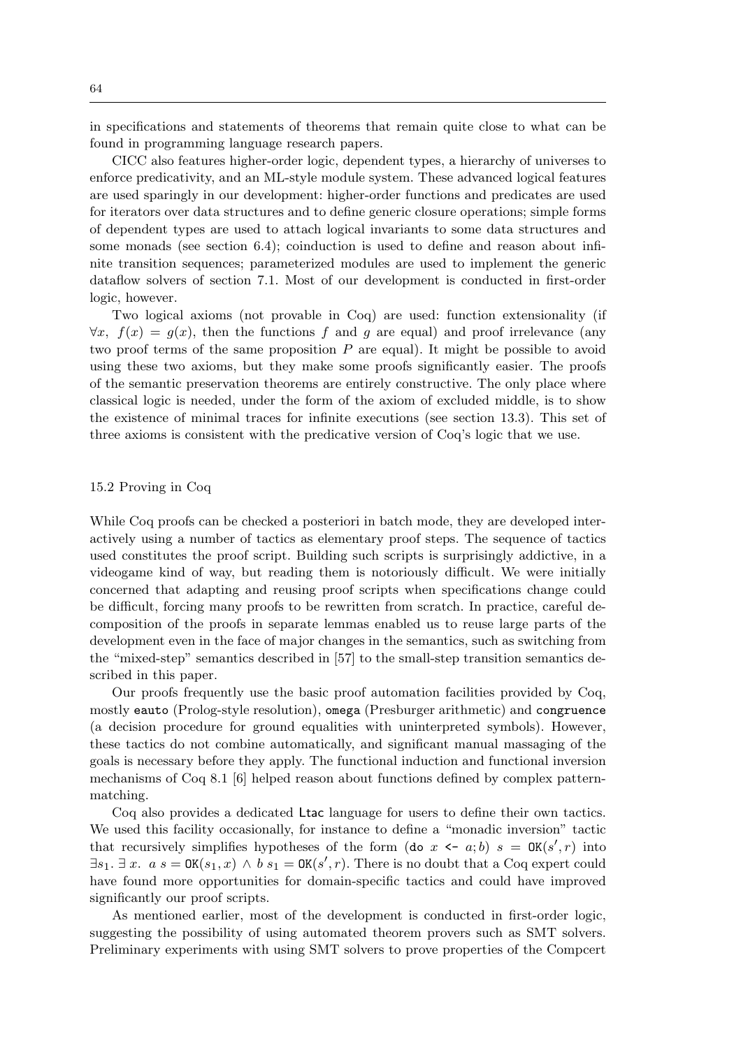in specifications and statements of theorems that remain quite close to what can be found in programming language research papers.

CICC also features higher-order logic, dependent types, a hierarchy of universes to enforce predicativity, and an ML-style module system. These advanced logical features are used sparingly in our development: higher-order functions and predicates are used for iterators over data structures and to define generic closure operations; simple forms of dependent types are used to attach logical invariants to some data structures and some monads (see section 6.4); coinduction is used to define and reason about infinite transition sequences; parameterized modules are used to implement the generic dataflow solvers of section 7.1. Most of our development is conducted in first-order logic, however.

Two logical axioms (not provable in Coq) are used: function extensionality (if $\forall x,\ f(x) = g(x)$, then the functions $f$ and $g$ are equal) and proof irrelevance (any two proof terms of the same proposition $P$ are equal). It might be possible to avoid using these two axioms, but they make some proofs significantly easier. The proofs of the semantic preservation theorems are entirely constructive. The only place where classical logic is needed, under the form of the axiom of excluded middle, is to show the existence of minimal traces for infinite executions (see section 13.3). This set of three axioms is consistent with the predicative version of Coq's logic that we use.

## 15.2 Proving in Coq

While Coq proofs can be checked a posteriori in batch mode, they are developed interactively using a number of tactics as elementary proof steps. The sequence of tactics used constitutes the proof script. Building such scripts is surprisingly addictive, in a videogame kind of way, but reading them is notoriously difficult. We were initially concerned that adapting and reusing proof scripts when specifications change could be difficult, forcing many proofs to be rewritten from scratch. In practice, careful decomposition of the proofs in separate lemmas enabled us to reuse large parts of the development even in the face of major changes in the semantics, such as switching from the "mixed-step" semantics described in [57] to the small-step transition semantics described in this paper.

Our proofs frequently use the basic proof automation facilities provided by Coq, mostly `eauto` (Prolog-style resolution), `omega` (Presburger arithmetic) and `congruence` (a decision procedure for ground equalities with uninterpreted symbols). However, these tactics do not combine automatically, and significant manual massaging of the goals is necessary before they apply. The functional induction and functional inversion mechanisms of Coq 8.1 [6] helped reason about functions defined by complex pattern-matching.

Coq also provides a dedicated `Ltac` language for users to define their own tactics. We used this facility occasionally, for instance to define a "monadic inversion" tactic that recursively simplifies hypotheses of the form $(\texttt{do}\ x \texttt{ <- } a; b)\ s = \texttt{OK}(s', r)$ into $\exists s_1.\ \exists x.\ \ a\ s = \texttt{OK}(s_1, x) \wedge b\ s_1 = \texttt{OK}(s', r)$. There is no doubt that a Coq expert could have found more opportunities for domain-specific tactics and could have improved significantly our proof scripts.

As mentioned earlier, most of the development is conducted in first-order logic, suggesting the possibility of using automated theorem provers such as SMT solvers. Preliminary experiments with using SMT solvers to prove properties of the Compcert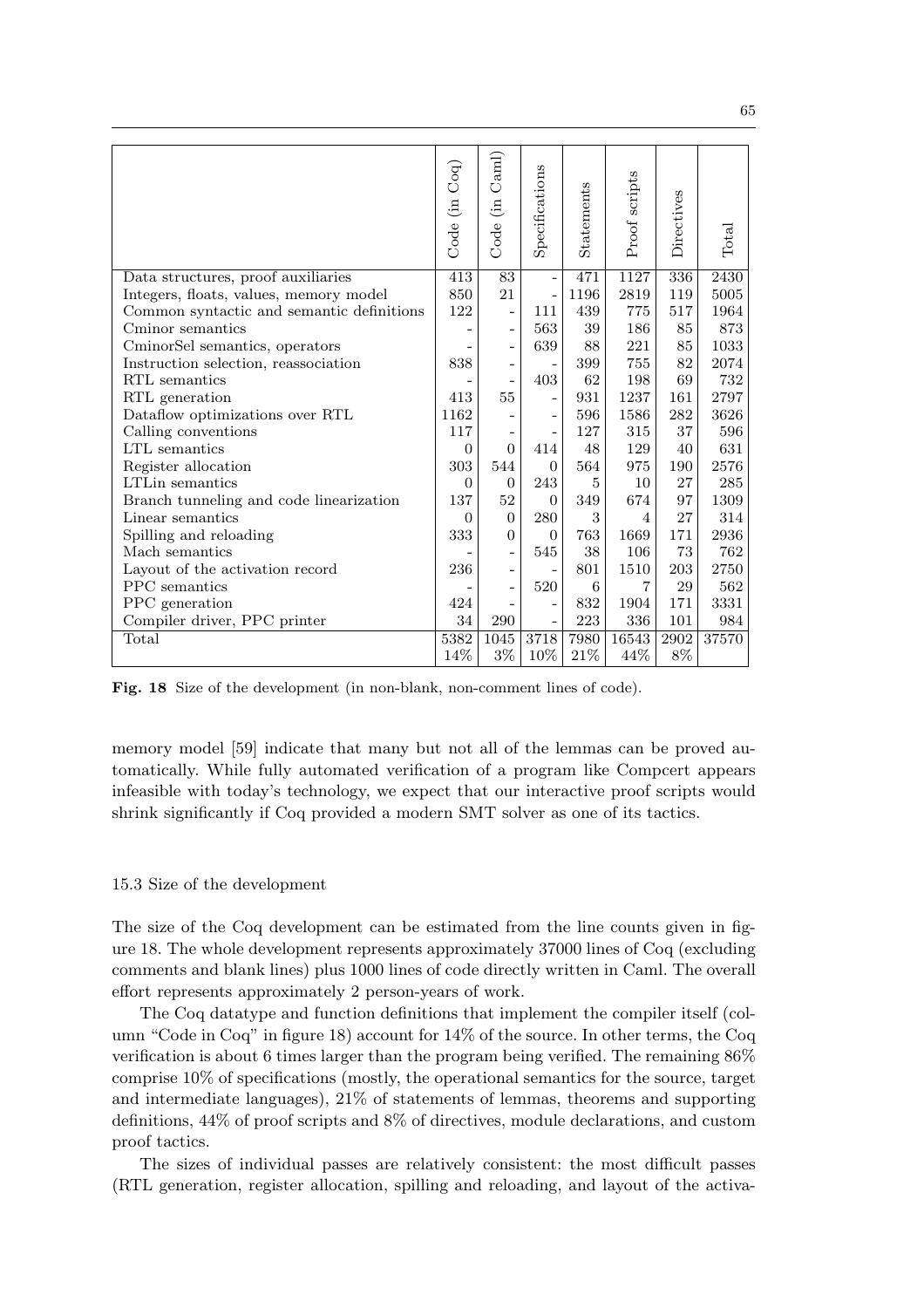| | Code (in Coq) | Code (in Caml) | Specifications | Statements | Proof scripts | Directives | Total |
|---|---|---|---|---|---|---|---|
| Data structures, proof auxiliaries | 413 | 83 | - | 471 | 1127 | 336 | 2430 |
| Integers, floats, values, memory model | 850 | 21 | - | 1196 | 2819 | 119 | 5005 |
| Common syntactic and semantic definitions | 122 | - | 111 | 439 | 775 | 517 | 1964 |
| Cminor semantics | - | - | 563 | 39 | 186 | 85 | 873 |
| CminorSel semantics, operators | - | - | 639 | 88 | 221 | 85 | 1033 |
| Instruction selection, reassociation | 838 | - | - | 399 | 755 | 82 | 2074 |
| RTL semantics | - | - | 403 | 62 | 198 | 69 | 732 |
| RTL generation | 413 | 55 | - | 931 | 1237 | 161 | 2797 |
| Dataflow optimizations over RTL | 1162 | - | - | 596 | 1586 | 282 | 3626 |
| Calling conventions | 117 | - | - | 127 | 315 | 37 | 596 |
| LTL semantics | 0 | 0 | 414 | 48 | 129 | 40 | 631 |
| Register allocation | 303 | 544 | 0 | 564 | 975 | 190 | 2576 |
| LTLin semantics | 0 | 0 | 243 | 5 | 10 | 27 | 285 |
| Branch tunneling and code linearization | 137 | 52 | 0 | 349 | 674 | 97 | 1309 |
| Linear semantics | 0 | 0 | 280 | 3 | 4 | 27 | 314 |
| Spilling and reloading | 333 | 0 | 0 | 763 | 1669 | 171 | 2936 |
| Mach semantics | - | - | 545 | 38 | 106 | 73 | 762 |
| Layout of the activation record | 236 | - | - | 801 | 1510 | 203 | 2750 |
| PPC semantics | - | - | 520 | 6 | 7 | 29 | 562 |
| PPC generation | 424 | - | - | 832 | 1904 | 171 | 3331 |
| Compiler driver, PPC printer | 34 | 290 | - | 223 | 336 | 101 | 984 |
| Total | 5382 | 1045 | 3718 | 7980 | 16543 | 2902 | 37570 |
| | 14% | 3% | 10% | 21% | 44% | 8% | |

**Fig. 18** Size of the development (in non-blank, non-comment lines of code).

memory model [59] indicate that many but not all of the lemmas can be proved automatically. While fully automated verification of a program like Compcert appears infeasible with today's technology, we expect that our interactive proof scripts would shrink significantly if Coq provided a modern SMT solver as one of its tactics.

### 15.3 Size of the development

The size of the Coq development can be estimated from the line counts given in figure 18. The whole development represents approximately 37000 lines of Coq (excluding comments and blank lines) plus 1000 lines of code directly written in Caml. The overall effort represents approximately 2 person-years of work.

The Coq datatype and function definitions that implement the compiler itself (column "Code in Coq" in figure 18) account for 14% of the source. In other terms, the Coq verification is about 6 times larger than the program being verified. The remaining 86% comprise 10% of specifications (mostly, the operational semantics for the source, target and intermediate languages), 21% of statements of lemmas, theorems and supporting definitions, 44% of proof scripts and 8% of directives, module declarations, and custom proof tactics.

The sizes of individual passes are relatively consistent: the most difficult passes (RTL generation, register allocation, spilling and reloading, and layout of the activa-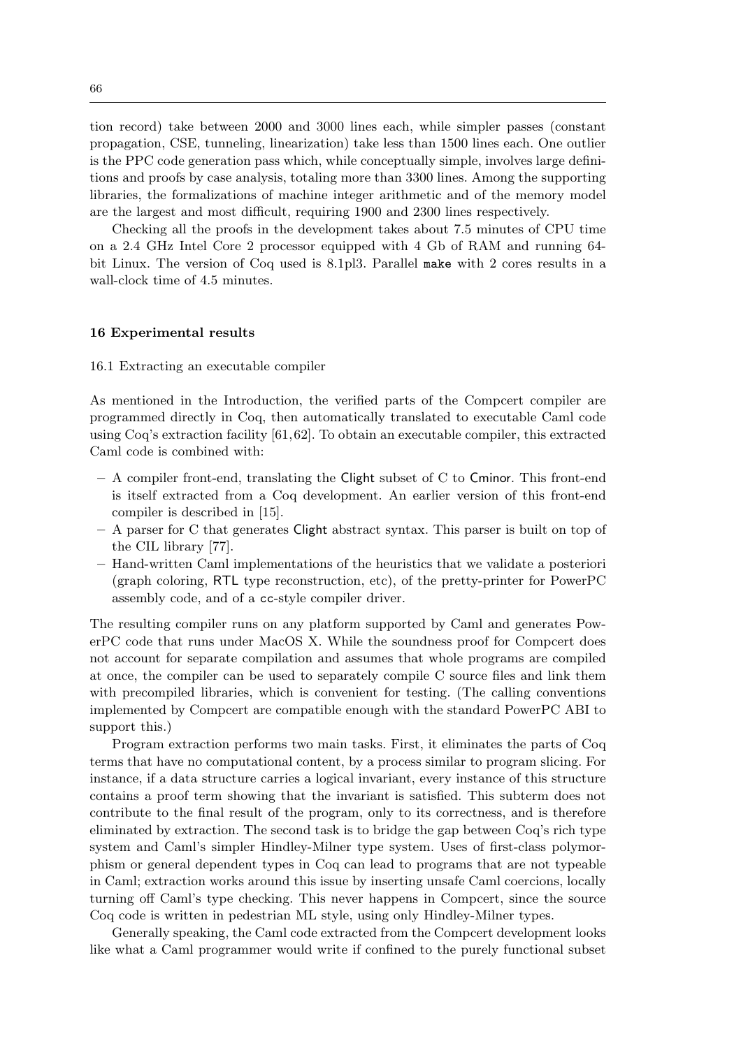tion record) take between 2000 and 3000 lines each, while simpler passes (constant propagation, CSE, tunneling, linearization) take less than 1500 lines each. One outlier is the PPC code generation pass which, while conceptually simple, involves large definitions and proofs by case analysis, totaling more than 3300 lines. Among the supporting libraries, the formalizations of machine integer arithmetic and of the memory model are the largest and most difficult, requiring 1900 and 2300 lines respectively.

Checking all the proofs in the development takes about 7.5 minutes of CPU time on a 2.4 GHz Intel Core 2 processor equipped with 4 Gb of RAM and running 64-bit Linux. The version of Coq used is 8.1pl3. Parallel `make` with 2 cores results in a wall-clock time of 4.5 minutes.

## 16 Experimental results

### 16.1 Extracting an executable compiler

As mentioned in the Introduction, the verified parts of the Compcert compiler are programmed directly in Coq, then automatically translated to executable Caml code using Coq's extraction facility [61,62]. To obtain an executable compiler, this extracted Caml code is combined with:

- A compiler front-end, translating the Clight subset of C to Cminor. This front-end is itself extracted from a Coq development. An earlier version of this front-end compiler is described in [15].
- A parser for C that generates Clight abstract syntax. This parser is built on top of the CIL library [77].
- Hand-written Caml implementations of the heuristics that we validate a posteriori (graph coloring, RTL type reconstruction, etc), of the pretty-printer for PowerPC assembly code, and of a `cc`-style compiler driver.

The resulting compiler runs on any platform supported by Caml and generates PowerPC code that runs under MacOS X. While the soundness proof for Compcert does not account for separate compilation and assumes that whole programs are compiled at once, the compiler can be used to separately compile C source files and link them with precompiled libraries, which is convenient for testing. (The calling conventions implemented by Compcert are compatible enough with the standard PowerPC ABI to support this.)

Program extraction performs two main tasks. First, it eliminates the parts of Coq terms that have no computational content, by a process similar to program slicing. For instance, if a data structure carries a logical invariant, every instance of this structure contains a proof term showing that the invariant is satisfied. This subterm does not contribute to the final result of the program, only to its correctness, and is therefore eliminated by extraction. The second task is to bridge the gap between Coq's rich type system and Caml's simpler Hindley-Milner type system. Uses of first-class polymorphism or general dependent types in Coq can lead to programs that are not typeable in Caml; extraction works around this issue by inserting unsafe Caml coercions, locally turning off Caml's type checking. This never happens in Compcert, since the source Coq code is written in pedestrian ML style, using only Hindley-Milner types.

Generally speaking, the Caml code extracted from the Compcert development looks like what a Caml programmer would write if confined to the purely functional subset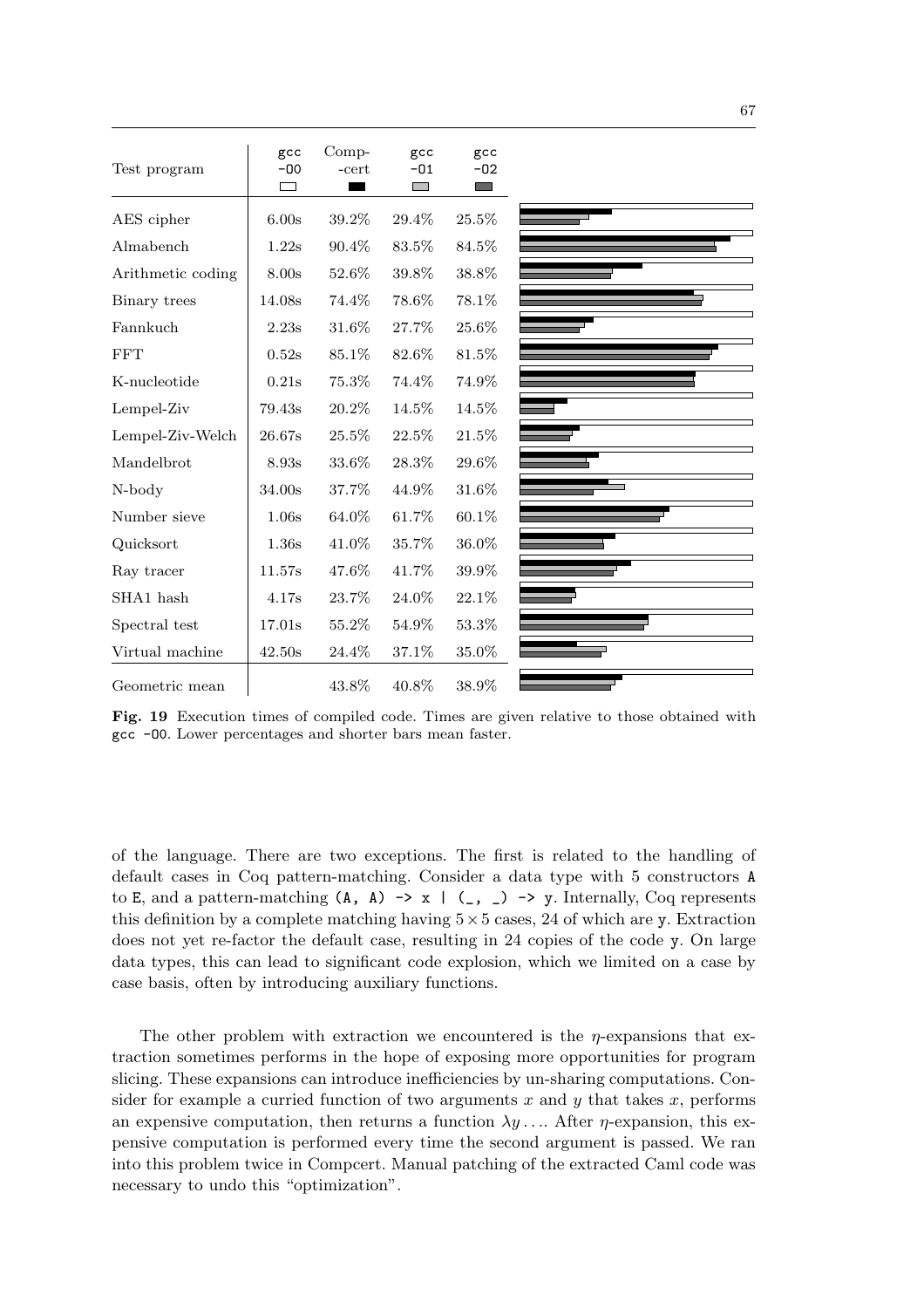| Test program | gcc -O0 | Comp-cert | gcc -O1 | gcc -O2 |
|---|---|---|---|---|
| AES cipher | 6.00s | 39.2% | 29.4% | 25.5% |
| Almabench | 1.22s | 90.4% | 83.5% | 84.5% |
| Arithmetic coding | 8.00s | 52.6% | 39.8% | 38.8% |
| Binary trees | 14.08s | 74.4% | 78.6% | 78.1% |
| Fannkuch | 2.23s | 31.6% | 27.7% | 25.6% |
| FFT | 0.52s | 85.1% | 82.6% | 81.5% |
| K-nucleotide | 0.21s | 75.3% | 74.4% | 74.9% |
| Lempel-Ziv | 79.43s | 20.2% | 14.5% | 14.5% |
| Lempel-Ziv-Welch | 26.67s | 25.5% | 22.5% | 21.5% |
| Mandelbrot | 8.93s | 33.6% | 28.3% | 29.6% |
| N-body | 34.00s | 37.7% | 44.9% | 31.6% |
| Number sieve | 1.06s | 64.0% | 61.7% | 60.1% |
| Quicksort | 1.36s | 41.0% | 35.7% | 36.0% |
| Ray tracer | 11.57s | 47.6% | 41.7% | 39.9% |
| SHA1 hash | 4.17s | 23.7% | 24.0% | 22.1% |
| Spectral test | 17.01s | 55.2% | 54.9% | 53.3% |
| Virtual machine | 42.50s | 24.4% | 37.1% | 35.0% |
| Geometric mean | | 43.8% | 40.8% | 38.9% |

**Fig. 19** Execution times of compiled code. Times are given relative to those obtained with `gcc -O0`. Lower percentages and shorter bars mean faster.

of the language. There are two exceptions. The first is related to the handling of default cases in Coq pattern-matching. Consider a data type with 5 constructors `A` to `E`, and a pattern-matching `(A, A) -> x | (_, _) -> y`. Internally, Coq represents this definition by a complete matching having $5 \times 5$ cases, 24 of which are `y`. Extraction does not yet re-factor the default case, resulting in 24 copies of the code `y`. On large data types, this can lead to significant code explosion, which we limited on a case by case basis, often by introducing auxiliary functions.

The other problem with extraction we encountered is the $\eta$-expansions that extraction sometimes performs in the hope of exposing more opportunities for program slicing. These expansions can introduce inefficiencies by un-sharing computations. Consider for example a curried function of two arguments $x$ and $y$ that takes $x$, performs an expensive computation, then returns a function $\lambda y \ldots$. After $\eta$-expansion, this expensive computation is performed every time the second argument is passed. We ran into this problem twice in Compcert. Manual patching of the extracted Caml code was necessary to undo this "optimization".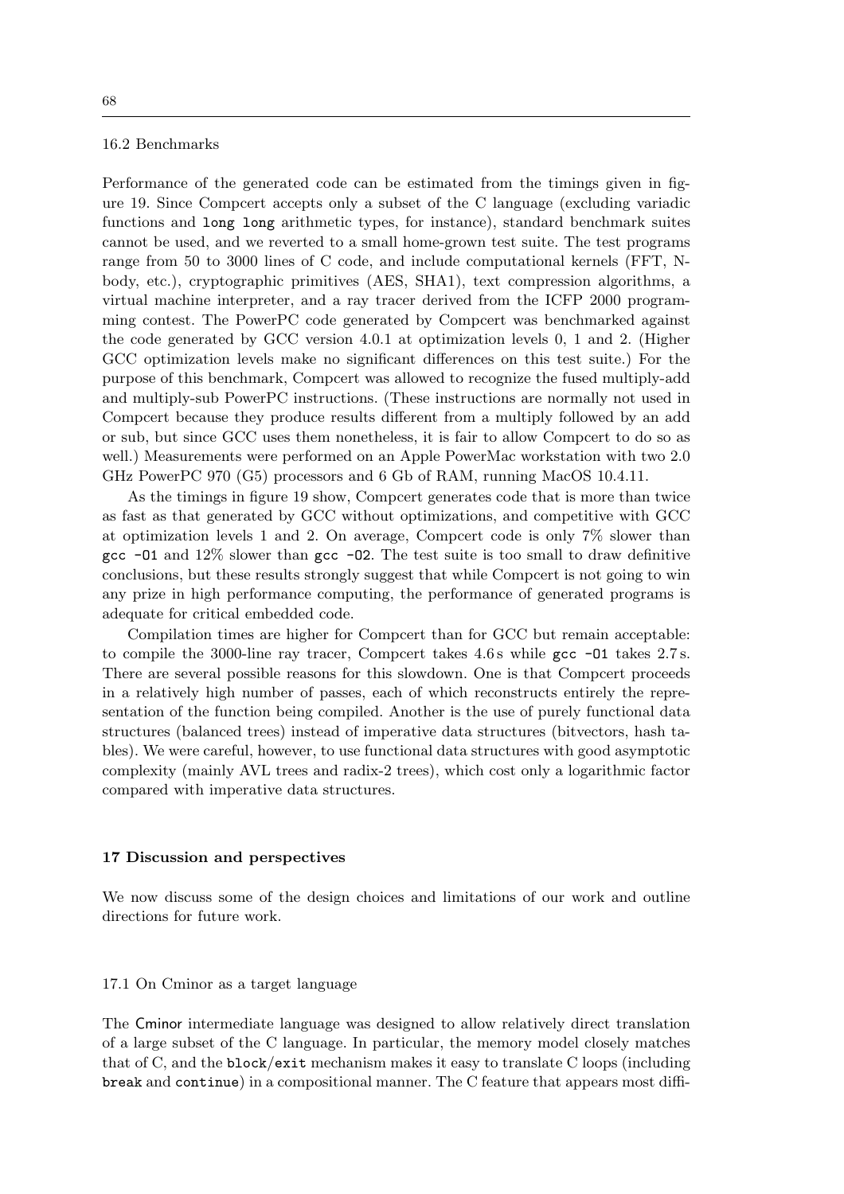### 16.2 Benchmarks

Performance of the generated code can be estimated from the timings given in figure 19. Since Compcert accepts only a subset of the C language (excluding variadic functions and `long long` arithmetic types, for instance), standard benchmark suites cannot be used, and we reverted to a small home-grown test suite. The test programs range from 50 to 3000 lines of C code, and include computational kernels (FFT, N-body, etc.), cryptographic primitives (AES, SHA1), text compression algorithms, a virtual machine interpreter, and a ray tracer derived from the ICFP 2000 programming contest. The PowerPC code generated by Compcert was benchmarked against the code generated by GCC version 4.0.1 at optimization levels 0, 1 and 2. (Higher GCC optimization levels make no significant differences on this test suite.) For the purpose of this benchmark, Compcert was allowed to recognize the fused multiply-add and multiply-sub PowerPC instructions. (These instructions are normally not used in Compcert because they produce results different from a multiply followed by an add or sub, but since GCC uses them nonetheless, it is fair to allow Compcert to do so as well.) Measurements were performed on an Apple PowerMac workstation with two 2.0 GHz PowerPC 970 (G5) processors and 6 Gb of RAM, running MacOS 10.4.11.

As the timings in figure 19 show, Compcert generates code that is more than twice as fast as that generated by GCC without optimizations, and competitive with GCC at optimization levels 1 and 2. On average, Compcert code is only 7% slower than `gcc -O1` and 12% slower than `gcc -O2`. The test suite is too small to draw definitive conclusions, but these results strongly suggest that while Compcert is not going to win any prize in high performance computing, the performance of generated programs is adequate for critical embedded code.

Compilation times are higher for Compcert than for GCC but remain acceptable: to compile the 3000-line ray tracer, Compcert takes 4.6 s while `gcc -O1` takes 2.7 s. There are several possible reasons for this slowdown. One is that Compcert proceeds in a relatively high number of passes, each of which reconstructs entirely the representation of the function being compiled. Another is the use of purely functional data structures (balanced trees) instead of imperative data structures (bitvectors, hash tables). We were careful, however, to use functional data structures with good asymptotic complexity (mainly AVL trees and radix-2 trees), which cost only a logarithmic factor compared with imperative data structures.

## 17 Discussion and perspectives

We now discuss some of the design choices and limitations of our work and outline directions for future work.

### 17.1 On Cminor as a target language

The Cminor intermediate language was designed to allow relatively direct translation of a large subset of the C language. In particular, the memory model closely matches that of C, and the `block`/`exit` mechanism makes it easy to translate C loops (including `break` and `continue`) in a compositional manner. The C feature that appears most diffi-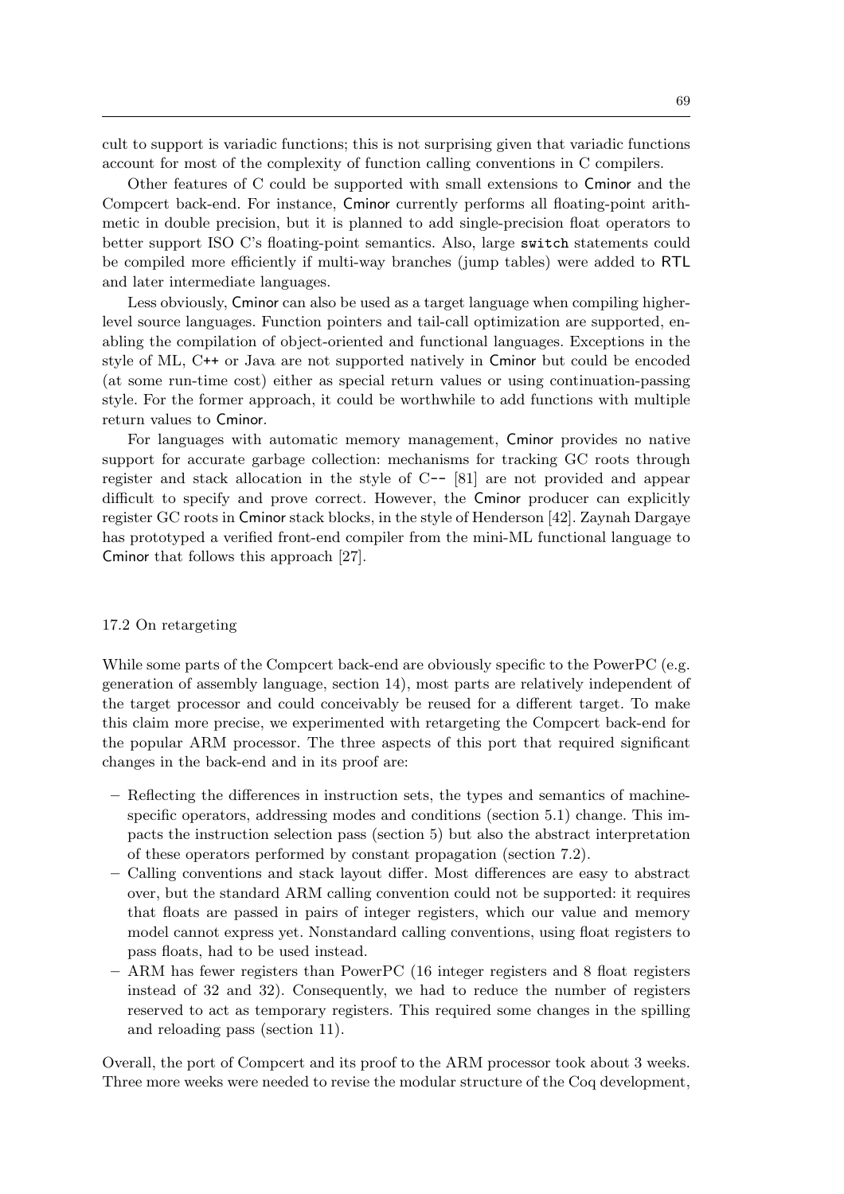cult to support is variadic functions; this is not surprising given that variadic functions account for most of the complexity of function calling conventions in C compilers.

Other features of C could be supported with small extensions to Cminor and the Compcert back-end. For instance, Cminor currently performs all floating-point arithmetic in double precision, but it is planned to add single-precision float operators to better support ISO C's floating-point semantics. Also, large `switch` statements could be compiled more efficiently if multi-way branches (jump tables) were added to RTL and later intermediate languages.

Less obviously, Cminor can also be used as a target language when compiling higher-level source languages. Function pointers and tail-call optimization are supported, enabling the compilation of object-oriented and functional languages. Exceptions in the style of ML, C++ or Java are not supported natively in Cminor but could be encoded (at some run-time cost) either as special return values or using continuation-passing style. For the former approach, it could be worthwhile to add functions with multiple return values to Cminor.

For languages with automatic memory management, Cminor provides no native support for accurate garbage collection: mechanisms for tracking GC roots through register and stack allocation in the style of C-- [81] are not provided and appear difficult to specify and prove correct. However, the Cminor producer can explicitly register GC roots in Cminor stack blocks, in the style of Henderson [42]. Zaynah Dargaye has prototyped a verified front-end compiler from the mini-ML functional language to Cminor that follows this approach [27].

### 17.2 On retargeting

While some parts of the Compcert back-end are obviously specific to the PowerPC (e.g. generation of assembly language, section 14), most parts are relatively independent of the target processor and could conceivably be reused for a different target. To make this claim more precise, we experimented with retargeting the Compcert back-end for the popular ARM processor. The three aspects of this port that required significant changes in the back-end and in its proof are:

- Reflecting the differences in instruction sets, the types and semantics of machine-specific operators, addressing modes and conditions (section 5.1) change. This impacts the instruction selection pass (section 5) but also the abstract interpretation of these operators performed by constant propagation (section 7.2).
- Calling conventions and stack layout differ. Most differences are easy to abstract over, but the standard ARM calling convention could not be supported: it requires that floats are passed in pairs of integer registers, which our value and memory model cannot express yet. Nonstandard calling conventions, using float registers to pass floats, had to be used instead.
- ARM has fewer registers than PowerPC (16 integer registers and 8 float registers instead of 32 and 32). Consequently, we had to reduce the number of registers reserved to act as temporary registers. This required some changes in the spilling and reloading pass (section 11).

Overall, the port of Compcert and its proof to the ARM processor took about 3 weeks. Three more weeks were needed to revise the modular structure of the Coq development,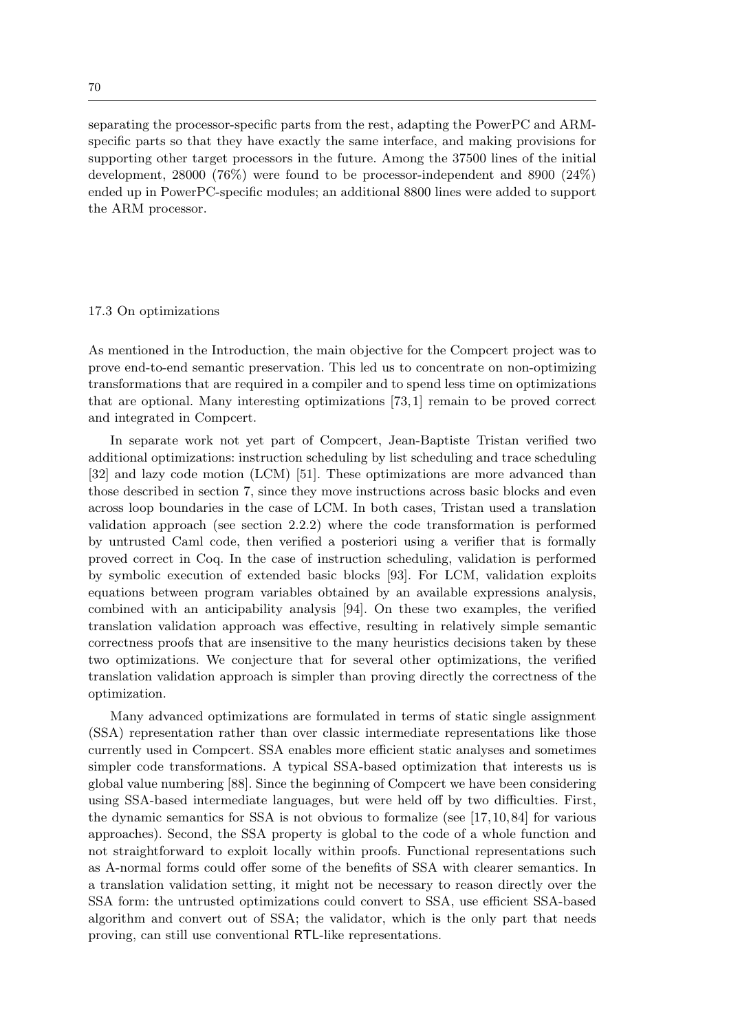separating the processor-specific parts from the rest, adapting the PowerPC and ARM-specific parts so that they have exactly the same interface, and making provisions for supporting other target processors in the future. Among the 37500 lines of the initial development, 28000 (76%) were found to be processor-independent and 8900 (24%) ended up in PowerPC-specific modules; an additional 8800 lines were added to support the ARM processor.

### 17.3 On optimizations

As mentioned in the Introduction, the main objective for the Compcert project was to prove end-to-end semantic preservation. This led us to concentrate on non-optimizing transformations that are required in a compiler and to spend less time on optimizations that are optional. Many interesting optimizations [73, 1] remain to be proved correct and integrated in Compcert.

In separate work not yet part of Compcert, Jean-Baptiste Tristan verified two additional optimizations: instruction scheduling by list scheduling and trace scheduling [32] and lazy code motion (LCM) [51]. These optimizations are more advanced than those described in section 7, since they move instructions across basic blocks and even across loop boundaries in the case of LCM. In both cases, Tristan used a translation validation approach (see section 2.2.2) where the code transformation is performed by untrusted Caml code, then verified a posteriori using a verifier that is formally proved correct in Coq. In the case of instruction scheduling, validation is performed by symbolic execution of extended basic blocks [93]. For LCM, validation exploits equations between program variables obtained by an available expressions analysis, combined with an anticipability analysis [94]. On these two examples, the verified translation validation approach was effective, resulting in relatively simple semantic correctness proofs that are insensitive to the many heuristics decisions taken by these two optimizations. We conjecture that for several other optimizations, the verified translation validation approach is simpler than proving directly the correctness of the optimization.

Many advanced optimizations are formulated in terms of static single assignment (SSA) representation rather than over classic intermediate representations like those currently used in Compcert. SSA enables more efficient static analyses and sometimes simpler code transformations. A typical SSA-based optimization that interests us is global value numbering [88]. Since the beginning of Compcert we have been considering using SSA-based intermediate languages, but were held off by two difficulties. First, the dynamic semantics for SSA is not obvious to formalize (see [17, 10, 84] for various approaches). Second, the SSA property is global to the code of a whole function and not straightforward to exploit locally within proofs. Functional representations such as A-normal forms could offer some of the benefits of SSA with clearer semantics. In a translation validation setting, it might not be necessary to reason directly over the SSA form: the untrusted optimizations could convert to SSA, use efficient SSA-based algorithm and convert out of SSA; the validator, which is the only part that needs proving, can still use conventional RTL-like representations.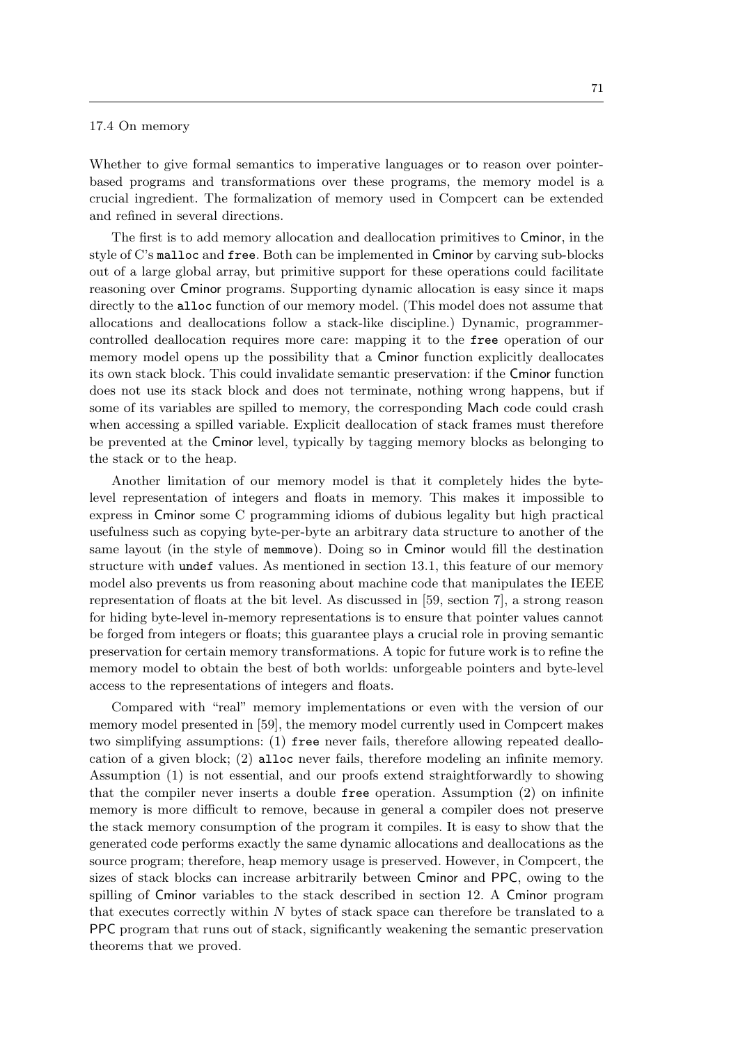### 17.4 On memory

Whether to give formal semantics to imperative languages or to reason over pointer-based programs and transformations over these programs, the memory model is a crucial ingredient. The formalization of memory used in Compcert can be extended and refined in several directions.

The first is to add memory allocation and deallocation primitives to Cminor, in the style of C's `malloc` and `free`. Both can be implemented in Cminor by carving sub-blocks out of a large global array, but primitive support for these operations could facilitate reasoning over Cminor programs. Supporting dynamic allocation is easy since it maps directly to the `alloc` function of our memory model. (This model does not assume that allocations and deallocations follow a stack-like discipline.) Dynamic, programmer-controlled deallocation requires more care: mapping it to the `free` operation of our memory model opens up the possibility that a Cminor function explicitly deallocates its own stack block. This could invalidate semantic preservation: if the Cminor function does not use its stack block and does not terminate, nothing wrong happens, but if some of its variables are spilled to memory, the corresponding Mach code could crash when accessing a spilled variable. Explicit deallocation of stack frames must therefore be prevented at the Cminor level, typically by tagging memory blocks as belonging to the stack or to the heap.

Another limitation of our memory model is that it completely hides the byte-level representation of integers and floats in memory. This makes it impossible to express in Cminor some C programming idioms of dubious legality but high practical usefulness such as copying byte-per-byte an arbitrary data structure to another of the same layout (in the style of `memmove`). Doing so in Cminor would fill the destination structure with `undef` values. As mentioned in section 13.1, this feature of our memory model also prevents us from reasoning about machine code that manipulates the IEEE representation of floats at the bit level. As discussed in [59, section 7], a strong reason for hiding byte-level in-memory representations is to ensure that pointer values cannot be forged from integers or floats; this guarantee plays a crucial role in proving semantic preservation for certain memory transformations. A topic for future work is to refine the memory model to obtain the best of both worlds: unforgeable pointers and byte-level access to the representations of integers and floats.

Compared with "real" memory implementations or even with the version of our memory model presented in [59], the memory model currently used in Compcert makes two simplifying assumptions: (1) `free` never fails, therefore allowing repeated deallocation of a given block; (2) `alloc` never fails, therefore modeling an infinite memory. Assumption (1) is not essential, and our proofs extend straightforwardly to showing that the compiler never inserts a double `free` operation. Assumption (2) on infinite memory is more difficult to remove, because in general a compiler does not preserve the stack memory consumption of the program it compiles. It is easy to show that the generated code performs exactly the same dynamic allocations and deallocations as the source program; therefore, heap memory usage is preserved. However, in Compcert, the sizes of stack blocks can increase arbitrarily between Cminor and PPC, owing to the spilling of Cminor variables to the stack described in section 12. A Cminor program that executes correctly within $N$ bytes of stack space can therefore be translated to a PPC program that runs out of stack, significantly weakening the semantic preservation theorems that we proved.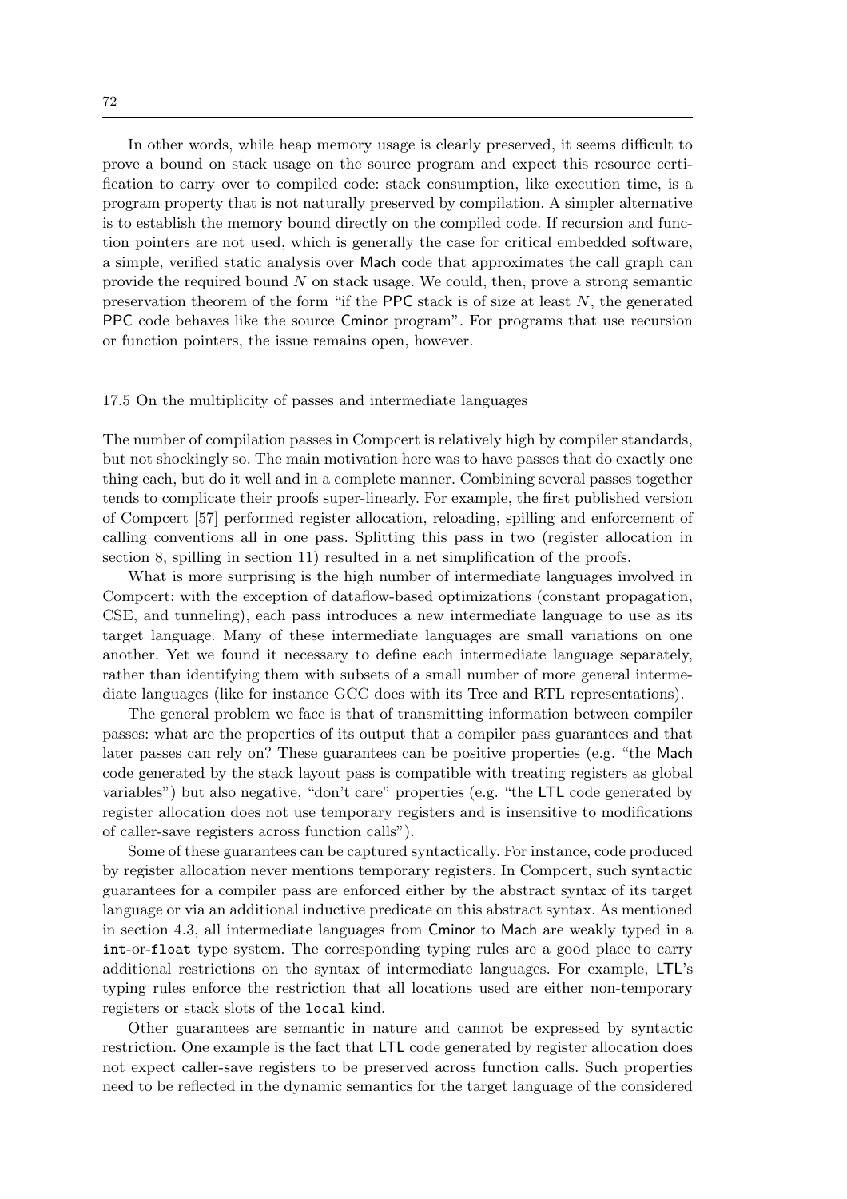In other words, while heap memory usage is clearly preserved, it seems difficult to prove a bound on stack usage on the source program and expect this resource certification to carry over to compiled code: stack consumption, like execution time, is a program property that is not naturally preserved by compilation. A simpler alternative is to establish the memory bound directly on the compiled code. If recursion and function pointers are not used, which is generally the case for critical embedded software, a simple, verified static analysis over Mach code that approximates the call graph can provide the required bound $N$ on stack usage. We could, then, prove a strong semantic preservation theorem of the form "if the PPC stack is of size at least $N$, the generated PPC code behaves like the source Cminor program". For programs that use recursion or function pointers, the issue remains open, however.

### 17.5 On the multiplicity of passes and intermediate languages

The number of compilation passes in Compcert is relatively high by compiler standards, but not shockingly so. The main motivation here was to have passes that do exactly one thing each, but do it well and in a complete manner. Combining several passes together tends to complicate their proofs super-linearly. For example, the first published version of Compcert [57] performed register allocation, reloading, spilling and enforcement of calling conventions all in one pass. Splitting this pass in two (register allocation in section 8, spilling in section 11) resulted in a net simplification of the proofs.

What is more surprising is the high number of intermediate languages involved in Compcert: with the exception of dataflow-based optimizations (constant propagation, CSE, and tunneling), each pass introduces a new intermediate language to use as its target language. Many of these intermediate languages are small variations on one another. Yet we found it necessary to define each intermediate language separately, rather than identifying them with subsets of a small number of more general intermediate languages (like for instance GCC does with its Tree and RTL representations).

The general problem we face is that of transmitting information between compiler passes: what are the properties of its output that a compiler pass guarantees and that later passes can rely on? These guarantees can be positive properties (e.g. "the Mach code generated by the stack layout pass is compatible with treating registers as global variables") but also negative, "don't care" properties (e.g. "the LTL code generated by register allocation does not use temporary registers and is insensitive to modifications of caller-save registers across function calls").

Some of these guarantees can be captured syntactically. For instance, code produced by register allocation never mentions temporary registers. In Compcert, such syntactic guarantees for a compiler pass are enforced either by the abstract syntax of its target language or via an additional inductive predicate on this abstract syntax. As mentioned in section 4.3, all intermediate languages from Cminor to Mach are weakly typed in a `int`-or-`float` type system. The corresponding typing rules are a good place to carry additional restrictions on the syntax of intermediate languages. For example, LTL's typing rules enforce the restriction that all locations used are either non-temporary registers or stack slots of the `local` kind.

Other guarantees are semantic in nature and cannot be expressed by syntactic restriction. One example is the fact that LTL code generated by register allocation does not expect caller-save registers to be preserved across function calls. Such properties need to be reflected in the dynamic semantics for the target language of the considered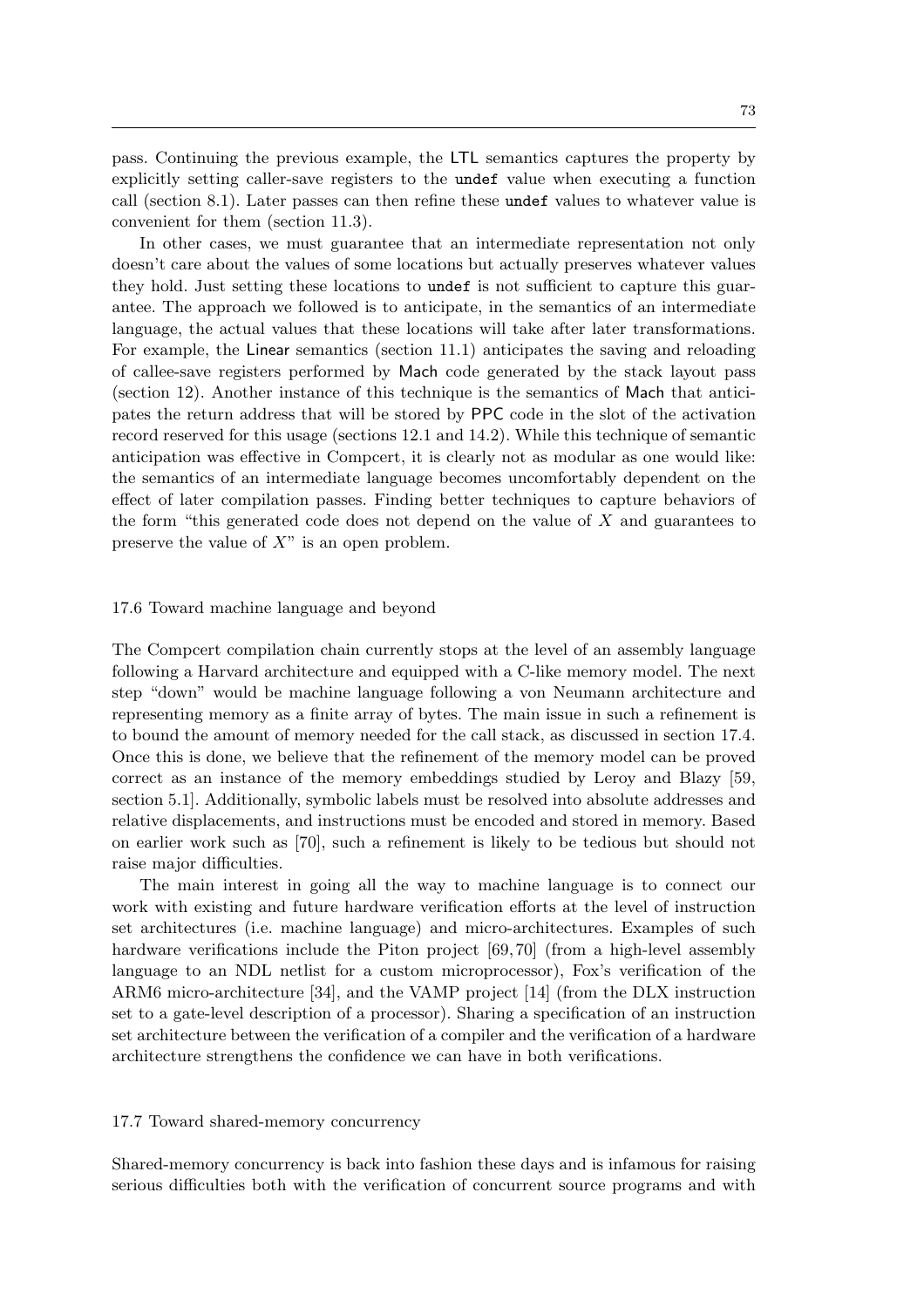pass. Continuing the previous example, the LTL semantics captures the property by explicitly setting caller-save registers to the `undef` value when executing a function call (section 8.1). Later passes can then refine these `undef` values to whatever value is convenient for them (section 11.3).

In other cases, we must guarantee that an intermediate representation not only doesn't care about the values of some locations but actually preserves whatever values they hold. Just setting these locations to `undef` is not sufficient to capture this guarantee. The approach we followed is to anticipate, in the semantics of an intermediate language, the actual values that these locations will take after later transformations. For example, the Linear semantics (section 11.1) anticipates the saving and reloading of callee-save registers performed by Mach code generated by the stack layout pass (section 12). Another instance of this technique is the semantics of Mach that anticipates the return address that will be stored by PPC code in the slot of the activation record reserved for this usage (sections 12.1 and 14.2). While this technique of semantic anticipation was effective in Compcert, it is clearly not as modular as one would like: the semantics of an intermediate language becomes uncomfortably dependent on the effect of later compilation passes. Finding better techniques to capture behaviors of the form "this generated code does not depend on the value of $X$ and guarantees to preserve the value of $X$" is an open problem.

### 17.6 Toward machine language and beyond

The Compcert compilation chain currently stops at the level of an assembly language following a Harvard architecture and equipped with a C-like memory model. The next step "down" would be machine language following a von Neumann architecture and representing memory as a finite array of bytes. The main issue in such a refinement is to bound the amount of memory needed for the call stack, as discussed in section 17.4. Once this is done, we believe that the refinement of the memory model can be proved correct as an instance of the memory embeddings studied by Leroy and Blazy [59, section 5.1]. Additionally, symbolic labels must be resolved into absolute addresses and relative displacements, and instructions must be encoded and stored in memory. Based on earlier work such as [70], such a refinement is likely to be tedious but should not raise major difficulties.

The main interest in going all the way to machine language is to connect our work with existing and future hardware verification efforts at the level of instruction set architectures (i.e. machine language) and micro-architectures. Examples of such hardware verifications include the Piton project [69,70] (from a high-level assembly language to an NDL netlist for a custom microprocessor), Fox's verification of the ARM6 micro-architecture [34], and the VAMP project [14] (from the DLX instruction set to a gate-level description of a processor). Sharing a specification of an instruction set architecture between the verification of a compiler and the verification of a hardware architecture strengthens the confidence we can have in both verifications.

### 17.7 Toward shared-memory concurrency

Shared-memory concurrency is back into fashion these days and is infamous for raising serious difficulties both with the verification of concurrent source programs and with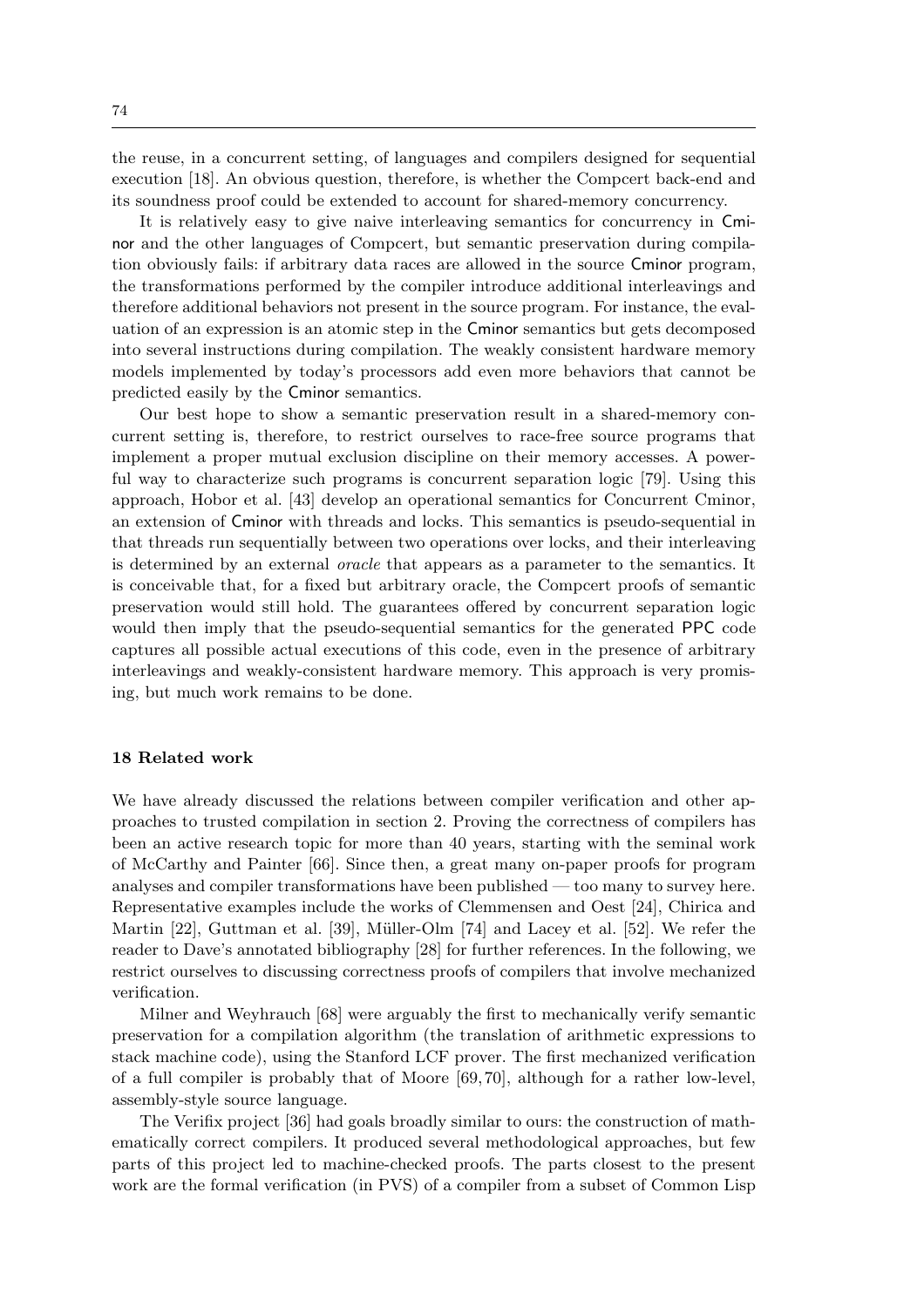the reuse, in a concurrent setting, of languages and compilers designed for sequential execution [18]. An obvious question, therefore, is whether the Compcert back-end and its soundness proof could be extended to account for shared-memory concurrency.

It is relatively easy to give naive interleaving semantics for concurrency in Cminor and the other languages of Compcert, but semantic preservation during compilation obviously fails: if arbitrary data races are allowed in the source Cminor program, the transformations performed by the compiler introduce additional interleavings and therefore additional behaviors not present in the source program. For instance, the evaluation of an expression is an atomic step in the Cminor semantics but gets decomposed into several instructions during compilation. The weakly consistent hardware memory models implemented by today's processors add even more behaviors that cannot be predicted easily by the Cminor semantics.

Our best hope to show a semantic preservation result in a shared-memory concurrent setting is, therefore, to restrict ourselves to race-free source programs that implement a proper mutual exclusion discipline on their memory accesses. A powerful way to characterize such programs is concurrent separation logic [79]. Using this approach, Hobor et al. [43] develop an operational semantics for Concurrent Cminor, an extension of Cminor with threads and locks. This semantics is pseudo-sequential in that threads run sequentially between two operations over locks, and their interleaving is determined by an external *oracle* that appears as a parameter to the semantics. It is conceivable that, for a fixed but arbitrary oracle, the Compcert proofs of semantic preservation would still hold. The guarantees offered by concurrent separation logic would then imply that the pseudo-sequential semantics for the generated PPC code captures all possible actual executions of this code, even in the presence of arbitrary interleavings and weakly-consistent hardware memory. This approach is very promising, but much work remains to be done.

## 18 Related work

We have already discussed the relations between compiler verification and other approaches to trusted compilation in section 2. Proving the correctness of compilers has been an active research topic for more than 40 years, starting with the seminal work of McCarthy and Painter [66]. Since then, a great many on-paper proofs for program analyses and compiler transformations have been published — too many to survey here. Representative examples include the works of Clemmensen and Oest [24], Chirica and Martin [22], Guttman et al. [39], Müller-Olm [74] and Lacey et al. [52]. We refer the reader to Dave's annotated bibliography [28] for further references. In the following, we restrict ourselves to discussing correctness proofs of compilers that involve mechanized verification.

Milner and Weyhrauch [68] were arguably the first to mechanically verify semantic preservation for a compilation algorithm (the translation of arithmetic expressions to stack machine code), using the Stanford LCF prover. The first mechanized verification of a full compiler is probably that of Moore [69, 70], although for a rather low-level, assembly-style source language.

The Verifix project [36] had goals broadly similar to ours: the construction of mathematically correct compilers. It produced several methodological approaches, but few parts of this project led to machine-checked proofs. The parts closest to the present work are the formal verification (in PVS) of a compiler from a subset of Common Lisp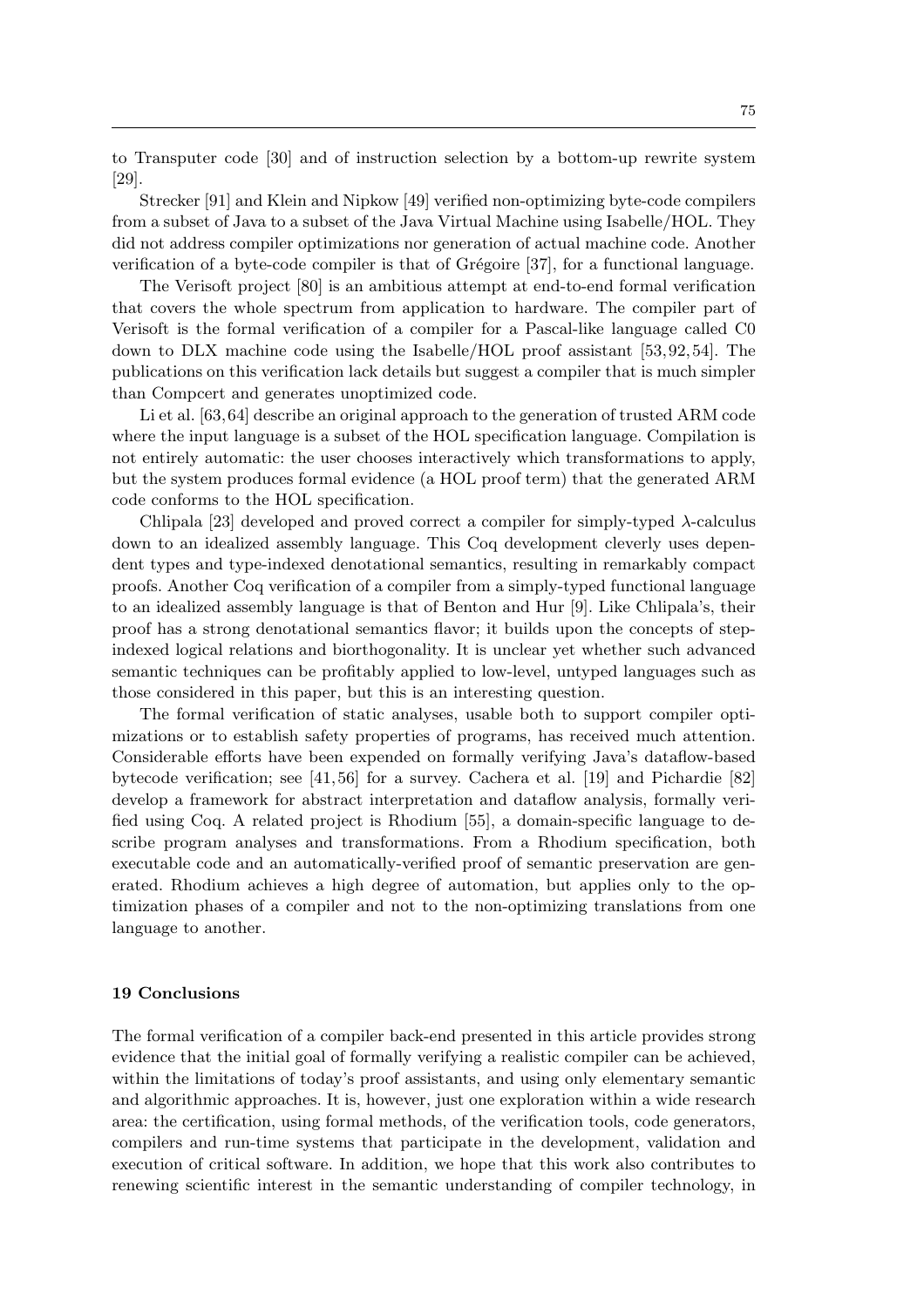to Transputer code [30] and of instruction selection by a bottom-up rewrite system [29].

Strecker [91] and Klein and Nipkow [49] verified non-optimizing byte-code compilers from a subset of Java to a subset of the Java Virtual Machine using Isabelle/HOL. They did not address compiler optimizations nor generation of actual machine code. Another verification of a byte-code compiler is that of Grégoire [37], for a functional language.

The Verisoft project [80] is an ambitious attempt at end-to-end formal verification that covers the whole spectrum from application to hardware. The compiler part of Verisoft is the formal verification of a compiler for a Pascal-like language called C0 down to DLX machine code using the Isabelle/HOL proof assistant [53, 92, 54]. The publications on this verification lack details but suggest a compiler that is much simpler than Compcert and generates unoptimized code.

Li et al. [63, 64] describe an original approach to the generation of trusted ARM code where the input language is a subset of the HOL specification language. Compilation is not entirely automatic: the user chooses interactively which transformations to apply, but the system produces formal evidence (a HOL proof term) that the generated ARM code conforms to the HOL specification.

Chlipala [23] developed and proved correct a compiler for simply-typed $\lambda$-calculus down to an idealized assembly language. This Coq development cleverly uses dependent types and type-indexed denotational semantics, resulting in remarkably compact proofs. Another Coq verification of a compiler from a simply-typed functional language to an idealized assembly language is that of Benton and Hur [9]. Like Chlipala's, their proof has a strong denotational semantics flavor; it builds upon the concepts of step-indexed logical relations and biorthogonality. It is unclear yet whether such advanced semantic techniques can be profitably applied to low-level, untyped languages such as those considered in this paper, but this is an interesting question.

The formal verification of static analyses, usable both to support compiler optimizations or to establish safety properties of programs, has received much attention. Considerable efforts have been expended on formally verifying Java's dataflow-based bytecode verification; see [41, 56] for a survey. Cachera et al. [19] and Pichardie [82] develop a framework for abstract interpretation and dataflow analysis, formally verified using Coq. A related project is Rhodium [55], a domain-specific language to describe program analyses and transformations. From a Rhodium specification, both executable code and an automatically-verified proof of semantic preservation are generated. Rhodium achieves a high degree of automation, but applies only to the optimization phases of a compiler and not to the non-optimizing translations from one language to another.

## 19 Conclusions

The formal verification of a compiler back-end presented in this article provides strong evidence that the initial goal of formally verifying a realistic compiler can be achieved, within the limitations of today's proof assistants, and using only elementary semantic and algorithmic approaches. It is, however, just one exploration within a wide research area: the certification, using formal methods, of the verification tools, code generators, compilers and run-time systems that participate in the development, validation and execution of critical software. In addition, we hope that this work also contributes to renewing scientific interest in the semantic understanding of compiler technology, in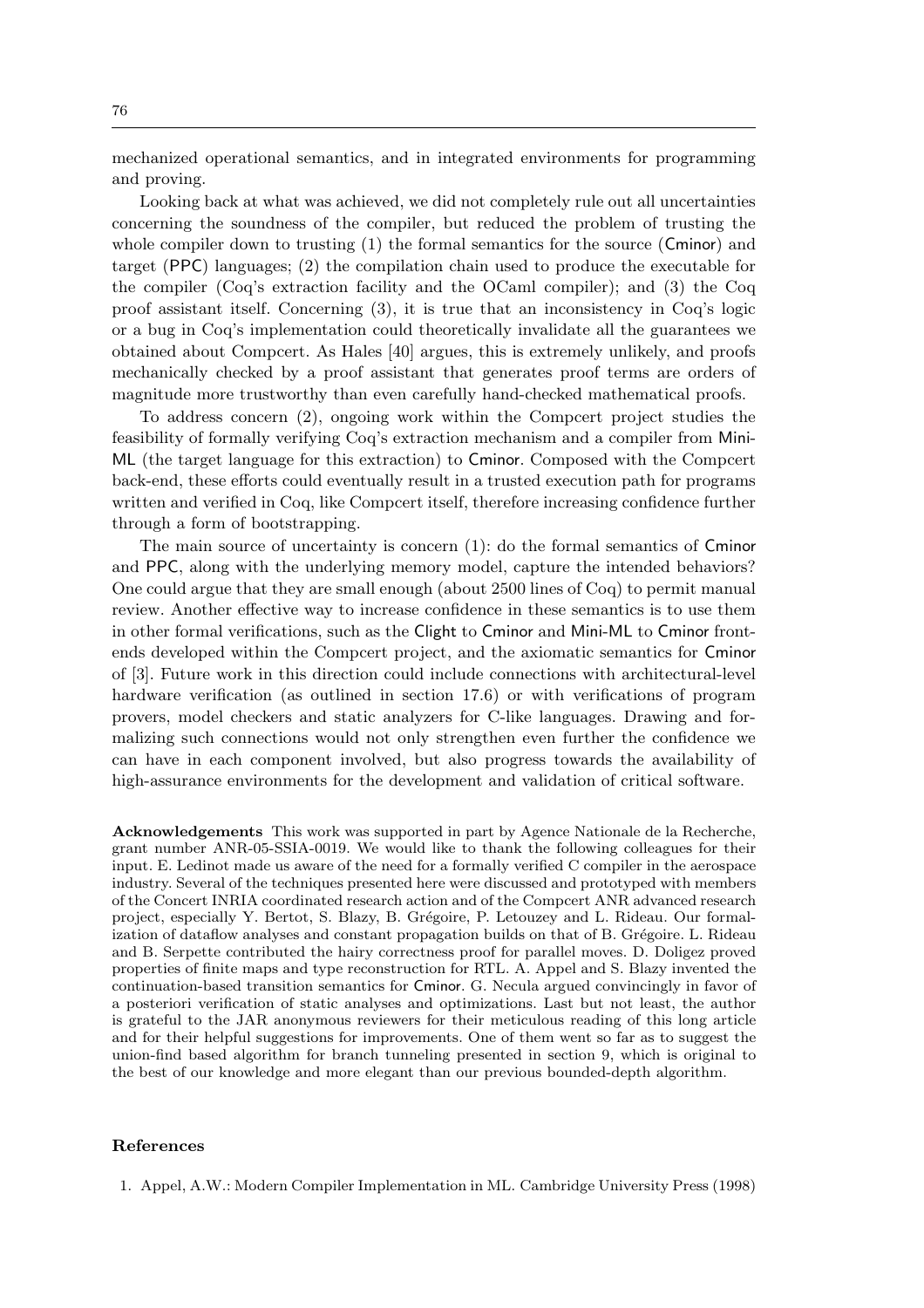mechanized operational semantics, and in integrated environments for programming and proving.

Looking back at what was achieved, we did not completely rule out all uncertainties concerning the soundness of the compiler, but reduced the problem of trusting the whole compiler down to trusting (1) the formal semantics for the source (Cminor) and target (PPC) languages; (2) the compilation chain used to produce the executable for the compiler (Coq's extraction facility and the OCaml compiler); and (3) the Coq proof assistant itself. Concerning (3), it is true that an inconsistency in Coq's logic or a bug in Coq's implementation could theoretically invalidate all the guarantees we obtained about Compcert. As Hales [40] argues, this is extremely unlikely, and proofs mechanically checked by a proof assistant that generates proof terms are orders of magnitude more trustworthy than even carefully hand-checked mathematical proofs.

To address concern (2), ongoing work within the Compcert project studies the feasibility of formally verifying Coq's extraction mechanism and a compiler from Mini-ML (the target language for this extraction) to Cminor. Composed with the Compcert back-end, these efforts could eventually result in a trusted execution path for programs written and verified in Coq, like Compcert itself, therefore increasing confidence further through a form of bootstrapping.

The main source of uncertainty is concern (1): do the formal semantics of Cminor and PPC, along with the underlying memory model, capture the intended behaviors? One could argue that they are small enough (about 2500 lines of Coq) to permit manual review. Another effective way to increase confidence in these semantics is to use them in other formal verifications, such as the Clight to Cminor and Mini-ML to Cminor front-ends developed within the Compcert project, and the axiomatic semantics for Cminor of [3]. Future work in this direction could include connections with architectural-level hardware verification (as outlined in section 17.6) or with verifications of program provers, model checkers and static analyzers for C-like languages. Drawing and formalizing such connections would not only strengthen even further the confidence we can have in each component involved, but also progress towards the availability of high-assurance environments for the development and validation of critical software.

**Acknowledgements** This work was supported in part by Agence Nationale de la Recherche, grant number ANR-05-SSIA-0019. We would like to thank the following colleagues for their input. E. Ledinot made us aware of the need for a formally verified C compiler in the aerospace industry. Several of the techniques presented here were discussed and prototyped with members of the Concert INRIA coordinated research action and of the Compcert ANR advanced research project, especially Y. Bertot, S. Blazy, B. Grégoire, P. Letouzey and L. Rideau. Our formalization of dataflow analyses and constant propagation builds on that of B. Grégoire. L. Rideau and B. Serpette contributed the hairy correctness proof for parallel moves. D. Doligez proved properties of finite maps and type reconstruction for RTL. A. Appel and S. Blazy invented the continuation-based transition semantics for Cminor. G. Necula argued convincingly in favor of a posteriori verification of static analyses and optimizations. Last but not least, the author is grateful to the JAR anonymous reviewers for their meticulous reading of this long article and for their helpful suggestions for improvements. One of them went so far as to suggest the union-find based algorithm for branch tunneling presented in section 9, which is original to the best of our knowledge and more elegant than our previous bounded-depth algorithm.

## References

1. Appel, A.W.: Modern Compiler Implementation in ML. Cambridge University Press (1998)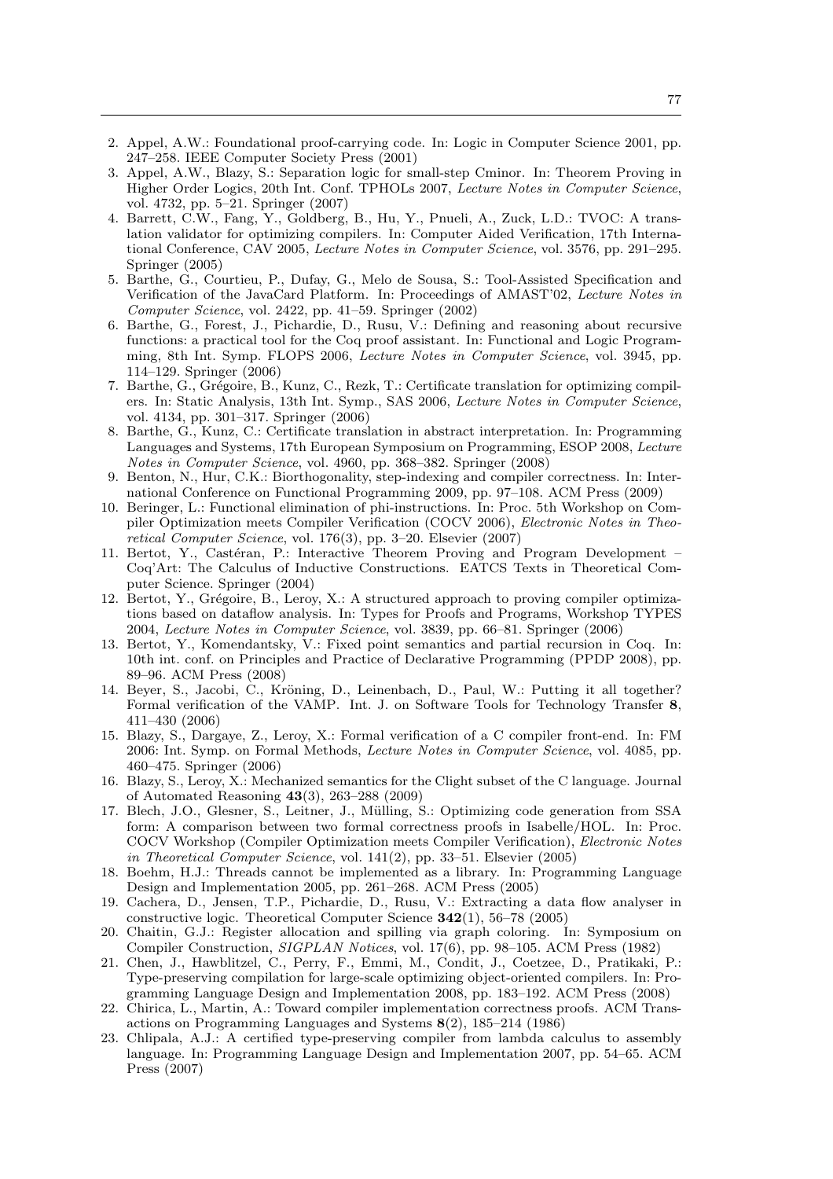2. Appel, A.W.: Foundational proof-carrying code. In: Logic in Computer Science 2001, pp. 247–258. IEEE Computer Society Press (2001)
3. Appel, A.W., Blazy, S.: Separation logic for small-step Cminor. In: Theorem Proving in Higher Order Logics, 20th Int. Conf. TPHOLs 2007, *Lecture Notes in Computer Science*, vol. 4732, pp. 5–21. Springer (2007)
4. Barrett, C.W., Fang, Y., Goldberg, B., Hu, Y., Pnueli, A., Zuck, L.D.: TVOC: A translation validator for optimizing compilers. In: Computer Aided Verification, 17th International Conference, CAV 2005, *Lecture Notes in Computer Science*, vol. 3576, pp. 291–295. Springer (2005)
5. Barthe, G., Courtieu, P., Dufay, G., Melo de Sousa, S.: Tool-Assisted Specification and Verification of the JavaCard Platform. In: Proceedings of AMAST'02, *Lecture Notes in Computer Science*, vol. 2422, pp. 41–59. Springer (2002)
6. Barthe, G., Forest, J., Pichardie, D., Rusu, V.: Defining and reasoning about recursive functions: a practical tool for the Coq proof assistant. In: Functional and Logic Programming, 8th Int. Symp. FLOPS 2006, *Lecture Notes in Computer Science*, vol. 3945, pp. 114–129. Springer (2006)
7. Barthe, G., Grégoire, B., Kunz, C., Rezk, T.: Certificate translation for optimizing compilers. In: Static Analysis, 13th Int. Symp., SAS 2006, *Lecture Notes in Computer Science*, vol. 4134, pp. 301–317. Springer (2006)
8. Barthe, G., Kunz, C.: Certificate translation in abstract interpretation. In: Programming Languages and Systems, 17th European Symposium on Programming, ESOP 2008, *Lecture Notes in Computer Science*, vol. 4960, pp. 368–382. Springer (2008)
9. Benton, N., Hur, C.K.: Biorthogonality, step-indexing and compiler correctness. In: International Conference on Functional Programming 2009, pp. 97–108. ACM Press (2009)
10. Beringer, L.: Functional elimination of phi-instructions. In: Proc. 5th Workshop on Compiler Optimization meets Compiler Verification (COCV 2006), *Electronic Notes in Theoretical Computer Science*, vol. 176(3), pp. 3–20. Elsevier (2007)
11. Bertot, Y., Castéran, P.: Interactive Theorem Proving and Program Development – Coq'Art: The Calculus of Inductive Constructions. EATCS Texts in Theoretical Computer Science. Springer (2004)
12. Bertot, Y., Grégoire, B., Leroy, X.: A structured approach to proving compiler optimizations based on dataflow analysis. In: Types for Proofs and Programs, Workshop TYPES 2004, *Lecture Notes in Computer Science*, vol. 3839, pp. 66–81. Springer (2006)
13. Bertot, Y., Komendantsky, V.: Fixed point semantics and partial recursion in Coq. In: 10th int. conf. on Principles and Practice of Declarative Programming (PPDP 2008), pp. 89–96. ACM Press (2008)
14. Beyer, S., Jacobi, C., Kröning, D., Leinenbach, D., Paul, W.: Putting it all together? Formal verification of the VAMP. Int. J. on Software Tools for Technology Transfer **8**, 411–430 (2006)
15. Blazy, S., Dargaye, Z., Leroy, X.: Formal verification of a C compiler front-end. In: FM 2006: Int. Symp. on Formal Methods, *Lecture Notes in Computer Science*, vol. 4085, pp. 460–475. Springer (2006)
16. Blazy, S., Leroy, X.: Mechanized semantics for the Clight subset of the C language. Journal of Automated Reasoning **43**(3), 263–288 (2009)
17. Blech, J.O., Glesner, S., Leitner, J., Mülling, S.: Optimizing code generation from SSA form: A comparison between two formal correctness proofs in Isabelle/HOL. In: Proc. COCV Workshop (Compiler Optimization meets Compiler Verification), *Electronic Notes in Theoretical Computer Science*, vol. 141(2), pp. 33–51. Elsevier (2005)
18. Boehm, H.J.: Threads cannot be implemented as a library. In: Programming Language Design and Implementation 2005, pp. 261–268. ACM Press (2005)
19. Cachera, D., Jensen, T.P., Pichardie, D., Rusu, V.: Extracting a data flow analyser in constructive logic. Theoretical Computer Science **342**(1), 56–78 (2005)
20. Chaitin, G.J.: Register allocation and spilling via graph coloring. In: Symposium on Compiler Construction, *SIGPLAN Notices*, vol. 17(6), pp. 98–105. ACM Press (1982)
21. Chen, J., Hawblitzel, C., Perry, F., Emmi, M., Condit, J., Coetzee, D., Pratikaki, P.: Type-preserving compilation for large-scale optimizing object-oriented compilers. In: Programming Language Design and Implementation 2008, pp. 183–192. ACM Press (2008)
22. Chirica, L., Martin, A.: Toward compiler implementation correctness proofs. ACM Transactions on Programming Languages and Systems **8**(2), 185–214 (1986)
23. Chlipala, A.J.: A certified type-preserving compiler from lambda calculus to assembly language. In: Programming Language Design and Implementation 2007, pp. 54–65. ACM Press (2007)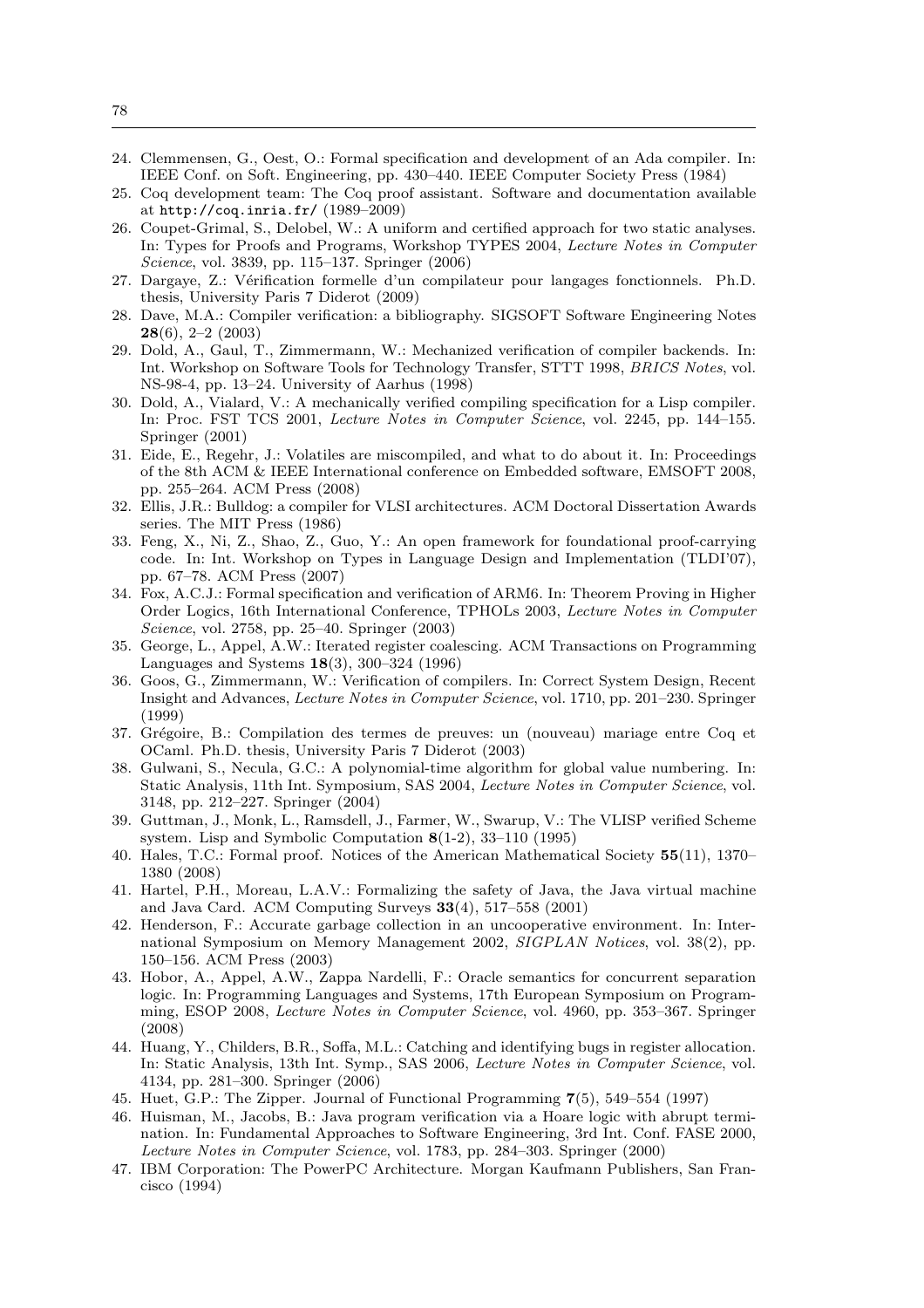24. Clemmensen, G., Oest, O.: Formal specification and development of an Ada compiler. In: IEEE Conf. on Soft. Engineering, pp. 430–440. IEEE Computer Society Press (1984)
25. Coq development team: The Coq proof assistant. Software and documentation available at `http://coq.inria.fr/` (1989–2009)
26. Coupet-Grimal, S., Delobel, W.: A uniform and certified approach for two static analyses. In: Types for Proofs and Programs, Workshop TYPES 2004, *Lecture Notes in Computer Science*, vol. 3839, pp. 115–137. Springer (2006)
27. Dargaye, Z.: Vérification formelle d'un compilateur pour langages fonctionnels. Ph.D. thesis, University Paris 7 Diderot (2009)
28. Dave, M.A.: Compiler verification: a bibliography. SIGSOFT Software Engineering Notes **28**(6), 2–2 (2003)
29. Dold, A., Gaul, T., Zimmermann, W.: Mechanized verification of compiler backends. In: Int. Workshop on Software Tools for Technology Transfer, STTT 1998, *BRICS Notes*, vol. NS-98-4, pp. 13–24. University of Aarhus (1998)
30. Dold, A., Vialard, V.: A mechanically verified compiling specification for a Lisp compiler. In: Proc. FST TCS 2001, *Lecture Notes in Computer Science*, vol. 2245, pp. 144–155. Springer (2001)
31. Eide, E., Regehr, J.: Volatiles are miscompiled, and what to do about it. In: Proceedings of the 8th ACM & IEEE International conference on Embedded software, EMSOFT 2008, pp. 255–264. ACM Press (2008)
32. Ellis, J.R.: Bulldog: a compiler for VLSI architectures. ACM Doctoral Dissertation Awards series. The MIT Press (1986)
33. Feng, X., Ni, Z., Shao, Z., Guo, Y.: An open framework for foundational proof-carrying code. In: Int. Workshop on Types in Language Design and Implementation (TLDI'07), pp. 67–78. ACM Press (2007)
34. Fox, A.C.J.: Formal specification and verification of ARM6. In: Theorem Proving in Higher Order Logics, 16th International Conference, TPHOLs 2003, *Lecture Notes in Computer Science*, vol. 2758, pp. 25–40. Springer (2003)
35. George, L., Appel, A.W.: Iterated register coalescing. ACM Transactions on Programming Languages and Systems **18**(3), 300–324 (1996)
36. Goos, G., Zimmermann, W.: Verification of compilers. In: Correct System Design, Recent Insight and Advances, *Lecture Notes in Computer Science*, vol. 1710, pp. 201–230. Springer (1999)
37. Grégoire, B.: Compilation des termes de preuves: un (nouveau) mariage entre Coq et OCaml. Ph.D. thesis, University Paris 7 Diderot (2003)
38. Gulwani, S., Necula, G.C.: A polynomial-time algorithm for global value numbering. In: Static Analysis, 11th Int. Symposium, SAS 2004, *Lecture Notes in Computer Science*, vol. 3148, pp. 212–227. Springer (2004)
39. Guttman, J., Monk, L., Ramsdell, J., Farmer, W., Swarup, V.: The VLISP verified Scheme system. Lisp and Symbolic Computation **8**(1-2), 33–110 (1995)
40. Hales, T.C.: Formal proof. Notices of the American Mathematical Society **55**(11), 1370–1380 (2008)
41. Hartel, P.H., Moreau, L.A.V.: Formalizing the safety of Java, the Java virtual machine and Java Card. ACM Computing Surveys **33**(4), 517–558 (2001)
42. Henderson, F.: Accurate garbage collection in an uncooperative environment. In: International Symposium on Memory Management 2002, *SIGPLAN Notices*, vol. 38(2), pp. 150–156. ACM Press (2003)
43. Hobor, A., Appel, A.W., Zappa Nardelli, F.: Oracle semantics for concurrent separation logic. In: Programming Languages and Systems, 17th European Symposium on Programming, ESOP 2008, *Lecture Notes in Computer Science*, vol. 4960, pp. 353–367. Springer (2008)
44. Huang, Y., Childers, B.R., Soffa, M.L.: Catching and identifying bugs in register allocation. In: Static Analysis, 13th Int. Symp., SAS 2006, *Lecture Notes in Computer Science*, vol. 4134, pp. 281–300. Springer (2006)
45. Huet, G.P.: The Zipper. Journal of Functional Programming **7**(5), 549–554 (1997)
46. Huisman, M., Jacobs, B.: Java program verification via a Hoare logic with abrupt termination. In: Fundamental Approaches to Software Engineering, 3rd Int. Conf. FASE 2000, *Lecture Notes in Computer Science*, vol. 1783, pp. 284–303. Springer (2000)
47. IBM Corporation: The PowerPC Architecture. Morgan Kaufmann Publishers, San Francisco (1994)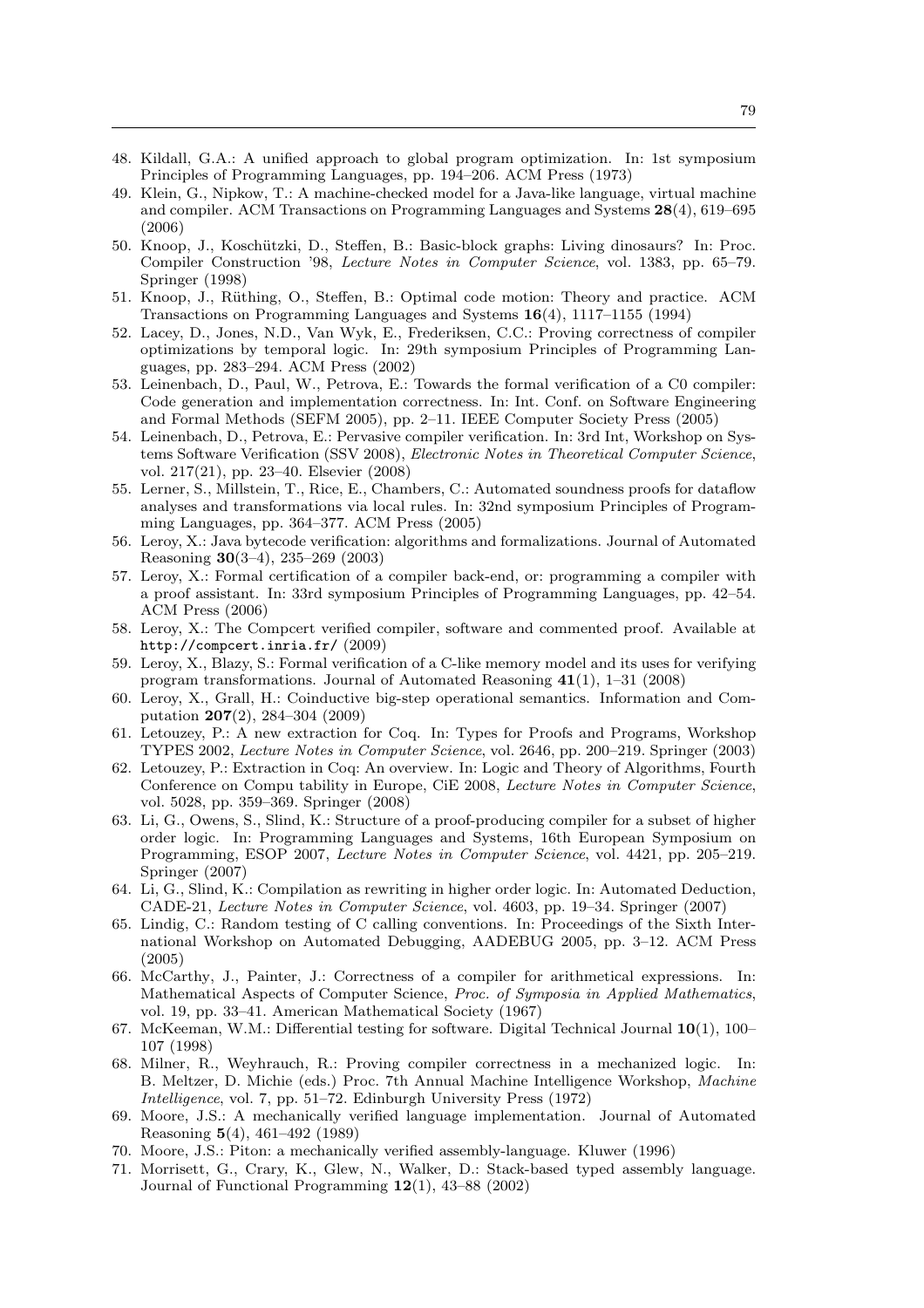48. Kildall, G.A.: A unified approach to global program optimization. In: 1st symposium Principles of Programming Languages, pp. 194–206. ACM Press (1973)
49. Klein, G., Nipkow, T.: A machine-checked model for a Java-like language, virtual machine and compiler. ACM Transactions on Programming Languages and Systems **28**(4), 619–695 (2006)
50. Knoop, J., Koschützki, D., Steffen, B.: Basic-block graphs: Living dinosaurs? In: Proc. Compiler Construction '98, *Lecture Notes in Computer Science*, vol. 1383, pp. 65–79. Springer (1998)
51. Knoop, J., Rüthing, O., Steffen, B.: Optimal code motion: Theory and practice. ACM Transactions on Programming Languages and Systems **16**(4), 1117–1155 (1994)
52. Lacey, D., Jones, N.D., Van Wyk, E., Frederiksen, C.C.: Proving correctness of compiler optimizations by temporal logic. In: 29th symposium Principles of Programming Languages, pp. 283–294. ACM Press (2002)
53. Leinenbach, D., Paul, W., Petrova, E.: Towards the formal verification of a C0 compiler: Code generation and implementation correctness. In: Int. Conf. on Software Engineering and Formal Methods (SEFM 2005), pp. 2–11. IEEE Computer Society Press (2005)
54. Leinenbach, D., Petrova, E.: Pervasive compiler verification. In: 3rd Int, Workshop on Systems Software Verification (SSV 2008), *Electronic Notes in Theoretical Computer Science*, vol. 217(21), pp. 23–40. Elsevier (2008)
55. Lerner, S., Millstein, T., Rice, E., Chambers, C.: Automated soundness proofs for dataflow analyses and transformations via local rules. In: 32nd symposium Principles of Programming Languages, pp. 364–377. ACM Press (2005)
56. Leroy, X.: Java bytecode verification: algorithms and formalizations. Journal of Automated Reasoning **30**(3–4), 235–269 (2003)
57. Leroy, X.: Formal certification of a compiler back-end, or: programming a compiler with a proof assistant. In: 33rd symposium Principles of Programming Languages, pp. 42–54. ACM Press (2006)
58. Leroy, X.: The Compcert verified compiler, software and commented proof. Available at `http://compcert.inria.fr/` (2009)
59. Leroy, X., Blazy, S.: Formal verification of a C-like memory model and its uses for verifying program transformations. Journal of Automated Reasoning **41**(1), 1–31 (2008)
60. Leroy, X., Grall, H.: Coinductive big-step operational semantics. Information and Computation **207**(2), 284–304 (2009)
61. Letouzey, P.: A new extraction for Coq. In: Types for Proofs and Programs, Workshop TYPES 2002, *Lecture Notes in Computer Science*, vol. 2646, pp. 200–219. Springer (2003)
62. Letouzey, P.: Extraction in Coq: An overview. In: Logic and Theory of Algorithms, Fourth Conference on Compu tability in Europe, CiE 2008, *Lecture Notes in Computer Science*, vol. 5028, pp. 359–369. Springer (2008)
63. Li, G., Owens, S., Slind, K.: Structure of a proof-producing compiler for a subset of higher order logic. In: Programming Languages and Systems, 16th European Symposium on Programming, ESOP 2007, *Lecture Notes in Computer Science*, vol. 4421, pp. 205–219. Springer (2007)
64. Li, G., Slind, K.: Compilation as rewriting in higher order logic. In: Automated Deduction, CADE-21, *Lecture Notes in Computer Science*, vol. 4603, pp. 19–34. Springer (2007)
65. Lindig, C.: Random testing of C calling conventions. In: Proceedings of the Sixth International Workshop on Automated Debugging, AADEBUG 2005, pp. 3–12. ACM Press (2005)
66. McCarthy, J., Painter, J.: Correctness of a compiler for arithmetical expressions. In: Mathematical Aspects of Computer Science, *Proc. of Symposia in Applied Mathematics*, vol. 19, pp. 33–41. American Mathematical Society (1967)
67. McKeeman, W.M.: Differential testing for software. Digital Technical Journal **10**(1), 100–107 (1998)
68. Milner, R., Weyhrauch, R.: Proving compiler correctness in a mechanized logic. In: B. Meltzer, D. Michie (eds.) Proc. 7th Annual Machine Intelligence Workshop, *Machine Intelligence*, vol. 7, pp. 51–72. Edinburgh University Press (1972)
69. Moore, J.S.: A mechanically verified language implementation. Journal of Automated Reasoning **5**(4), 461–492 (1989)
70. Moore, J.S.: Piton: a mechanically verified assembly-language. Kluwer (1996)
71. Morrisett, G., Crary, K., Glew, N., Walker, D.: Stack-based typed assembly language. Journal of Functional Programming **12**(1), 43–88 (2002)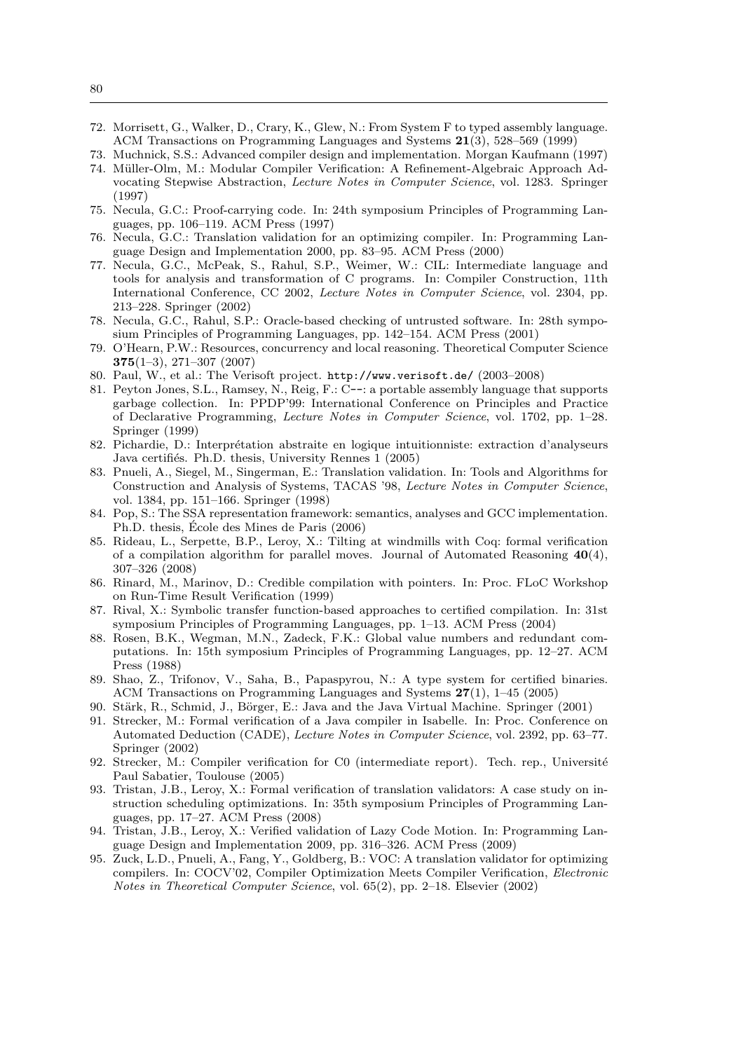72. Morrisett, G., Walker, D., Crary, K., Glew, N.: From System F to typed assembly language. ACM Transactions on Programming Languages and Systems **21**(3), 528–569 (1999)
73. Muchnick, S.S.: Advanced compiler design and implementation. Morgan Kaufmann (1997)
74. Müller-Olm, M.: Modular Compiler Verification: A Refinement-Algebraic Approach Advocating Stepwise Abstraction, *Lecture Notes in Computer Science*, vol. 1283. Springer (1997)
75. Necula, G.C.: Proof-carrying code. In: 24th symposium Principles of Programming Languages, pp. 106–119. ACM Press (1997)
76. Necula, G.C.: Translation validation for an optimizing compiler. In: Programming Language Design and Implementation 2000, pp. 83–95. ACM Press (2000)
77. Necula, G.C., McPeak, S., Rahul, S.P., Weimer, W.: CIL: Intermediate language and tools for analysis and transformation of C programs. In: Compiler Construction, 11th International Conference, CC 2002, *Lecture Notes in Computer Science*, vol. 2304, pp. 213–228. Springer (2002)
78. Necula, G.C., Rahul, S.P.: Oracle-based checking of untrusted software. In: 28th symposium Principles of Programming Languages, pp. 142–154. ACM Press (2001)
79. O'Hearn, P.W.: Resources, concurrency and local reasoning. Theoretical Computer Science **375**(1–3), 271–307 (2007)
80. Paul, W., et al.: The Verisoft project. `http://www.verisoft.de/` (2003–2008)
81. Peyton Jones, S.L., Ramsey, N., Reig, F.: C--: a portable assembly language that supports garbage collection. In: PPDP'99: International Conference on Principles and Practice of Declarative Programming, *Lecture Notes in Computer Science*, vol. 1702, pp. 1–28. Springer (1999)
82. Pichardie, D.: Interprétation abstraite en logique intuitionniste: extraction d'analyseurs Java certifiés. Ph.D. thesis, University Rennes 1 (2005)
83. Pnueli, A., Siegel, M., Singerman, E.: Translation validation. In: Tools and Algorithms for Construction and Analysis of Systems, TACAS '98, *Lecture Notes in Computer Science*, vol. 1384, pp. 151–166. Springer (1998)
84. Pop, S.: The SSA representation framework: semantics, analyses and GCC implementation. Ph.D. thesis, École des Mines de Paris (2006)
85. Rideau, L., Serpette, B.P., Leroy, X.: Tilting at windmills with Coq: formal verification of a compilation algorithm for parallel moves. Journal of Automated Reasoning **40**(4), 307–326 (2008)
86. Rinard, M., Marinov, D.: Credible compilation with pointers. In: Proc. FLoC Workshop on Run-Time Result Verification (1999)
87. Rival, X.: Symbolic transfer function-based approaches to certified compilation. In: 31st symposium Principles of Programming Languages, pp. 1–13. ACM Press (2004)
88. Rosen, B.K., Wegman, M.N., Zadeck, F.K.: Global value numbers and redundant computations. In: 15th symposium Principles of Programming Languages, pp. 12–27. ACM Press (1988)
89. Shao, Z., Trifonov, V., Saha, B., Papaspyrou, N.: A type system for certified binaries. ACM Transactions on Programming Languages and Systems **27**(1), 1–45 (2005)
90. Stärk, R., Schmid, J., Börger, E.: Java and the Java Virtual Machine. Springer (2001)
91. Strecker, M.: Formal verification of a Java compiler in Isabelle. In: Proc. Conference on Automated Deduction (CADE), *Lecture Notes in Computer Science*, vol. 2392, pp. 63–77. Springer (2002)
92. Strecker, M.: Compiler verification for C0 (intermediate report). Tech. rep., Université Paul Sabatier, Toulouse (2005)
93. Tristan, J.B., Leroy, X.: Formal verification of translation validators: A case study on instruction scheduling optimizations. In: 35th symposium Principles of Programming Languages, pp. 17–27. ACM Press (2008)
94. Tristan, J.B., Leroy, X.: Verified validation of Lazy Code Motion. In: Programming Language Design and Implementation 2009, pp. 316–326. ACM Press (2009)
95. Zuck, L.D., Pnueli, A., Fang, Y., Goldberg, B.: VOC: A translation validator for optimizing compilers. In: COCV'02, Compiler Optimization Meets Compiler Verification, *Electronic Notes in Theoretical Computer Science*, vol. 65(2), pp. 2–18. Elsevier (2002)